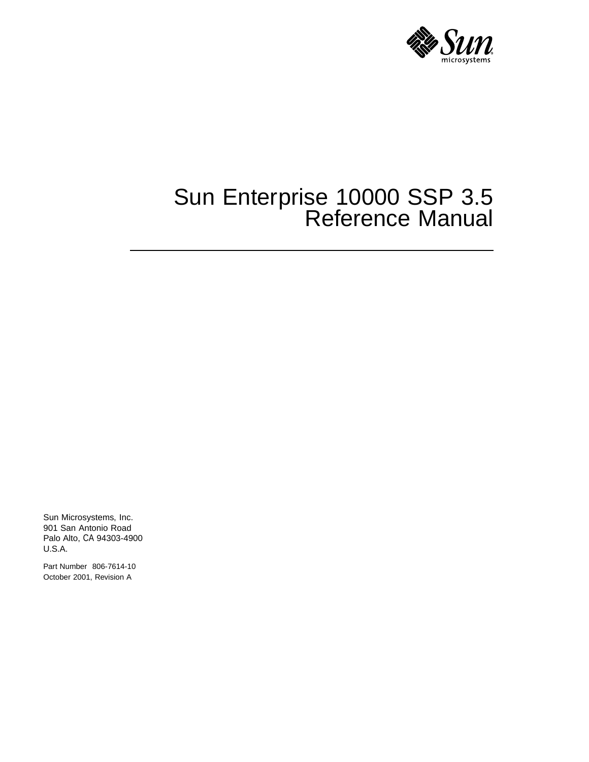# Sun Enterprise 10000 SSP 3.5 Reference Manual

Sun Microsystems, Inc.
901 San Antonio Road
Palo Alto, CA 94303-4900
U.S.A.

Part Number 806-7614-10
October 2001, Revision A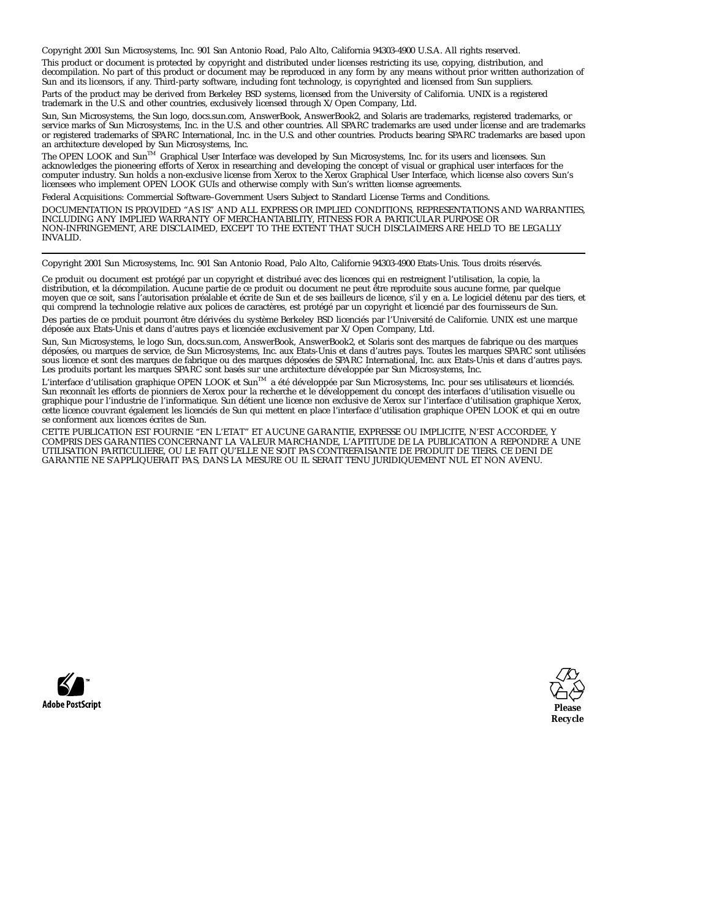Copyright 2001 Sun Microsystems, Inc. 901 San Antonio Road, Palo Alto, California 94303-4900 U.S.A. All rights reserved.

This product or document is protected by copyright and distributed under licenses restricting its use, copying, distribution, and decompilation. No part of this product or document may be reproduced in any form by any means without prior written authorization of Sun and its licensors, if any. Third-party software, including font technology, is copyrighted and licensed from Sun suppliers.

Parts of the product may be derived from Berkeley BSD systems, licensed from the University of California. UNIX is a registered trademark in the U.S. and other countries, exclusively licensed through X/Open Company, Ltd.

Sun, Sun Microsystems, the Sun logo, docs.sun.com, AnswerBook, AnswerBook2, and Solaris are trademarks, registered trademarks, or service marks of Sun Microsystems, Inc. in the U.S. and other countries. All SPARC trademarks are used under license and are trademarks or registered trademarks of SPARC International, Inc. in the U.S. and other countries. Products bearing SPARC trademarks are based upon an architecture developed by Sun Microsystems, Inc.

The OPEN LOOK and Sun™ Graphical User Interface was developed by Sun Microsystems, Inc. for its users and licensees. Sun acknowledges the pioneering efforts of Xerox in researching and developing the concept of visual or graphical user interfaces for the computer industry. Sun holds a non-exclusive license from Xerox to the Xerox Graphical User Interface, which license also covers Sun's licensees who implement OPEN LOOK GUIs and otherwise comply with Sun's written license agreements.

Federal Acquisitions: Commercial Software–Government Users Subject to Standard License Terms and Conditions.

DOCUMENTATION IS PROVIDED "AS IS" AND ALL EXPRESS OR IMPLIED CONDITIONS, REPRESENTATIONS AND WARRANTIES, INCLUDING ANY IMPLIED WARRANTY OF MERCHANTABILITY, FITNESS FOR A PARTICULAR PURPOSE OR NON-INFRINGEMENT, ARE DISCLAIMED, EXCEPT TO THE EXTENT THAT SUCH DISCLAIMERS ARE HELD TO BE LEGALLY INVALID.

---

Copyright 2001 Sun Microsystems, Inc. 901 San Antonio Road, Palo Alto, Californie 94303-4900 Etats-Unis. Tous droits réservés.

Ce produit ou document est protégé par un copyright et distribué avec des licences qui en restreignent l'utilisation, la copie, la distribution, et la décompilation. Aucune partie de ce produit ou document ne peut être reproduite sous aucune forme, par quelque moyen que ce soit, sans l'autorisation préalable et écrite de Sun et de ses bailleurs de licence, s'il y en a. Le logiciel détenu par des tiers, et qui comprend la technologie relative aux polices de caractères, est protégé par un copyright et licencié par des fournisseurs de Sun.

Des parties de ce produit pourront être dérivées du système Berkeley BSD licenciés par l'Université de Californie. UNIX est une marque déposée aux Etats-Unis et dans d'autres pays et licenciée exclusivement par X/Open Company, Ltd.

Sun, Sun Microsystems, le logo Sun, docs.sun.com, AnswerBook, AnswerBook2, et Solaris sont des marques de fabrique ou des marques déposées, ou marques de service, de Sun Microsystems, Inc. aux Etats-Unis et dans d'autres pays. Toutes les marques SPARC sont utilisées sous licence et sont des marques de fabrique ou des marques déposées de SPARC International, Inc. aux Etats-Unis et dans d'autres pays. Les produits portant les marques SPARC sont basés sur une architecture développée par Sun Microsystems, Inc.

L'interface d'utilisation graphique OPEN LOOK et Sun™ a été développée par Sun Microsystems, Inc. pour ses utilisateurs et licenciés. Sun reconnaît les efforts de pionniers de Xerox pour la recherche et le développement du concept des interfaces d'utilisation visuelle ou graphique pour l'industrie de l'informatique. Sun détient une licence non exclusive de Xerox sur l'interface d'utilisation graphique Xerox, cette licence couvrant également les licenciés de Sun qui mettent en place l'interface d'utilisation graphique OPEN LOOK et qui en outre se conforment aux licences écrites de Sun.

CETTE PUBLICATION EST FOURNIE "EN L'ETAT" ET AUCUNE GARANTIE, EXPRESSE OU IMPLICITE, N'EST ACCORDEE, Y COMPRIS DES GARANTIES CONCERNANT LA VALEUR MARCHANDE, L'APTITUDE DE LA PUBLICATION A REPONDRE A UNE UTILISATION PARTICULIERE, OU LE FAIT QU'ELLE NE SOIT PAS CONTREFAISANTE DE PRODUIT DE TIERS. CE DENI DE GARANTIE NE S'APPLIQUERAIT PAS, DANS LA MESURE OU IL SERAIT TENU JURIDIQUEMENT NUL ET NON AVENU.

Adobe PostScript

Please Recycle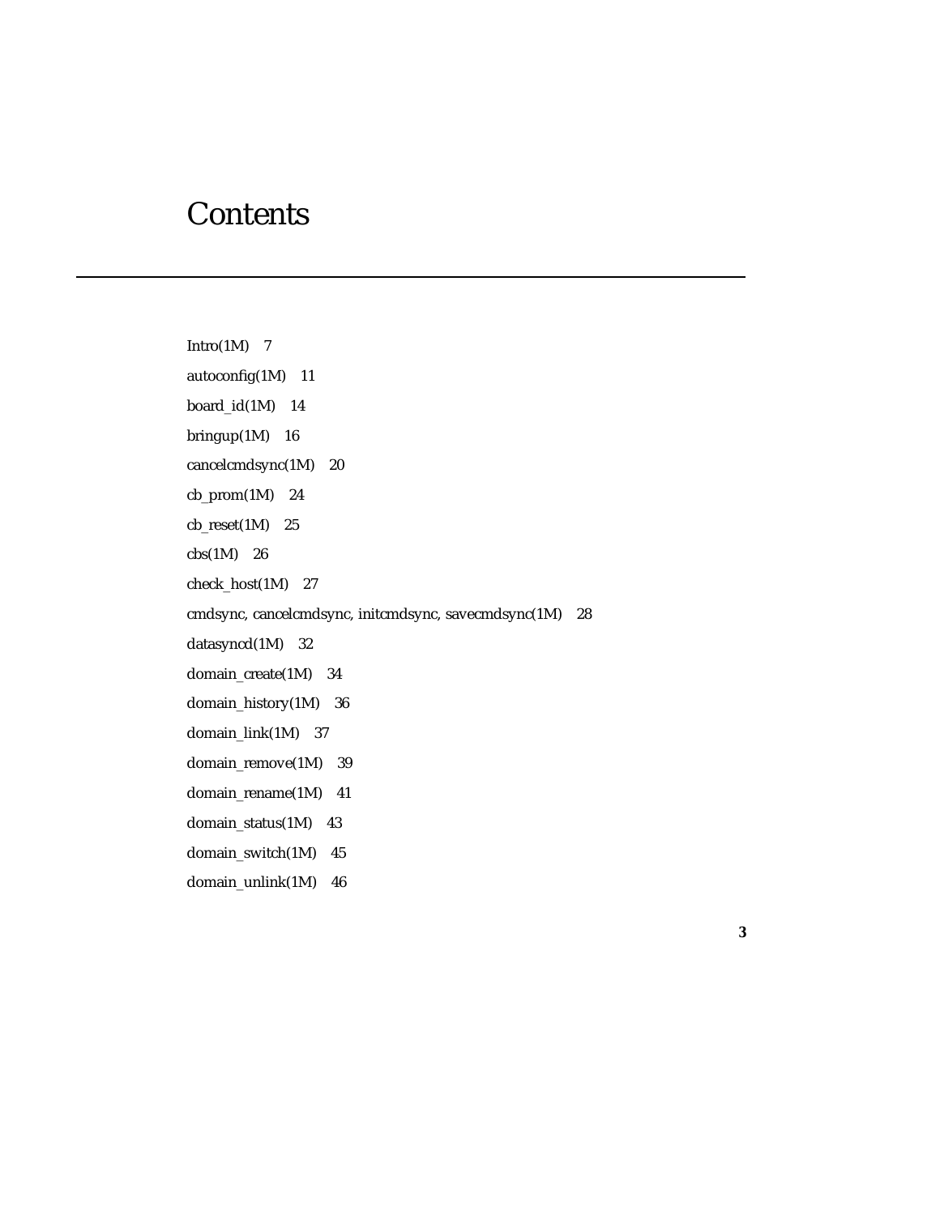# Contents

Intro(1M) 7

autoconfig(1M) 11

board_id(1M) 14

bringup(1M) 16

cancelcmdsync(1M) 20

cb_prom(1M) 24

cb_reset(1M) 25

cbs(1M) 26

check_host(1M) 27

cmdsync, cancelcmdsync, initcmdsync, savecmdsync(1M) 28

datasyncd(1M) 32

domain_create(1M) 34

domain_history(1M) 36

domain_link(1M) 37

domain_remove(1M) 39

domain_rename(1M) 41

domain_status(1M) 43

domain_switch(1M) 45

domain_unlink(1M) 46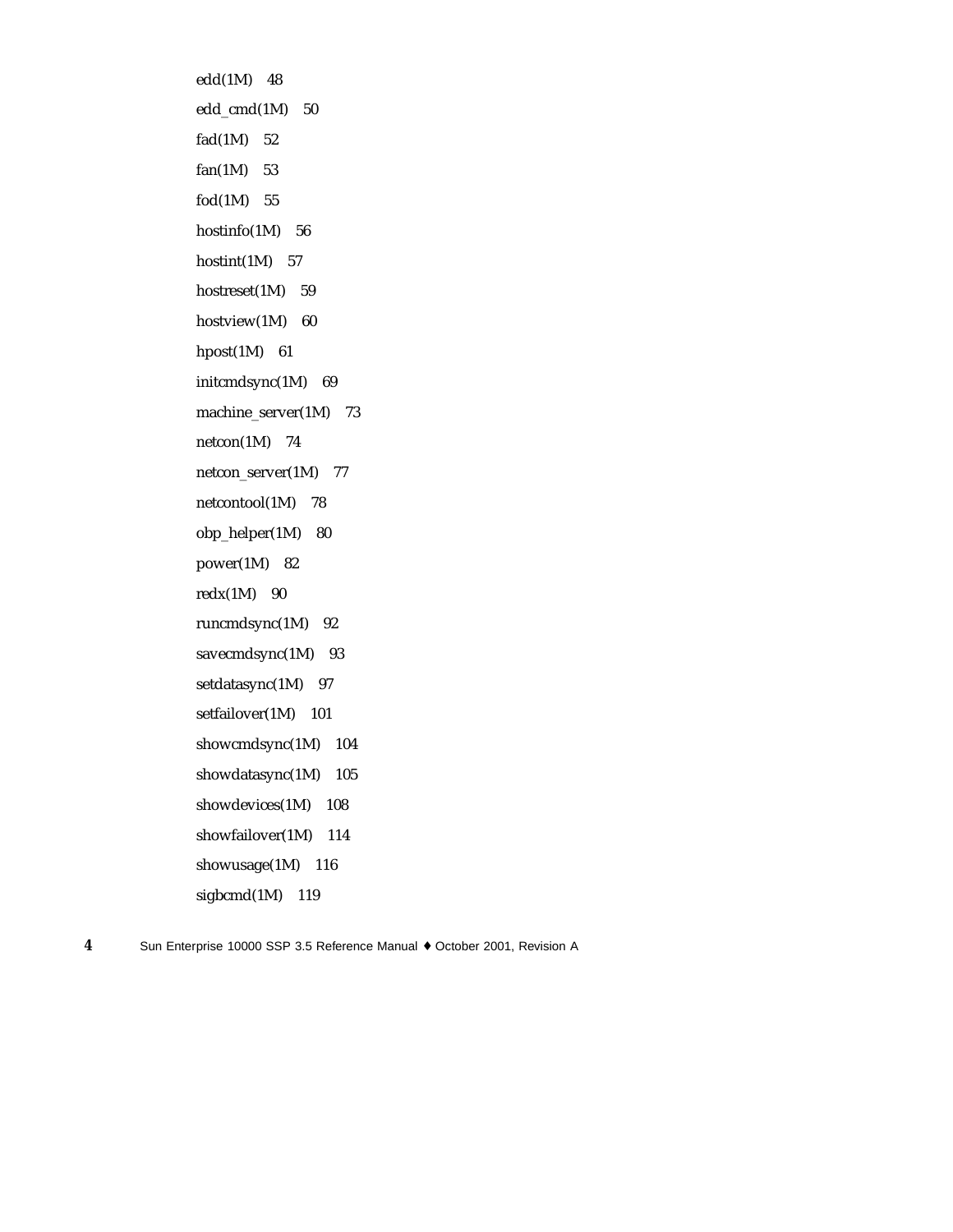edd(1M) 48

edd_cmd(1M) 50

fad(1M) 52

fan(1M) 53

fod(1M) 55

hostinfo(1M) 56

hostint(1M) 57

hostreset(1M) 59

hostview(1M) 60

hpost(1M) 61

initcmdsync(1M) 69

machine_server(1M) 73

netcon(1M) 74

netcon_server(1M) 77

netcontool(1M) 78

obp_helper(1M) 80

power(1M) 82

redx(1M) 90

runcmdsync(1M) 92

savecmdsync(1M) 93

setdatasync(1M) 97

setfailover(1M) 101

showcmdsync(1M) 104

showdatasync(1M) 105

showdevices(1M) 108

showfailover(1M) 114

showusage(1M) 116

sigbcmd(1M) 119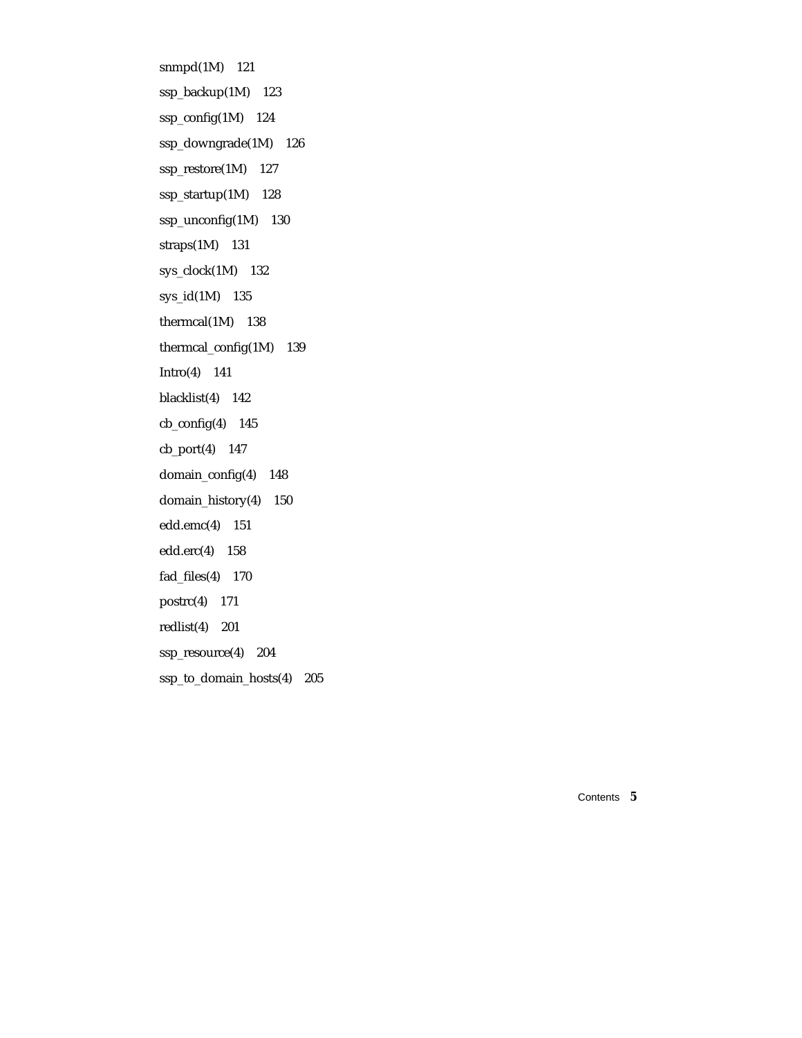snmpd(1M) 121

ssp_backup(1M) 123

ssp_config(1M) 124

ssp_downgrade(1M) 126

ssp_restore(1M) 127

ssp_startup(1M) 128

ssp_unconfig(1M) 130

straps(1M) 131

sys_clock(1M) 132

sys_id(1M) 135

thermcal(1M) 138

thermcal_config(1M) 139

Intro(4) 141

blacklist(4) 142

cb_config(4) 145

cb_port(4) 147

domain_config(4) 148

domain_history(4) 150

edd.emc(4) 151

edd.erc(4) 158

fad_files(4) 170

postrc(4) 171

redlist(4) 201

ssp_resource(4) 204

ssp_to_domain_hosts(4) 205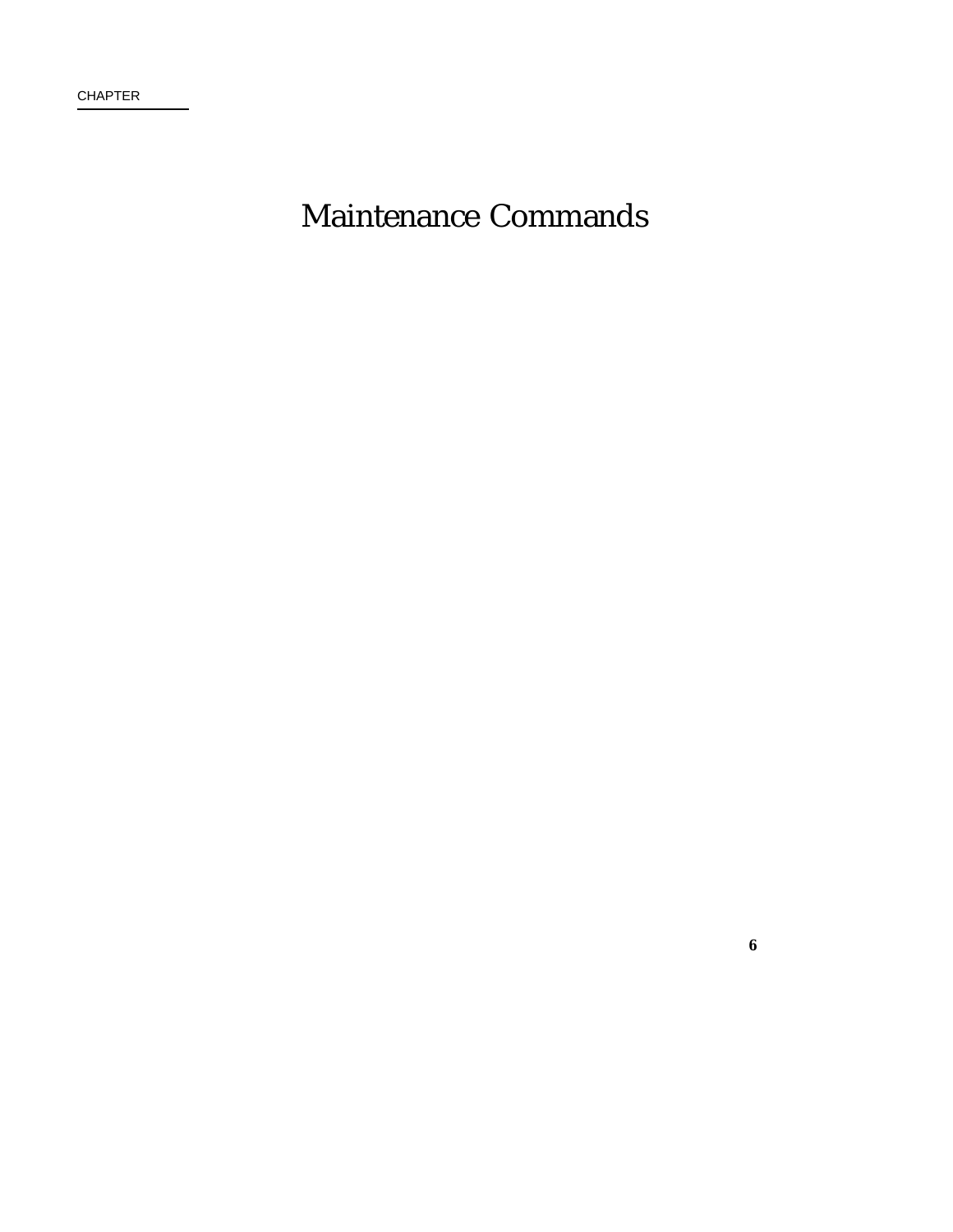CHAPTER

# Maintenance Commands

6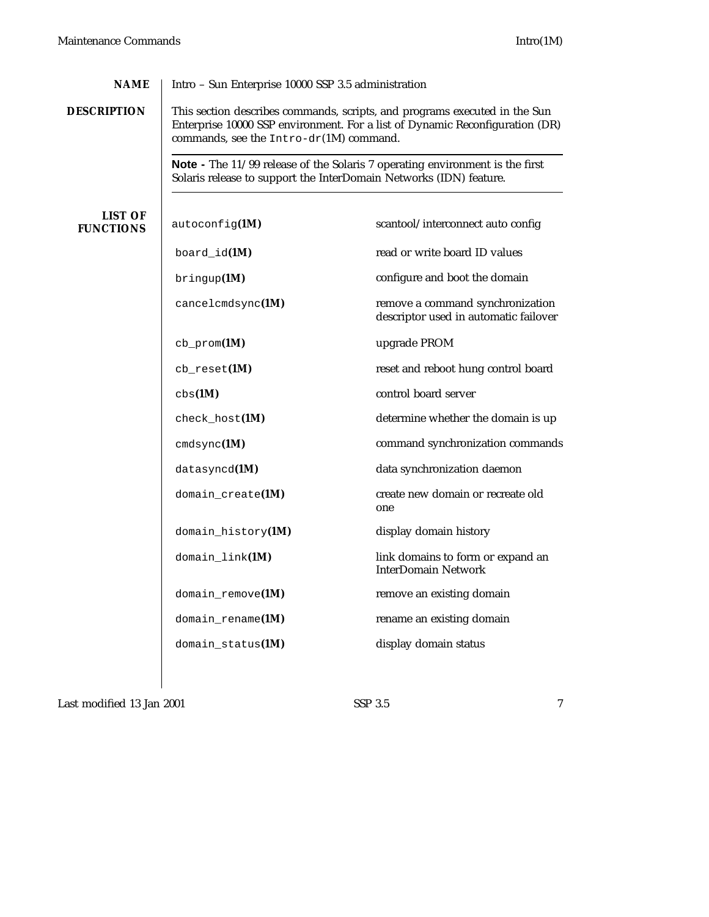## NAME

Intro – Sun Enterprise 10000 SSP 3.5 administration

## DESCRIPTION

This section describes commands, scripts, and programs executed in the Sun Enterprise 10000 SSP environment. For a list of Dynamic Reconfiguration (DR) commands, see the `Intro-dr`(1M) command.

---

**Note -** The 11/99 release of the Solaris 7 operating environment is the first Solaris release to support the InterDomain Networks (IDN) feature.

---

## LIST OF FUNCTIONS

| Command | Description |
|---|---|
| `autoconfig`**(1M)** | scantool/interconnect auto config |
| `board_id`**(1M)** | read or write board ID values |
| `bringup`**(1M)** | configure and boot the domain |
| `cancelcmdsync`**(1M)** | remove a command synchronization descriptor used in automatic failover |
| `cb_prom`**(1M)** | upgrade PROM |
| `cb_reset`**(1M)** | reset and reboot hung control board |
| `cbs`**(1M)** | control board server |
| `check_host`**(1M)** | determine whether the domain is up |
| `cmdsync`**(1M)** | command synchronization commands |
| `datasyncd`**(1M)** | data synchronization daemon |
| `domain_create`**(1M)** | create new domain or recreate old one |
| `domain_history`**(1M)** | display domain history |
| `domain_link`**(1M)** | link domains to form or expand an InterDomain Network |
| `domain_remove`**(1M)** | remove an existing domain |
| `domain_rename`**(1M)** | rename an existing domain |
| `domain_status`**(1M)** | display domain status |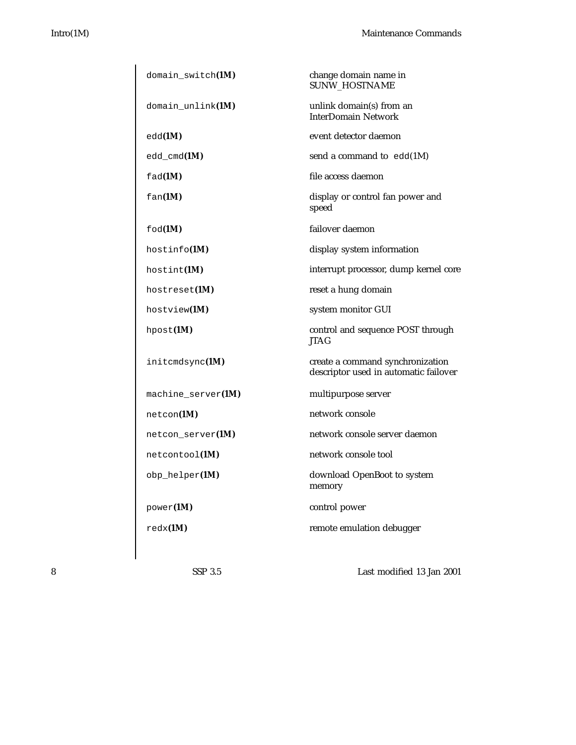| | |
|---|---|
| `domain_switch`**(1M)** | change domain name in SUNW_HOSTNAME |
| `domain_unlink`**(1M)** | unlink domain(s) from an InterDomain Network |
| `edd`**(1M)** | event detector daemon |
| `edd_cmd`**(1M)** | send a command to `edd`(1M) |
| `fad`**(1M)** | file access daemon |
| `fan`**(1M)** | display or control fan power and speed |
| `fod`**(1M)** | failover daemon |
| `hostinfo`**(1M)** | display system information |
| `hostint`**(1M)** | interrupt processor, dump kernel core |
| `hostreset`**(1M)** | reset a hung domain |
| `hostview`**(1M)** | system monitor GUI |
| `hpost`**(1M)** | control and sequence POST through JTAG |
| `initcmdsync`**(1M)** | create a command synchronization descriptor used in automatic failover |
| `machine_server`**(1M)** | multipurpose server |
| `netcon`**(1M)** | network console |
| `netcon_server`**(1M)** | network console server daemon |
| `netcontool`**(1M)** | network console tool |
| `obp_helper`**(1M)** | download OpenBoot to system memory |
| `power`**(1M)** | control power |
| `redx`**(1M)** | remote emulation debugger |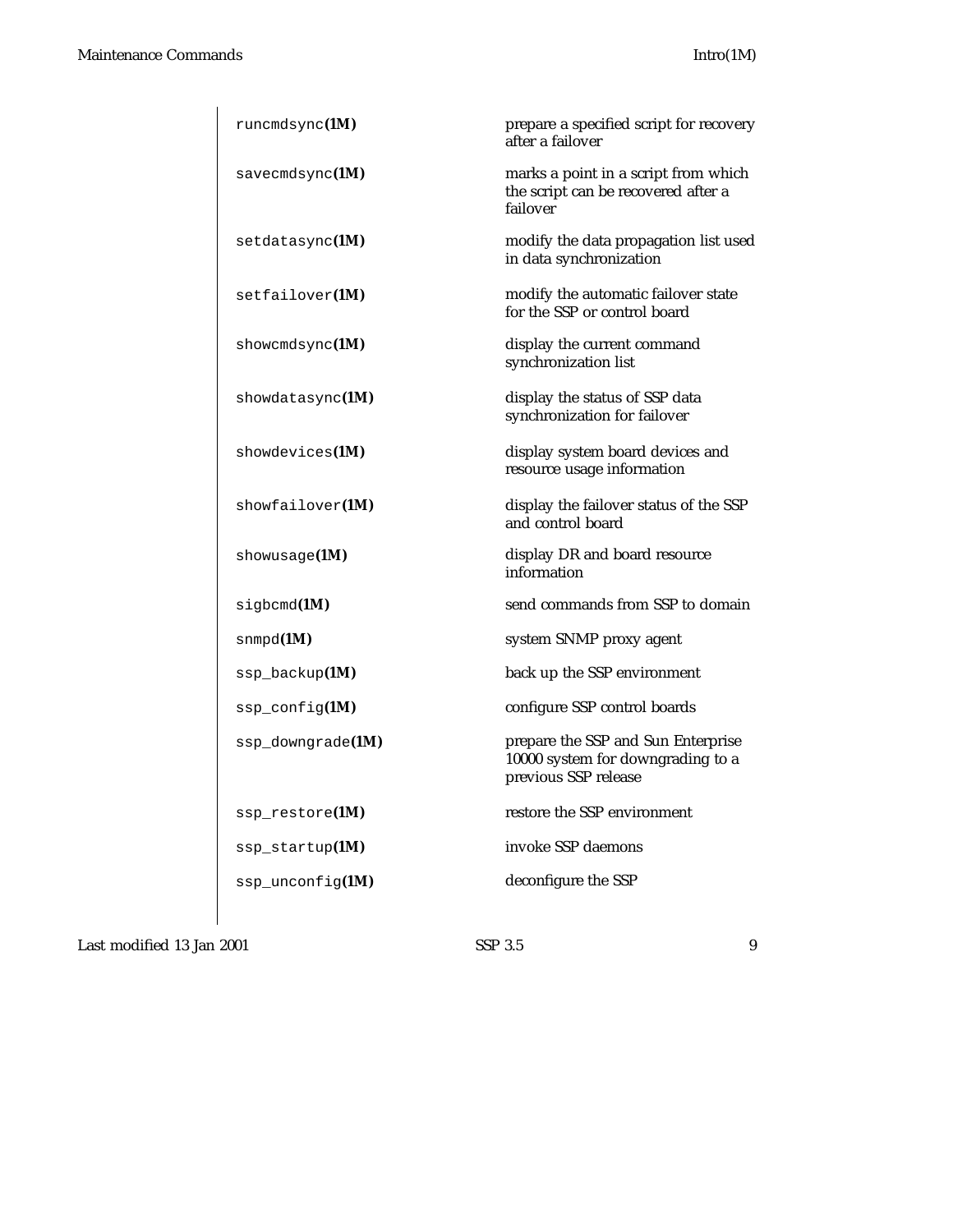| | |
|---|---|
| runcmdsync**(1M)** | prepare a specified script for recovery after a failover |
| savecmdsync**(1M)** | marks a point in a script from which the script can be recovered after a failover |
| setdatasync**(1M)** | modify the data propagation list used in data synchronization |
| setfailover**(1M)** | modify the automatic failover state for the SSP or control board |
| showcmdsync**(1M)** | display the current command synchronization list |
| showdatasync**(1M)** | display the status of SSP data synchronization for failover |
| showdevices**(1M)** | display system board devices and resource usage information |
| showfailover**(1M)** | display the failover status of the SSP and control board |
| showusage**(1M)** | display DR and board resource information |
| sigbcmd**(1M)** | send commands from SSP to domain |
| snmpd**(1M)** | system SNMP proxy agent |
| ssp_backup**(1M)** | back up the SSP environment |
| ssp_config**(1M)** | configure SSP control boards |
| ssp_downgrade**(1M)** | prepare the SSP and Sun Enterprise 10000 system for downgrading to a previous SSP release |
| ssp_restore**(1M)** | restore the SSP environment |
| ssp_startup**(1M)** | invoke SSP daemons |
| ssp_unconfig**(1M)** | deconfigure the SSP |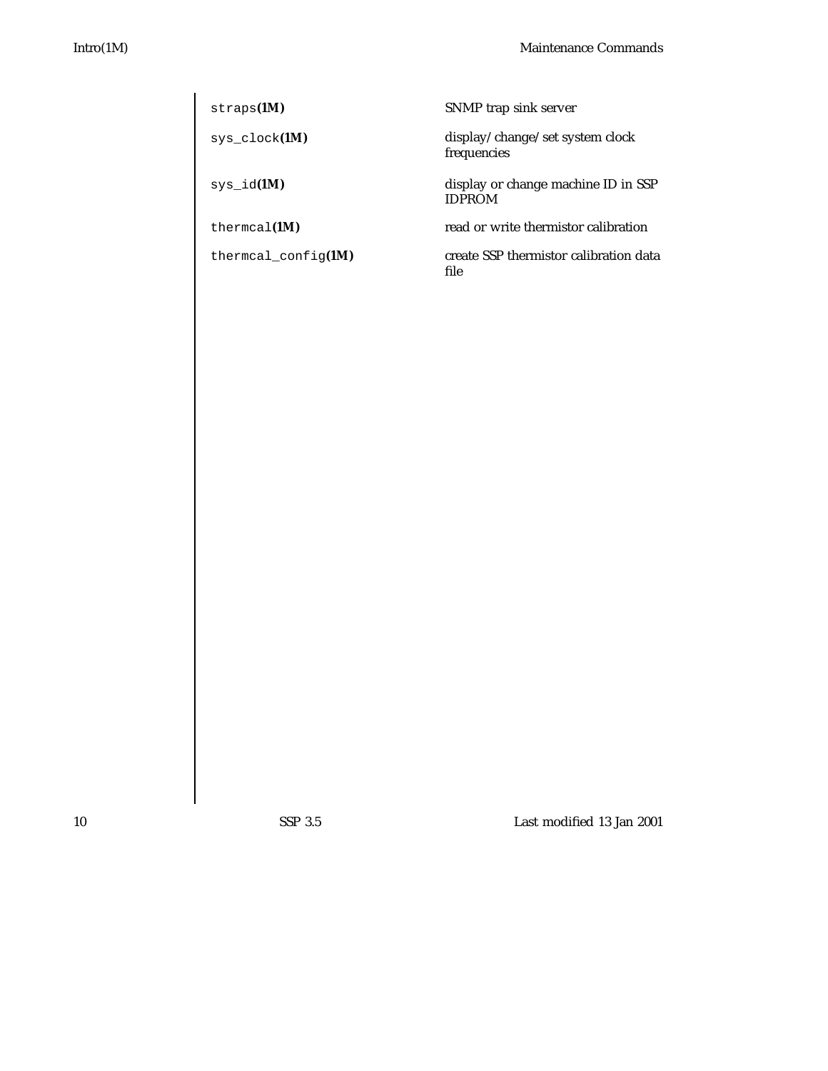| | |
|---|---|
| `straps`**(1M)** | SNMP trap sink server |
| `sys_clock`**(1M)** | display/change/set system clock frequencies |
| `sys_id`**(1M)** | display or change machine ID in SSP IDPROM |
| `thermcal`**(1M)** | read or write thermistor calibration |
| `thermcal_config`**(1M)** | create SSP thermistor calibration data file |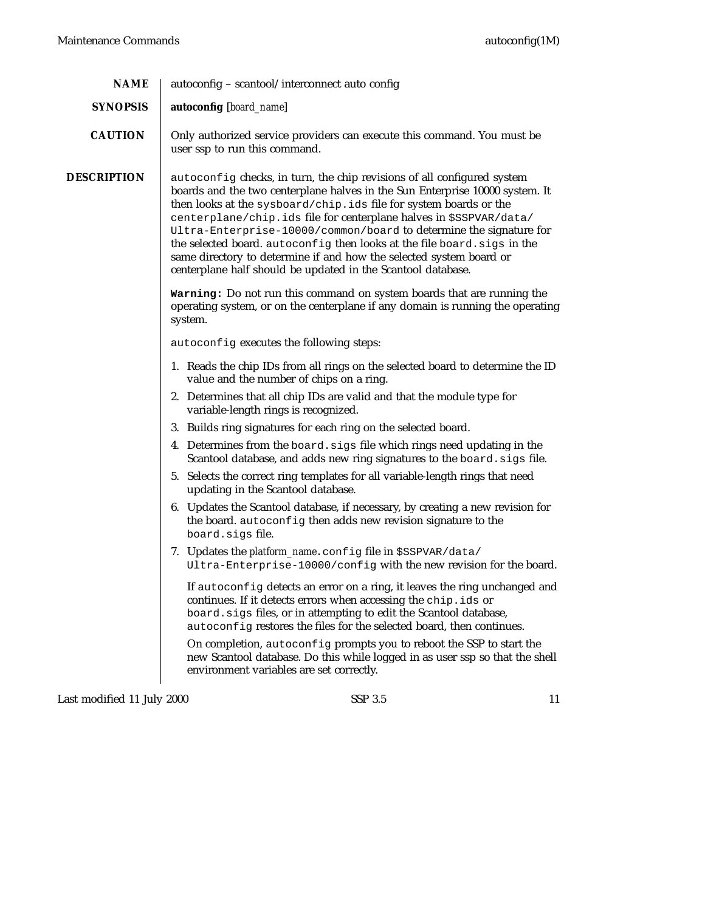## NAME

autoconfig – scantool/interconnect auto config

## SYNOPSIS

**autoconfig** [*board_name*]

## CAUTION

Only authorized service providers can execute this command. You must be user ssp to run this command.

## DESCRIPTION

`autoconfig` checks, in turn, the chip revisions of all configured system boards and the two centerplane halves in the Sun Enterprise 10000 system. It then looks at the `sysboard/chip.ids` file for system boards or the `centerplane/chip.ids` file for centerplane halves in `$SSPVAR/data/Ultra-Enterprise-10000/common/board` to determine the signature for the selected board. `autoconfig` then looks at the file `board.sigs` in the same directory to determine if and how the selected system board or centerplane half should be updated in the Scantool database.

**`Warning:`** Do not run this command on system boards that are running the operating system, or on the centerplane if any domain is running the operating system.

`autoconfig` executes the following steps:

1. Reads the chip IDs from all rings on the selected board to determine the ID value and the number of chips on a ring.
2. Determines that all chip IDs are valid and that the module type for variable-length rings is recognized.
3. Builds ring signatures for each ring on the selected board.
4. Determines from the `board.sigs` file which rings need updating in the Scantool database, and adds new ring signatures to the `board.sigs` file.
5. Selects the correct ring templates for all variable-length rings that need updating in the Scantool database.
6. Updates the Scantool database, if necessary, by creating a new revision for the board. `autoconfig` then adds new revision signature to the `board.sigs` file.
7. Updates the *platform_name*`.config` file in `$SSPVAR/data/Ultra-Enterprise-10000/config` with the new revision for the board.

   If `autoconfig` detects an error on a ring, it leaves the ring unchanged and continues. If it detects errors when accessing the `chip.ids` or `board.sigs` files, or in attempting to edit the Scantool database, `autoconfig` restores the files for the selected board, then continues.

   On completion, `autoconfig` prompts you to reboot the SSP to start the new Scantool database. Do this while logged in as user ssp so that the shell environment variables are set correctly.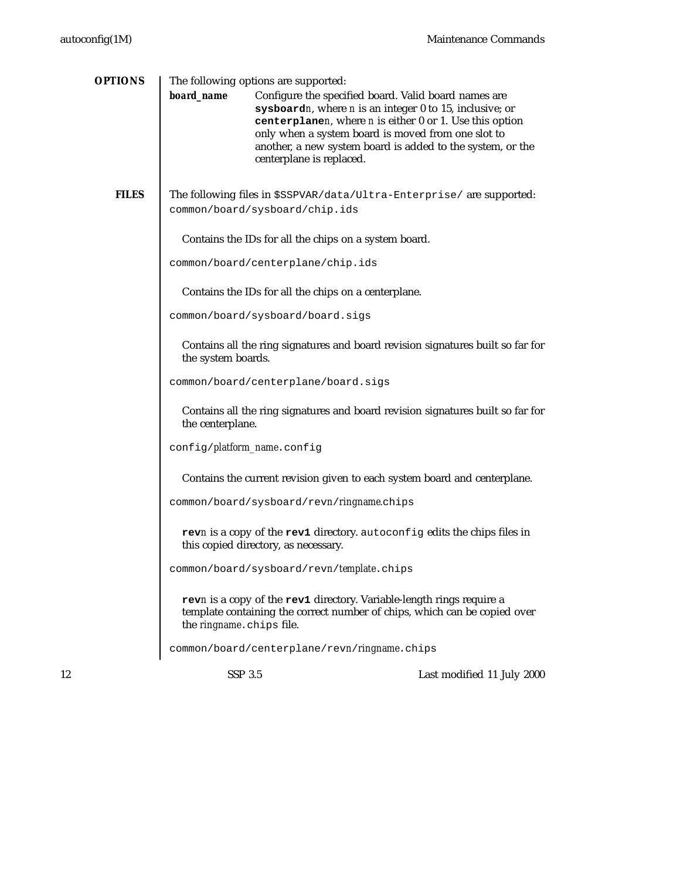## OPTIONS

The following options are supported:

**board_name** Configure the specified board. Valid board names are **sysboard***n*, where *n* is an integer 0 to 15, inclusive; or **centerplane***n*, where *n* is either 0 or 1. Use this option only when a system board is moved from one slot to another, a new system board is added to the system, or the centerplane is replaced.

## FILES

The following files in `$SSPVAR/data/Ultra-Enterprise/` are supported:

`common/board/sysboard/chip.ids`

Contains the IDs for all the chips on a system board.

`common/board/centerplane/chip.ids`

Contains the IDs for all the chips on a centerplane.

`common/board/sysboard/board.sigs`

Contains all the ring signatures and board revision signatures built so far for the system boards.

`common/board/centerplane/board.sigs`

Contains all the ring signatures and board revision signatures built so far for the centerplane.

`config/`*platform_name*`.config`

Contains the current revision given to each system board and centerplane.

`common/board/sysboard/rev`*n*`/`*ringname*`.chips`

**rev***n* is a copy of the **rev1** directory. `autoconfig` edits the chips files in this copied directory, as necessary.

`common/board/sysboard/rev`*n*`/`*template*`.chips`

**rev***n* is a copy of the **rev1** directory. Variable-length rings require a template containing the correct number of chips, which can be copied over the *ringname*`.chips` file.

`common/board/centerplane/rev`*n*`/`*ringname*`.chips`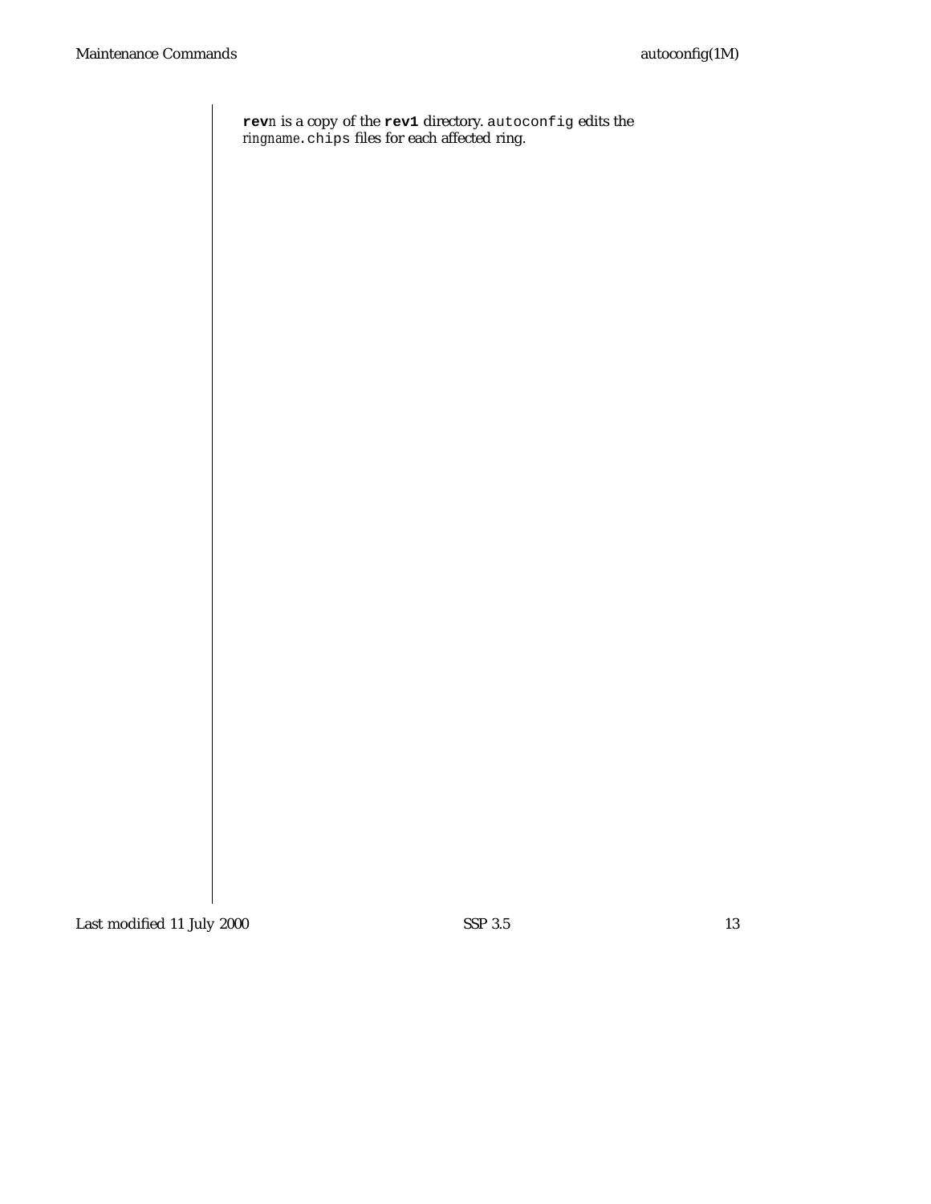**rev***n* is a copy of the **rev1** directory. `autoconfig` edits the *ringname*`.chips` files for each affected ring.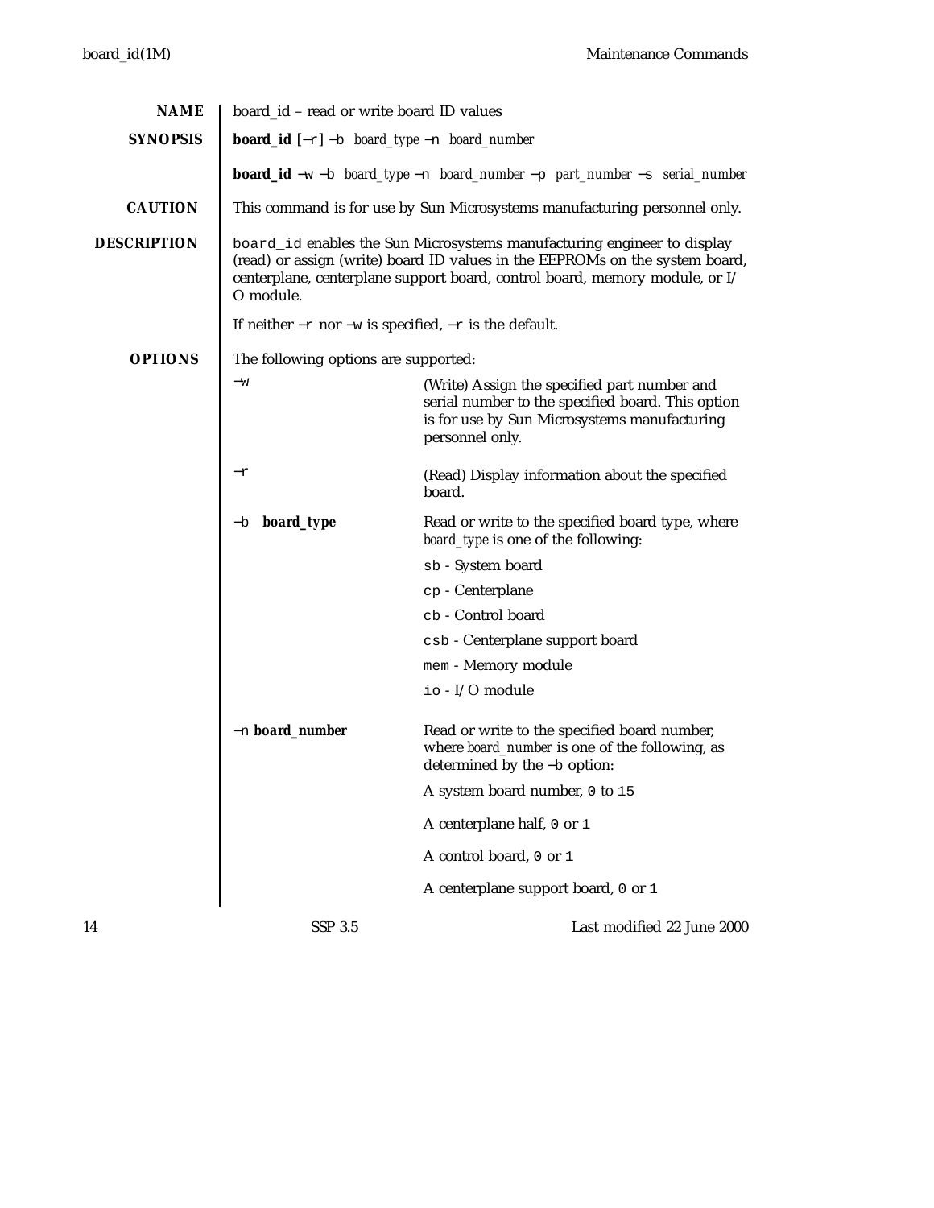## NAME

board_id – read or write board ID values

## SYNOPSIS

**board_id** [−r] −b *board_type* −n *board_number*

**board_id** −w −b *board_type* −n *board_number* −p *part_number* −s *serial_number*

## CAUTION

This command is for use by Sun Microsystems manufacturing personnel only.

## DESCRIPTION

`board_id` enables the Sun Microsystems manufacturing engineer to display (read) or assign (write) board ID values in the EEPROMs on the system board, centerplane, centerplane support board, control board, memory module, or I/O module.

If neither −r nor −w is specified, −r is the default.

## OPTIONS

The following options are supported:

−w
: (Write) Assign the specified part number and serial number to the specified board. This option is for use by Sun Microsystems manufacturing personnel only.

−r
: (Read) Display information about the specified board.

−b **board_type**
: Read or write to the specified board type, where *board_type* is one of the following:

  `sb` - System board

  `cp` - Centerplane

  `cb` - Control board

  `csb` - Centerplane support board

  `mem` - Memory module

  `io` - I/O module

−n **board_number**
: Read or write to the specified board number, where *board_number* is one of the following, as determined by the −b option:

  A system board number, `0` to `15`

  A centerplane half, `0` or `1`

  A control board, `0` or `1`

  A centerplane support board, `0` or `1`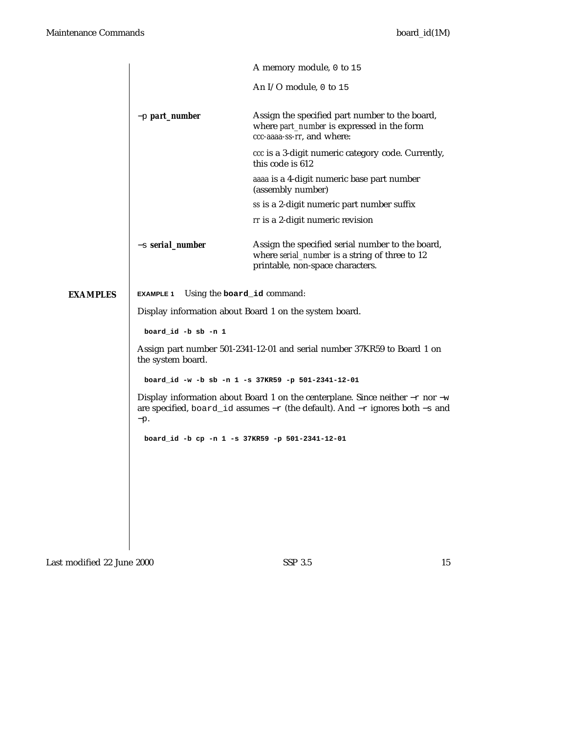A memory module, `0` to `15`

An I/O module, `0` to `15`

**−p** ***part_number***
: Assign the specified part number to the board, where *part_number* is expressed in the form *ccc-aaaa-ss-rr*, and where:

  *ccc* is a 3-digit numeric category code. Currently, this code is 612

  *aaaa* is a 4-digit numeric base part number (assembly number)

  *ss* is a 2-digit numeric part number suffix

  *rr* is a 2-digit numeric revision

**−s** ***serial_number***
: Assign the specified serial number to the board, where *serial_number* is a string of three to 12 printable, non-space characters.

## EXAMPLES

**EXAMPLE 1** Using the **`board_id`** command:

Display information about Board 1 on the system board.

```
board_id -b sb -n 1
```

Assign part number 501-2341-12-01 and serial number 37KR59 to Board 1 on the system board.

```
board_id -w -b sb -n 1 -s 37KR59 -p 501-2341-12-01
```

Display information about Board 1 on the centerplane. Since neither `−r` nor `−w` are specified, `board_id` assumes `−r` (the default). And `−r` ignores both `−s` and `−p`.

```
board_id -b cp -n 1 -s 37KR59 -p 501-2341-12-01
```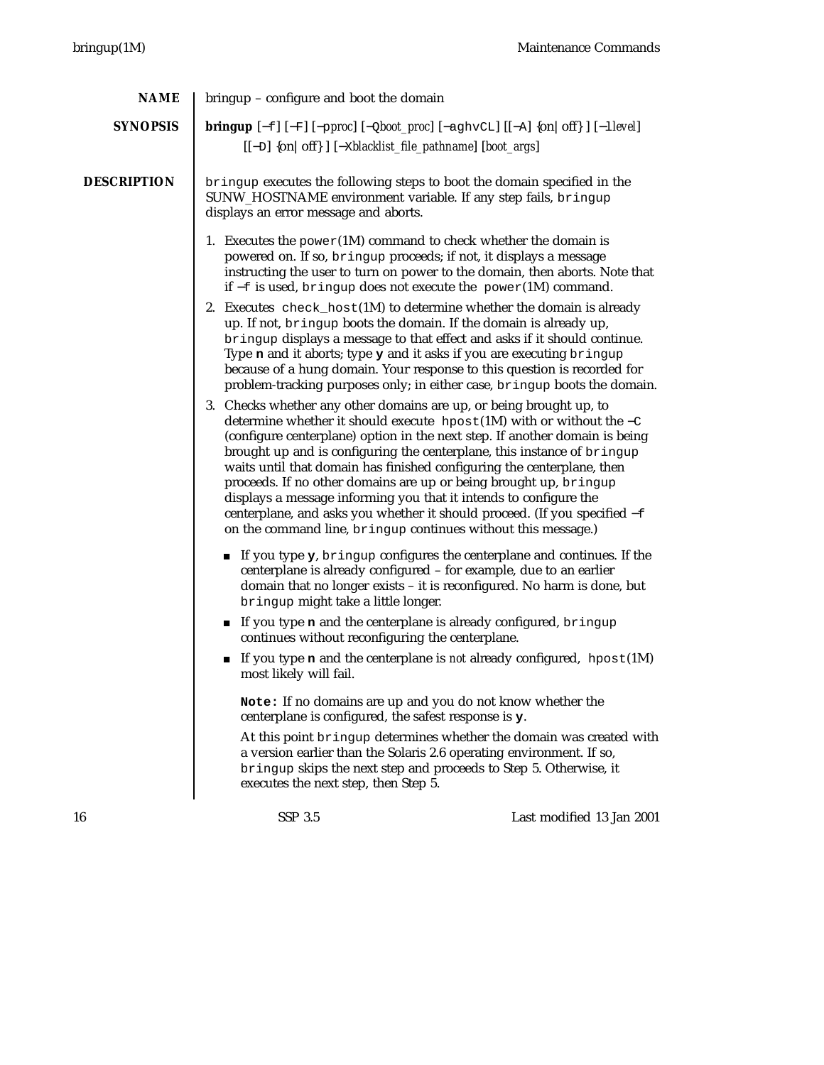## NAME

bringup – configure and boot the domain

## SYNOPSIS

**bringup** [−f] [−F] [−p*proc*] [−Q*boot_proc*] [−aghvCL] [[−A] {on| off} ] [−l*level*] [[−D] {on| off} ] [−X*blacklist_file_pathname*] [*boot_args*]

## DESCRIPTION

`bringup` executes the following steps to boot the domain specified in the SUNW_HOSTNAME environment variable. If any step fails, `bringup` displays an error message and aborts.

1. Executes the `power`(1M) command to check whether the domain is powered on. If so, `bringup` proceeds; if not, it displays a message instructing the user to turn on power to the domain, then aborts. Note that if −f is used, `bringup` does not execute the `power`(1M) command.

2. Executes `check_host`(1M) to determine whether the domain is already up. If not, `bringup` boots the domain. If the domain is already up, `bringup` displays a message to that effect and asks if it should continue. Type **n** and it aborts; type **y** and it asks if you are executing `bringup` because of a hung domain. Your response to this question is recorded for problem-tracking purposes only; in either case, `bringup` boots the domain.

3. Checks whether any other domains are up, or being brought up, to determine whether it should execute `hpost`(1M) with or without the −C (configure centerplane) option in the next step. If another domain is being brought up and is configuring the centerplane, this instance of `bringup` waits until that domain has finished configuring the centerplane, then proceeds. If no other domains are up or being brought up, `bringup` displays a message informing you that it intends to configure the centerplane, and asks you whether it should proceed. (If you specified −f on the command line, `bringup` continues without this message.)

   - If you type **y**, `bringup` configures the centerplane and continues. If the centerplane is already configured – for example, due to an earlier domain that no longer exists – it is reconfigured. No harm is done, but `bringup` might take a little longer.
   - If you type **n** and the centerplane is already configured, `bringup` continues without reconfiguring the centerplane.
   - If you type **n** and the centerplane is *not* already configured, `hpost`(1M) most likely will fail.

   **Note:** If no domains are up and you do not know whether the centerplane is configured, the safest response is **y**.

   At this point `bringup` determines whether the domain was created with a version earlier than the Solaris 2.6 operating environment. If so, `bringup` skips the next step and proceeds to Step 5. Otherwise, it executes the next step, then Step 5.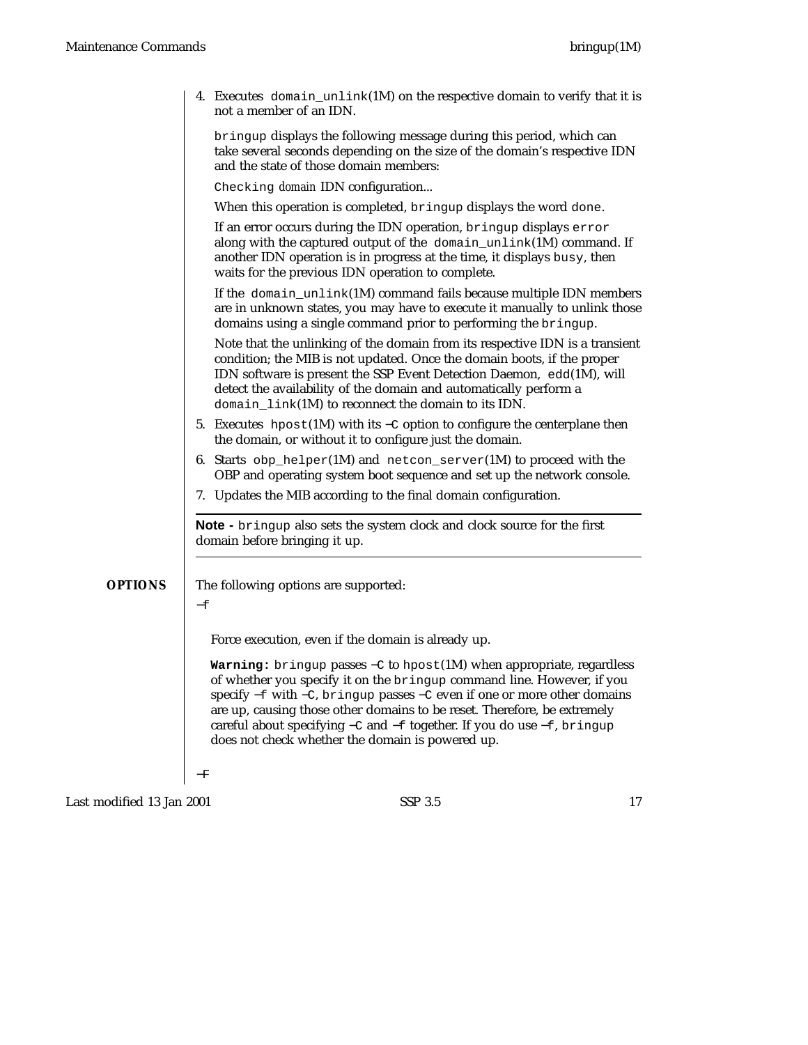4. Executes `domain_unlink`(1M) on the respective domain to verify that it is not a member of an IDN.

   `bringup` displays the following message during this period, which can take several seconds depending on the size of the domain's respective IDN and the state of those domain members:

   `Checking` *domain* IDN configuration...

   When this operation is completed, `bringup` displays the word `done`.

   If an error occurs during the IDN operation, `bringup` displays `error` along with the captured output of the `domain_unlink`(1M) command. If another IDN operation is in progress at the time, it displays `busy`, then waits for the previous IDN operation to complete.

   If the `domain_unlink`(1M) command fails because multiple IDN members are in unknown states, you may have to execute it manually to unlink those domains using a single command prior to performing the `bringup`.

   Note that the unlinking of the domain from its respective IDN is a transient condition; the MIB is not updated. Once the domain boots, if the proper IDN software is present the SSP Event Detection Daemon, `edd`(1M), will detect the availability of the domain and automatically perform a `domain_link`(1M) to reconnect the domain to its IDN.

5. Executes `hpost`(1M) with its `−C` option to configure the centerplane then the domain, or without it to configure just the domain.
6. Starts `obp_helper`(1M) and `netcon_server`(1M) to proceed with the OBP and operating system boot sequence and set up the network console.
7. Updates the MIB according to the final domain configuration.

---

**Note -** `bringup` also sets the system clock and clock source for the first domain before bringing it up.

---

## OPTIONS

The following options are supported:

`−f`

Force execution, even if the domain is already up.

**`Warning:`** `bringup` passes `−C` to `hpost`(1M) when appropriate, regardless of whether you specify it on the `bringup` command line. However, if you specify `−f` with `−C`, `bringup` passes `−C` even if one or more other domains are up, causing those other domains to be reset. Therefore, be extremely careful about specifying `−C` and `−f` together. If you do use `−f`, `bringup` does not check whether the domain is powered up.

`−F`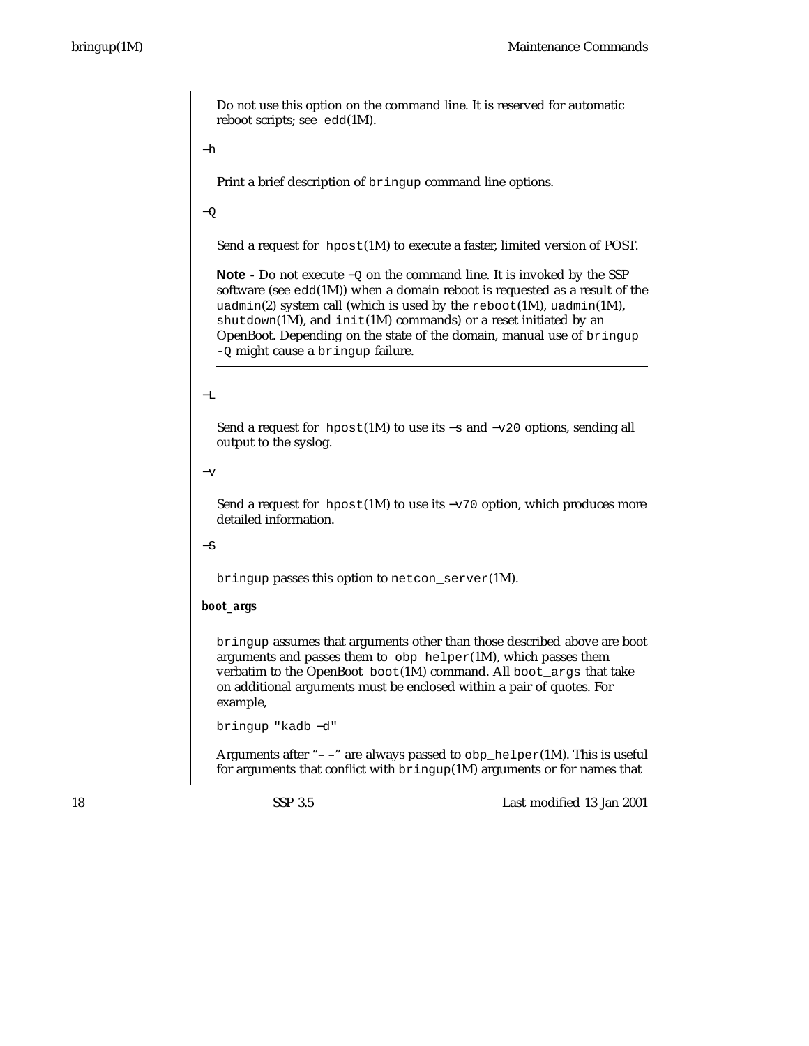Do not use this option on the command line. It is reserved for automatic reboot scripts; see `edd`(1M).

−h

Print a brief description of `bringup` command line options.

−Q

Send a request for `hpost`(1M) to execute a faster, limited version of POST.

---

**Note -** Do not execute `−Q` on the command line. It is invoked by the SSP software (see `edd`(1M)) when a domain reboot is requested as a result of the `uadmin`(2) system call (which is used by the `reboot`(1M), `uadmin`(1M), `shutdown`(1M), and `init`(1M) commands) or a reset initiated by an OpenBoot. Depending on the state of the domain, manual use of `bringup -Q` might cause a `bringup` failure.

---

−L

Send a request for `hpost`(1M) to use its `−s` and `−v20` options, sending all output to the syslog.

−v

Send a request for `hpost`(1M) to use its `−v70` option, which produces more detailed information.

−S

`bringup` passes this option to `netcon_server`(1M).

***boot_args***

`bringup` assumes that arguments other than those described above are boot arguments and passes them to `obp_helper`(1M), which passes them verbatim to the OpenBoot `boot`(1M) command. All `boot_args` that take on additional arguments must be enclosed within a pair of quotes. For example,

```
bringup "kadb −d"
```

Arguments after "– –" are always passed to `obp_helper`(1M). This is useful for arguments that conflict with `bringup`(1M) arguments or for names that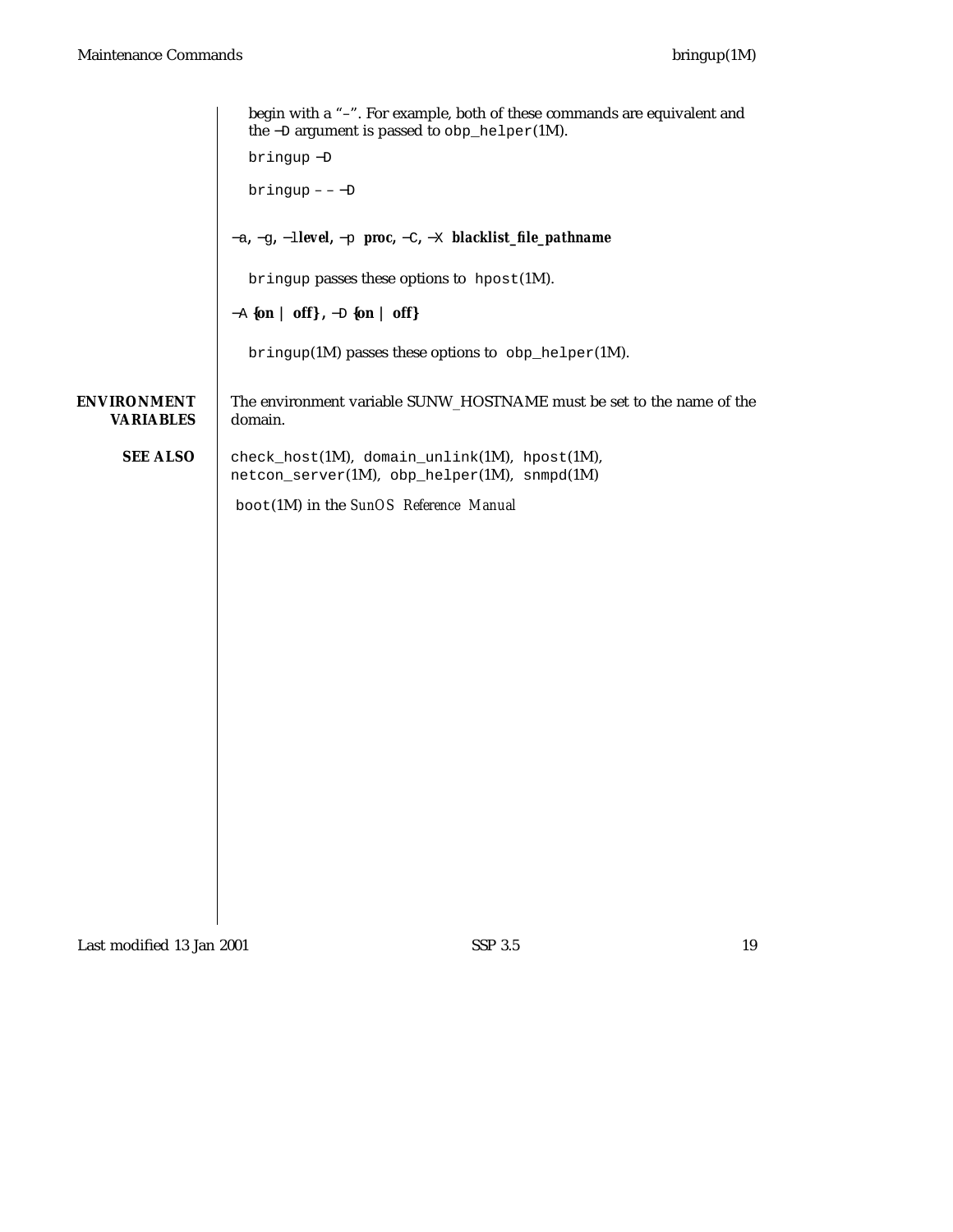begin with a "–". For example, both of these commands are equivalent and the −D argument is passed to `obp_helper`(1M).

```
bringup −D
```

```
bringup – – −D
```

**−a, −g, −l*level*, −p *proc*, −C, −X *blacklist_file_pathname***

`bringup` passes these options to `hpost`(1M).

**−A {on | off}, −D {on | off}**

`bringup`(1M) passes these options to `obp_helper`(1M).

## ENVIRONMENT VARIABLES

The environment variable SUNW_HOSTNAME must be set to the name of the domain.

## SEE ALSO

`check_host`(1M), `domain_unlink`(1M), `hpost`(1M), `netcon_server`(1M), `obp_helper`(1M), `snmpd`(1M)

`boot`(1M) in the *SunOS Reference Manual*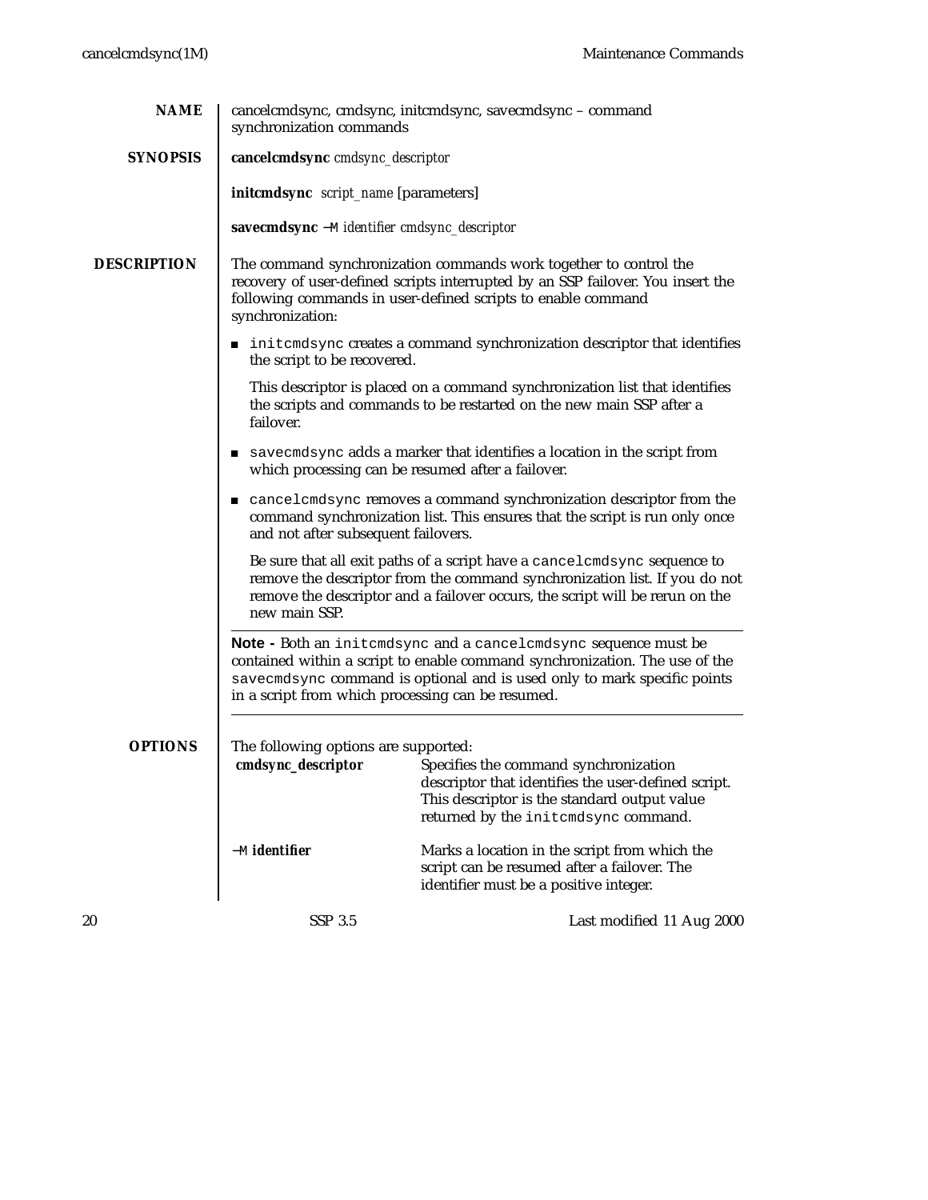## NAME

cancelcmdsync, cmdsync, initcmdsync, savecmdsync – command synchronization commands

## SYNOPSIS

**cancelcmdsync** *cmdsync_descriptor*

**initcmdsync** *script_name* [parameters]

**savecmdsync** **−M** *identifier cmdsync_descriptor*

## DESCRIPTION

The command synchronization commands work together to control the recovery of user-defined scripts interrupted by an SSP failover. You insert the following commands in user-defined scripts to enable command synchronization:

- `initcmdsync` creates a command synchronization descriptor that identifies the script to be recovered.

  This descriptor is placed on a command synchronization list that identifies the scripts and commands to be restarted on the new main SSP after a failover.

- `savecmdsync` adds a marker that identifies a location in the script from which processing can be resumed after a failover.

- `cancelcmdsync` removes a command synchronization descriptor from the command synchronization list. This ensures that the script is run only once and not after subsequent failovers.

  Be sure that all exit paths of a script have a `cancelcmdsync` sequence to remove the descriptor from the command synchronization list. If you do not remove the descriptor and a failover occurs, the script will be rerun on the new main SSP.

---

**Note -** Both an `initcmdsync` and a `cancelcmdsync` sequence must be contained within a script to enable command synchronization. The use of the `savecmdsync` command is optional and is used only to mark specific points in a script from which processing can be resumed.

---

## OPTIONS

The following options are supported:

**cmdsync_descriptor**
: Specifies the command synchronization descriptor that identifies the user-defined script. This descriptor is the standard output value returned by the `initcmdsync` command.

**−M identifier**
: Marks a location in the script from which the script can be resumed after a failover. The identifier must be a positive integer.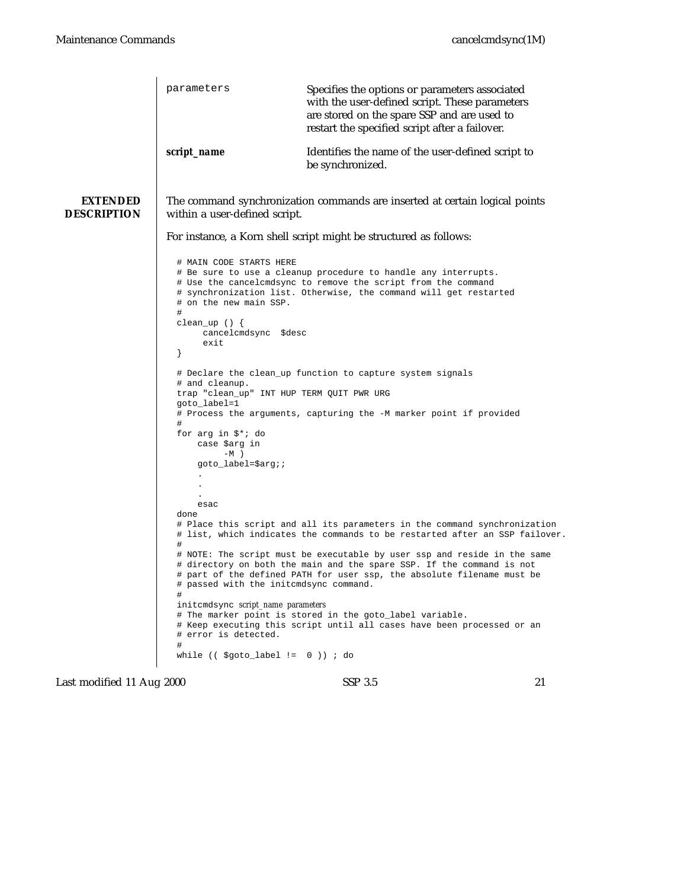parameters
: Specifies the options or parameters associated with the user-defined script. These parameters are stored on the spare SSP and are used to restart the specified script after a failover.

***script_name***
: Identifies the name of the user-defined script to be synchronized.

## EXTENDED DESCRIPTION

The command synchronization commands are inserted at certain logical points within a user-defined script.

For instance, a Korn shell script might be structured as follows:

```
# MAIN CODE STARTS HERE
# Be sure to use a cleanup procedure to handle any interrupts.
# Use the cancelcmdsync to remove the script from the command
# synchronization list. Otherwise, the command will get restarted
# on the new main SSP.
#
clean_up () {
     cancelcmdsync  $desc
     exit
}

# Declare the clean_up function to capture system signals
# and cleanup.
trap "clean_up" INT HUP TERM QUIT PWR URG
goto_label=1
# Process the arguments, capturing the -M marker point if provided
#
for arg in $*; do
    case $arg in
         -M )
    goto_label=$arg;;
    .
    .
    .
    esac
done
# Place this script and all its parameters in the command synchronization
# list, which indicates the commands to be restarted after an SSP failover.
#
# NOTE: The script must be executable by user ssp and reside in the same
# directory on both the main and the spare SSP. If the command is not
# part of the defined PATH for user ssp, the absolute filename must be
# passed with the initcmdsync command.
#
initcmdsync script_name parameters
# The marker point is stored in the goto_label variable.
# Keep executing this script until all cases have been processed or an
# error is detected.
#
while (( $goto_label !=  0 )) ; do
```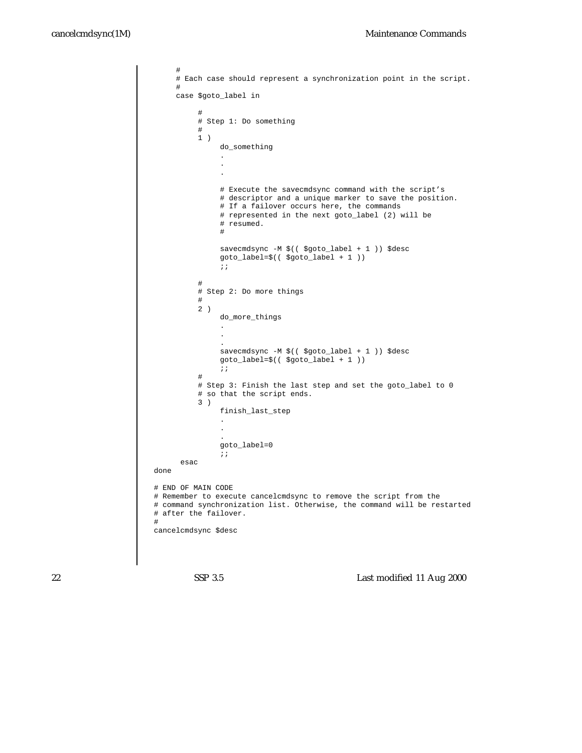```
     #
     # Each case should represent a synchronization point in the script.
     #
     case $goto_label in

          #
          # Step 1: Do something
          #
          1 )
               do_something
               .
               .
               .

               # Execute the savecmdsync command with the script’s
               # descriptor and a unique marker to save the position.
               # If a failover occurs here, the commands
               # represented in the next goto_label (2) will be
               # resumed.
               #

               savecmdsync -M $(( $goto_label + 1 )) $desc
               goto_label=$(( $goto_label + 1 ))
               ;;

          #
          # Step 2: Do more things
          #
          2 )
               do_more_things
               .
               .
               .
               savecmdsync -M $(( $goto_label + 1 )) $desc
               goto_label=$(( $goto_label + 1 ))
               ;;
          #
          # Step 3: Finish the last step and set the goto_label to 0
          # so that the script ends.
          3 )
               finish_last_step
               .
               .
               .
               goto_label=0
               ;;
      esac
done

# END OF MAIN CODE
# Remember to execute cancelcmdsync to remove the script from the
# command synchronization list. Otherwise, the command will be restarted
# after the failover.
#
cancelcmdsync $desc
```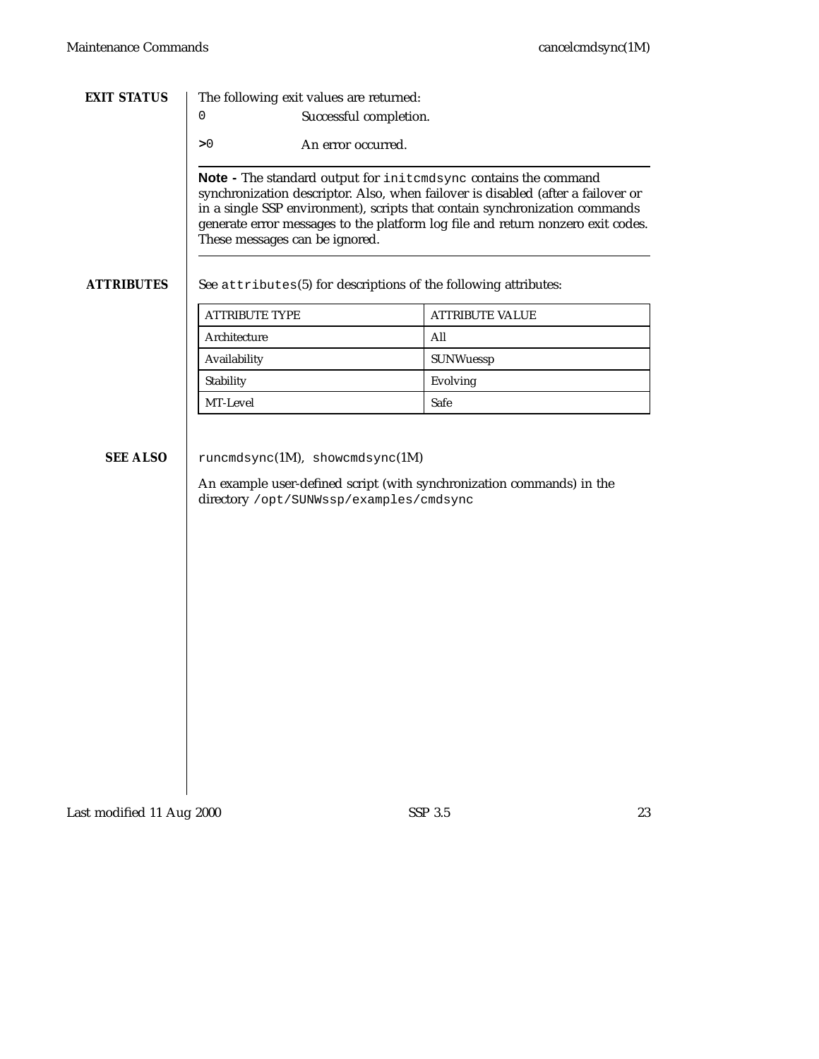## EXIT STATUS

The following exit values are returned:

`0` Successful completion.

`>0` An error occurred.

---

**Note -** The standard output for `initcmdsync` contains the command synchronization descriptor. Also, when failover is disabled (after a failover or in a single SSP environment), scripts that contain synchronization commands generate error messages to the platform log file and return nonzero exit codes. These messages can be ignored.

---

## ATTRIBUTES

See `attributes`(5) for descriptions of the following attributes:

| ATTRIBUTE TYPE | ATTRIBUTE VALUE |
|---|---|
| Architecture | All |
| Availability | SUNWuessp |
| Stability | Evolving |
| MT-Level | Safe |

## SEE ALSO

`runcmdsync`(1M), `showcmdsync`(1M)

An example user-defined script (with synchronization commands) in the directory `/opt/SUNWssp/examples/cmdsync`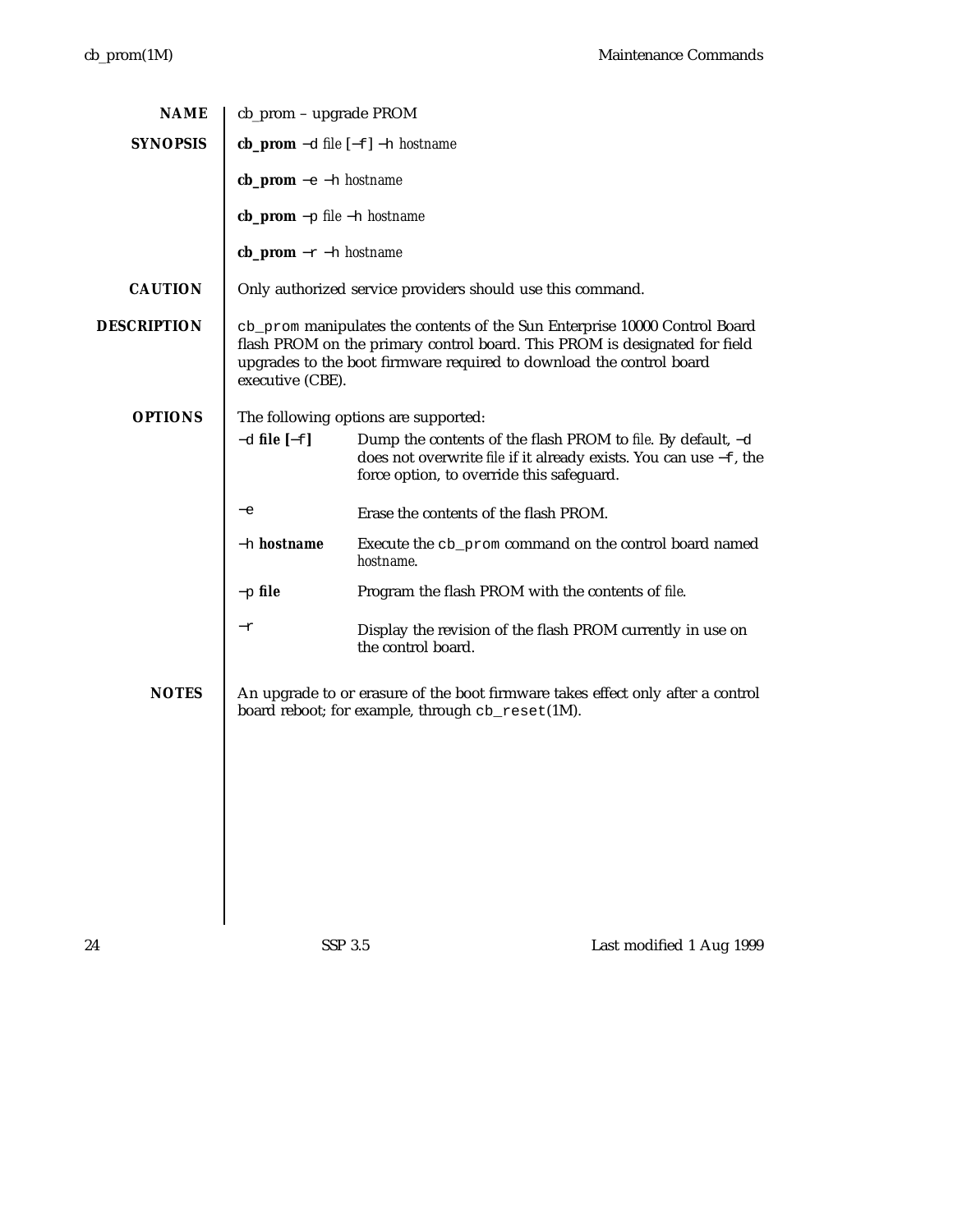## NAME

cb_prom – upgrade PROM

## SYNOPSIS

**cb_prom** −d *file* [−f] −h *hostname*

**cb_prom** −e −h *hostname*

**cb_prom** −p *file* −h *hostname*

**cb_prom** −r −h *hostname*

## CAUTION

Only authorized service providers should use this command.

## DESCRIPTION

`cb_prom` manipulates the contents of the Sun Enterprise 10000 Control Board flash PROM on the primary control board. This PROM is designated for field upgrades to the boot firmware required to download the control board executive (CBE).

## OPTIONS

The following options are supported:

−d **file [**−f**]** — Dump the contents of the flash PROM to *file*. By default, −d does not overwrite *file* if it already exists. You can use −f, the force option, to override this safeguard.

−e — Erase the contents of the flash PROM.

−h **hostname** — Execute the `cb_prom` command on the control board named *hostname*.

−p **file** — Program the flash PROM with the contents of *file*.

−r — Display the revision of the flash PROM currently in use on the control board.

## NOTES

An upgrade to or erasure of the boot firmware takes effect only after a control board reboot; for example, through `cb_reset`(1M).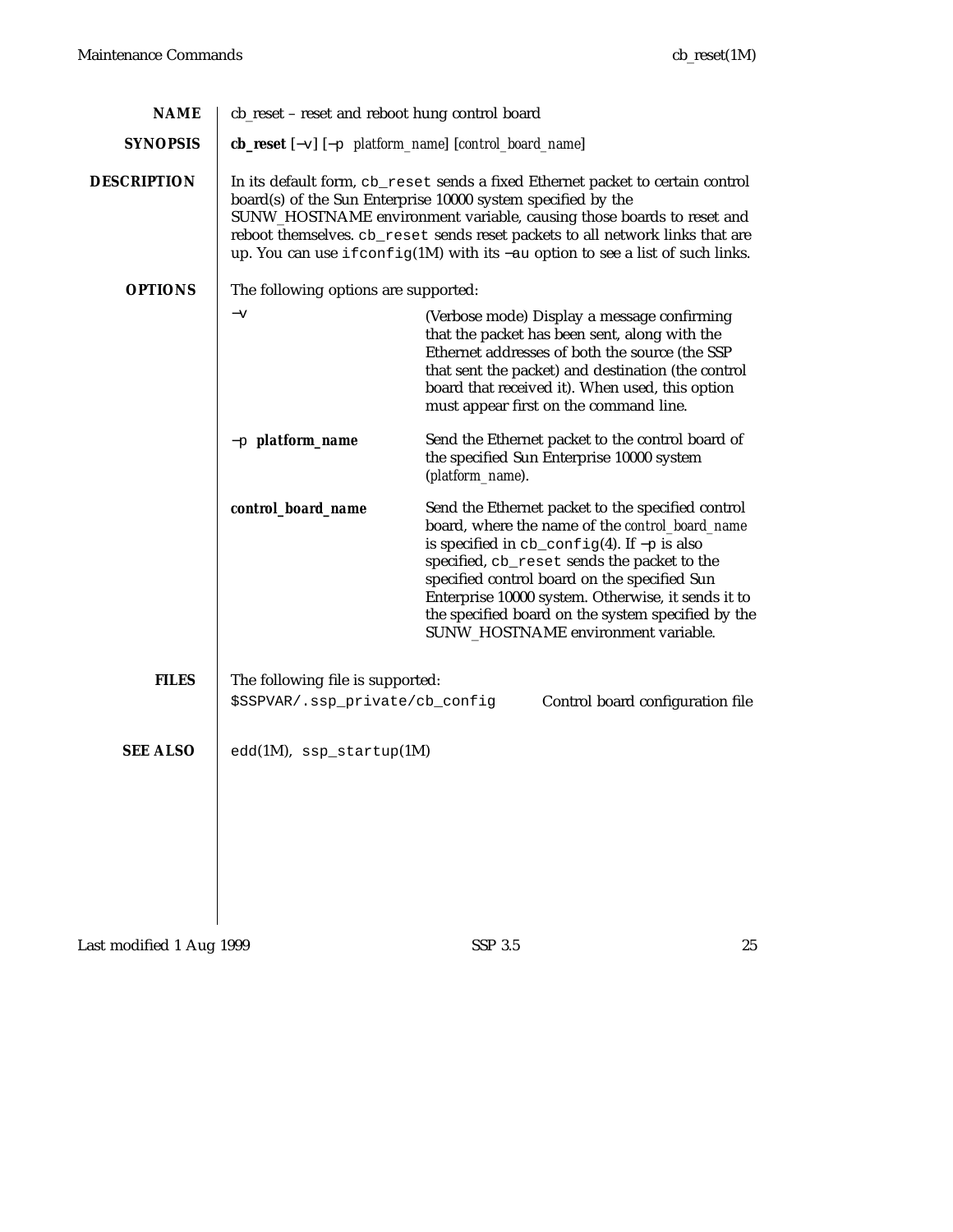## NAME

cb_reset – reset and reboot hung control board

## SYNOPSIS

**cb_reset** [−v] [−p *platform_name*] [*control_board_name*]

## DESCRIPTION

In its default form, `cb_reset` sends a fixed Ethernet packet to certain control board(s) of the Sun Enterprise 10000 system specified by the SUNW_HOSTNAME environment variable, causing those boards to reset and reboot themselves. `cb_reset` sends reset packets to all network links that are up. You can use `ifconfig`(1M) with its −au option to see a list of such links.

## OPTIONS

The following options are supported:

−v
: (Verbose mode) Display a message confirming that the packet has been sent, along with the Ethernet addresses of both the source (the SSP that sent the packet) and destination (the control board that received it). When used, this option must appear first on the command line.

−p ***platform_name***
: Send the Ethernet packet to the control board of the specified Sun Enterprise 10000 system (*platform_name*).

***control_board_name***
: Send the Ethernet packet to the specified control board, where the name of the *control_board_name* is specified in `cb_config`(4). If −p is also specified, `cb_reset` sends the packet to the specified control board on the specified Sun Enterprise 10000 system. Otherwise, it sends it to the specified board on the system specified by the SUNW_HOSTNAME environment variable.

## FILES

The following file is supported:

`$SSPVAR/.ssp_private/cb_config` Control board configuration file

## SEE ALSO

`edd`(1M), `ssp_startup`(1M)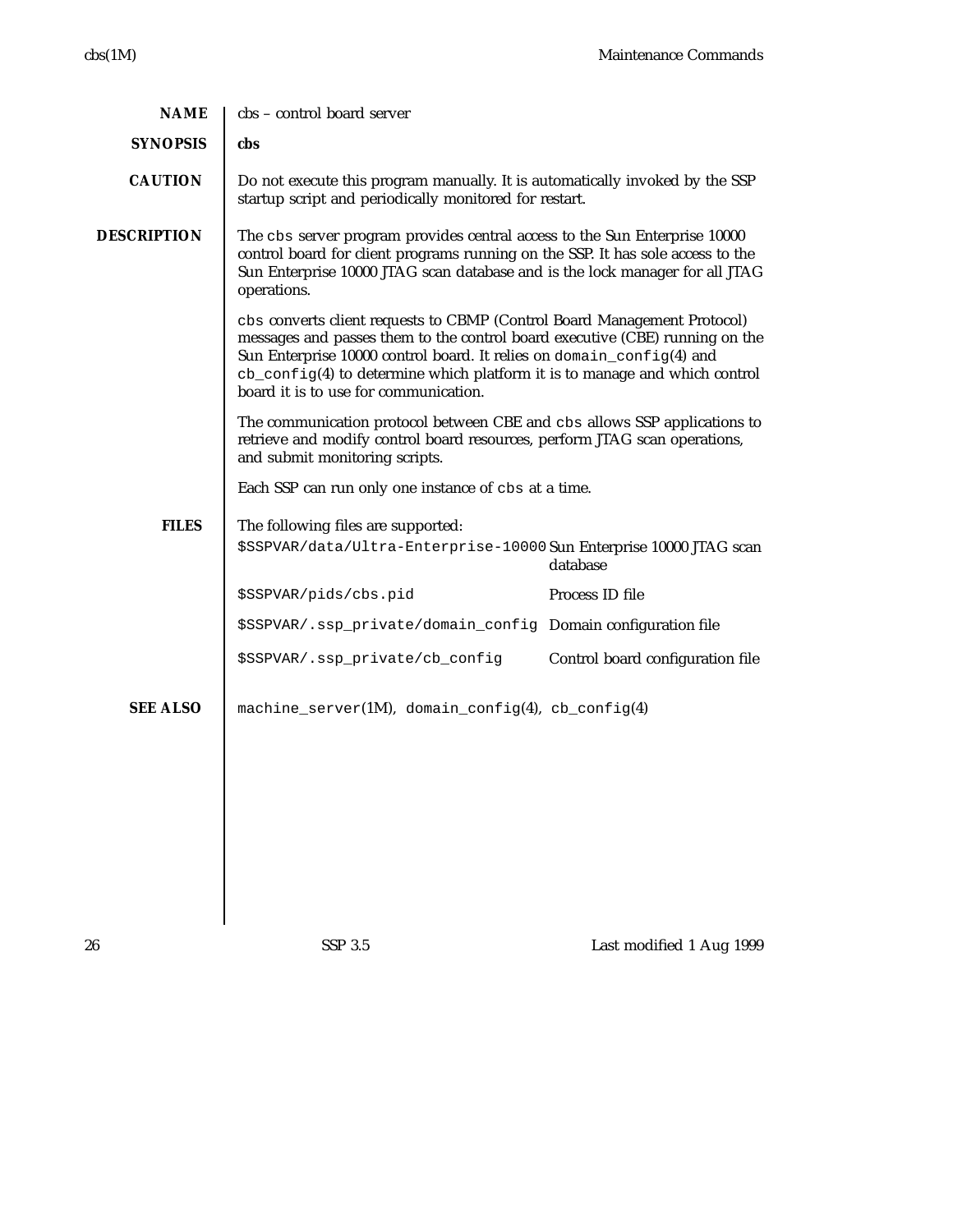## NAME

cbs – control board server

## SYNOPSIS

**cbs**

## CAUTION

Do not execute this program manually. It is automatically invoked by the SSP startup script and periodically monitored for restart.

## DESCRIPTION

The `cbs` server program provides central access to the Sun Enterprise 10000 control board for client programs running on the SSP. It has sole access to the Sun Enterprise 10000 JTAG scan database and is the lock manager for all JTAG operations.

`cbs` converts client requests to CBMP (Control Board Management Protocol) messages and passes them to the control board executive (CBE) running on the Sun Enterprise 10000 control board. It relies on `domain_config`(4) and `cb_config`(4) to determine which platform it is to manage and which control board it is to use for communication.

The communication protocol between CBE and `cbs` allows SSP applications to retrieve and modify control board resources, perform JTAG scan operations, and submit monitoring scripts.

Each SSP can run only one instance of `cbs` at a time.

## FILES

The following files are supported:

| File | Description |
|---|---|
| `$SSPVAR/data/Ultra-Enterprise-10000` | Sun Enterprise 10000 JTAG scan database |
| `$SSPVAR/pids/cbs.pid` | Process ID file |
| `$SSPVAR/.ssp_private/domain_config` | Domain configuration file |
| `$SSPVAR/.ssp_private/cb_config` | Control board configuration file |

## SEE ALSO

`machine_server`(1M), `domain_config`(4), `cb_config`(4)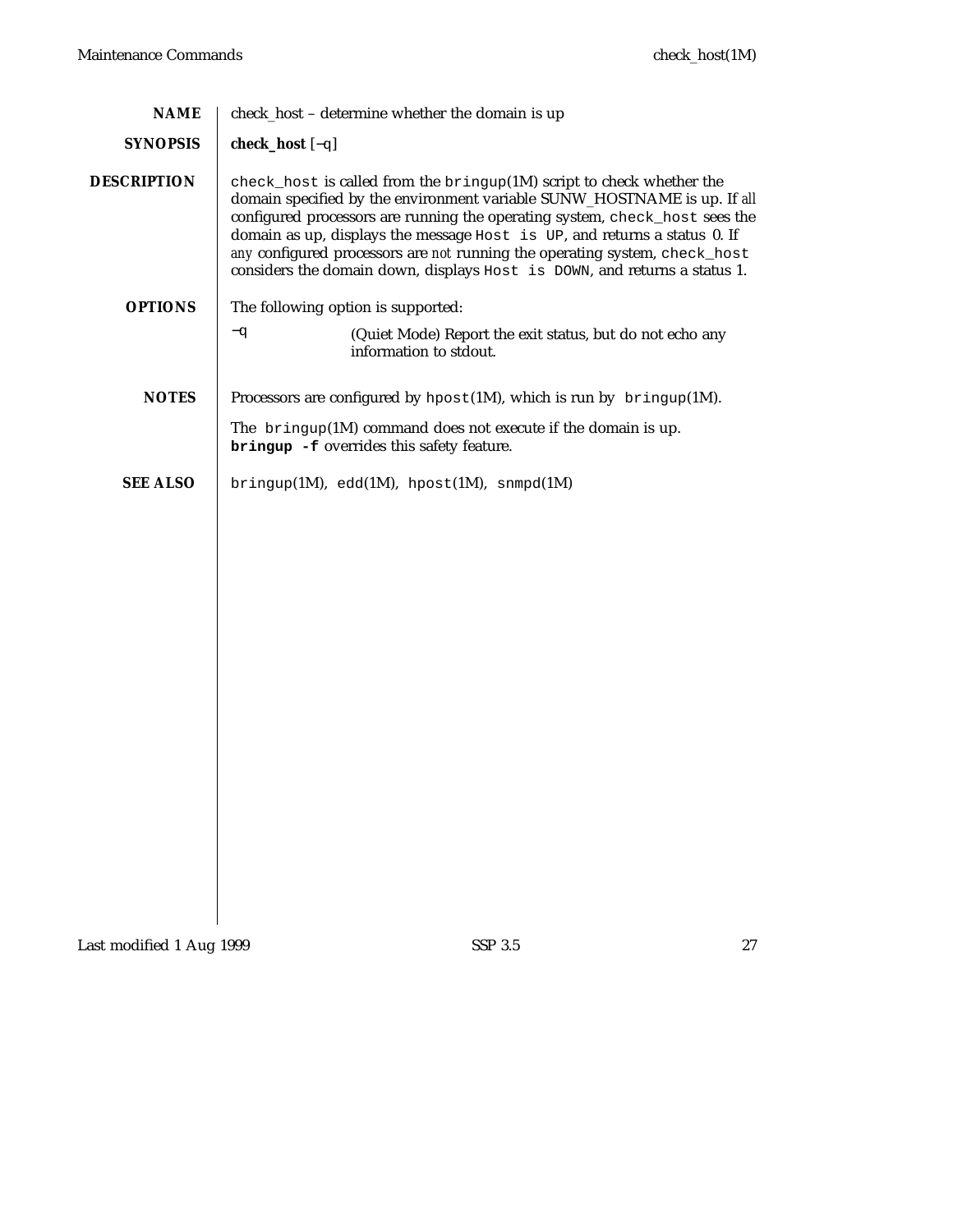## NAME

check_host – determine whether the domain is up

## SYNOPSIS

**check_host** [−q]

## DESCRIPTION

`check_host` is called from the `bringup`(1M) script to check whether the domain specified by the environment variable SUNW_HOSTNAME is up. If *all* configured processors are running the operating system, `check_host` sees the domain as up, displays the message `Host is UP`, and returns a status 0. If *any* configured processors are *not* running the operating system, `check_host` considers the domain down, displays `Host is DOWN`, and returns a status 1.

## OPTIONS

The following option is supported:

−q (Quiet Mode) Report the exit status, but do not echo any information to stdout.

## NOTES

Processors are configured by `hpost`(1M), which is run by `bringup`(1M).

The `bringup`(1M) command does not execute if the domain is up. **`bringup -f`** overrides this safety feature.

## SEE ALSO

`bringup`(1M), `edd`(1M), `hpost`(1M), `snmpd`(1M)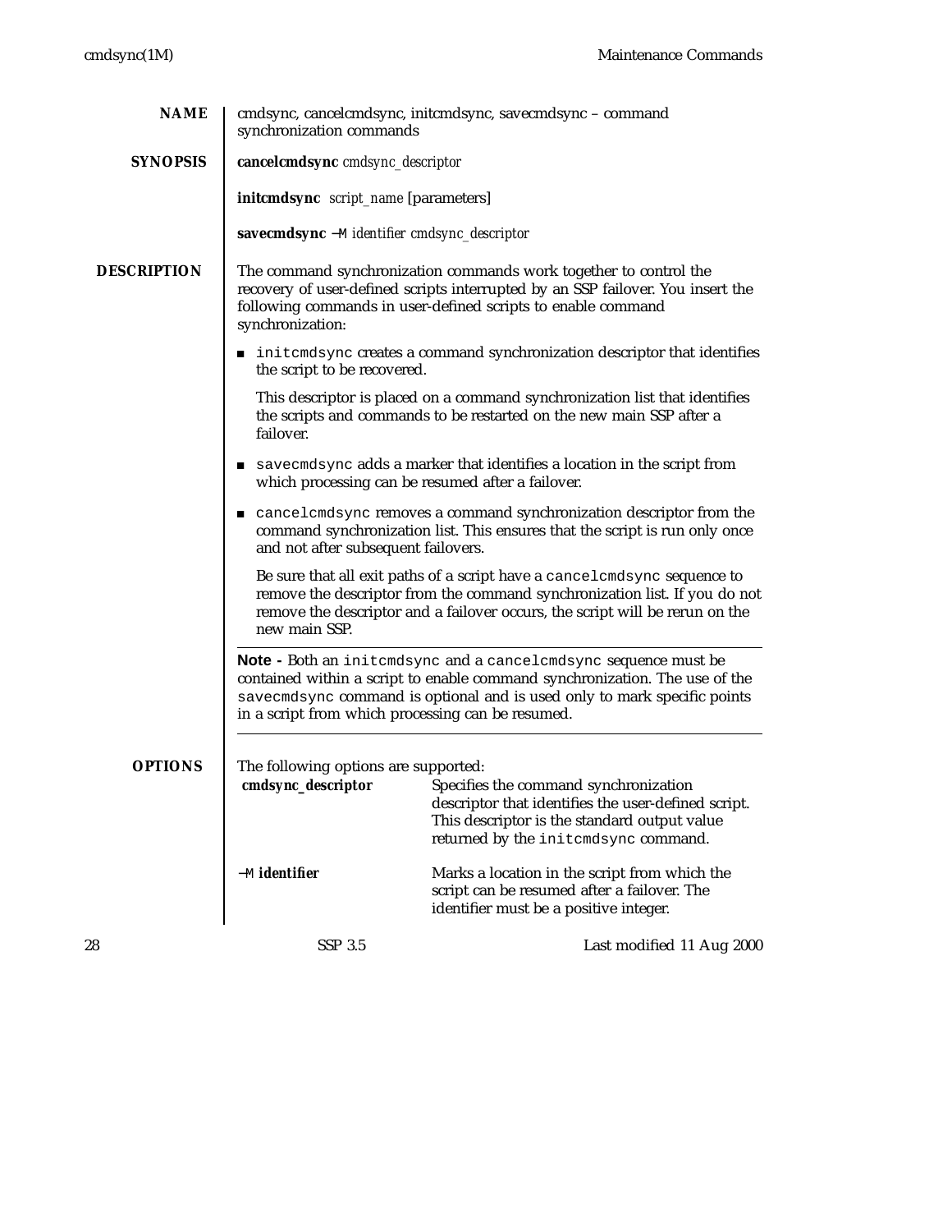## NAME

cmdsync, cancelcmdsync, initcmdsync, savecmdsync – command synchronization commands

## SYNOPSIS

**cancelcmdsync** *cmdsync_descriptor*

**initcmdsync** *script_name* [parameters]

**savecmdsync** **−M** *identifier cmdsync_descriptor*

## DESCRIPTION

The command synchronization commands work together to control the recovery of user-defined scripts interrupted by an SSP failover. You insert the following commands in user-defined scripts to enable command synchronization:

- `initcmdsync` creates a command synchronization descriptor that identifies the script to be recovered.

  This descriptor is placed on a command synchronization list that identifies the scripts and commands to be restarted on the new main SSP after a failover.

- `savecmdsync` adds a marker that identifies a location in the script from which processing can be resumed after a failover.

- `cancelcmdsync` removes a command synchronization descriptor from the command synchronization list. This ensures that the script is run only once and not after subsequent failovers.

  Be sure that all exit paths of a script have a `cancelcmdsync` sequence to remove the descriptor from the command synchronization list. If you do not remove the descriptor and a failover occurs, the script will be rerun on the new main SSP.

---

**Note -** Both an `initcmdsync` and a `cancelcmdsync` sequence must be contained within a script to enable command synchronization. The use of the `savecmdsync` command is optional and is used only to mark specific points in a script from which processing can be resumed.

---

## OPTIONS

The following options are supported:

| | |
|---|---|
| **cmdsync_descriptor** | Specifies the command synchronization descriptor that identifies the user-defined script. This descriptor is the standard output value returned by the `initcmdsync` command. |
| −M **identifier** | Marks a location in the script from which the script can be resumed after a failover. The identifier must be a positive integer. |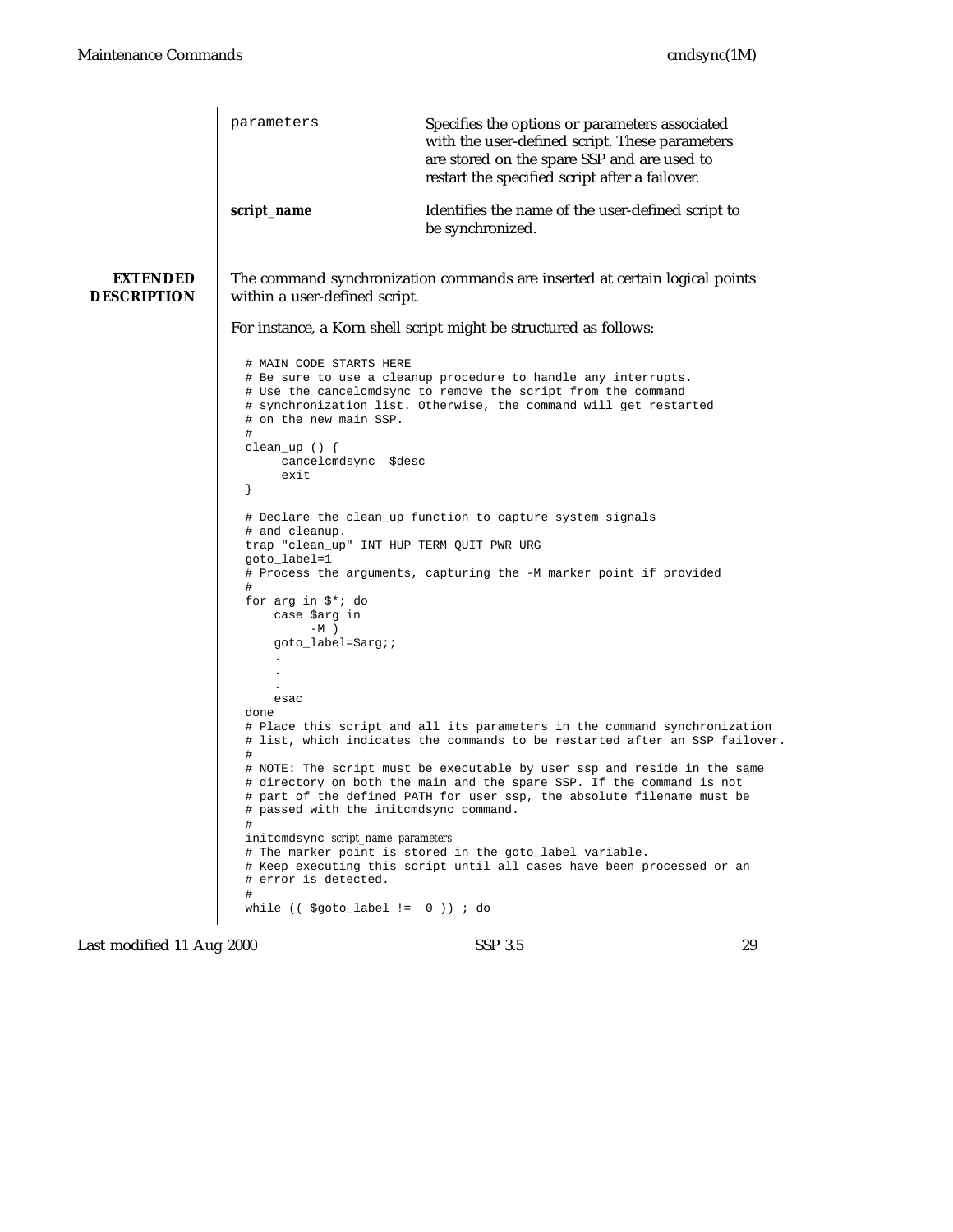parameters — Specifies the options or parameters associated with the user-defined script. These parameters are stored on the spare SSP and are used to restart the specified script after a failover.

**script_name** — Identifies the name of the user-defined script to be synchronized.

## EXTENDED DESCRIPTION

The command synchronization commands are inserted at certain logical points within a user-defined script.

For instance, a Korn shell script might be structured as follows:

```
# MAIN CODE STARTS HERE
# Be sure to use a cleanup procedure to handle any interrupts.
# Use the cancelcmdsync to remove the script from the command
# synchronization list. Otherwise, the command will get restarted
# on the new main SSP.
#
clean_up () {
     cancelcmdsync  $desc
     exit
}

# Declare the clean_up function to capture system signals
# and cleanup.
trap "clean_up" INT HUP TERM QUIT PWR URG
goto_label=1
# Process the arguments, capturing the -M marker point if provided
#
for arg in $*; do
    case $arg in
         -M )
    goto_label=$arg;;
    .
    .
    .
    esac
done
# Place this script and all its parameters in the command synchronization
# list, which indicates the commands to be restarted after an SSP failover.
#
# NOTE: The script must be executable by user ssp and reside in the same
# directory on both the main and the spare SSP. If the command is not
# part of the defined PATH for user ssp, the absolute filename must be
# passed with the initcmdsync command.
#
initcmdsync script_name parameters
# The marker point is stored in the goto_label variable.
# Keep executing this script until all cases have been processed or an
# error is detected.
#
while (( $goto_label !=  0 )) ; do
```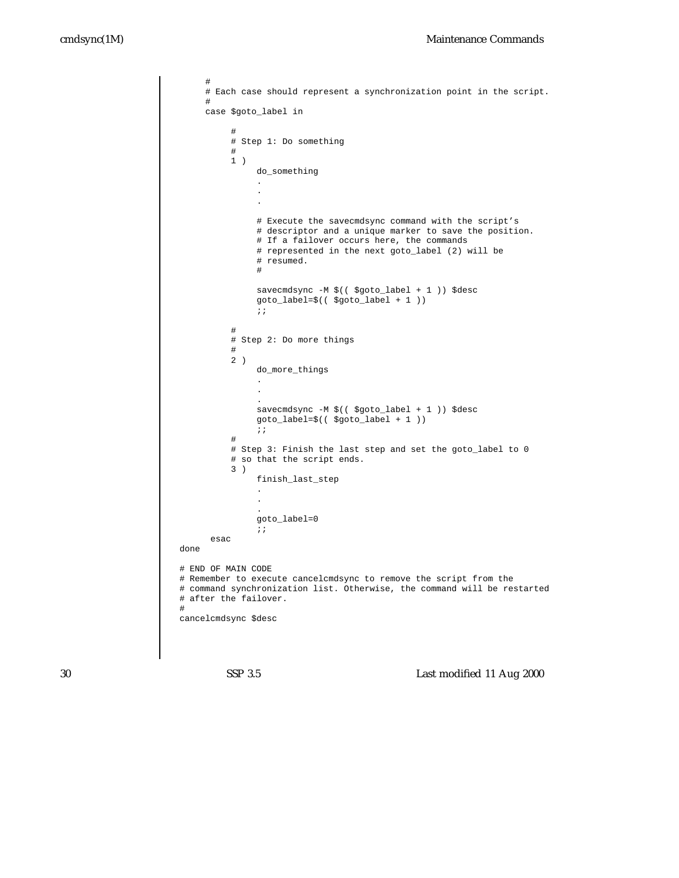```
    #
    # Each case should represent a synchronization point in the script.
    #
    case $goto_label in

        #
        # Step 1: Do something
        #
        1 )
            do_something
            .
            .
            .

            # Execute the savecmdsync command with the script’s
            # descriptor and a unique marker to save the position.
            # If a failover occurs here, the commands
            # represented in the next goto_label (2) will be
            # resumed.
            #

            savecmdsync -M $(( $goto_label + 1 )) $desc
            goto_label=$(( $goto_label + 1 ))
            ;;

        #
        # Step 2: Do more things
        #
        2 )
            do_more_things
            .
            .
            .
            savecmdsync -M $(( $goto_label + 1 )) $desc
            goto_label=$(( $goto_label + 1 ))
            ;;
        #
        # Step 3: Finish the last step and set the goto_label to 0
        # so that the script ends.
        3 )
            finish_last_step
            .
            .
            .
            goto_label=0
            ;;
     esac
done

# END OF MAIN CODE
# Remember to execute cancelcmdsync to remove the script from the
# command synchronization list. Otherwise, the command will be restarted
# after the failover.
#
cancelcmdsync $desc
```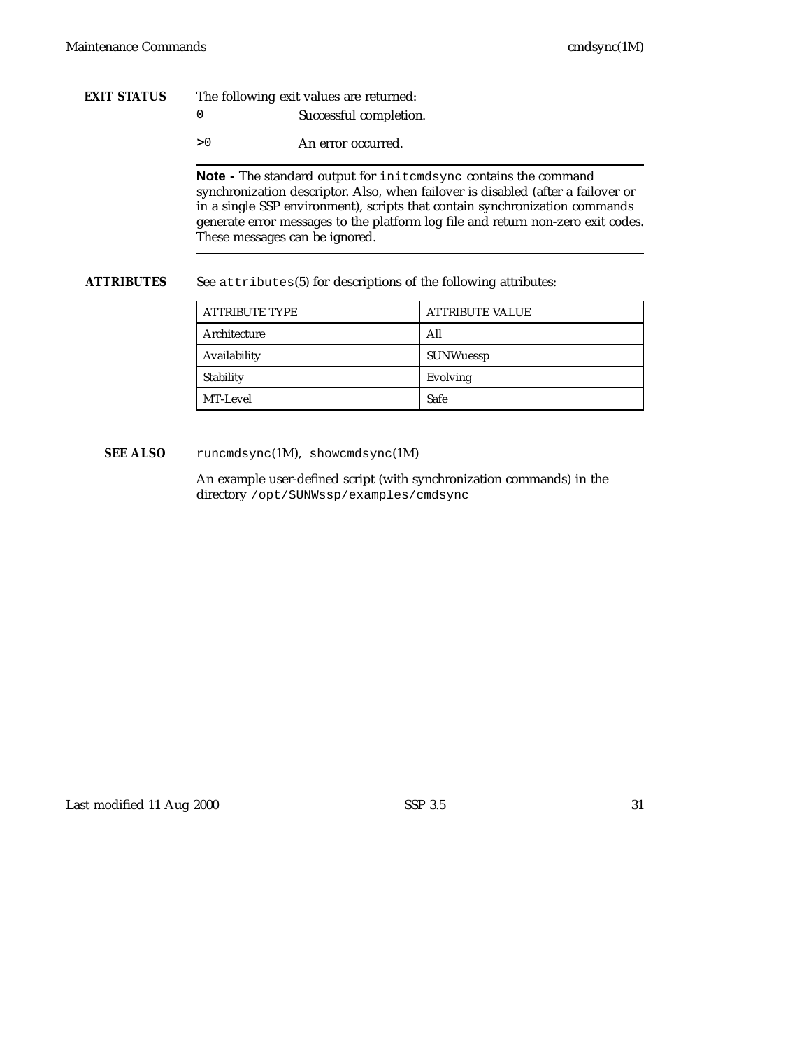## EXIT STATUS

The following exit values are returned:

`0` Successful completion.

`>0` An error occurred.

---

**Note -** The standard output for `initcmdsync` contains the command synchronization descriptor. Also, when failover is disabled (after a failover or in a single SSP environment), scripts that contain synchronization commands generate error messages to the platform log file and return non-zero exit codes. These messages can be ignored.

---

## ATTRIBUTES

See `attributes`(5) for descriptions of the following attributes:

| ATTRIBUTE TYPE | ATTRIBUTE VALUE |
|---|---|
| Architecture | All |
| Availability | SUNWuessp |
| Stability | Evolving |
| MT-Level | Safe |

## SEE ALSO

`runcmdsync`(1M), `showcmdsync`(1M)

An example user-defined script (with synchronization commands) in the directory `/opt/SUNWssp/examples/cmdsync`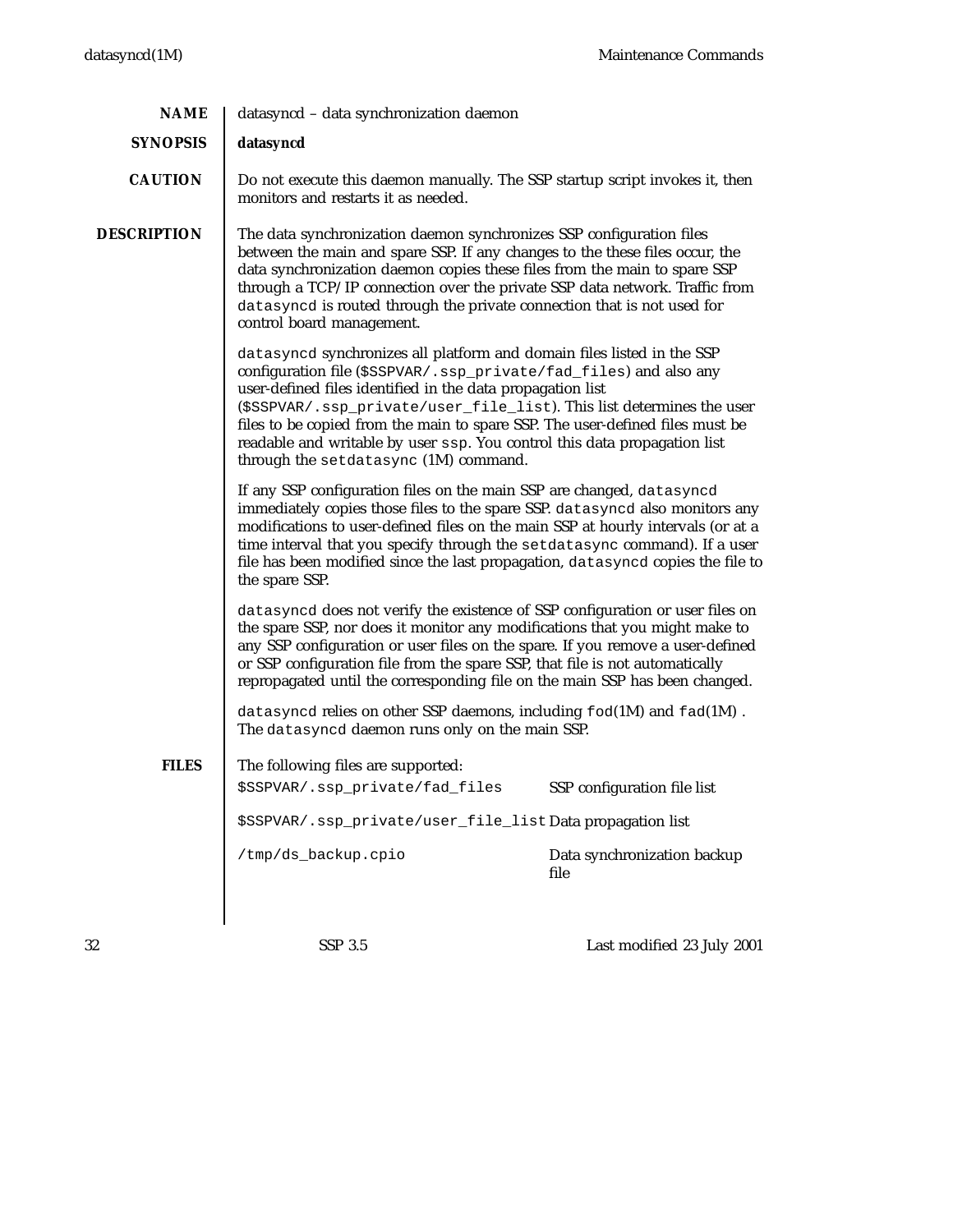## NAME

datasyncd – data synchronization daemon

## SYNOPSIS

**datasyncd**

## CAUTION

Do not execute this daemon manually. The SSP startup script invokes it, then monitors and restarts it as needed.

## DESCRIPTION

The data synchronization daemon synchronizes SSP configuration files between the main and spare SSP. If any changes to the these files occur, the data synchronization daemon copies these files from the main to spare SSP through a TCP/IP connection over the private SSP data network. Traffic from `datasyncd` is routed through the private connection that is not used for control board management.

`datasyncd` synchronizes all platform and domain files listed in the SSP configuration file (`$SSPVAR/.ssp_private/fad_files`) and also any user-defined files identified in the data propagation list (`$SSPVAR/.ssp_private/user_file_list`). This list determines the user files to be copied from the main to spare SSP. The user-defined files must be readable and writable by user `ssp`. You control this data propagation list through the `setdatasync` (1M) command.

If any SSP configuration files on the main SSP are changed, `datasyncd` immediately copies those files to the spare SSP. `datasyncd` also monitors any modifications to user-defined files on the main SSP at hourly intervals (or at a time interval that you specify through the `setdatasync` command). If a user file has been modified since the last propagation, `datasyncd` copies the file to the spare SSP.

`datasyncd` does not verify the existence of SSP configuration or user files on the spare SSP, nor does it monitor any modifications that you might make to any SSP configuration or user files on the spare. If you remove a user-defined or SSP configuration file from the spare SSP, that file is not automatically repropagated until the corresponding file on the main SSP has been changed.

`datasyncd` relies on other SSP daemons, including `fod`(1M) and `fad`(1M) . The `datasyncd` daemon runs only on the main SSP.

## FILES

The following files are supported:

| | |
|---|---|
| `$SSPVAR/.ssp_private/fad_files` | SSP configuration file list |
| `$SSPVAR/.ssp_private/user_file_list` | Data propagation list |
| `/tmp/ds_backup.cpio` | Data synchronization backup file |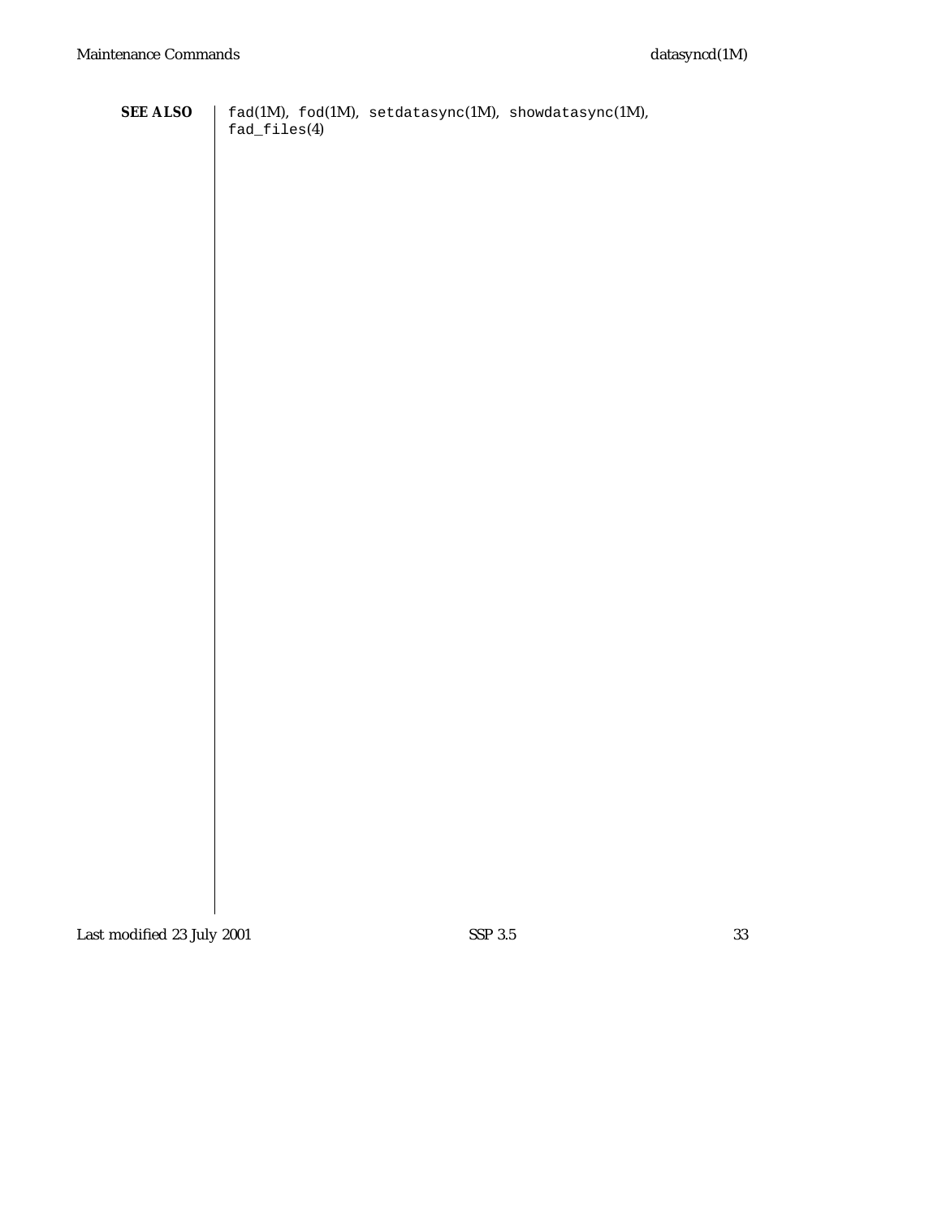**SEE ALSO**

fad(1M), fod(1M), setdatasync(1M), showdatasync(1M), fad_files(4)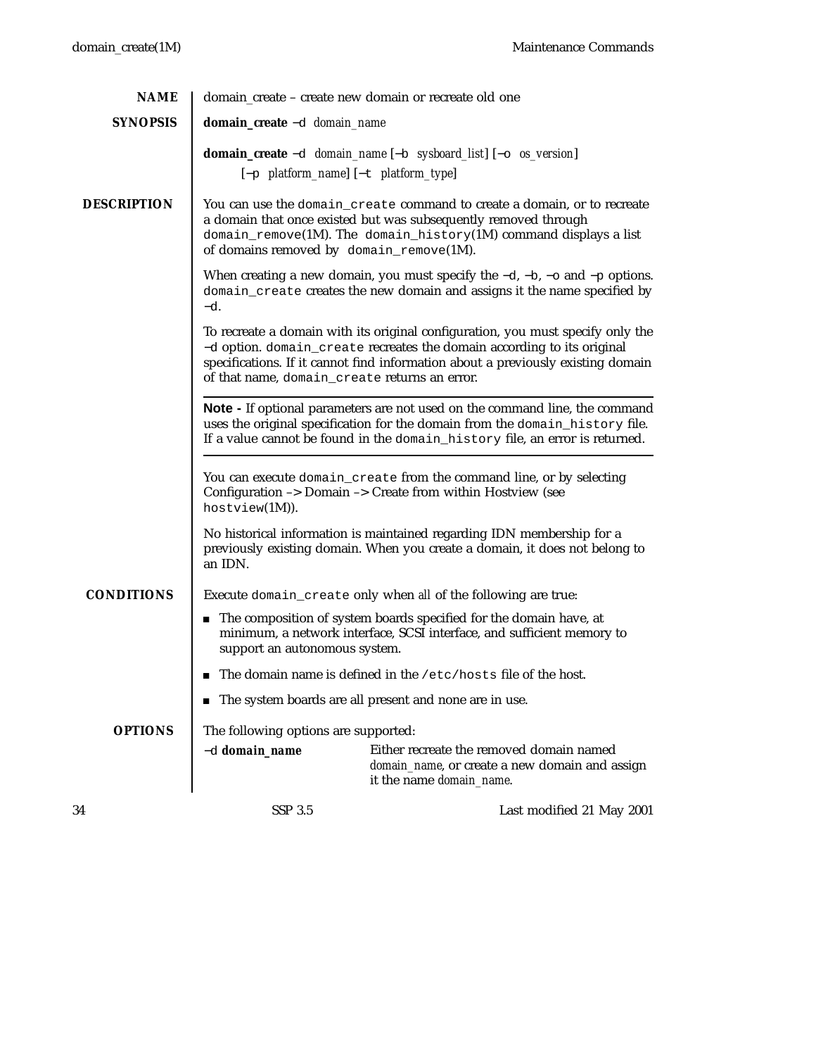## NAME

domain_create – create new domain or recreate old one

## SYNOPSIS

**domain_create** −d *domain_name*

**domain_create** −d *domain_name* [−b *sysboard_list*] [−o *os_version*] [−p *platform_name*] [−t *platform_type*]

## DESCRIPTION

You can use the `domain_create` command to create a domain, or to recreate a domain that once existed but was subsequently removed through `domain_remove`(1M). The `domain_history`(1M) command displays a list of domains removed by `domain_remove`(1M).

When creating a new domain, you must specify the −d, −b, −o and −p options. `domain_create` creates the new domain and assigns it the name specified by −d.

To recreate a domain with its original configuration, you must specify only the −d option. `domain_create` recreates the domain according to its original specifications. If it cannot find information about a previously existing domain of that name, `domain_create` returns an error.

---

**Note -** If optional parameters are not used on the command line, the command uses the original specification for the domain from the `domain_history` file. If a value cannot be found in the `domain_history` file, an error is returned.

---

You can execute `domain_create` from the command line, or by selecting Configuration –> Domain –> Create from within Hostview (see `hostview`(1M)).

No historical information is maintained regarding IDN membership for a previously existing domain. When you create a domain, it does not belong to an IDN.

## CONDITIONS

Execute `domain_create` only when *all* of the following are true:

- The composition of system boards specified for the domain have, at minimum, a network interface, SCSI interface, and sufficient memory to support an autonomous system.
- The domain name is defined in the `/etc/hosts` file of the host.
- The system boards are all present and none are in use.

## OPTIONS

The following options are supported:

| | |
|---|---|
| −d ***domain_name*** | Either recreate the removed domain named *domain_name*, or create a new domain and assign it the name *domain_name*. |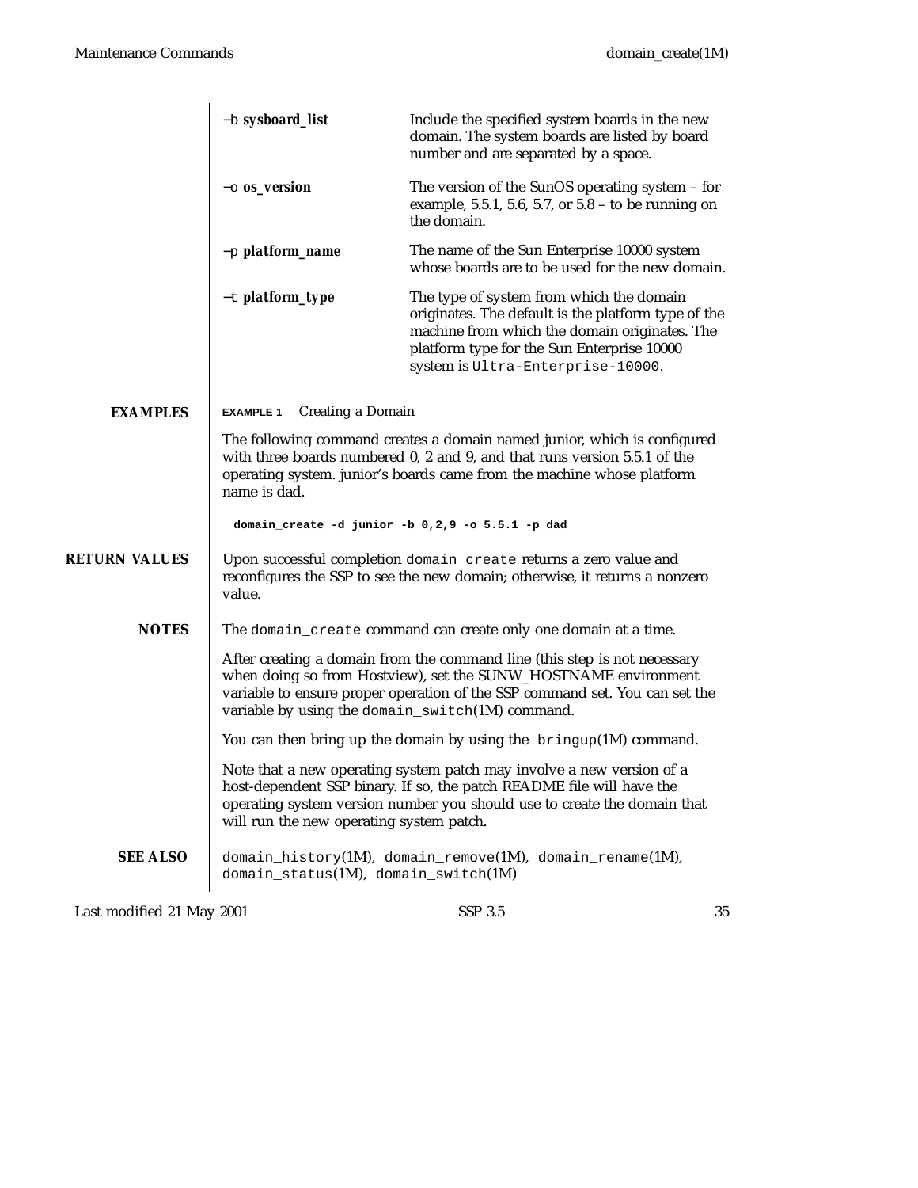| | |
|---|---|
| −b **sysboard_list** | Include the specified system boards in the new domain. The system boards are listed by board number and are separated by a space. |
| −o **os_version** | The version of the SunOS operating system – for example, 5.5.1, 5.6, 5.7, or 5.8 – to be running on the domain. |
| −p **platform_name** | The name of the Sun Enterprise 10000 system whose boards are to be used for the new domain. |
| −t **platform_type** | The type of system from which the domain originates. The default is the platform type of the machine from which the domain originates. The platform type for the Sun Enterprise 10000 system is `Ultra-Enterprise-10000`. |

## EXAMPLES

**EXAMPLE 1** Creating a Domain

The following command creates a domain named junior, which is configured with three boards numbered 0, 2 and 9, and that runs version 5.5.1 of the operating system. junior's boards came from the machine whose platform name is dad.

```
domain_create -d junior -b 0,2,9 -o 5.5.1 -p dad
```

## RETURN VALUES

Upon successful completion `domain_create` returns a zero value and reconfigures the SSP to see the new domain; otherwise, it returns a nonzero value.

## NOTES

The `domain_create` command can create only one domain at a time.

After creating a domain from the command line (this step is not necessary when doing so from Hostview), set the SUNW_HOSTNAME environment variable to ensure proper operation of the SSP command set. You can set the variable by using the `domain_switch`(1M) command.

You can then bring up the domain by using the `bringup`(1M) command.

Note that a new operating system patch may involve a new version of a host-dependent SSP binary. If so, the patch README file will have the operating system version number you should use to create the domain that will run the new operating system patch.

## SEE ALSO

`domain_history`(1M), `domain_remove`(1M), `domain_rename`(1M), `domain_status`(1M), `domain_switch`(1M)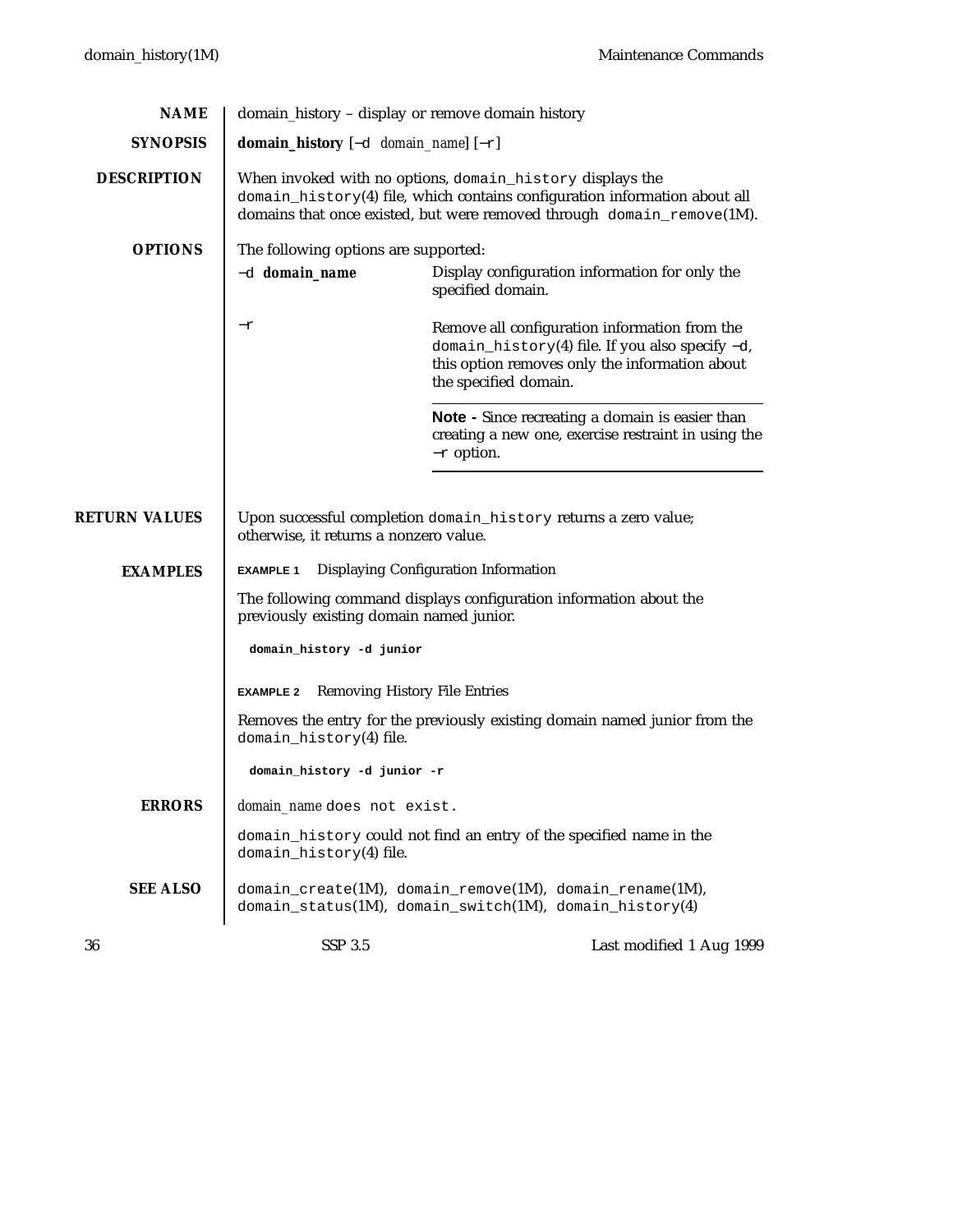## NAME

domain_history – display or remove domain history

## SYNOPSIS

**domain_history** [−d *domain_name*] [−r]

## DESCRIPTION

When invoked with no options, `domain_history` displays the `domain_history`(4) file, which contains configuration information about all domains that once existed, but were removed through `domain_remove`(1M).

## OPTIONS

The following options are supported:

−d **domain_name**
: Display configuration information for only the specified domain.

−r
: Remove all configuration information from the `domain_history`(4) file. If you also specify −d, this option removes only the information about the specified domain.

: **Note -** Since recreating a domain is easier than creating a new one, exercise restraint in using the −r option.

## RETURN VALUES

Upon successful completion `domain_history` returns a zero value; otherwise, it returns a nonzero value.

## EXAMPLES

**EXAMPLE 1** Displaying Configuration Information

The following command displays configuration information about the previously existing domain named junior.

```
domain_history -d junior
```

**EXAMPLE 2** Removing History File Entries

Removes the entry for the previously existing domain named junior from the `domain_history`(4) file.

```
domain_history -d junior -r
```

## ERRORS

*domain_name* `does not exist.`

`domain_history` could not find an entry of the specified name in the `domain_history`(4) file.

## SEE ALSO

`domain_create`(1M), `domain_remove`(1M), `domain_rename`(1M), `domain_status`(1M), `domain_switch`(1M), `domain_history`(4)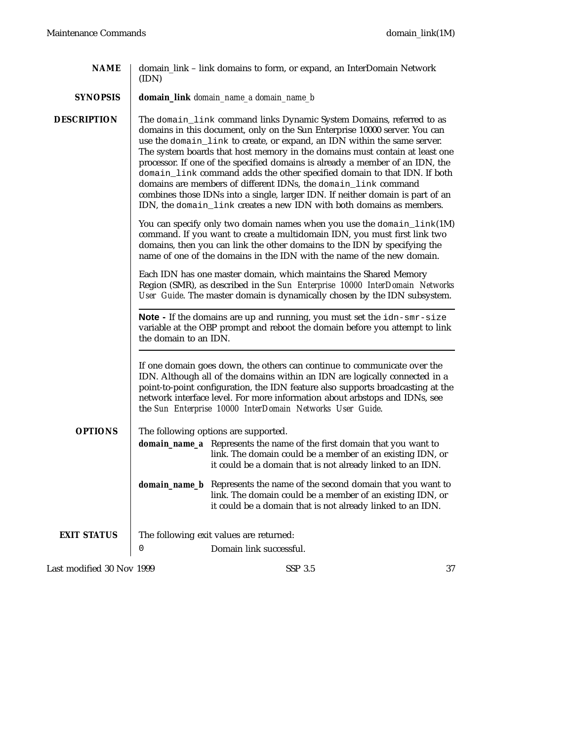## NAME

domain_link – link domains to form, or expand, an InterDomain Network (IDN)

## SYNOPSIS

**domain_link** *domain_name_a domain_name_b*

## DESCRIPTION

The `domain_link` command links Dynamic System Domains, referred to as domains in this document, only on the Sun Enterprise 10000 server. You can use the `domain_link` to create, or expand, an IDN within the same server. The system boards that host memory in the domains must contain at least one processor. If one of the specified domains is already a member of an IDN, the `domain_link` command adds the other specified domain to that IDN. If both domains are members of different IDNs, the `domain_link` command combines those IDNs into a single, larger IDN. If neither domain is part of an IDN, the `domain_link` creates a new IDN with both domains as members.

You can specify only two domain names when you use the `domain_link`(1M) command. If you want to create a multidomain IDN, you must first link two domains, then you can link the other domains to the IDN by specifying the name of one of the domains in the IDN with the name of the new domain.

Each IDN has one master domain, which maintains the Shared Memory Region (SMR), as described in the *Sun Enterprise 10000 InterDomain Networks User Guide*. The master domain is dynamically chosen by the IDN subsystem.

---

**Note -** If the domains are up and running, you must set the `idn-smr-size` variable at the OBP prompt and reboot the domain before you attempt to link the domain to an IDN.

---

If one domain goes down, the others can continue to communicate over the IDN. Although all of the domains within an IDN are logically connected in a point-to-point configuration, the IDN feature also supports broadcasting at the network interface level. For more information about arbstops and IDNs, see the *Sun Enterprise 10000 InterDomain Networks User Guide*.

## OPTIONS

The following options are supported.

**domain_name_a** Represents the name of the first domain that you want to link. The domain could be a member of an existing IDN, or it could be a domain that is not already linked to an IDN.

**domain_name_b** Represents the name of the second domain that you want to link. The domain could be a member of an existing IDN, or it could be a domain that is not already linked to an IDN.

## EXIT STATUS

The following exit values are returned:

`0` Domain link successful.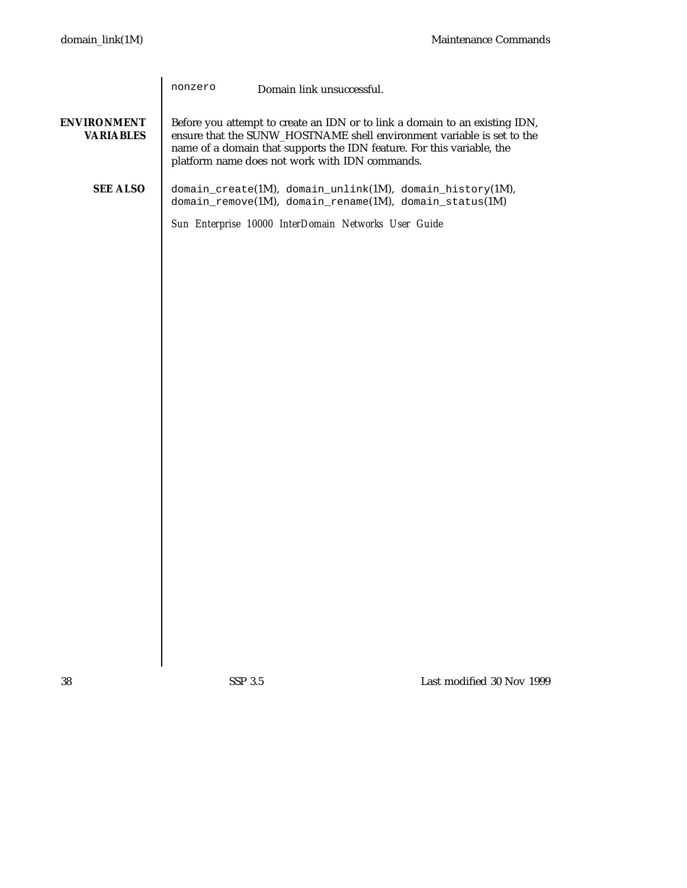`nonzero` Domain link unsuccessful.

**ENVIRONMENT VARIABLES**

Before you attempt to create an IDN or to link a domain to an existing IDN, ensure that the SUNW_HOSTNAME shell environment variable is set to the name of a domain that supports the IDN feature. For this variable, the platform name does not work with IDN commands.

**SEE ALSO**

`domain_create`(1M), `domain_unlink`(1M), `domain_history`(1M), `domain_remove`(1M), `domain_rename`(1M), `domain_status`(1M)

*Sun Enterprise 10000 InterDomain Networks User Guide*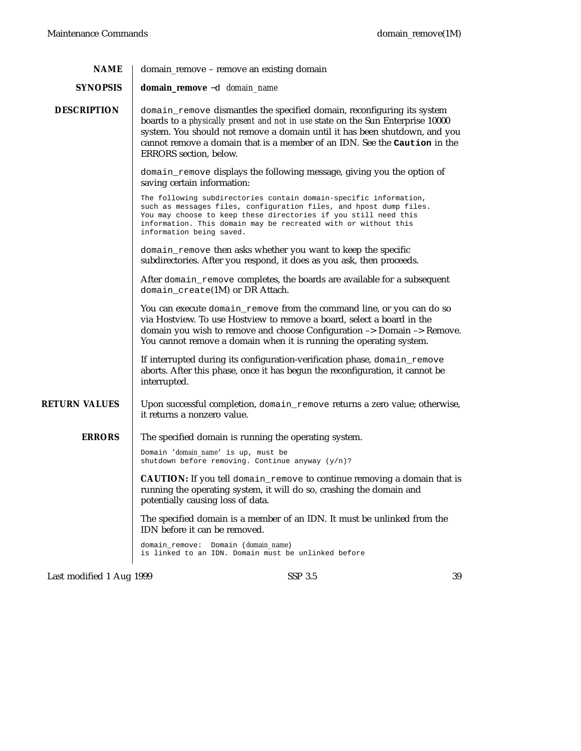## NAME

domain_remove – remove an existing domain

## SYNOPSIS

**domain_remove** −d *domain_name*

## DESCRIPTION

`domain_remove` dismantles the specified domain, reconfiguring its system boards to a *physically present and not in use* state on the Sun Enterprise 10000 system. You should not remove a domain until it has been shutdown, and you cannot remove a domain that is a member of an IDN. See the **`Caution`** in the ERRORS section, below.

`domain_remove` displays the following message, giving you the option of saving certain information:

```
The following subdirectories contain domain-specific information,
such as messages files, configuration files, and hpost dump files.
You may choose to keep these directories if you still need this
information. This domain may be recreated with or without this
information being saved.
```

`domain_remove` then asks whether you want to keep the specific subdirectories. After you respond, it does as you ask, then proceeds.

After `domain_remove` completes, the boards are available for a subsequent `domain_create`(1M) or DR Attach.

You can execute `domain_remove` from the command line, or you can do so via Hostview. To use Hostview to remove a board, select a board in the domain you wish to remove and choose Configuration –> Domain –> Remove. You cannot remove a domain when it is running the operating system.

If interrupted during its configuration-verification phase, `domain_remove` aborts. After this phase, once it has begun the reconfiguration, it cannot be interrupted.

## RETURN VALUES

Upon successful completion, `domain_remove` returns a zero value; otherwise, it returns a nonzero value.

## ERRORS

The specified domain is running the operating system.

```
Domain 'domain_name' is up, must be
shutdown before removing. Continue anyway (y/n)?
```

**CAUTION:** If you tell `domain_remove` to continue removing a domain that is running the operating system, it will do so, crashing the domain and potentially causing loss of data.

The specified domain is a member of an IDN. It must be unlinked from the IDN before it can be removed.

```
domain_remove:  Domain (domain_name)
is linked to an IDN. Domain must be unlinked before
```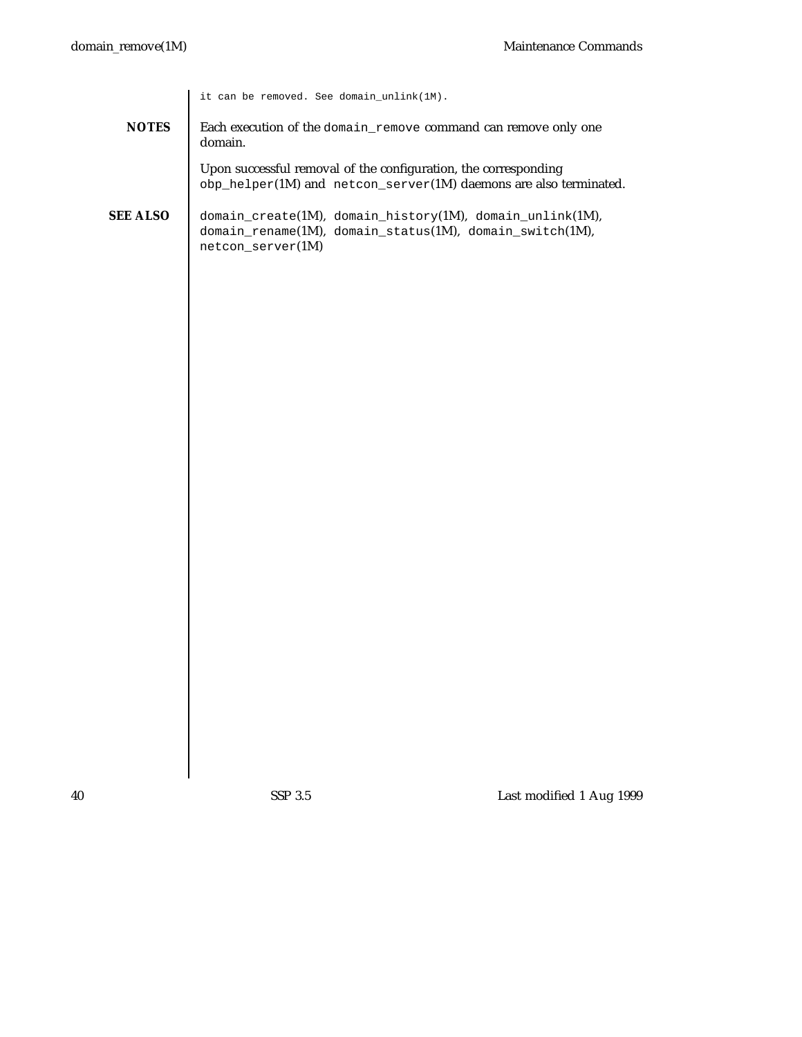it can be removed. See `domain_unlink(1M)`.

## NOTES

Each execution of the `domain_remove` command can remove only one domain.

Upon successful removal of the configuration, the corresponding `obp_helper(1M)` and `netcon_server(1M)` daemons are also terminated.

## SEE ALSO

`domain_create(1M)`, `domain_history(1M)`, `domain_unlink(1M)`, `domain_rename(1M)`, `domain_status(1M)`, `domain_switch(1M)`, `netcon_server(1M)`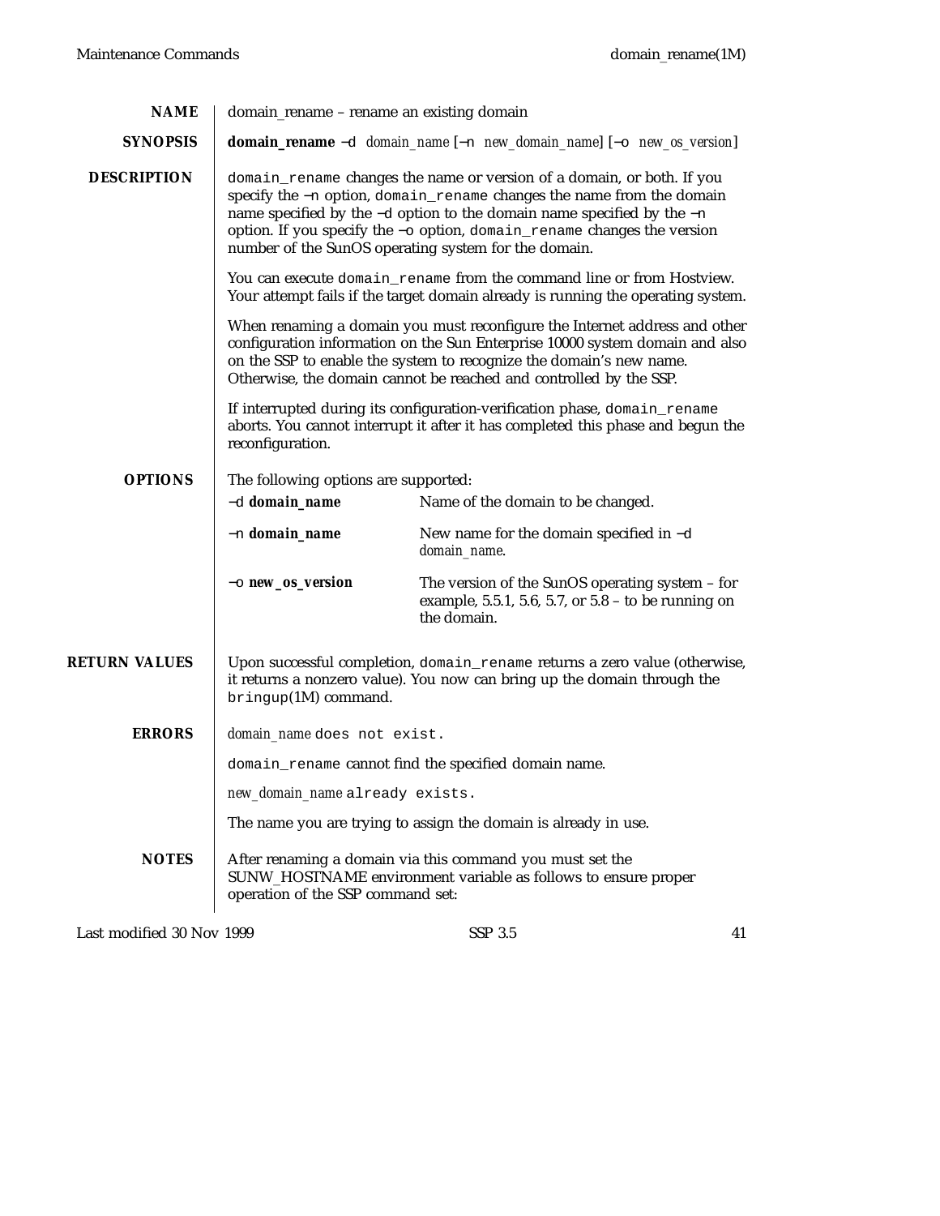## NAME

domain_rename – rename an existing domain

## SYNOPSIS

**domain_rename** −d *domain_name* [−n *new_domain_name*] [−o *new_os_version*]

## DESCRIPTION

`domain_rename` changes the name or version of a domain, or both. If you specify the −n option, `domain_rename` changes the name from the domain name specified by the −d option to the domain name specified by the −n option. If you specify the −o option, `domain_rename` changes the version number of the SunOS operating system for the domain.

You can execute `domain_rename` from the command line or from Hostview. Your attempt fails if the target domain already is running the operating system.

When renaming a domain you must reconfigure the Internet address and other configuration information on the Sun Enterprise 10000 system domain and also on the SSP to enable the system to recognize the domain's new name. Otherwise, the domain cannot be reached and controlled by the SSP.

If interrupted during its configuration-verification phase, `domain_rename` aborts. You cannot interrupt it after it has completed this phase and begun the reconfiguration.

## OPTIONS

The following options are supported:

| | |
|---|---|
| −d **domain_name** | Name of the domain to be changed. |
| −n **domain_name** | New name for the domain specified in −d *domain_name*. |
| −o **new_os_version** | The version of the SunOS operating system – for example, 5.5.1, 5.6, 5.7, or 5.8 – to be running on the domain. |

## RETURN VALUES

Upon successful completion, `domain_rename` returns a zero value (otherwise, it returns a nonzero value). You now can bring up the domain through the `bringup`(1M) command.

## ERRORS

*domain_name* `does not exist.`

`domain_rename` cannot find the specified domain name.

*new_domain_name* `already exists.`

The name you are trying to assign the domain is already in use.

## NOTES

After renaming a domain via this command you must set the SUNW_HOSTNAME environment variable as follows to ensure proper operation of the SSP command set: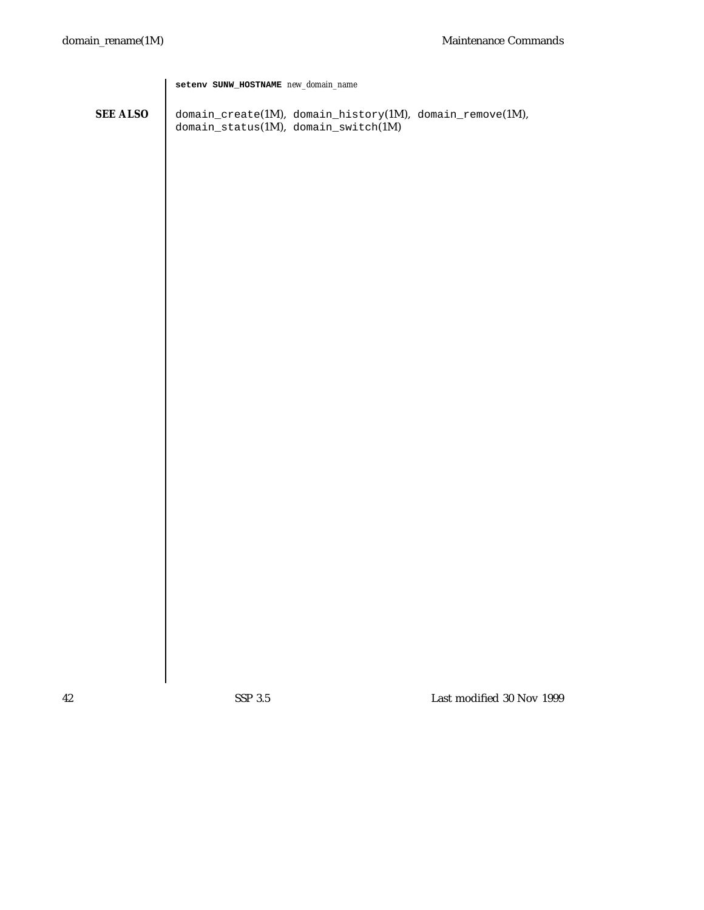```
setenv SUNW_HOSTNAME new_domain_name
```

## SEE ALSO

domain_create(1M), domain_history(1M), domain_remove(1M), domain_status(1M), domain_switch(1M)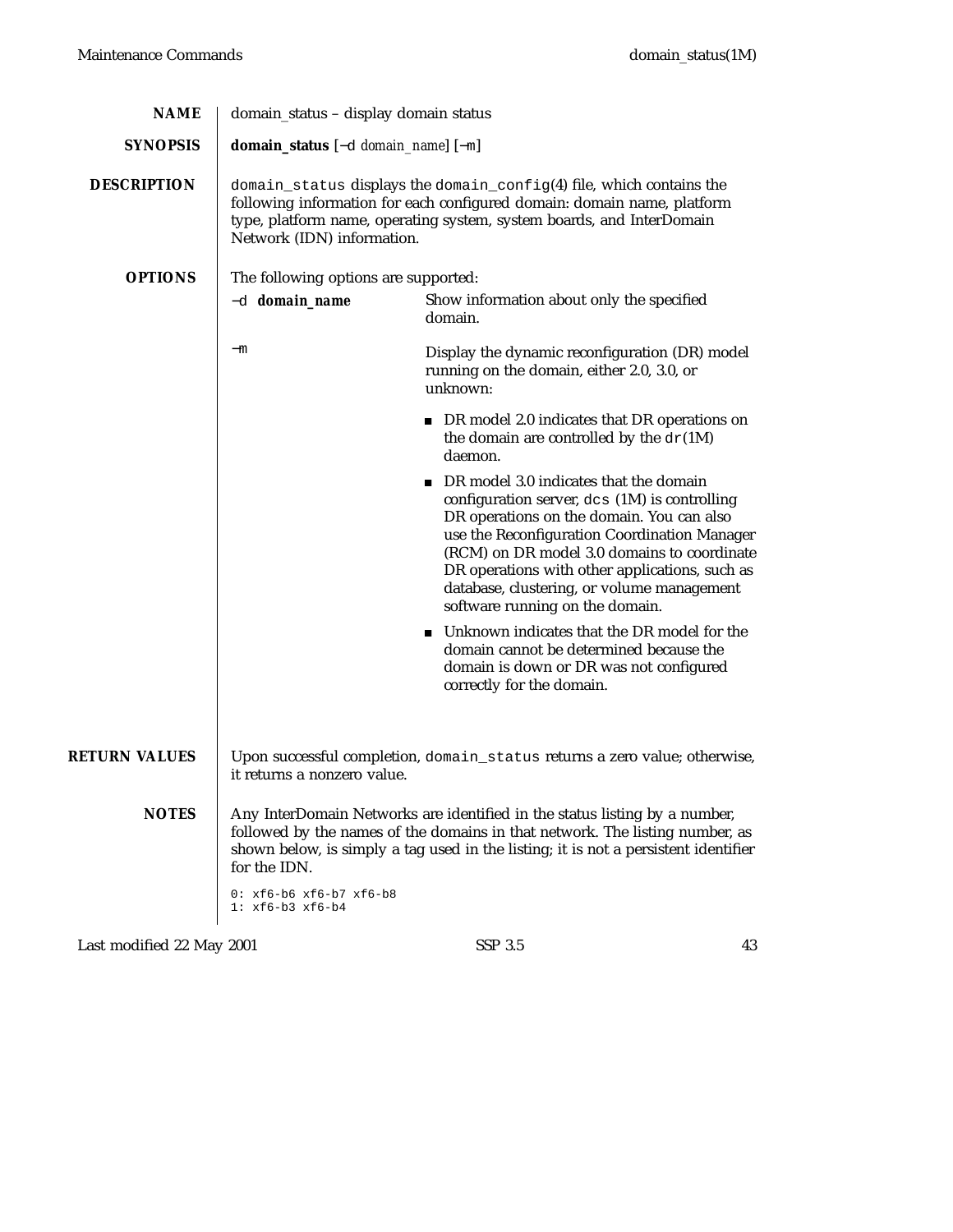## NAME

domain_status – display domain status

## SYNOPSIS

**domain_status** [−d *domain_name*] [−m]

## DESCRIPTION

`domain_status` displays the `domain_config`(4) file, which contains the following information for each configured domain: domain name, platform type, platform name, operating system, system boards, and InterDomain Network (IDN) information.

## OPTIONS

The following options are supported:

**−d** ***domain_name***
: Show information about only the specified domain.

**−m**
: Display the dynamic reconfiguration (DR) model running on the domain, either 2.0, 3.0, or unknown:

- DR model 2.0 indicates that DR operations on the domain are controlled by the `dr`(1M) daemon.
- DR model 3.0 indicates that the domain configuration server, `dcs` (1M) is controlling DR operations on the domain. You can also use the Reconfiguration Coordination Manager (RCM) on DR model 3.0 domains to coordinate DR operations with other applications, such as database, clustering, or volume management software running on the domain.
- Unknown indicates that the DR model for the domain cannot be determined because the domain is down or DR was not configured correctly for the domain.

## RETURN VALUES

Upon successful completion, `domain_status` returns a zero value; otherwise, it returns a nonzero value.

## NOTES

Any InterDomain Networks are identified in the status listing by a number, followed by the names of the domains in that network. The listing number, as shown below, is simply a tag used in the listing; it is not a persistent identifier for the IDN.

```
0: xf6-b6 xf6-b7 xf6-b8
1: xf6-b3 xf6-b4
```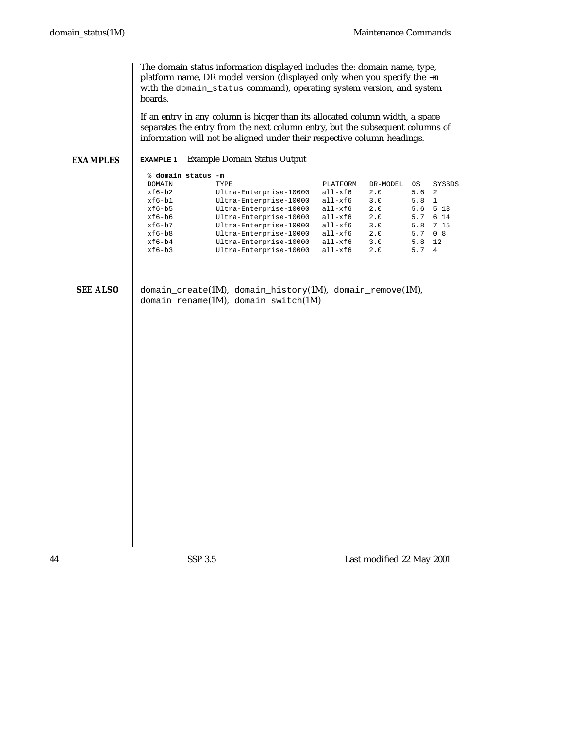The domain status information displayed includes the: domain name, type, platform name, DR model version (displayed only when you specify the −m with the `domain_status` command), operating system version, and system boards.

If an entry in any column is bigger than its allocated column width, a space separates the entry from the next column entry, but the subsequent columns of information will not be aligned under their respective column headings.

## EXAMPLES

**EXAMPLE 1** Example Domain Status Output

```
% domain status -m
DOMAIN          TYPE                     PLATFORM   DR-MODEL  OS   SYSBDS
xf6-b2          Ultra-Enterprise-10000   all-xf6    2.0       5.6  2
xf6-b1          Ultra-Enterprise-10000   all-xf6    3.0       5.8  1
xf6-b5          Ultra-Enterprise-10000   all-xf6    2.0       5.6  5 13
xf6-b6          Ultra-Enterprise-10000   all-xf6    2.0       5.7  6 14
xf6-b7          Ultra-Enterprise-10000   all-xf6    3.0       5.8  7 15
xf6-b8          Ultra-Enterprise-10000   all-xf6    2.0       5.7  0 8
xf6-b4          Ultra-Enterprise-10000   all-xf6    3.0       5.8  12
xf6-b3          Ultra-Enterprise-10000   all-xf6    2.0       5.7  4
```

## SEE ALSO

`domain_create`(1M), `domain_history`(1M), `domain_remove`(1M), `domain_rename`(1M), `domain_switch`(1M)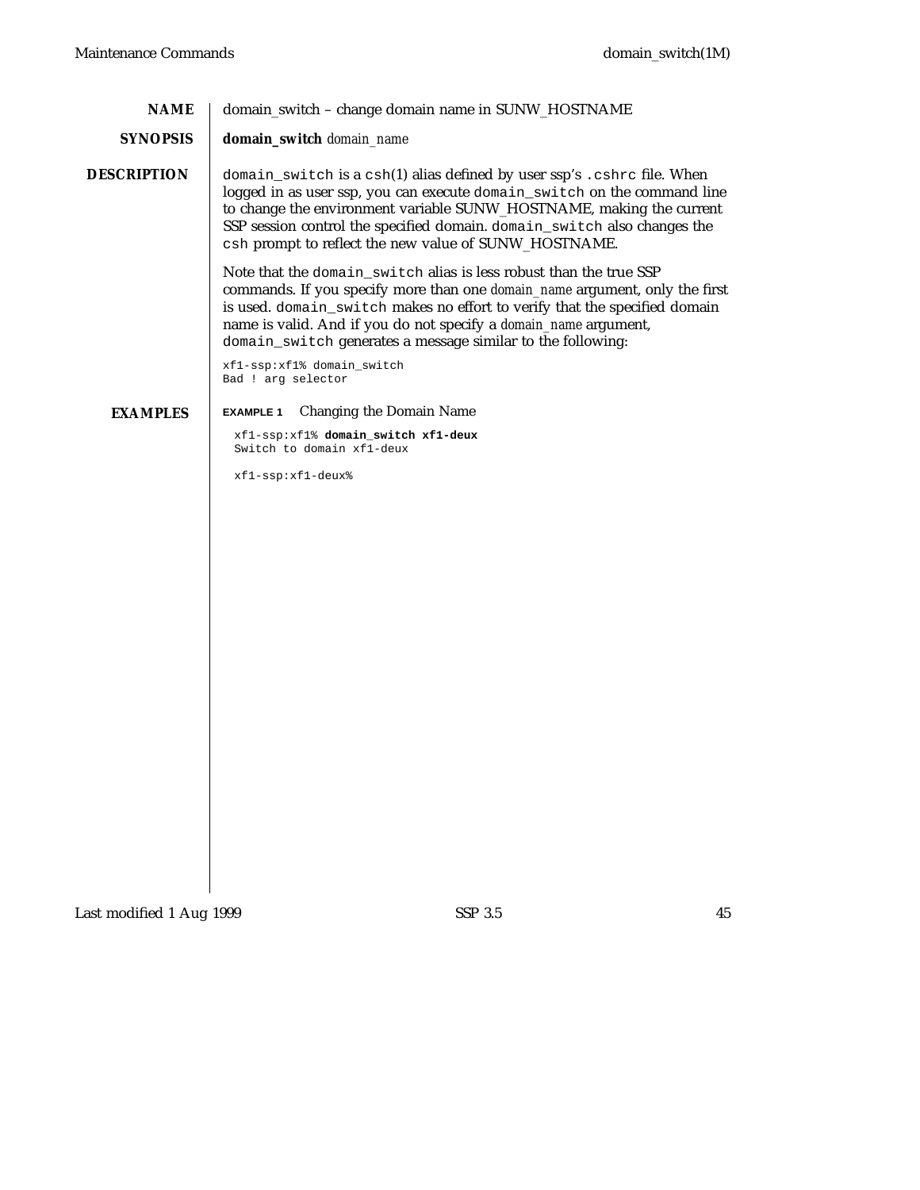## NAME

domain_switch – change domain name in SUNW_HOSTNAME

## SYNOPSIS

**domain_switch** *domain_name*

## DESCRIPTION

`domain_switch` is a `csh`(1) alias defined by user ssp's `.cshrc` file. When logged in as user ssp, you can execute `domain_switch` on the command line to change the environment variable SUNW_HOSTNAME, making the current SSP session control the specified domain. `domain_switch` also changes the `csh` prompt to reflect the new value of SUNW_HOSTNAME.

Note that the `domain_switch` alias is less robust than the true SSP commands. If you specify more than one *domain_name* argument, only the first is used. `domain_switch` makes no effort to verify that the specified domain name is valid. And if you do not specify a *domain_name* argument, `domain_switch` generates a message similar to the following:

```
xf1-ssp:xf1% domain_switch
Bad ! arg selector
```

## EXAMPLES

**EXAMPLE 1** Changing the Domain Name

```
xf1-ssp:xf1% domain_switch xf1-deux
Switch to domain xf1-deux

xf1-ssp:xf1-deux%
```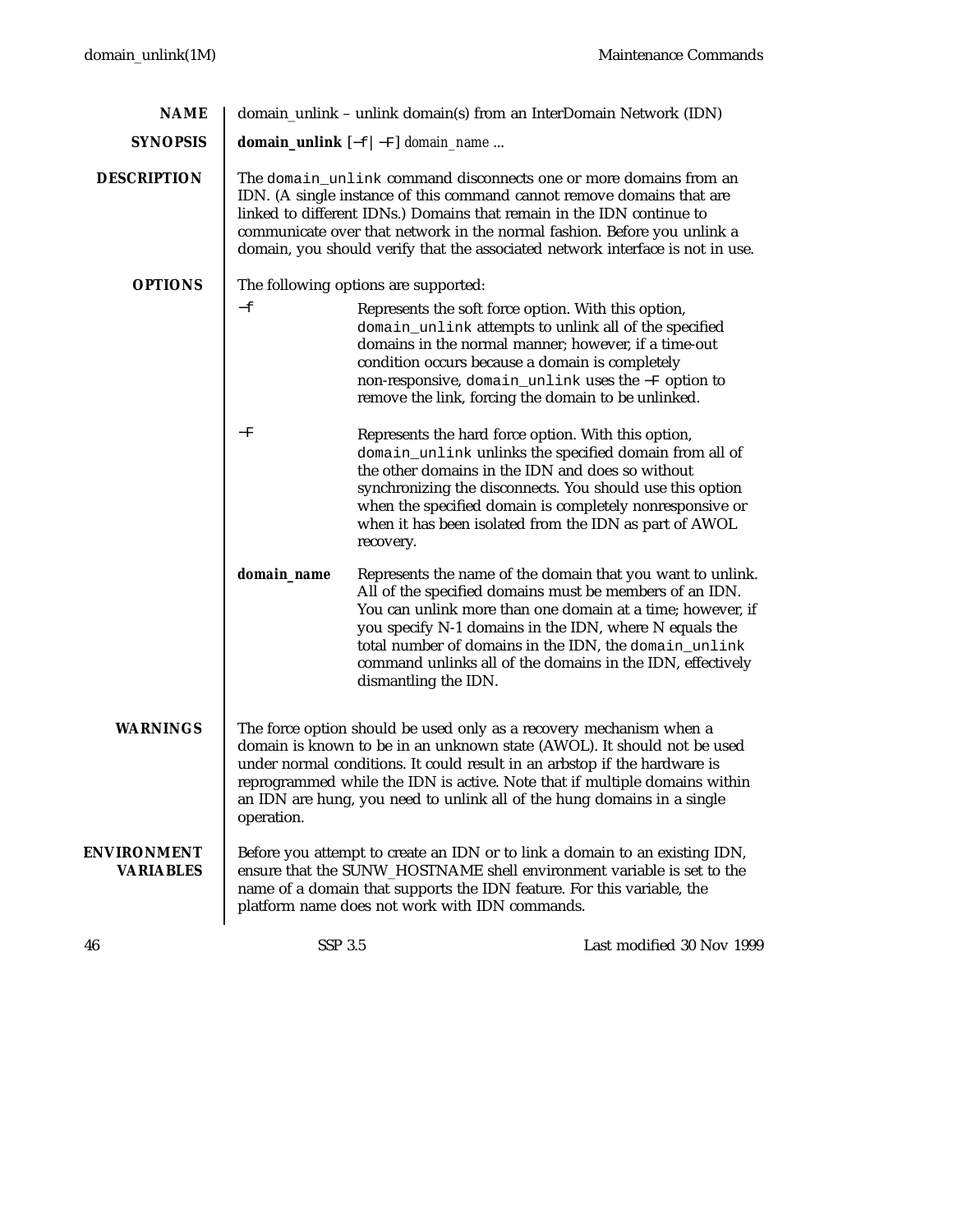## NAME

domain_unlink – unlink domain(s) from an InterDomain Network (IDN)

## SYNOPSIS

**domain_unlink** [−f | −F] *domain_name* ...

## DESCRIPTION

The `domain_unlink` command disconnects one or more domains from an IDN. (A single instance of this command cannot remove domains that are linked to different IDNs.) Domains that remain in the IDN continue to communicate over that network in the normal fashion. Before you unlink a domain, you should verify that the associated network interface is not in use.

## OPTIONS

The following options are supported:

**−f**
Represents the soft force option. With this option, `domain_unlink` attempts to unlink all of the specified domains in the normal manner; however, if a time-out condition occurs because a domain is completely non-responsive, `domain_unlink` uses the −F option to remove the link, forcing the domain to be unlinked.

**−F**
Represents the hard force option. With this option, `domain_unlink` unlinks the specified domain from all of the other domains in the IDN and does so without synchronizing the disconnects. You should use this option when the specified domain is completely nonresponsive or when it has been isolated from the IDN as part of AWOL recovery.

***domain_name***
Represents the name of the domain that you want to unlink. All of the specified domains must be members of an IDN. You can unlink more than one domain at a time; however, if you specify N-1 domains in the IDN, where N equals the total number of domains in the IDN, the `domain_unlink` command unlinks all of the domains in the IDN, effectively dismantling the IDN.

## WARNINGS

The force option should be used only as a recovery mechanism when a domain is known to be in an unknown state (AWOL). It should not be used under normal conditions. It could result in an arbstop if the hardware is reprogrammed while the IDN is active. Note that if multiple domains within an IDN are hung, you need to unlink all of the hung domains in a single operation.

## ENVIRONMENT VARIABLES

Before you attempt to create an IDN or to link a domain to an existing IDN, ensure that the SUNW_HOSTNAME shell environment variable is set to the name of a domain that supports the IDN feature. For this variable, the platform name does not work with IDN commands.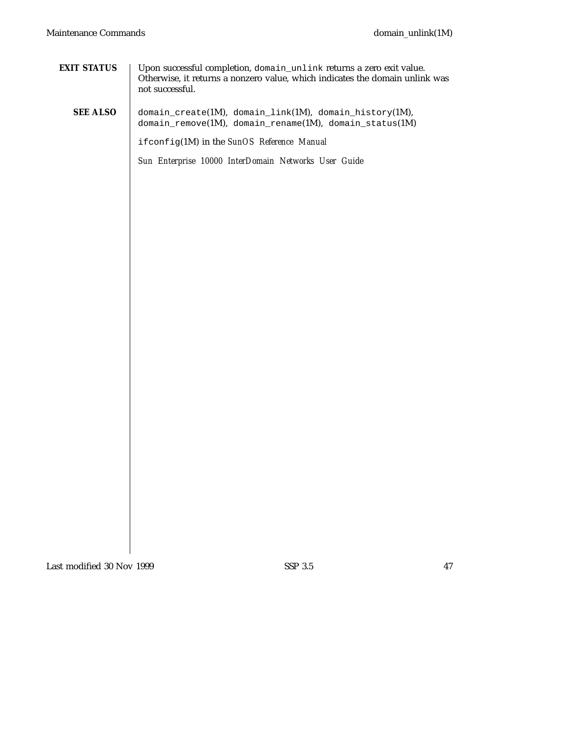## EXIT STATUS

Upon successful completion, `domain_unlink` returns a zero exit value. Otherwise, it returns a nonzero value, which indicates the domain unlink was not successful.

## SEE ALSO

`domain_create`(1M), `domain_link`(1M), `domain_history`(1M), `domain_remove`(1M), `domain_rename`(1M), `domain_status`(1M)

`ifconfig`(1M) in the *SunOS Reference Manual*

*Sun Enterprise 10000 InterDomain Networks User Guide*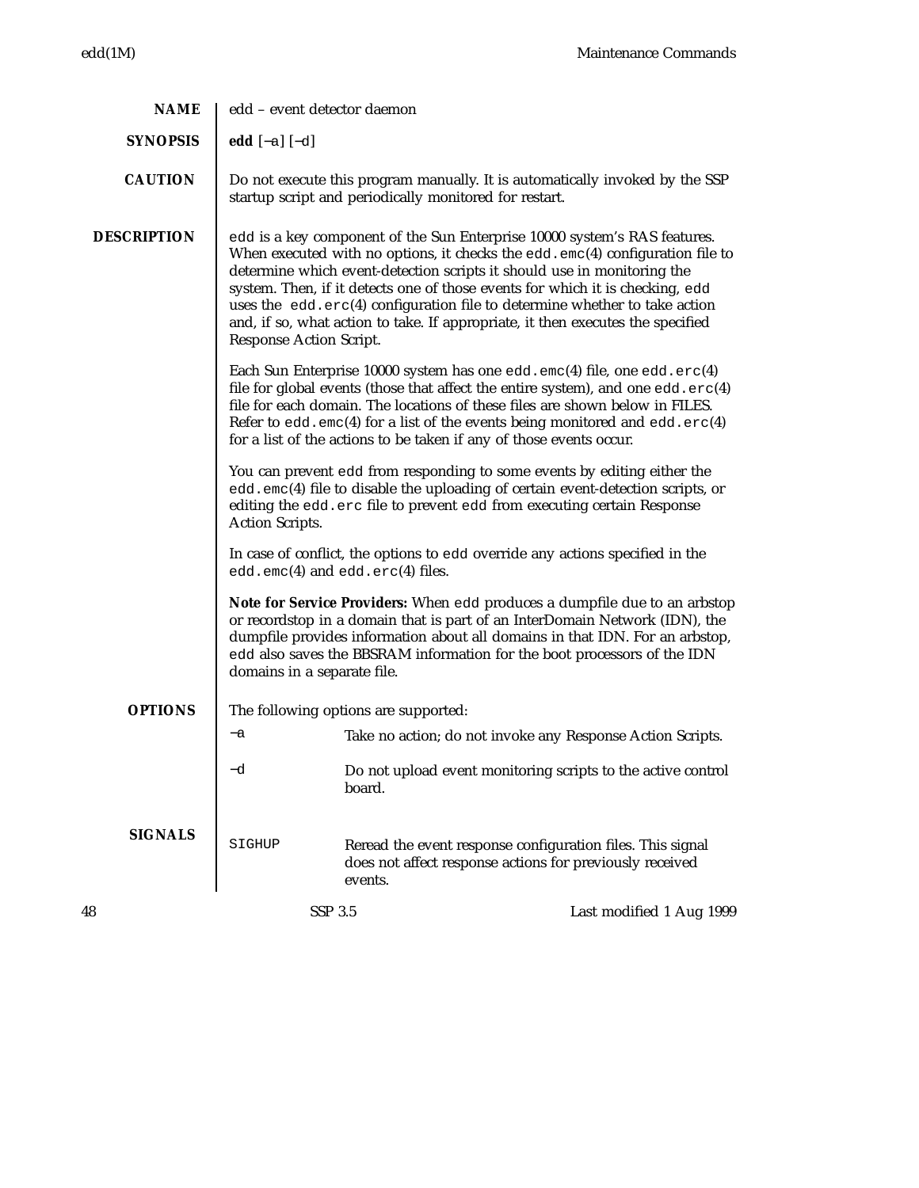## NAME

edd – event detector daemon

## SYNOPSIS

**edd** [−a] [−d]

## CAUTION

Do not execute this program manually. It is automatically invoked by the SSP startup script and periodically monitored for restart.

## DESCRIPTION

`edd` is a key component of the Sun Enterprise 10000 system's RAS features. When executed with no options, it checks the `edd.emc`(4) configuration file to determine which event-detection scripts it should use in monitoring the system. Then, if it detects one of those events for which it is checking, `edd` uses the `edd.erc`(4) configuration file to determine whether to take action and, if so, what action to take. If appropriate, it then executes the specified Response Action Script.

Each Sun Enterprise 10000 system has one `edd.emc`(4) file, one `edd.erc`(4) file for global events (those that affect the entire system), and one `edd.erc`(4) file for each domain. The locations of these files are shown below in FILES. Refer to `edd.emc`(4) for a list of the events being monitored and `edd.erc`(4) for a list of the actions to be taken if any of those events occur.

You can prevent `edd` from responding to some events by editing either the `edd.emc`(4) file to disable the uploading of certain event-detection scripts, or editing the `edd.erc` file to prevent `edd` from executing certain Response Action Scripts.

In case of conflict, the options to `edd` override any actions specified in the `edd.emc`(4) and `edd.erc`(4) files.

**Note for Service Providers:** When `edd` produces a dumpfile due to an arbstop or recordstop in a domain that is part of an InterDomain Network (IDN), the dumpfile provides information about all domains in that IDN. For an arbstop, `edd` also saves the BBSRAM information for the boot processors of the IDN domains in a separate file.

## OPTIONS

The following options are supported:

| | |
|---|---|
| `−a` | Take no action; do not invoke any Response Action Scripts. |
| `−d` | Do not upload event monitoring scripts to the active control board. |

## SIGNALS

| | |
|---|---|
| `SIGHUP` | Reread the event response configuration files. This signal does not affect response actions for previously received events. |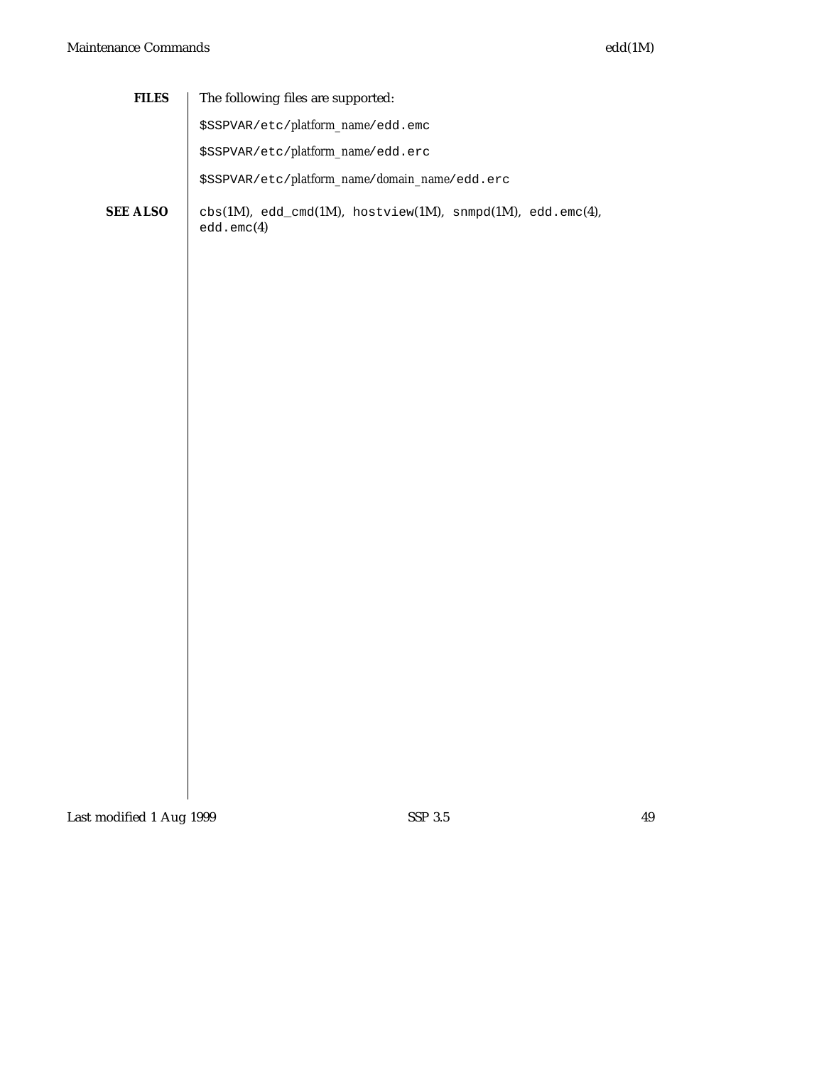## FILES

The following files are supported:

`$SSPVAR/etc/`*platform_name*`/edd.emc`

`$SSPVAR/etc/`*platform_name*`/edd.erc`

`$SSPVAR/etc/`*platform_name*`/`*domain_name*`/edd.erc`

## SEE ALSO

`cbs`(1M), `edd_cmd`(1M), `hostview`(1M), `snmpd`(1M), `edd.emc`(4), `edd.emc`(4)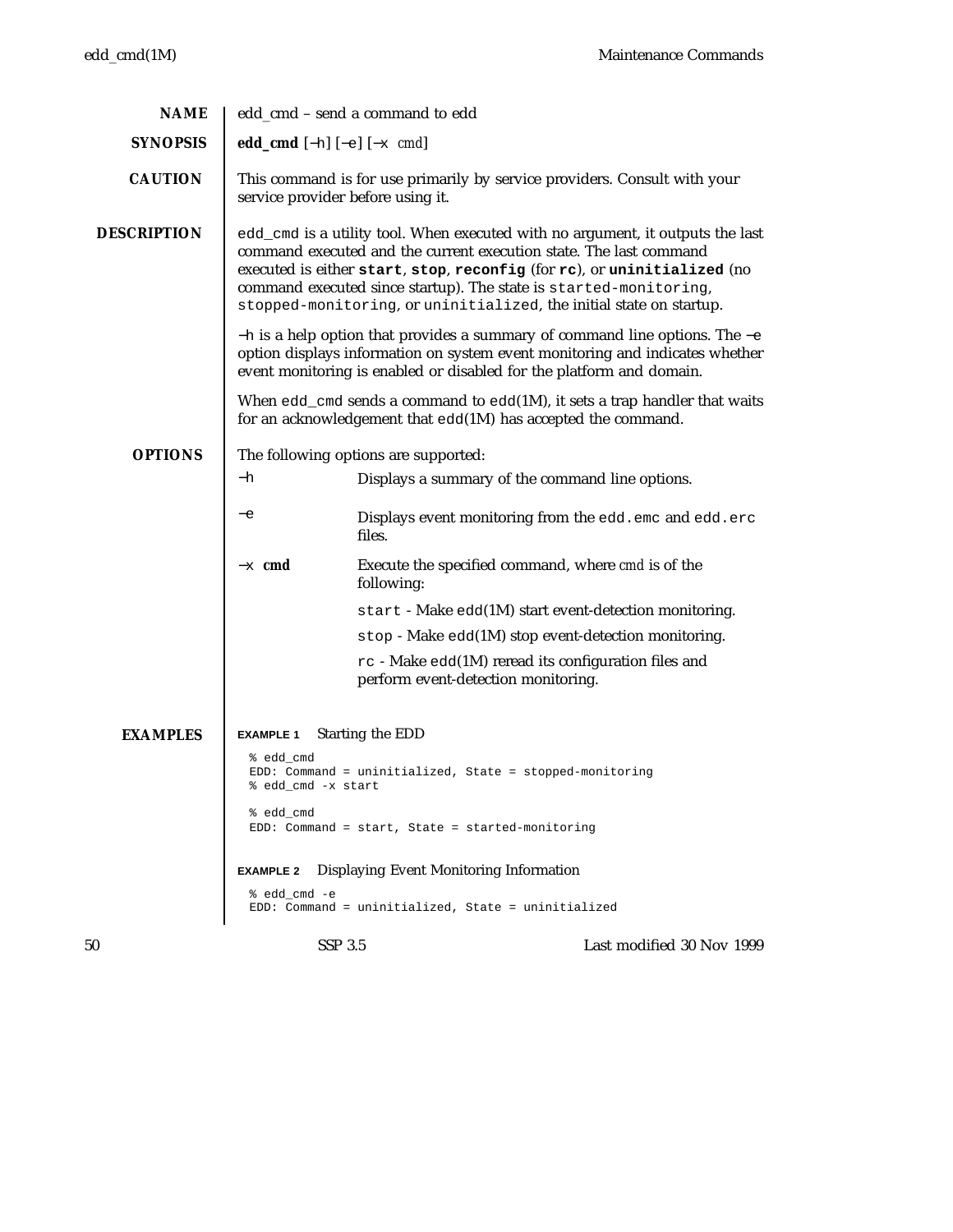## NAME

edd_cmd – send a command to edd

## SYNOPSIS

**edd_cmd** [−h] [−e] [−x *cmd*]

## CAUTION

This command is for use primarily by service providers. Consult with your service provider before using it.

## DESCRIPTION

`edd_cmd` is a utility tool. When executed with no argument, it outputs the last command executed and the current execution state. The last command executed is either **start**, **stop**, **reconfig** (for **rc**), or **uninitialized** (no command executed since startup). The state is `started-monitoring`, `stopped-monitoring`, or `uninitialized`, the initial state on startup.

−h is a help option that provides a summary of command line options. The −e option displays information on system event monitoring and indicates whether event monitoring is enabled or disabled for the platform and domain.

When `edd_cmd` sends a command to `edd`(1M), it sets a trap handler that waits for an acknowledgement that `edd`(1M) has accepted the command.

## OPTIONS

The following options are supported:

−h
: Displays a summary of the command line options.

−e
: Displays event monitoring from the `edd.emc` and `edd.erc` files.

−x **cmd**
: Execute the specified command, where *cmd* is of the following:

  `start` - Make `edd`(1M) start event-detection monitoring.

  `stop` - Make `edd`(1M) stop event-detection monitoring.

  `rc` - Make `edd`(1M) reread its configuration files and perform event-detection monitoring.

## EXAMPLES

**EXAMPLE 1** Starting the EDD

```
% edd_cmd
EDD: Command = uninitialized, State = stopped-monitoring
% edd_cmd -x start

% edd_cmd
EDD: Command = start, State = started-monitoring
```

**EXAMPLE 2** Displaying Event Monitoring Information

```
% edd_cmd -e
EDD: Command = uninitialized, State = uninitialized
```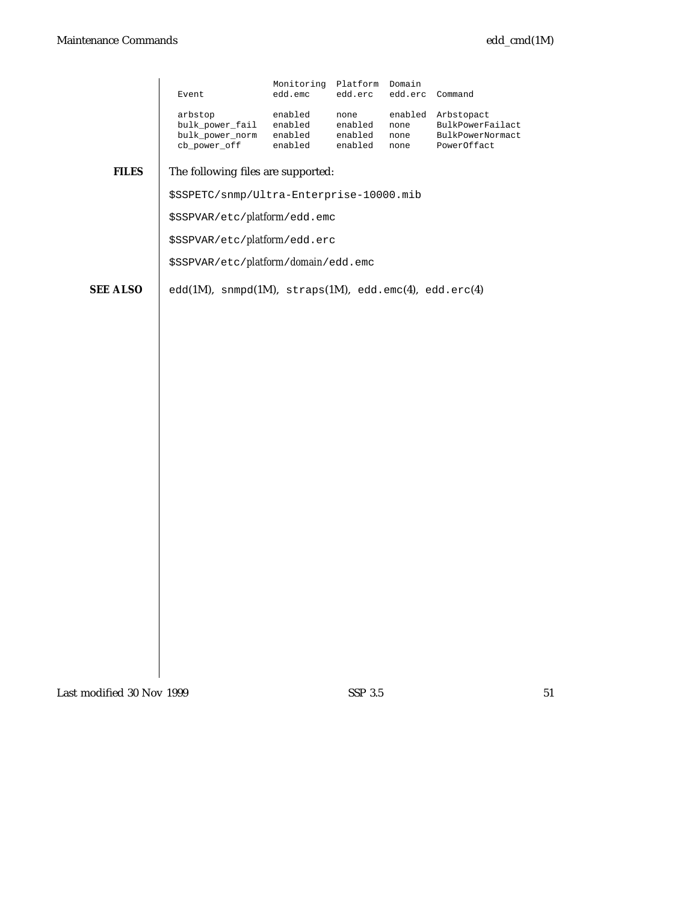```
                   Monitoring  Platform  Domain
  Event            edd.emc     edd.erc   edd.erc  Command

  arbstop          enabled     none      enabled  Arbstopact
  bulk_power_fail  enabled     enabled   none     BulkPowerFailact
  bulk_power_norm  enabled     enabled   none     BulkPowerNormact
  cb_power_off     enabled     enabled   none     PowerOffact
```

**FILES**

The following files are supported:

`$SSPETC/snmp/Ultra-Enterprise-10000.mib`

`$SSPVAR/etc/`*platform*`/edd.emc`

`$SSPVAR/etc/`*platform*`/edd.erc`

`$SSPVAR/etc/`*platform*`/`*domain*`/edd.emc`

**SEE ALSO**

edd(1M), snmpd(1M), straps(1M), edd.emc(4), edd.erc(4)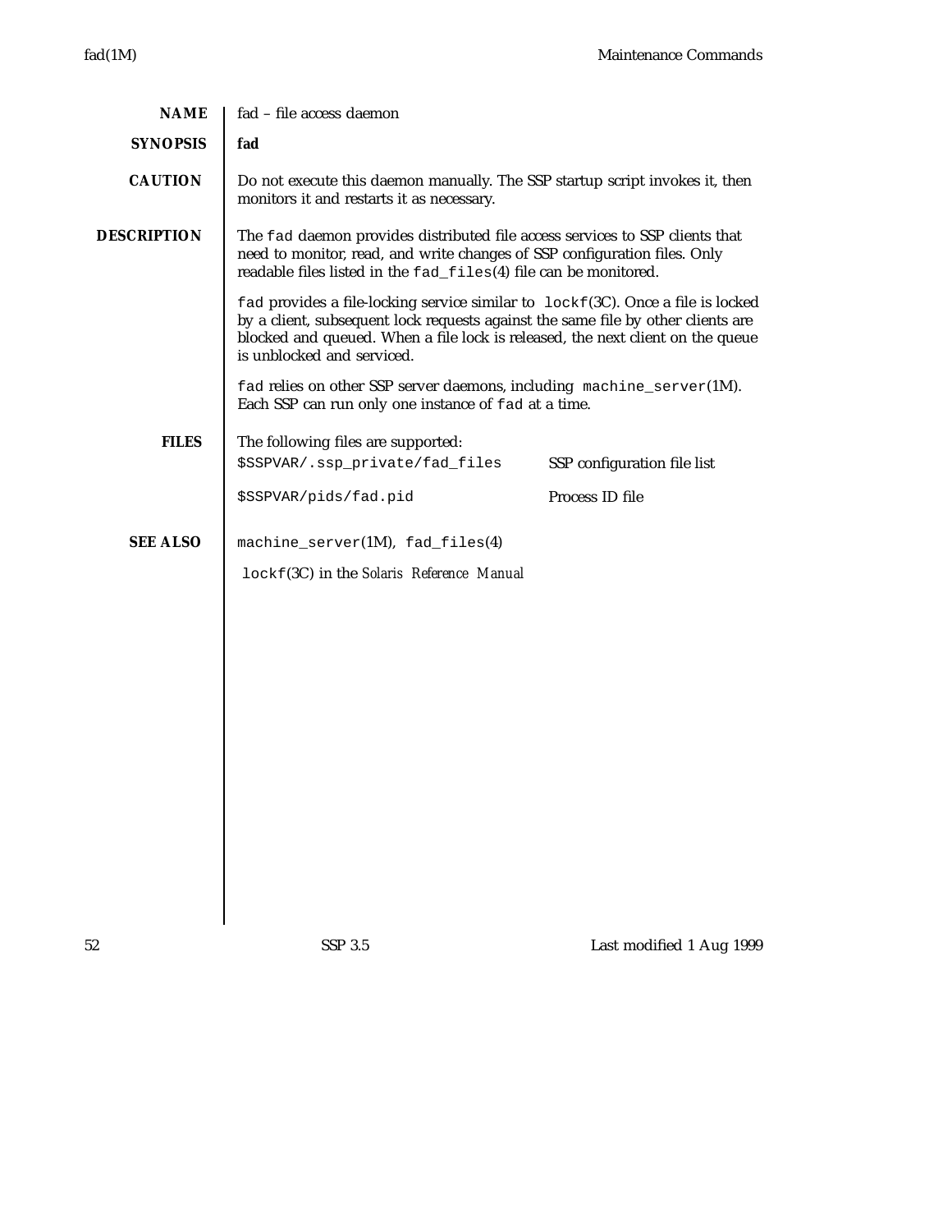## NAME

fad – file access daemon

## SYNOPSIS

**fad**

## CAUTION

Do not execute this daemon manually. The SSP startup script invokes it, then monitors it and restarts it as necessary.

## DESCRIPTION

The `fad` daemon provides distributed file access services to SSP clients that need to monitor, read, and write changes of SSP configuration files. Only readable files listed in the `fad_files`(4) file can be monitored.

`fad` provides a file-locking service similar to `lockf`(3C). Once a file is locked by a client, subsequent lock requests against the same file by other clients are blocked and queued. When a file lock is released, the next client on the queue is unblocked and serviced.

`fad` relies on other SSP server daemons, including `machine_server`(1M). Each SSP can run only one instance of `fad` at a time.

## FILES

The following files are supported:

| | |
|---|---|
| `$SSPVAR/.ssp_private/fad_files` | SSP configuration file list |
| `$SSPVAR/pids/fad.pid` | Process ID file |

## SEE ALSO

`machine_server`(1M), `fad_files`(4)

`lockf`(3C) in the *Solaris Reference Manual*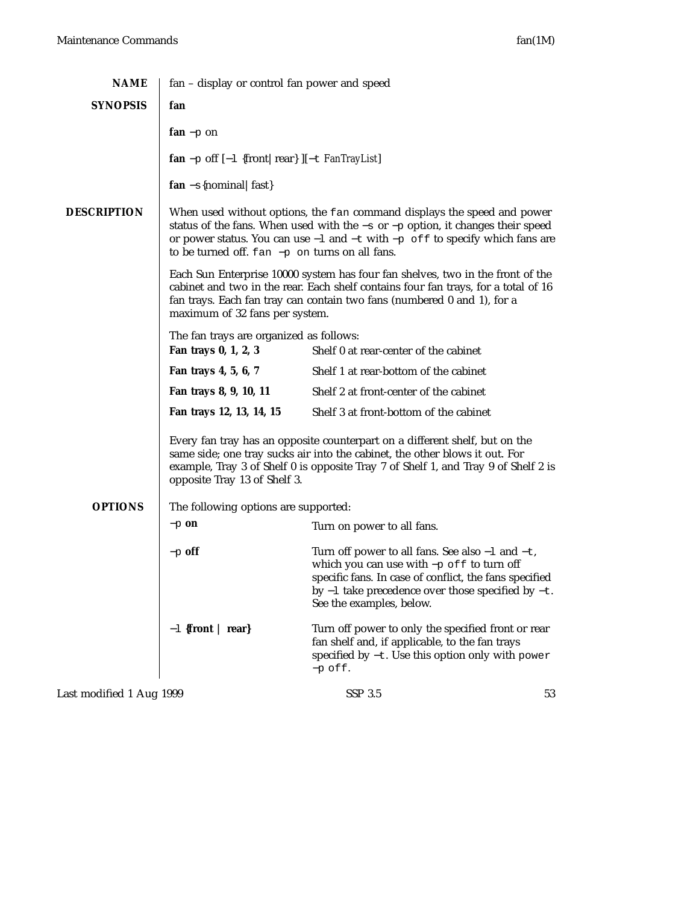## NAME

fan – display or control fan power and speed

## SYNOPSIS

**fan**

**fan** −p on

**fan** −p off [−l {front| rear} ][−t *FanTrayList*]

**fan** −s {nominal| fast}

## DESCRIPTION

When used without options, the `fan` command displays the speed and power status of the fans. When used with the −s or −p option, it changes their speed or power status. You can use −l and −t with −p off to specify which fans are to be turned off. `fan −p on` turns on all fans.

Each Sun Enterprise 10000 system has four fan shelves, two in the front of the cabinet and two in the rear. Each shelf contains four fan trays, for a total of 16 fan trays. Each fan tray can contain two fans (numbered 0 and 1), for a maximum of 32 fans per system.

The fan trays are organized as follows:

| | |
|---|---|
| **Fan trays 0, 1, 2, 3** | Shelf 0 at rear-center of the cabinet |
| **Fan trays 4, 5, 6, 7** | Shelf 1 at rear-bottom of the cabinet |
| **Fan trays 8, 9, 10, 11** | Shelf 2 at front-center of the cabinet |
| **Fan trays 12, 13, 14, 15** | Shelf 3 at front-bottom of the cabinet |

Every fan tray has an opposite counterpart on a different shelf, but on the same side; one tray sucks air into the cabinet, the other blows it out. For example, Tray 3 of Shelf 0 is opposite Tray 7 of Shelf 1, and Tray 9 of Shelf 2 is opposite Tray 13 of Shelf 3.

## OPTIONS

The following options are supported:

**−p on**
: Turn on power to all fans.

**−p off**
: Turn off power to all fans. See also −l and −t, which you can use with −p off to turn off specific fans. In case of conflict, the fans specified by −l take precedence over those specified by −t. See the examples, below.

**−l {front | rear}**
: Turn off power to only the specified front or rear fan shelf and, if applicable, to the fan trays specified by −t. Use this option only with `power −p off`.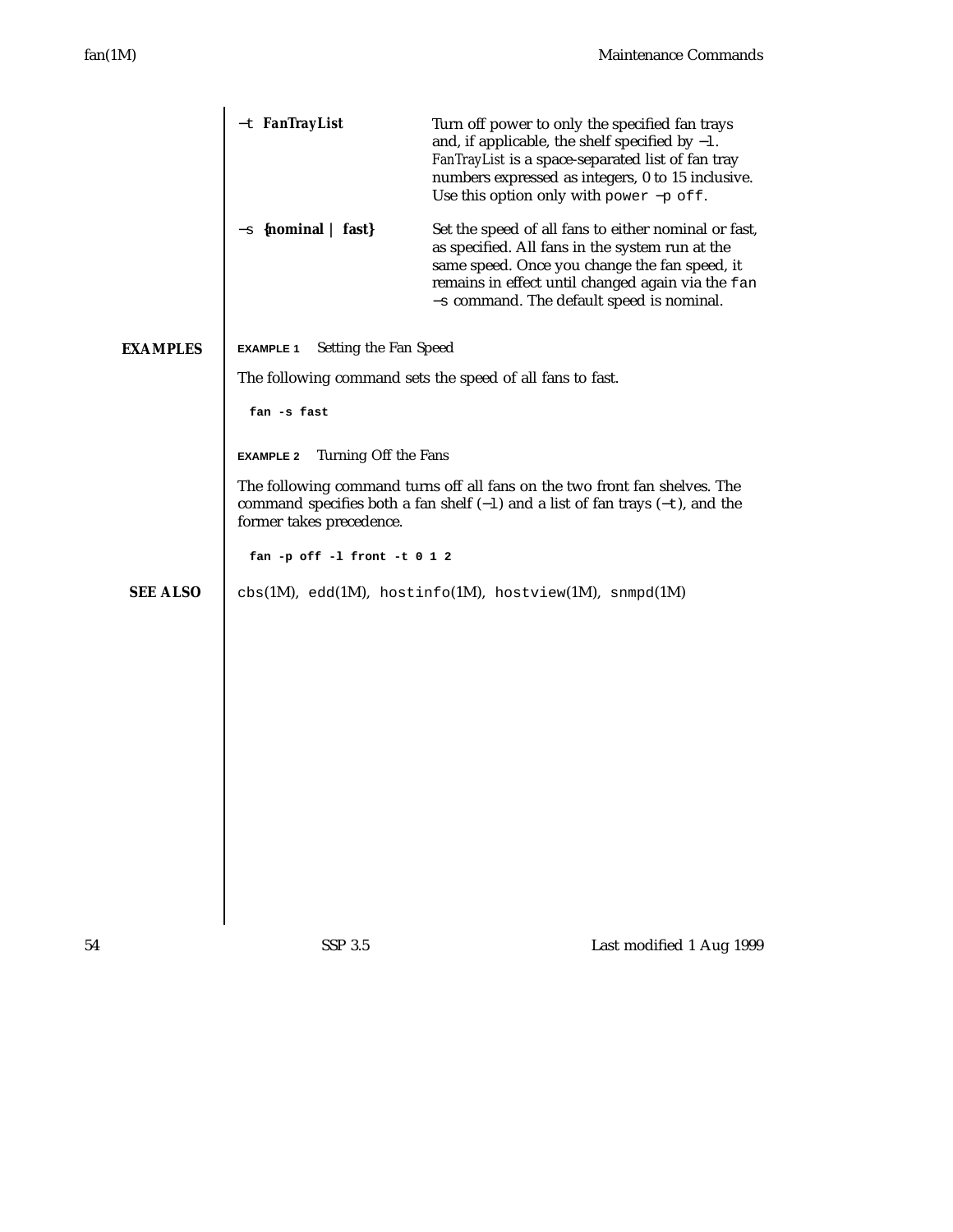**−t *FanTrayList***
: Turn off power to only the specified fan trays and, if applicable, the shelf specified by `−l`. *FanTrayList* is a space-separated list of fan tray numbers expressed as integers, 0 to 15 inclusive. Use this option only with `power −p off`.

**−s {nominal | fast}**
: Set the speed of all fans to either nominal or fast, as specified. All fans in the system run at the same speed. Once you change the fan speed, it remains in effect until changed again via the `fan −s` command. The default speed is nominal.

## EXAMPLES

**EXAMPLE 1** Setting the Fan Speed

The following command sets the speed of all fans to fast.

```
fan -s fast
```

**EXAMPLE 2** Turning Off the Fans

The following command turns off all fans on the two front fan shelves. The command specifies both a fan shelf (`−l`) and a list of fan trays (`−t`), and the former takes precedence.

```
fan -p off -l front -t 0 1 2
```

## SEE ALSO

`cbs`(1M), `edd`(1M), `hostinfo`(1M), `hostview`(1M), `snmpd`(1M)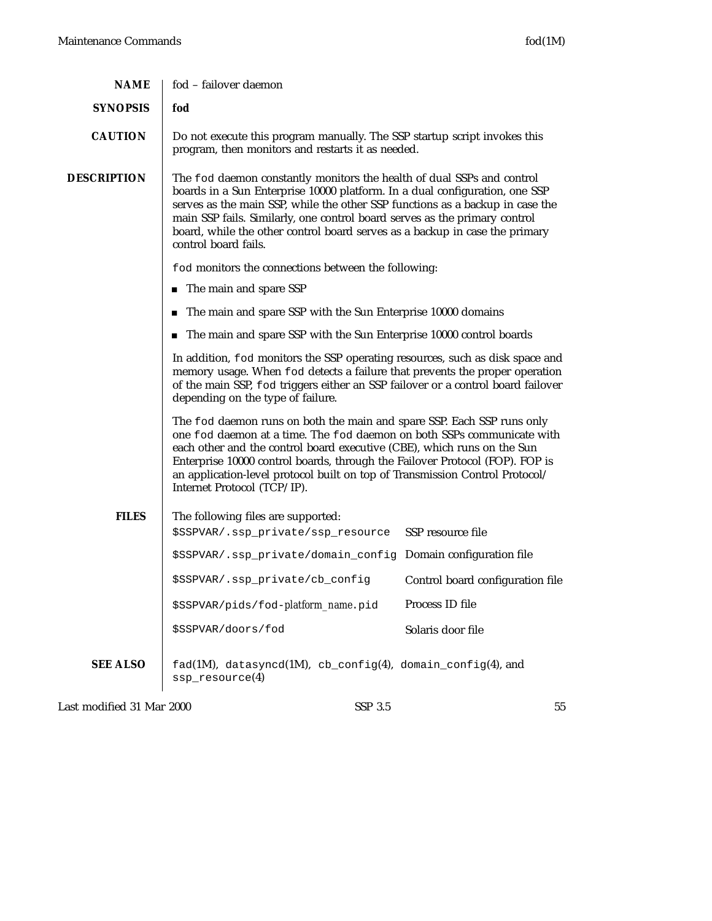## NAME

fod – failover daemon

## SYNOPSIS

**fod**

## CAUTION

Do not execute this program manually. The SSP startup script invokes this program, then monitors and restarts it as needed.

## DESCRIPTION

The `fod` daemon constantly monitors the health of dual SSPs and control boards in a Sun Enterprise 10000 platform. In a dual configuration, one SSP serves as the main SSP, while the other SSP functions as a backup in case the main SSP fails. Similarly, one control board serves as the primary control board, while the other control board serves as a backup in case the primary control board fails.

`fod` monitors the connections between the following:

- The main and spare SSP
- The main and spare SSP with the Sun Enterprise 10000 domains
- The main and spare SSP with the Sun Enterprise 10000 control boards

In addition, `fod` monitors the SSP operating resources, such as disk space and memory usage. When `fod` detects a failure that prevents the proper operation of the main SSP, `fod` triggers either an SSP failover or a control board failover depending on the type of failure.

The `fod` daemon runs on both the main and spare SSP. Each SSP runs only one `fod` daemon at a time. The `fod` daemon on both SSPs communicate with each other and the control board executive (CBE), which runs on the Sun Enterprise 10000 control boards, through the Failover Protocol (FOP). FOP is an application-level protocol built on top of Transmission Control Protocol/ Internet Protocol (TCP/IP).

## FILES

The following files are supported:

| File | Description |
|---|---|
| `$SSPVAR/.ssp_private/ssp_resource` | SSP resource file |
| `$SSPVAR/.ssp_private/domain_config` | Domain configuration file |
| `$SSPVAR/.ssp_private/cb_config` | Control board configuration file |
| `$SSPVAR/pids/fod-`*platform_name*`.pid` | Process ID file |
| `$SSPVAR/doors/fod` | Solaris door file |

## SEE ALSO

`fad`(1M), `datasyncd`(1M), `cb_config`(4), `domain_config`(4), and `ssp_resource`(4)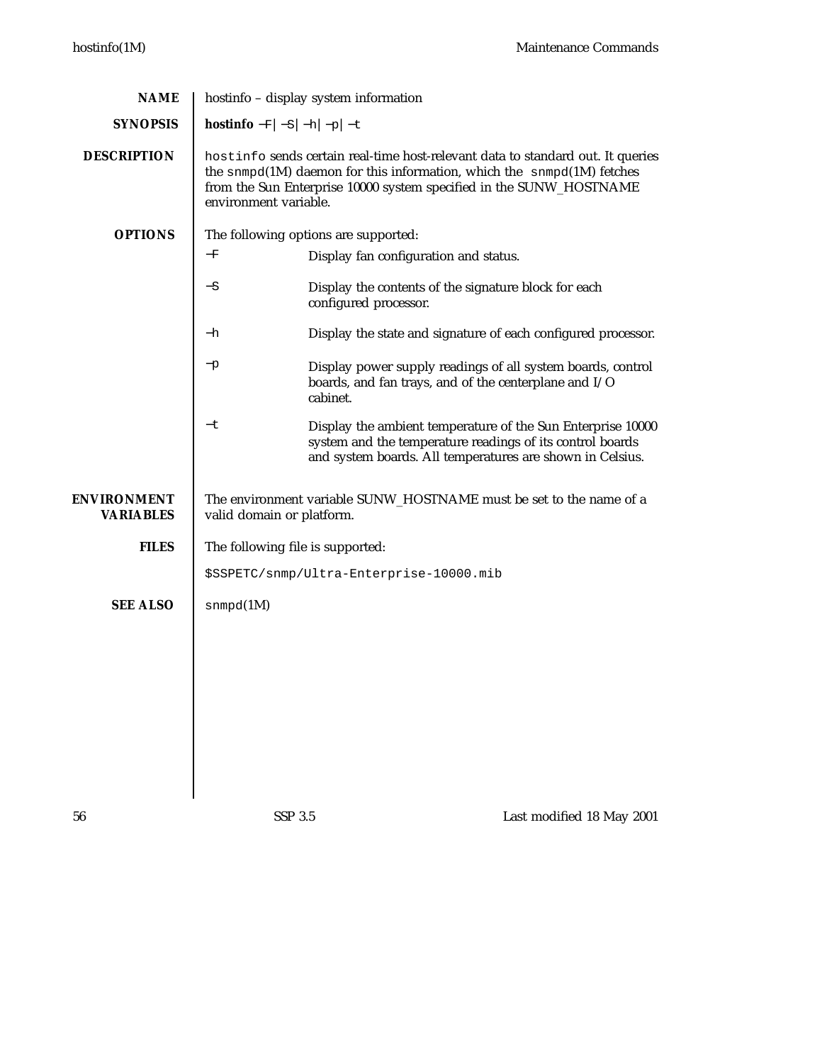## NAME

hostinfo – display system information

## SYNOPSIS

**hostinfo** −F | −S | −h | −p | −t

## DESCRIPTION

`hostinfo` sends certain real-time host-relevant data to standard out. It queries the `snmpd`(1M) daemon for this information, which the `snmpd`(1M) fetches from the Sun Enterprise 10000 system specified in the SUNW_HOSTNAME environment variable.

## OPTIONS

The following options are supported:

−F
: Display fan configuration and status.

−S
: Display the contents of the signature block for each configured processor.

−h
: Display the state and signature of each configured processor.

−p
: Display power supply readings of all system boards, control boards, and fan trays, and of the centerplane and I/O cabinet.

−t
: Display the ambient temperature of the Sun Enterprise 10000 system and the temperature readings of its control boards and system boards. All temperatures are shown in Celsius.

## ENVIRONMENT VARIABLES

The environment variable SUNW_HOSTNAME must be set to the name of a valid domain or platform.

## FILES

The following file is supported:

`$SSPETC/snmp/Ultra-Enterprise-10000.mib`

## SEE ALSO

`snmpd`(1M)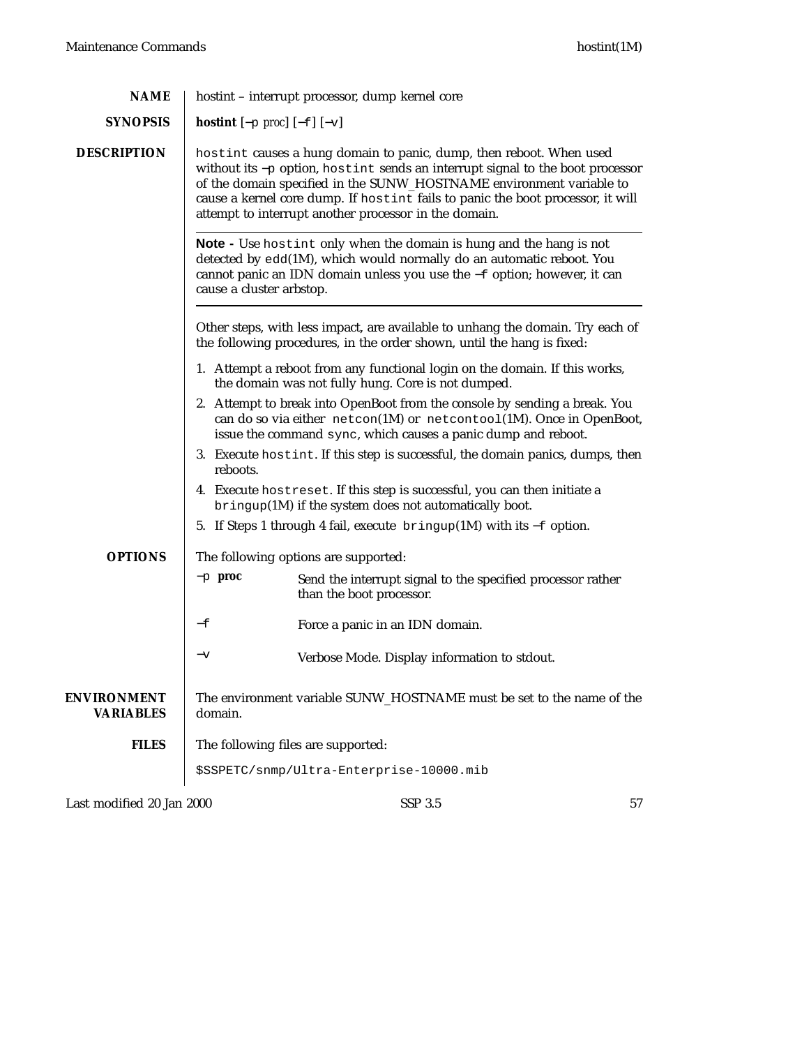## NAME

hostint – interrupt processor, dump kernel core

## SYNOPSIS

**hostint** [−p *proc*] [−f] [−v]

## DESCRIPTION

`hostint` causes a hung domain to panic, dump, then reboot. When used without its −p option, `hostint` sends an interrupt signal to the boot processor of the domain specified in the SUNW_HOSTNAME environment variable to cause a kernel core dump. If `hostint` fails to panic the boot processor, it will attempt to interrupt another processor in the domain.

---

**Note -** Use `hostint` only when the domain is hung and the hang is not detected by `edd`(1M), which would normally do an automatic reboot. You cannot panic an IDN domain unless you use the −f option; however, it can cause a cluster arbstop.

---

Other steps, with less impact, are available to unhang the domain. Try each of the following procedures, in the order shown, until the hang is fixed:

1. Attempt a reboot from any functional login on the domain. If this works, the domain was not fully hung. Core is not dumped.
2. Attempt to break into OpenBoot from the console by sending a break. You can do so via either `netcon`(1M) or `netcontool`(1M). Once in OpenBoot, issue the command `sync`, which causes a panic dump and reboot.
3. Execute `hostint`. If this step is successful, the domain panics, dumps, then reboots.
4. Execute `hostreset`. If this step is successful, you can then initiate a `bringup`(1M) if the system does not automatically boot.
5. If Steps 1 through 4 fail, execute `bringup`(1M) with its −f option.

## OPTIONS

The following options are supported:

| | |
|---|---|
| −p **proc** | Send the interrupt signal to the specified processor rather than the boot processor. |
| −f | Force a panic in an IDN domain. |
| −v | Verbose Mode. Display information to stdout. |

## ENVIRONMENT VARIABLES

The environment variable SUNW_HOSTNAME must be set to the name of the domain.

## FILES

The following files are supported:

`$SSPETC/snmp/Ultra-Enterprise-10000.mib`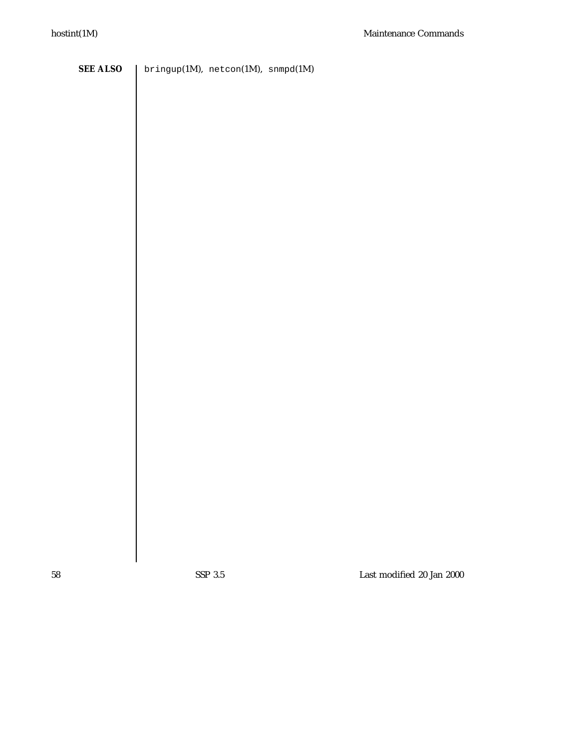**SEE ALSO**

`bringup`(1M), `netcon`(1M), `snmpd`(1M)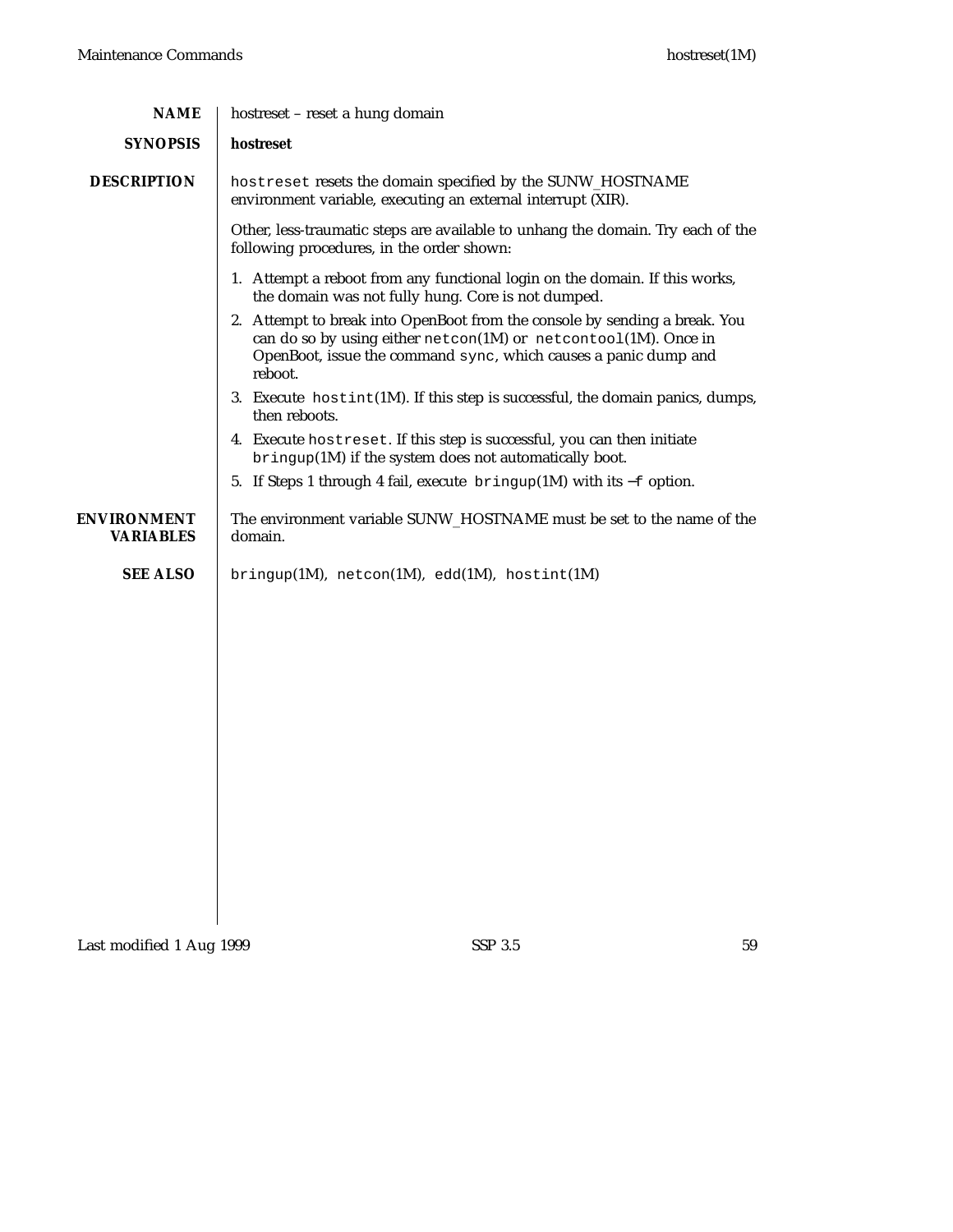## NAME

hostreset – reset a hung domain

## SYNOPSIS

**hostreset**

## DESCRIPTION

`hostreset` resets the domain specified by the SUNW_HOSTNAME environment variable, executing an external interrupt (XIR).

Other, less-traumatic steps are available to unhang the domain. Try each of the following procedures, in the order shown:

1. Attempt a reboot from any functional login on the domain. If this works, the domain was not fully hung. Core is not dumped.
2. Attempt to break into OpenBoot from the console by sending a break. You can do so by using either `netcon`(1M) or `netcontool`(1M). Once in OpenBoot, issue the command `sync`, which causes a panic dump and reboot.
3. Execute `hostint`(1M). If this step is successful, the domain panics, dumps, then reboots.
4. Execute `hostreset`. If this step is successful, you can then initiate `bringup`(1M) if the system does not automatically boot.
5. If Steps 1 through 4 fail, execute `bringup`(1M) with its `−f` option.

## ENVIRONMENT VARIABLES

The environment variable SUNW_HOSTNAME must be set to the name of the domain.

## SEE ALSO

`bringup`(1M), `netcon`(1M), `edd`(1M), `hostint`(1M)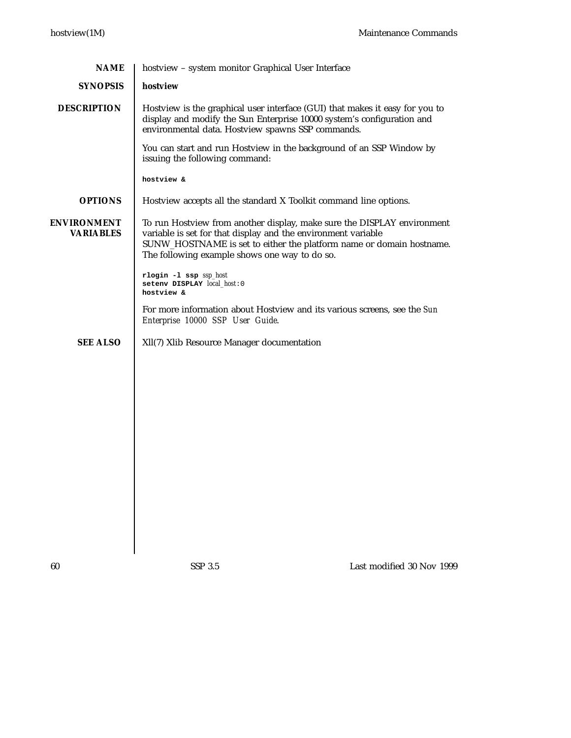## NAME

hostview – system monitor Graphical User Interface

## SYNOPSIS

**hostview**

## DESCRIPTION

Hostview is the graphical user interface (GUI) that makes it easy for you to display and modify the Sun Enterprise 10000 system's configuration and environmental data. Hostview spawns SSP commands.

You can start and run Hostview in the background of an SSP Window by issuing the following command:

```
hostview &
```

## OPTIONS

Hostview accepts all the standard X Toolkit command line options.

## ENVIRONMENT VARIABLES

To run Hostview from another display, make sure the DISPLAY environment variable is set for that display and the environment variable SUNW_HOSTNAME is set to either the platform name or domain hostname. The following example shows one way to do so.

```
rlogin -l ssp ssp_host
setenv DISPLAY local_host:0
hostview &
```

For more information about Hostview and its various screens, see the *Sun Enterprise 10000 SSP User Guide*.

## SEE ALSO

Xll(7) Xlib Resource Manager documentation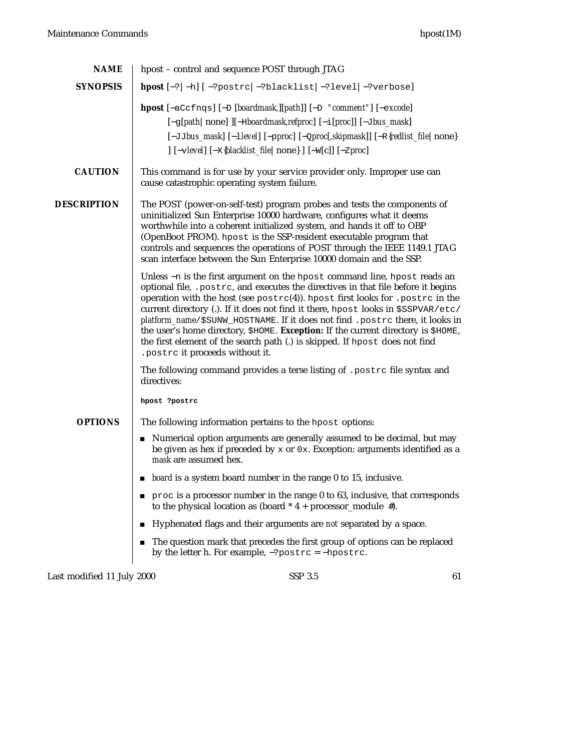## NAME

hpost – control and sequence POST through JTAG

## SYNOPSIS

**hpost** [−?| −h] [ −?postrc| −?blacklist| −?level| −?verbose]

**hpost** [−aCcfnqs] [−D [*boardmask*,][*path*]] [−D "*comment*"] [−e*xcode*] [−g[*path*| none] ][−H*boardmask*,*refproc*] [−i[*proc*]] [−J*bus_mask*] [−JJ*bus_mask*] [−l*level*] [−p*proc*] [−Q*proc*[,*skipmask*]] [−R{*redlist_file*| none} ] [−v*level*] [−X{*blacklist_file*| none} ] [−W[c]] [−Z*proc*]

## CAUTION

This command is for use by your service provider only. Improper use can cause catastrophic operating system failure.

## DESCRIPTION

The POST (power-on-self-test) program probes and tests the components of uninitialized Sun Enterprise 10000 hardware, configures what it deems worthwhile into a coherent initialized system, and hands it off to OBP (OpenBoot PROM). hpost is the SSP-resident executable program that controls and sequences the operations of POST through the IEEE 1149.1 JTAG scan interface between the Sun Enterprise 10000 domain and the SSP.

Unless −n is the first argument on the hpost command line, hpost reads an optional file, .postrc, and executes the directives in that file before it begins operation with the host (see postrc(4)). hpost first looks for .postrc in the current directory (.). If it does not find it there, hpost looks in $SSPVAR/etc/*platform_name*/$SUNW_HOSTNAME. If it does not find .postrc there, it looks in the user's home directory, $HOME. **Exception:** If the current directory is $HOME, the first element of the search path (.) is skipped. If hpost does not find .postrc it proceeds without it.

The following command provides a terse listing of .postrc file syntax and directives:

```
hpost ?postrc
```

## OPTIONS

The following information pertains to the hpost options:

- Numerical option arguments are generally assumed to be decimal, but may be given as hex if preceded by x or 0x. Exception: arguments identified as a *mask* are assumed hex.
- *board* is a system board number in the range 0 to 15, inclusive.
- proc is a processor number in the range 0 to 63, inclusive, that corresponds to the physical location as (board * 4 + processor_module #).
- Hyphenated flags and their arguments are *not* separated by a space.
- The question mark that precedes the first group of options can be replaced by the letter h. For example, −?postrc = −hpostrc.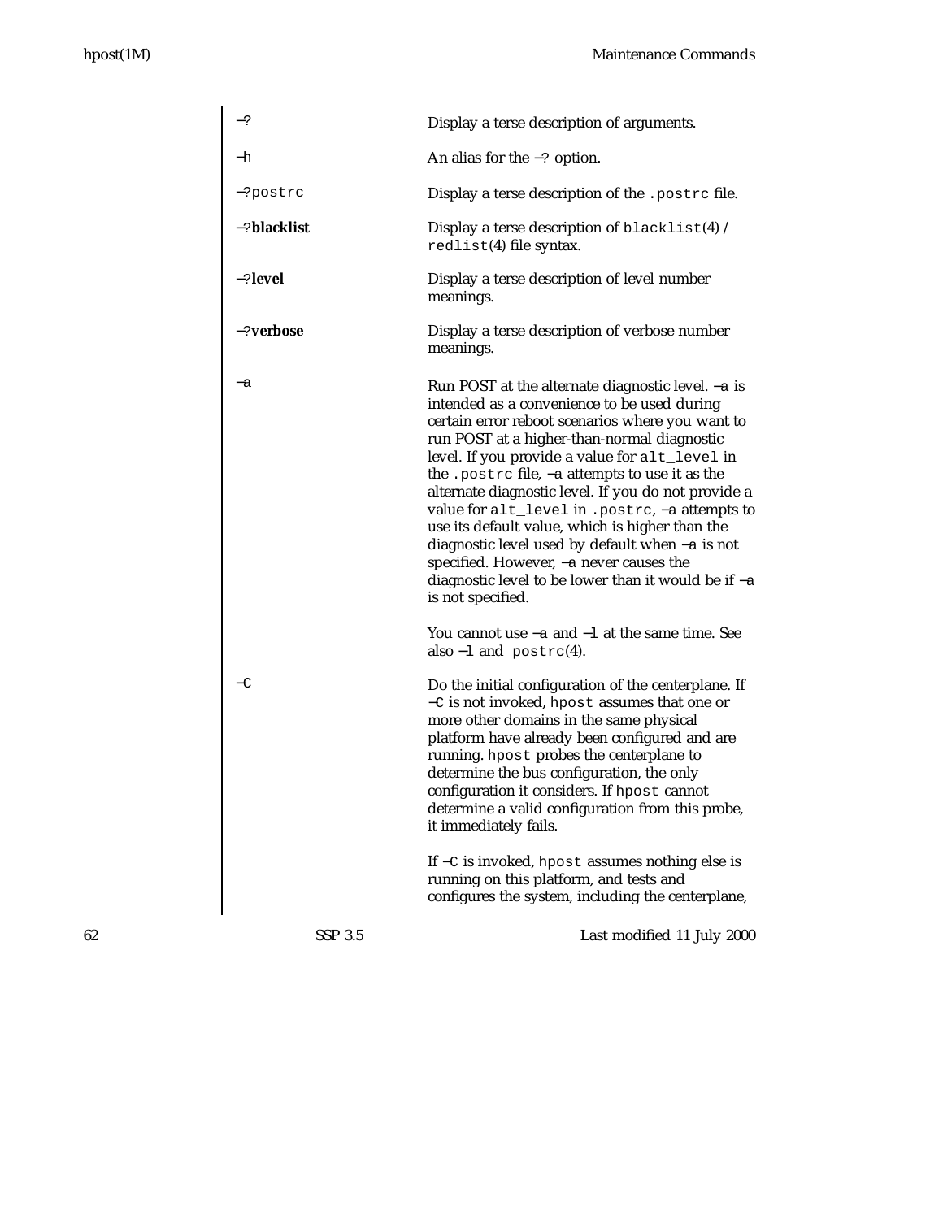−? Display a terse description of arguments.

−h An alias for the −? option.

−?postrc Display a terse description of the .postrc file.

−?**blacklist** Display a terse description of blacklist(4) / redlist(4) file syntax.

−?**level** Display a terse description of level number meanings.

−?**verbose** Display a terse description of verbose number meanings.

−a Run POST at the alternate diagnostic level. −a is intended as a convenience to be used during certain error reboot scenarios where you want to run POST at a higher-than-normal diagnostic level. If you provide a value for alt_level in the .postrc file, −a attempts to use it as the alternate diagnostic level. If you do not provide a value for alt_level in .postrc, −a attempts to use its default value, which is higher than the diagnostic level used by default when −a is not specified. However, −a never causes the diagnostic level to be lower than it would be if −a is not specified.

You cannot use −a and −l at the same time. See also −l and postrc(4).

−C Do the initial configuration of the centerplane. If −C is not invoked, hpost assumes that one or more other domains in the same physical platform have already been configured and are running. hpost probes the centerplane to determine the bus configuration, the only configuration it considers. If hpost cannot determine a valid configuration from this probe, it immediately fails.

If −C is invoked, hpost assumes nothing else is running on this platform, and tests and configures the system, including the centerplane,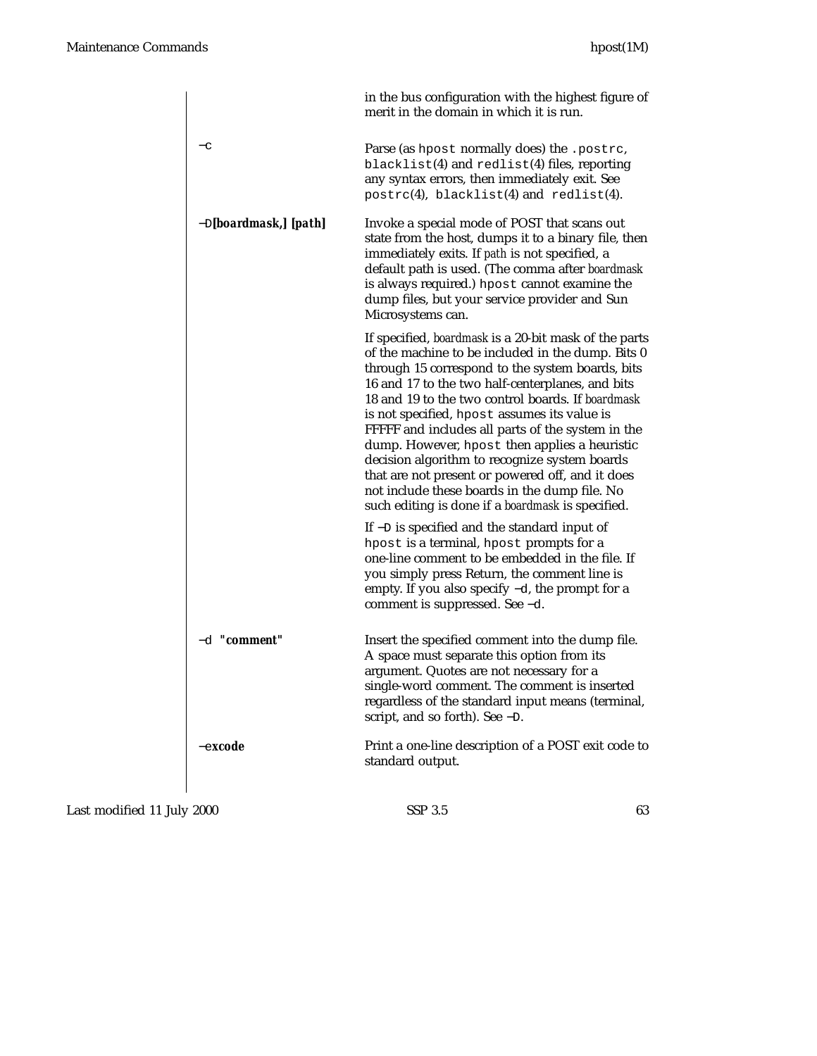in the bus configuration with the highest figure of merit in the domain in which it is run.

**−c**
: Parse (as `hpost` normally does) the `.postrc`, `blacklist`(4) and `redlist`(4) files, reporting any syntax errors, then immediately exit. See `postrc`(4), `blacklist`(4) and `redlist`(4).

**−D*[boardmask,] [path]***
: Invoke a special mode of POST that scans out state from the host, dumps it to a binary file, then immediately exits. If *path* is not specified, a default path is used. (The comma after *boardmask* is always required.) `hpost` cannot examine the dump files, but your service provider and Sun Microsystems can.

  If specified, *boardmask* is a 20-bit mask of the parts of the machine to be included in the dump. Bits 0 through 15 correspond to the system boards, bits 16 and 17 to the two half-centerplanes, and bits 18 and 19 to the two control boards. If *boardmask* is not specified, `hpost` assumes its value is FFFFF and includes all parts of the system in the dump. However, `hpost` then applies a heuristic decision algorithm to recognize system boards that are not present or powered off, and it does not include these boards in the dump file. No such editing is done if a *boardmask* is specified.

  If `−D` is specified and the standard input of `hpost` is a terminal, `hpost` prompts for a one-line comment to be embedded in the file. If you simply press Return, the comment line is empty. If you also specify `−d`, the prompt for a comment is suppressed. See `−d`.

**−d *"comment"***
: Insert the specified comment into the dump file. A space must separate this option from its argument. Quotes are not necessary for a single-word comment. The comment is inserted regardless of the standard input means (terminal, script, and so forth). See `−D`.

**−*excode***
: Print a one-line description of a POST exit code to standard output.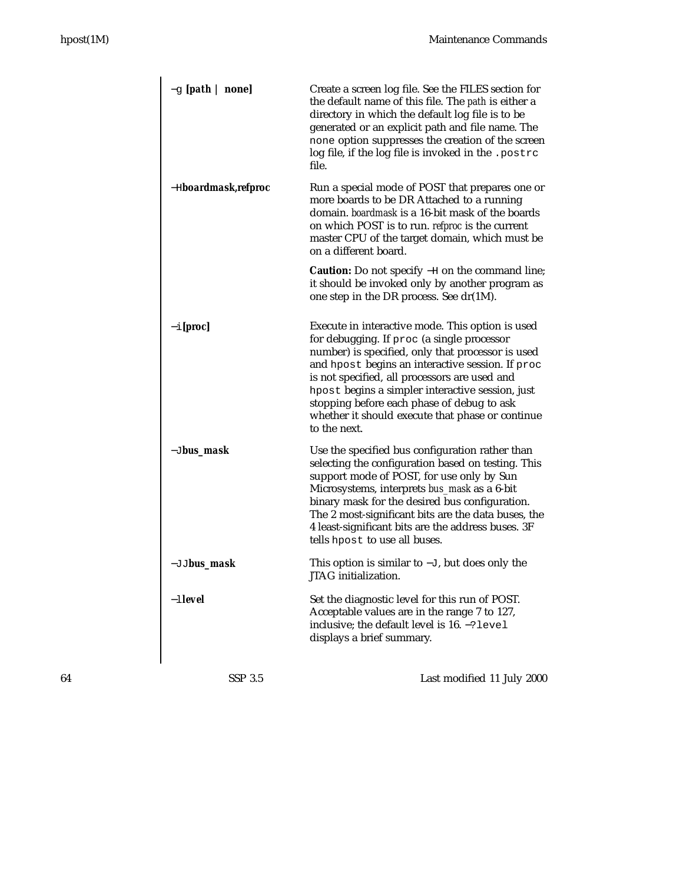**−g [path | none]**

Create a screen log file. See the FILES section for the default name of this file. The *path* is either a directory in which the default log file is to be generated or an explicit path and file name. The `none` option suppresses the creation of the screen log file, if the log file is invoked in the `.postrc` file.

**−Hboardmask,refproc**

Run a special mode of POST that prepares one or more boards to be DR Attached to a running domain. *boardmask* is a 16-bit mask of the boards on which POST is to run. *refproc* is the current master CPU of the target domain, which must be on a different board.

**Caution:** Do not specify −H on the command line; it should be invoked only by another program as one step in the DR process. See dr(1M).

**−i[proc]**

Execute in interactive mode. This option is used for debugging. If `proc` (a single processor number) is specified, only that processor is used and `hpost` begins an interactive session. If `proc` is not specified, all processors are used and `hpost` begins a simpler interactive session, just stopping before each phase of debug to ask whether it should execute that phase or continue to the next.

**−Jbus_mask**

Use the specified bus configuration rather than selecting the configuration based on testing. This support mode of POST, for use only by Sun Microsystems, interprets *bus_mask* as a 6-bit binary mask for the desired bus configuration. The 2 most-significant bits are the data buses, the 4 least-significant bits are the address buses. 3F tells `hpost` to use all buses.

**−JJbus_mask**

This option is similar to −J, but does only the JTAG initialization.

**−llevel**

Set the diagnostic level for this run of POST. Acceptable values are in the range 7 to 127, inclusive; the default level is 16. `−?level` displays a brief summary.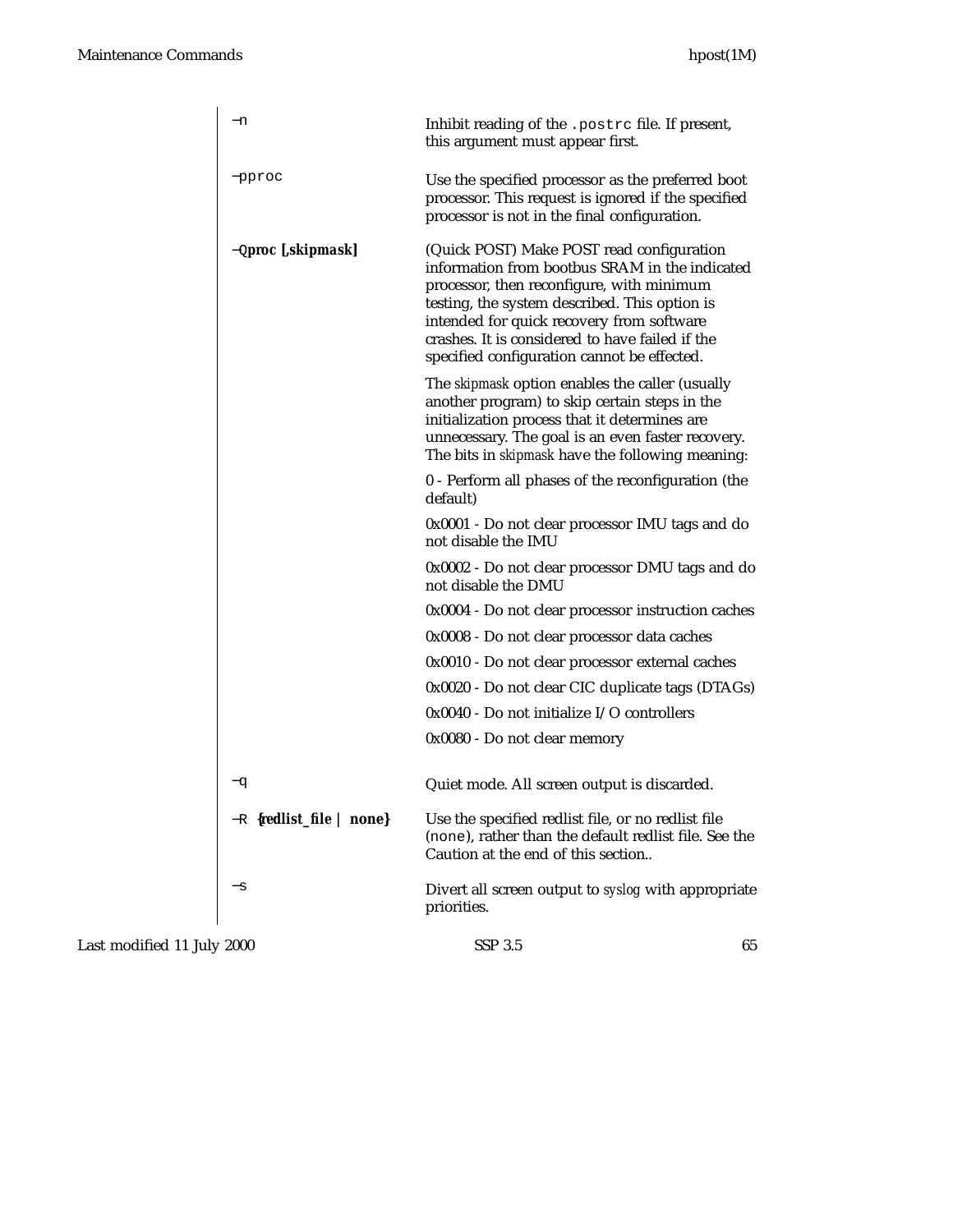**−n**
: Inhibit reading of the `.postrc` file. If present, this argument must appear first.

**−p**proc
: Use the specified processor as the preferred boot processor. This request is ignored if the specified processor is not in the final configuration.

**−Q**proc [,skipmask]
: (Quick POST) Make POST read configuration information from bootbus SRAM in the indicated processor, then reconfigure, with minimum testing, the system described. This option is intended for quick recovery from software crashes. It is considered to have failed if the specified configuration cannot be effected.

  The *skipmask* option enables the caller (usually another program) to skip certain steps in the initialization process that it determines are unnecessary. The goal is an even faster recovery. The bits in *skipmask* have the following meaning:

  0 - Perform all phases of the reconfiguration (the default)

  0x0001 - Do not clear processor IMU tags and do not disable the IMU

  0x0002 - Do not clear processor DMU tags and do not disable the DMU

  0x0004 - Do not clear processor instruction caches

  0x0008 - Do not clear processor data caches

  0x0010 - Do not clear processor external caches

  0x0020 - Do not clear CIC duplicate tags (DTAGs)

  0x0040 - Do not initialize I/O controllers

  0x0080 - Do not clear memory

**−q**
: Quiet mode. All screen output is discarded.

**−R** {redlist_file | none}
: Use the specified redlist file, or no redlist file (`none`), rather than the default redlist file. See the Caution at the end of this section..

**−s**
: Divert all screen output to *syslog* with appropriate priorities.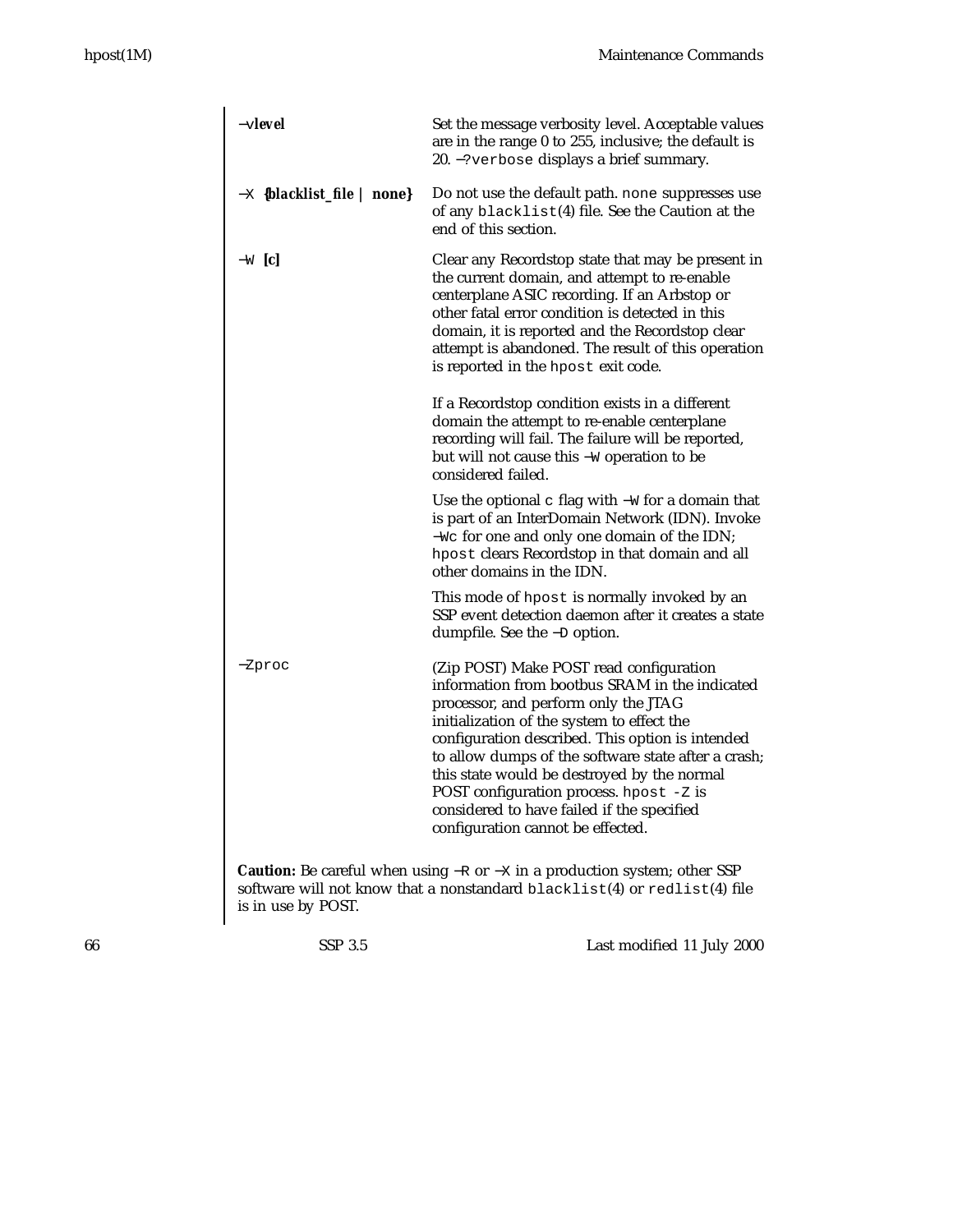**−vlevel**
: Set the message verbosity level. Acceptable values are in the range 0 to 255, inclusive; the default is 20. `−?verbose` displays a brief summary.

`−X` **{blacklist_file | none}**
: Do not use the default path. `none` suppresses use of any `blacklist`(4) file. See the Caution at the end of this section.

`−W` **[c]**
: Clear any Recordstop state that may be present in the current domain, and attempt to re-enable centerplane ASIC recording. If an Arbstop or other fatal error condition is detected in this domain, it is reported and the Recordstop clear attempt is abandoned. The result of this operation is reported in the `hpost` exit code.

  If a Recordstop condition exists in a different domain the attempt to re-enable centerplane recording will fail. The failure will be reported, but will not cause this `−W` operation to be considered failed.

  Use the optional `c` flag with `−W` for a domain that is part of an InterDomain Network (IDN). Invoke `−Wc` for one and only one domain of the IDN; `hpost` clears Recordstop in that domain and all other domains in the IDN.

  This mode of `hpost` is normally invoked by an SSP event detection daemon after it creates a state dumpfile. See the `−D` option.

`−Zproc`
: (Zip POST) Make POST read configuration information from bootbus SRAM in the indicated processor, and perform only the JTAG initialization of the system to effect the configuration described. This option is intended to allow dumps of the software state after a crash; this state would be destroyed by the normal POST configuration process. `hpost -Z` is considered to have failed if the specified configuration cannot be effected.

**Caution:** Be careful when using `−R` or `−X` in a production system; other SSP software will not know that a nonstandard `blacklist`(4) or `redlist`(4) file is in use by POST.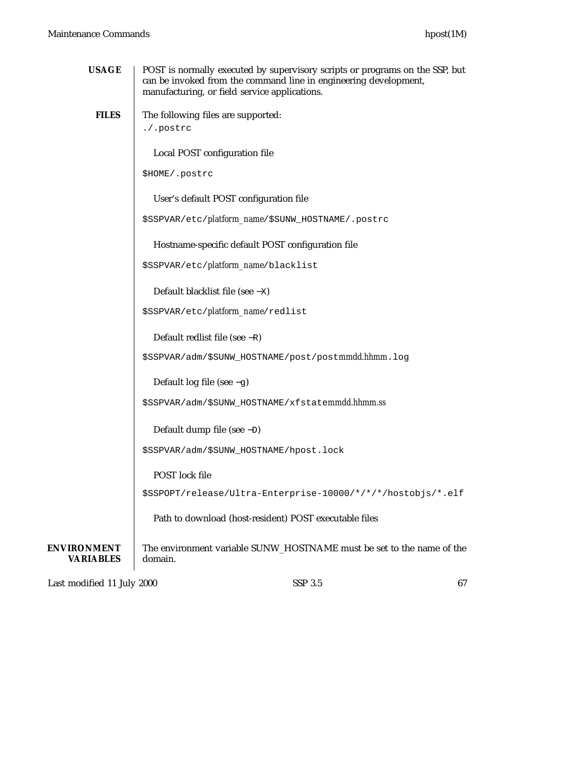**USAGE**

POST is normally executed by supervisory scripts or programs on the SSP, but can be invoked from the command line in engineering development, manufacturing, or field service applications.

**FILES**

The following files are supported:

`./.postrc`

Local POST configuration file

`$HOME/.postrc`

User's default POST configuration file

`$SSPVAR/etc/`*platform_name*`/$SUNW_HOSTNAME/.postrc`

Hostname-specific default POST configuration file

`$SSPVAR/etc/`*platform_name*`/blacklist`

Default blacklist file (see `−X`)

`$SSPVAR/etc/`*platform_name*`/redlist`

Default redlist file (see `−R`)

`$SSPVAR/adm/$SUNW_HOSTNAME/post/post`*mmdd.hhmm*`.log`

Default log file (see `−g`)

`$SSPVAR/adm/$SUNW_HOSTNAME/xfstate`*mmdd.hhmm.ss*

Default dump file (see `−D`)

`$SSPVAR/adm/$SUNW_HOSTNAME/hpost.lock`

POST lock file

`$SSPOPT/release/Ultra-Enterprise-10000/*/*/*/hostobjs/*.elf`

Path to download (host-resident) POST executable files

**ENVIRONMENT VARIABLES**

The environment variable SUNW_HOSTNAME must be set to the name of the domain.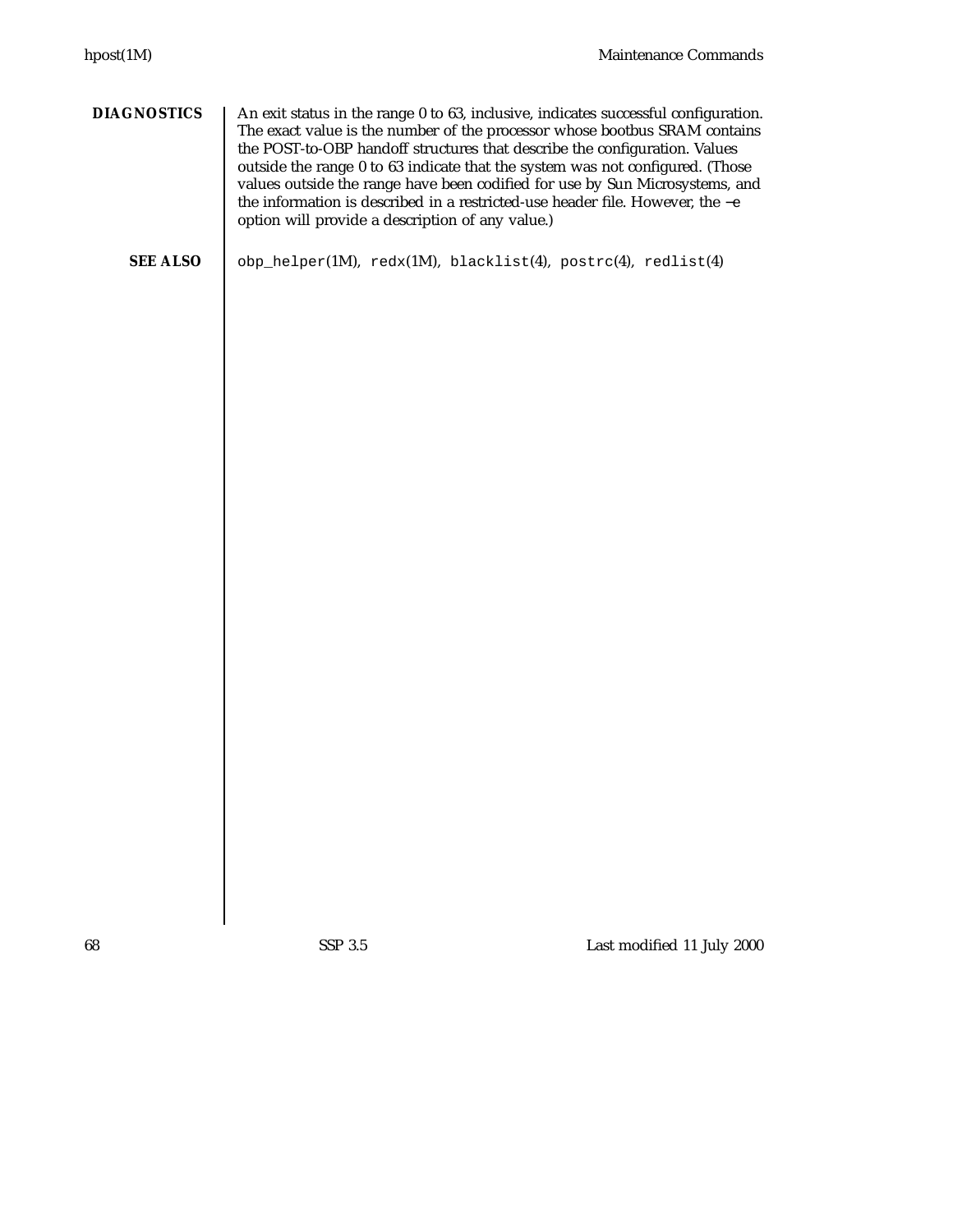## DIAGNOSTICS

An exit status in the range 0 to 63, inclusive, indicates successful configuration. The exact value is the number of the processor whose bootbus SRAM contains the POST-to-OBP handoff structures that describe the configuration. Values outside the range 0 to 63 indicate that the system was not configured. (Those values outside the range have been codified for use by Sun Microsystems, and the information is described in a restricted-use header file. However, the −e option will provide a description of any value.)

## SEE ALSO

`obp_helper`(1M), `redx`(1M), `blacklist`(4), `postrc`(4), `redlist`(4)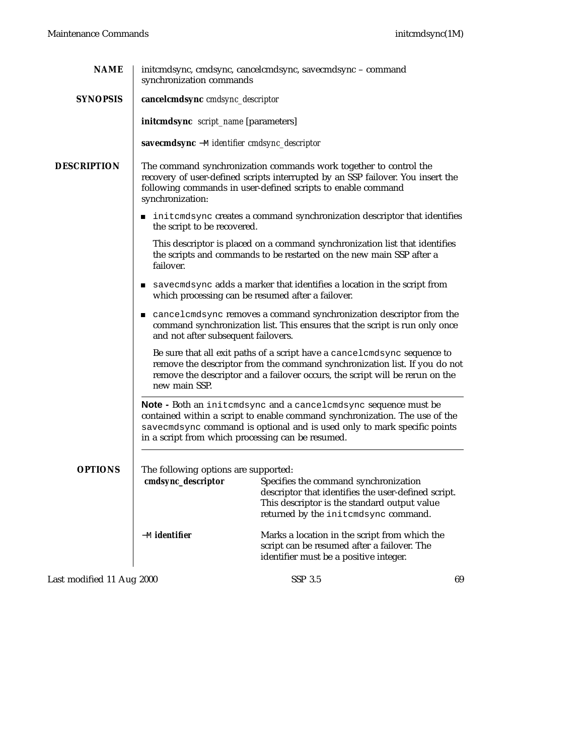## NAME

initcmdsync, cmdsync, cancelcmdsync, savecmdsync – command synchronization commands

## SYNOPSIS

**cancelcmdsync** *cmdsync_descriptor*

**initcmdsync** *script_name* [parameters]

**savecmdsync** −M *identifier cmdsync_descriptor*

## DESCRIPTION

The command synchronization commands work together to control the recovery of user-defined scripts interrupted by an SSP failover. You insert the following commands in user-defined scripts to enable command synchronization:

- `initcmdsync` creates a command synchronization descriptor that identifies the script to be recovered.

  This descriptor is placed on a command synchronization list that identifies the scripts and commands to be restarted on the new main SSP after a failover.

- `savecmdsync` adds a marker that identifies a location in the script from which processing can be resumed after a failover.
- `cancelcmdsync` removes a command synchronization descriptor from the command synchronization list. This ensures that the script is run only once and not after subsequent failovers.

  Be sure that all exit paths of a script have a `cancelcmdsync` sequence to remove the descriptor from the command synchronization list. If you do not remove the descriptor and a failover occurs, the script will be rerun on the new main SSP.

---

**Note -** Both an `initcmdsync` and a `cancelcmdsync` sequence must be contained within a script to enable command synchronization. The use of the `savecmdsync` command is optional and is used only to mark specific points in a script from which processing can be resumed.

---

## OPTIONS

The following options are supported:

**cmdsync_descriptor**
: Specifies the command synchronization descriptor that identifies the user-defined script. This descriptor is the standard output value returned by the `initcmdsync` command.

−M **identifier**
: Marks a location in the script from which the script can be resumed after a failover. The identifier must be a positive integer.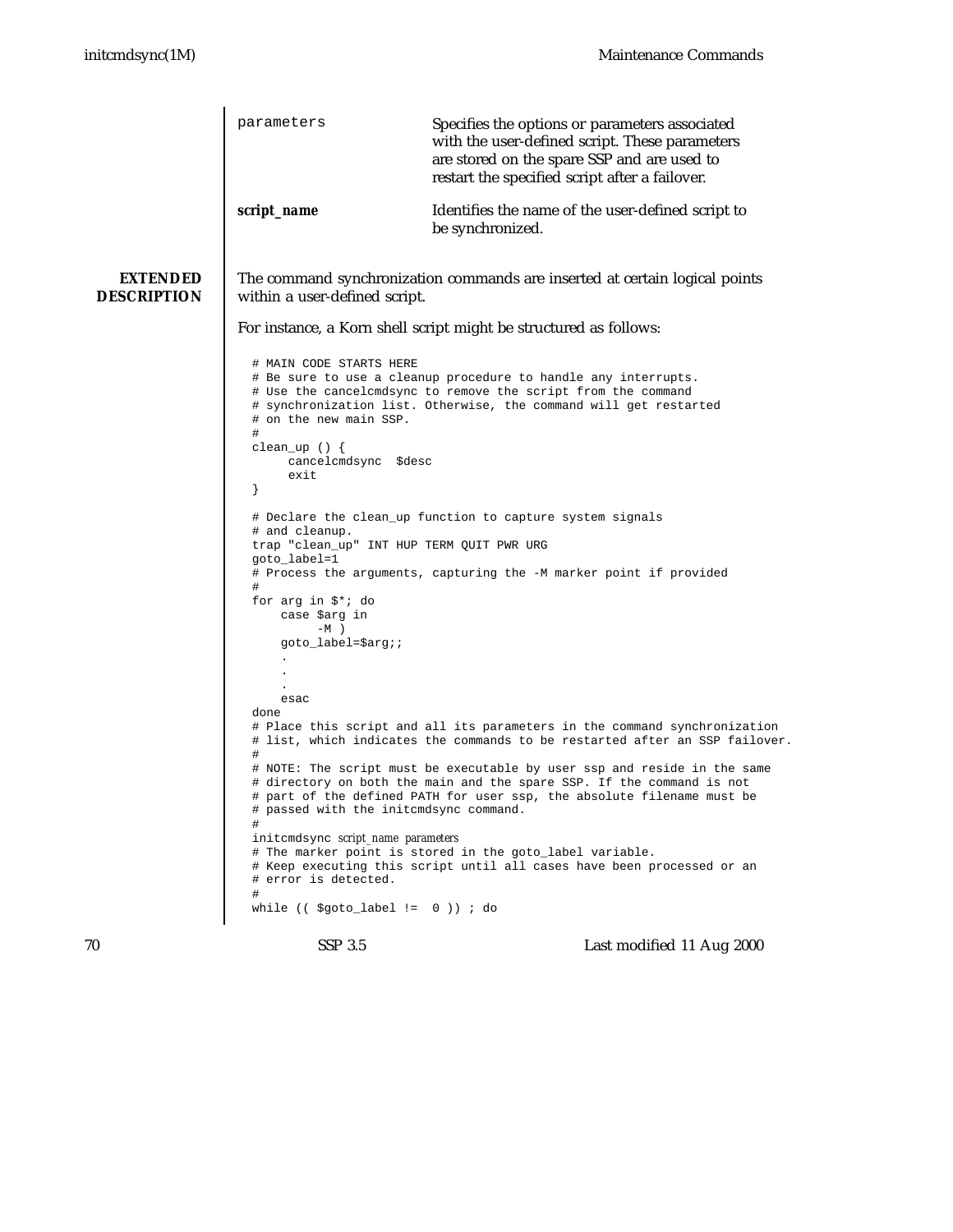parameters
: Specifies the options or parameters associated with the user-defined script. These parameters are stored on the spare SSP and are used to restart the specified script after a failover.

***script_name***
: Identifies the name of the user-defined script to be synchronized.

## EXTENDED DESCRIPTION

The command synchronization commands are inserted at certain logical points within a user-defined script.

For instance, a Korn shell script might be structured as follows:

```
# MAIN CODE STARTS HERE
# Be sure to use a cleanup procedure to handle any interrupts.
# Use the cancelcmdsync to remove the script from the command
# synchronization list. Otherwise, the command will get restarted
# on the new main SSP.
#
clean_up () {
     cancelcmdsync  $desc
     exit
}

# Declare the clean_up function to capture system signals
# and cleanup.
trap "clean_up" INT HUP TERM QUIT PWR URG
goto_label=1
# Process the arguments, capturing the -M marker point if provided
#
for arg in $*; do
    case $arg in
         -M )
    goto_label=$arg;;
    .
    .
    .
    esac
done
# Place this script and all its parameters in the command synchronization
# list, which indicates the commands to be restarted after an SSP failover.
#
# NOTE: The script must be executable by user ssp and reside in the same
# directory on both the main and the spare SSP. If the command is not
# part of the defined PATH for user ssp, the absolute filename must be
# passed with the initcmdsync command.
#
initcmdsync script_name parameters
# The marker point is stored in the goto_label variable.
# Keep executing this script until all cases have been processed or an
# error is detected.
#
while (( $goto_label !=  0 )) ; do
```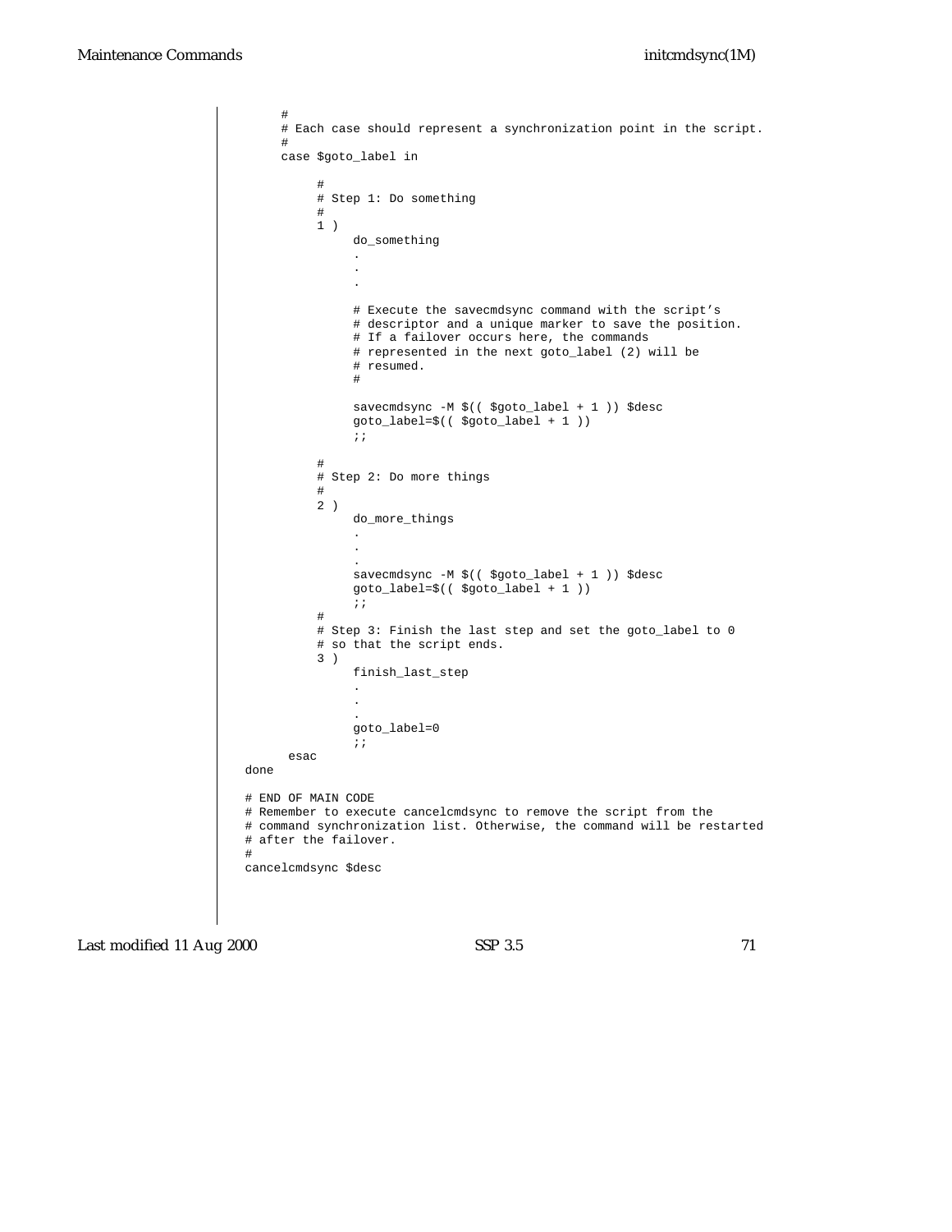```
    #
    # Each case should represent a synchronization point in the script.
    #
    case $goto_label in

         #
         # Step 1: Do something
         #
         1 )
              do_something
              .
              .
              .

              # Execute the savecmdsync command with the script's
              # descriptor and a unique marker to save the position.
              # If a failover occurs here, the commands
              # represented in the next goto_label (2) will be
              # resumed.
              #

              savecmdsync -M $(( $goto_label + 1 )) $desc
              goto_label=$(( $goto_label + 1 ))
              ;;

         #
         # Step 2: Do more things
         #
         2 )
              do_more_things
              .
              .
              .
              savecmdsync -M $(( $goto_label + 1 )) $desc
              goto_label=$(( $goto_label + 1 ))
              ;;
         #
         # Step 3: Finish the last step and set the goto_label to 0
         # so that the script ends.
         3 )
              finish_last_step
              .
              .
              .
              goto_label=0
              ;;
     esac
done

# END OF MAIN CODE
# Remember to execute cancelcmdsync to remove the script from the
# command synchronization list. Otherwise, the command will be restarted
# after the failover.
#
cancelcmdsync $desc
```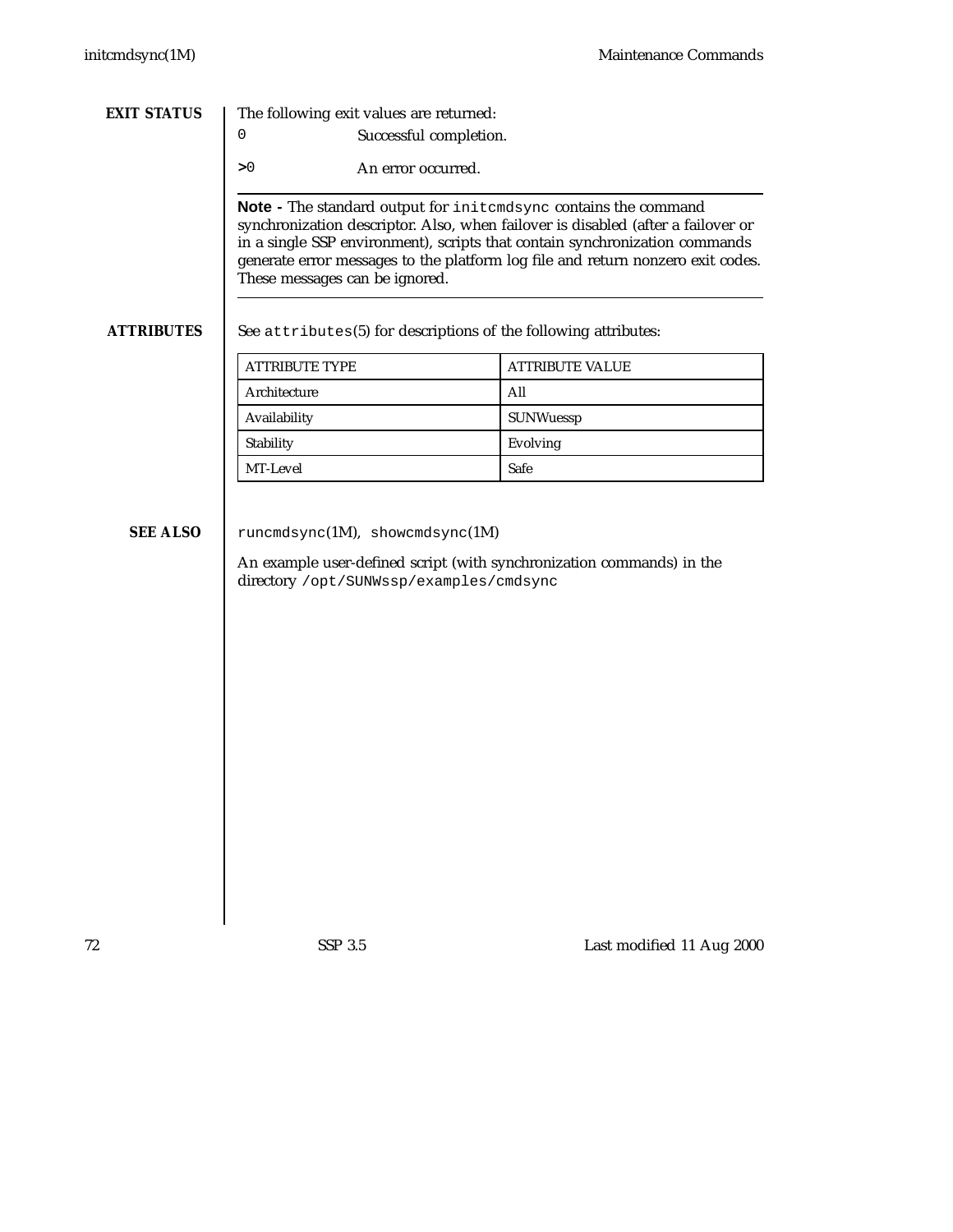## EXIT STATUS

The following exit values are returned:

`0` Successful completion.

`>0` An error occurred.

---

**Note -** The standard output for `initcmdsync` contains the command synchronization descriptor. Also, when failover is disabled (after a failover or in a single SSP environment), scripts that contain synchronization commands generate error messages to the platform log file and return nonzero exit codes. These messages can be ignored.

---

## ATTRIBUTES

See `attributes`(5) for descriptions of the following attributes:

| ATTRIBUTE TYPE | ATTRIBUTE VALUE |
| --- | --- |
| Architecture | All |
| Availability | SUNWuessp |
| Stability | Evolving |
| MT-Level | Safe |

## SEE ALSO

`runcmdsync`(1M), `showcmdsync`(1M)

An example user-defined script (with synchronization commands) in the directory `/opt/SUNWssp/examples/cmdsync`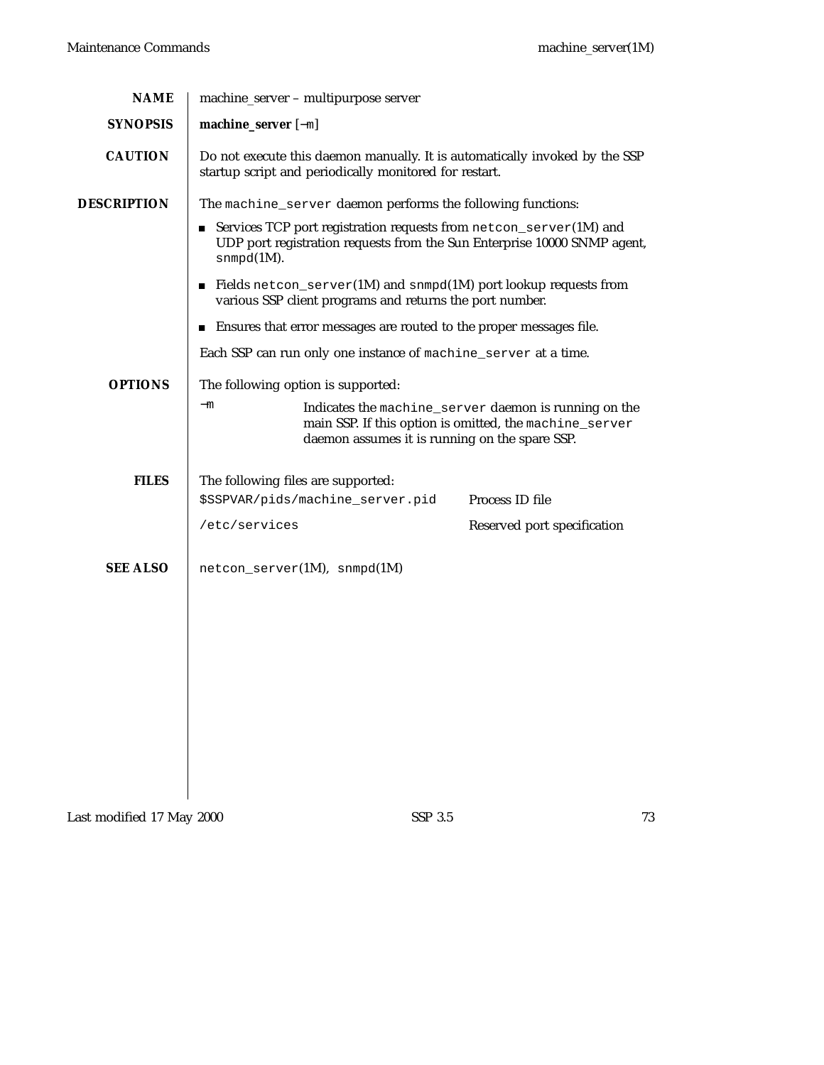## NAME

machine_server – multipurpose server

## SYNOPSIS

**machine_server** [−m]

## CAUTION

Do not execute this daemon manually. It is automatically invoked by the SSP startup script and periodically monitored for restart.

## DESCRIPTION

The machine_server daemon performs the following functions:

- Services TCP port registration requests from netcon_server(1M) and UDP port registration requests from the Sun Enterprise 10000 SNMP agent, snmpd(1M).
- Fields netcon_server(1M) and snmpd(1M) port lookup requests from various SSP client programs and returns the port number.
- Ensures that error messages are routed to the proper messages file.

Each SSP can run only one instance of machine_server at a time.

## OPTIONS

The following option is supported:

−m    Indicates the machine_server daemon is running on the main SSP. If this option is omitted, the machine_server daemon assumes it is running on the spare SSP.

## FILES

The following files are supported:

| | |
|---|---|
| $SSPVAR/pids/machine_server.pid | Process ID file |
| /etc/services | Reserved port specification |

## SEE ALSO

netcon_server(1M), snmpd(1M)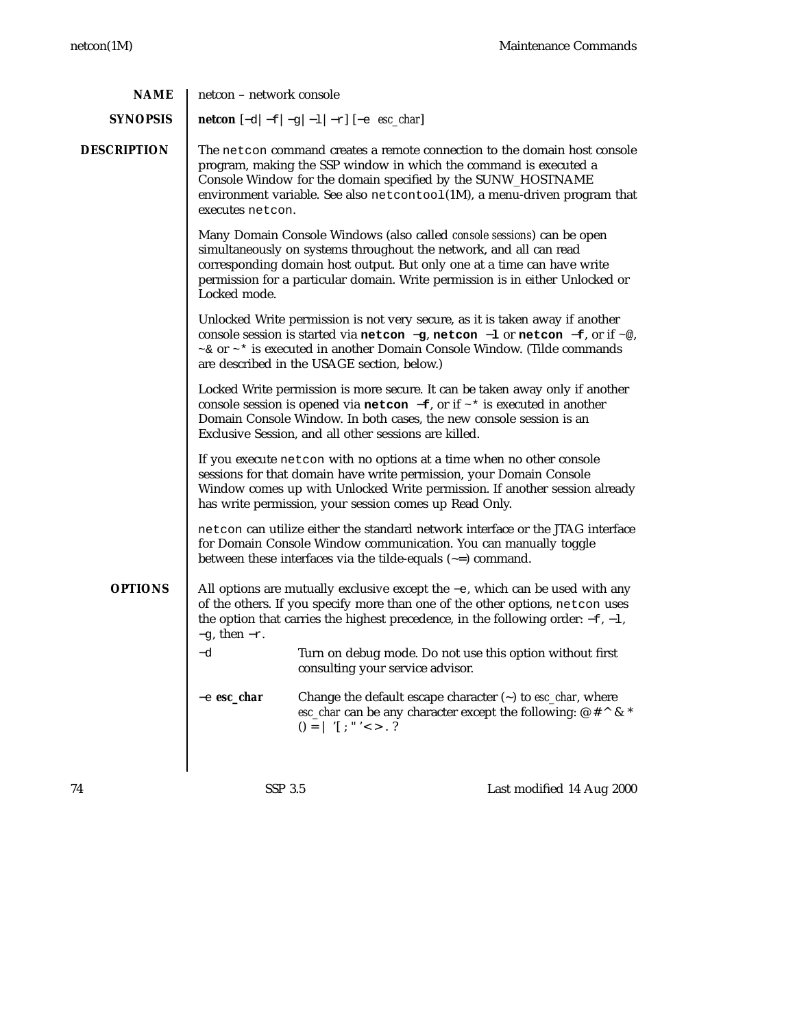## NAME

netcon – network console

## SYNOPSIS

**netcon** [−d | −f | −g | −l | −r ] [−e *esc_char*]

## DESCRIPTION

The `netcon` command creates a remote connection to the domain host console program, making the SSP window in which the command is executed a Console Window for the domain specified by the SUNW_HOSTNAME environment variable. See also `netcontool`(1M), a menu-driven program that executes `netcon`.

Many Domain Console Windows (also called *console sessions*) can be open simultaneously on systems throughout the network, and all can read corresponding domain host output. But only one at a time can have write permission for a particular domain. Write permission is in either Unlocked or Locked mode.

Unlocked Write permission is not very secure, as it is taken away if another console session is started via **`netcon −g`**, **`netcon −l`** or **`netcon −f`**, or if ~@, ~& or ~* is executed in another Domain Console Window. (Tilde commands are described in the USAGE section, below.)

Locked Write permission is more secure. It can be taken away only if another console session is opened via **`netcon −f`**, or if ~* is executed in another Domain Console Window. In both cases, the new console session is an Exclusive Session, and all other sessions are killed.

If you execute `netcon` with no options at a time when no other console sessions for that domain have write permission, your Domain Console Window comes up with Unlocked Write permission. If another session already has write permission, your session comes up Read Only.

`netcon` can utilize either the standard network interface or the JTAG interface for Domain Console Window communication. You can manually toggle between these interfaces via the tilde-equals (~=) command.

## OPTIONS

All options are mutually exclusive except the −e, which can be used with any of the others. If you specify more than one of the other options, `netcon` uses the option that carries the highest precedence, in the following order: −f, −l, −g, then −r.

−d
: Turn on debug mode. Do not use this option without first consulting your service advisor.

−e **esc_char**
: Change the default escape character (~) to *esc_char*, where *esc_char* can be any character except the following: @ # ^ & * ( ) = | '[ ; " ' < > . ?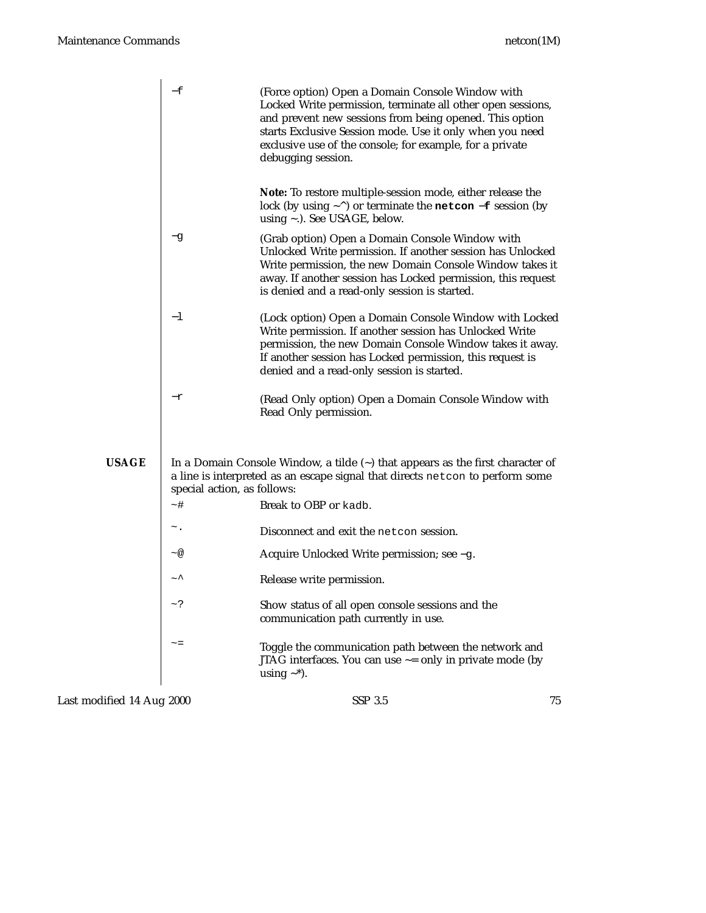`-f`
: (Force option) Open a Domain Console Window with Locked Write permission, terminate all other open sessions, and prevent new sessions from being opened. This option starts Exclusive Session mode. Use it only when you need exclusive use of the console; for example, for a private debugging session.

  **Note:** To restore multiple-session mode, either release the lock (by using ~^) or terminate the **`netcon -f`** session (by using ~.). See USAGE, below.

`-g`
: (Grab option) Open a Domain Console Window with Unlocked Write permission. If another session has Unlocked Write permission, the new Domain Console Window takes it away. If another session has Locked permission, this request is denied and a read-only session is started.

`-l`
: (Lock option) Open a Domain Console Window with Locked Write permission. If another session has Unlocked Write permission, the new Domain Console Window takes it away. If another session has Locked permission, this request is denied and a read-only session is started.

`-r`
: (Read Only option) Open a Domain Console Window with Read Only permission.

## USAGE

In a Domain Console Window, a tilde (~) that appears as the first character of a line is interpreted as an escape signal that directs `netcon` to perform some special action, as follows:

`~#`
: Break to OBP or `kadb`.

`~.`
: Disconnect and exit the `netcon` session.

`~@`
: Acquire Unlocked Write permission; see `-g`.

`~^`
: Release write permission.

`~?`
: Show status of all open console sessions and the communication path currently in use.

`~=`
: Toggle the communication path between the network and JTAG interfaces. You can use ~= only in private mode (by using ~*).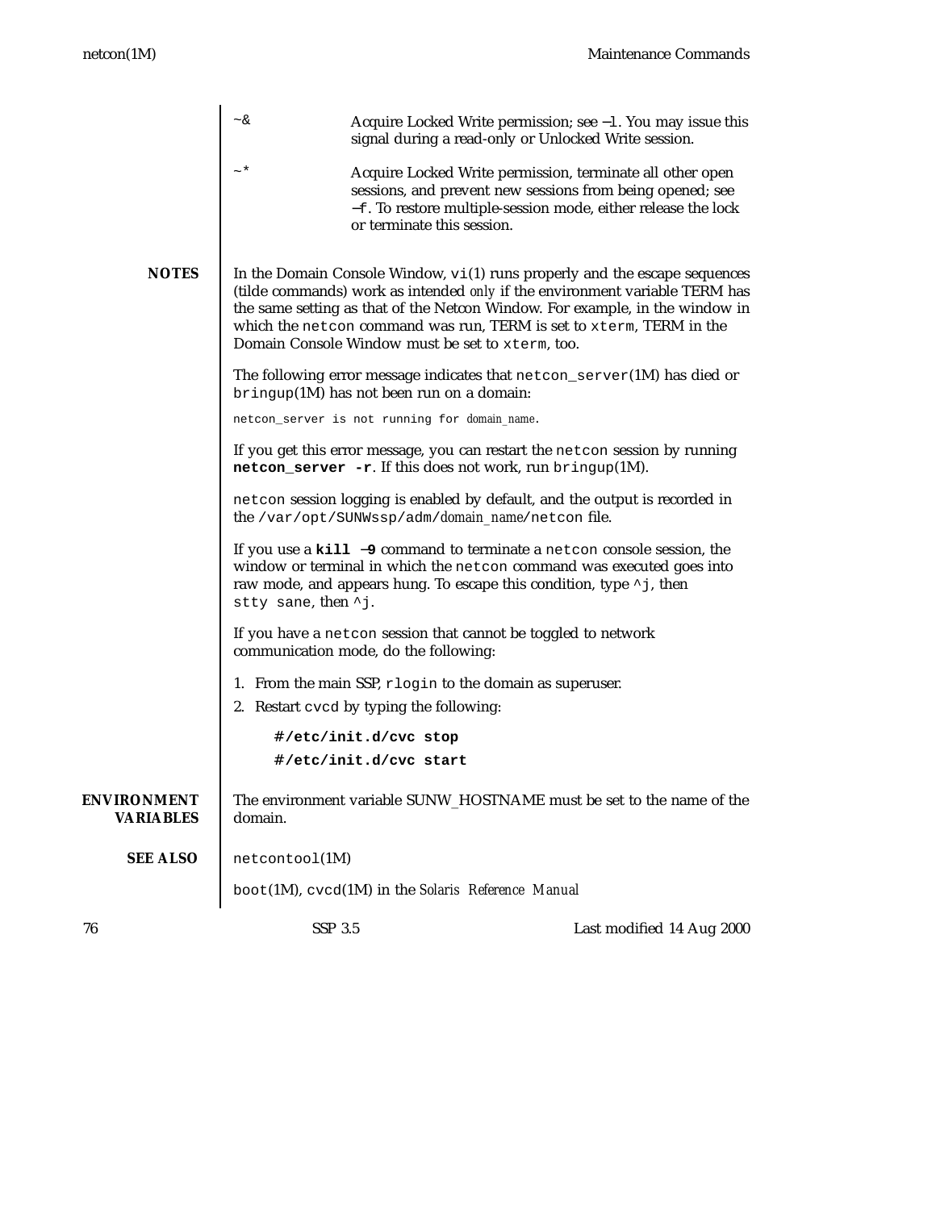| | |
|---|---|
| `~&` | Acquire Locked Write permission; see `−l`. You may issue this signal during a read-only or Unlocked Write session. |
| `~*` | Acquire Locked Write permission, terminate all other open sessions, and prevent new sessions from being opened; see `−f`. To restore multiple-session mode, either release the lock or terminate this session. |

## NOTES

In the Domain Console Window, `vi`(1) runs properly and the escape sequences (tilde commands) work as intended *only* if the environment variable TERM has the same setting as that of the Netcon Window. For example, in the window in which the `netcon` command was run, TERM is set to `xterm`, TERM in the Domain Console Window must be set to `xterm`, too.

The following error message indicates that `netcon_server`(1M) has died or `bringup`(1M) has not been run on a domain:

`netcon_server is not running for` *domain_name*.

If you get this error message, you can restart the `netcon` session by running **`netcon_server -r`**. If this does not work, run `bringup`(1M).

`netcon` session logging is enabled by default, and the output is recorded in the `/var/opt/SUNWssp/adm/`*domain_name*`/netcon` file.

If you use a **`kill −9`** command to terminate a `netcon` console session, the window or terminal in which the `netcon` command was executed goes into raw mode, and appears hung. To escape this condition, type `^j`, then `stty sane`, then `^j`.

If you have a `netcon` session that cannot be toggled to network communication mode, do the following:

1. From the main SSP, `rlogin` to the domain as superuser.
2. Restart `cvcd` by typing the following:

```
#/etc/init.d/cvc stop
#/etc/init.d/cvc start
```

## ENVIRONMENT VARIABLES

The environment variable SUNW_HOSTNAME must be set to the name of the domain.

## SEE ALSO

`netcontool`(1M)

`boot`(1M), `cvcd`(1M) in the *Solaris Reference Manual*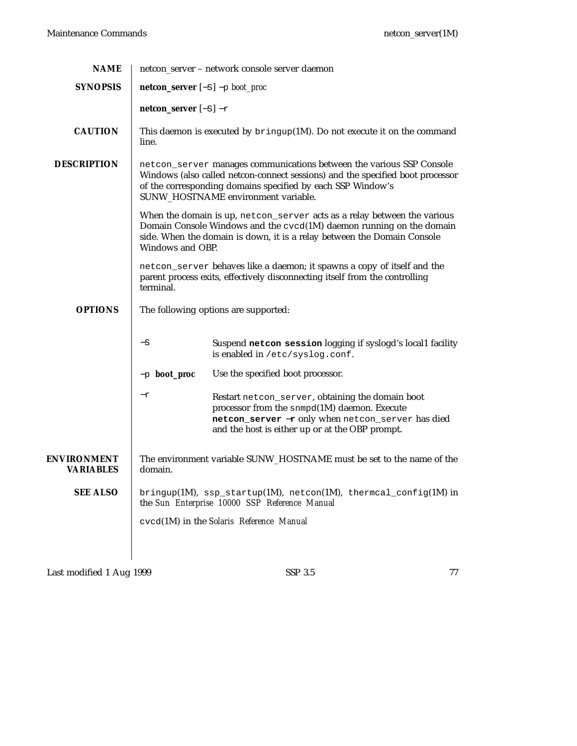## NAME

netcon_server – network console server daemon

## SYNOPSIS

**netcon_server** [−S] −p *boot_proc*

**netcon_server** [−S] −r

## CAUTION

This daemon is executed by `bringup`(1M). Do not execute it on the command line.

## DESCRIPTION

`netcon_server` manages communications between the various SSP Console Windows (also called netcon-connect sessions) and the specified boot processor of the corresponding domains specified by each SSP Window's SUNW_HOSTNAME environment variable.

When the domain is up, `netcon_server` acts as a relay between the various Domain Console Windows and the `cvcd`(1M) daemon running on the domain side. When the domain is down, it is a relay between the Domain Console Windows and OBP.

`netcon_server` behaves like a daemon; it spawns a copy of itself and the parent process exits, effectively disconnecting itself from the controlling terminal.

## OPTIONS

The following options are supported:

−S
: Suspend **`netcon session`** logging if syslogd's local1 facility is enabled in `/etc/syslog.conf`.

−p **boot_proc**
: Use the specified boot processor.

−r
: Restart `netcon_server`, obtaining the domain boot processor from the `snmpd`(1M) daemon. Execute **`netcon_server −r`** only when `netcon_server` has died and the host is either up or at the OBP prompt.

## ENVIRONMENT VARIABLES

The environment variable SUNW_HOSTNAME must be set to the name of the domain.

## SEE ALSO

`bringup`(1M), `ssp_startup`(1M), `netcon`(1M), `thermcal_config`(1M) in the *Sun Enterprise 10000 SSP Reference Manual*

`cvcd`(1M) in the *Solaris Reference Manual*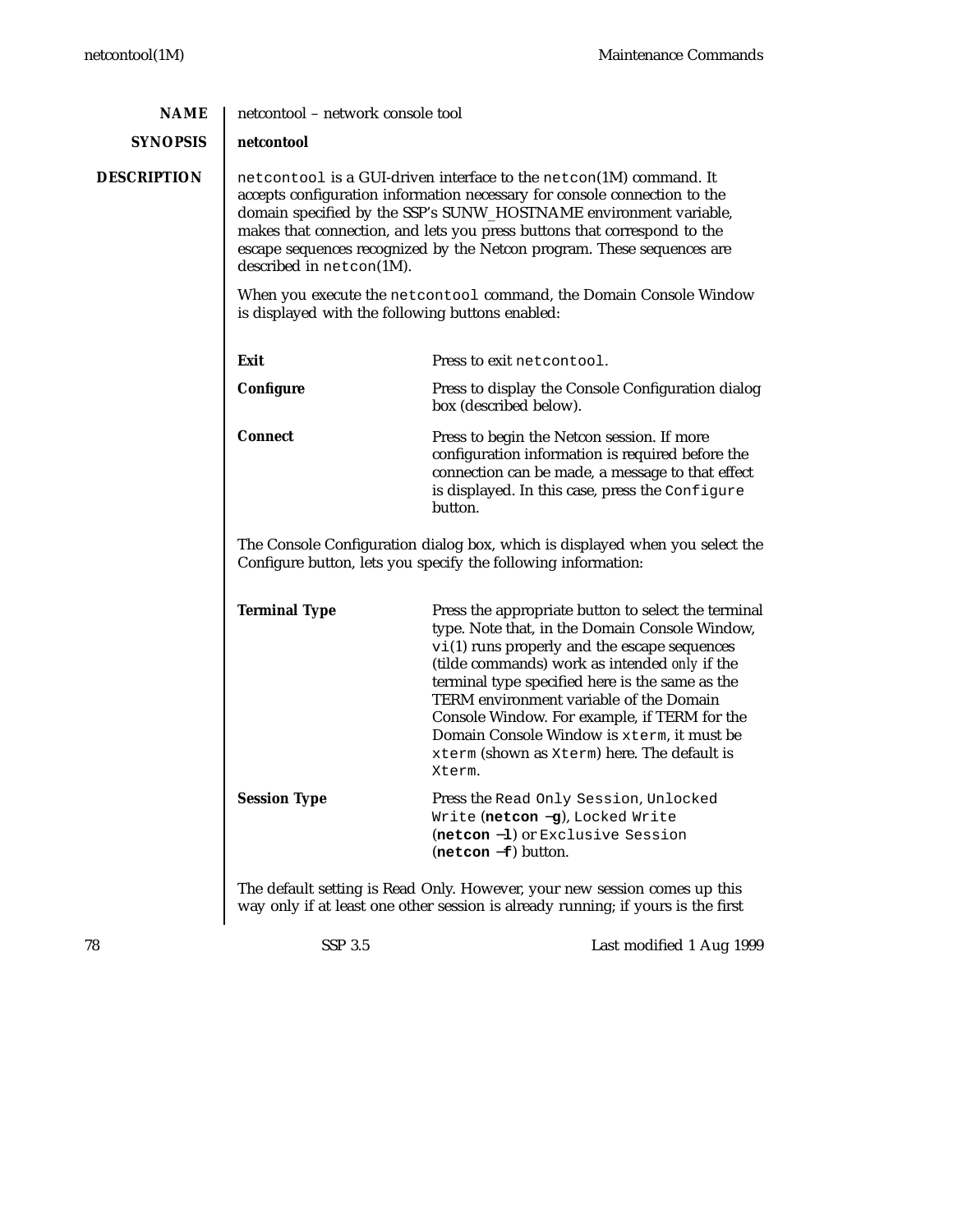## NAME

netcontool – network console tool

## SYNOPSIS

**netcontool**

## DESCRIPTION

`netcontool` is a GUI-driven interface to the `netcon`(1M) command. It accepts configuration information necessary for console connection to the domain specified by the SSP's SUNW_HOSTNAME environment variable, makes that connection, and lets you press buttons that correspond to the escape sequences recognized by the Netcon program. These sequences are described in `netcon`(1M).

When you execute the `netcontool` command, the Domain Console Window is displayed with the following buttons enabled:

**Exit**
: Press to exit `netcontool`.

**Configure**
: Press to display the Console Configuration dialog box (described below).

**Connect**
: Press to begin the Netcon session. If more configuration information is required before the connection can be made, a message to that effect is displayed. In this case, press the `Configure` button.

The Console Configuration dialog box, which is displayed when you select the Configure button, lets you specify the following information:

**Terminal Type**
: Press the appropriate button to select the terminal type. Note that, in the Domain Console Window, `vi`(1) runs properly and the escape sequences (tilde commands) work as intended *only* if the terminal type specified here is the same as the TERM environment variable of the Domain Console Window. For example, if TERM for the Domain Console Window is `xterm`, it must be `xterm` (shown as `Xterm`) here. The default is `Xterm`.

**Session Type**
: Press the `Read Only Session`, `Unlocked Write` (**`netcon −g`**), `Locked Write` (**`netcon −l`**) or `Exclusive Session` (**`netcon −f`**) button.

The default setting is Read Only. However, your new session comes up this way only if at least one other session is already running; if yours is the first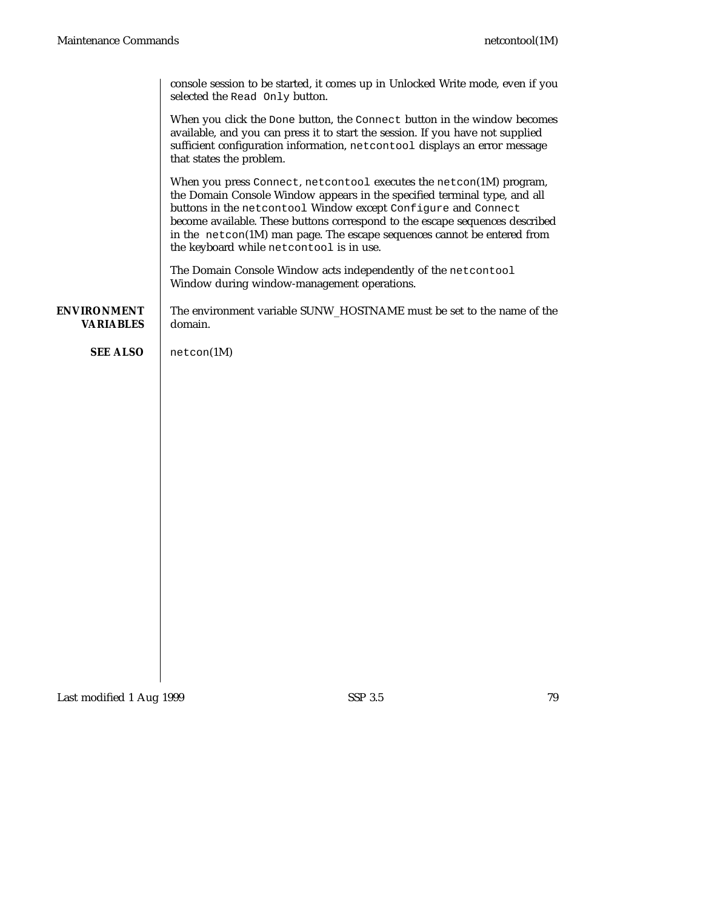console session to be started, it comes up in Unlocked Write mode, even if you selected the `Read Only` button.

When you click the `Done` button, the `Connect` button in the window becomes available, and you can press it to start the session. If you have not supplied sufficient configuration information, `netcontool` displays an error message that states the problem.

When you press `Connect`, `netcontool` executes the `netcon`(1M) program, the Domain Console Window appears in the specified terminal type, and all buttons in the `netcontool` Window except `Configure` and `Connect` become available. These buttons correspond to the escape sequences described in the `netcon`(1M) man page. The escape sequences cannot be entered from the keyboard while `netcontool` is in use.

The Domain Console Window acts independently of the `netcontool` Window during window-management operations.

## ENVIRONMENT VARIABLES

The environment variable SUNW_HOSTNAME must be set to the name of the domain.

## SEE ALSO

`netcon`(1M)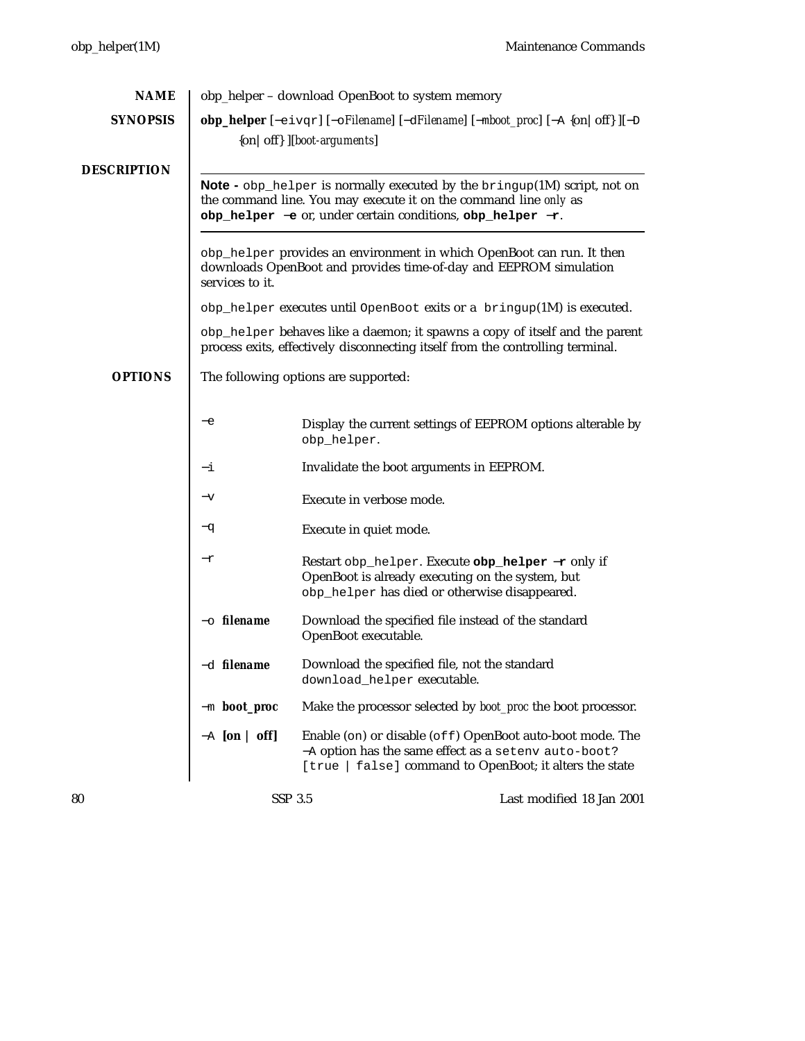## NAME

obp_helper – download OpenBoot to system memory

## SYNOPSIS

**obp_helper** [−eivqr] [−o*Filename*] [−d*Filename*] [−m*boot_proc*] [−A {on| off} ][−D {on| off} ][*boot-arguments*]

## DESCRIPTION

---

**Note -** `obp_helper` is normally executed by the `bringup`(1M) script, not on the command line. You may execute it on the command line *only* as **`obp_helper −e`** or, under certain conditions, **`obp_helper −r`**.

---

`obp_helper` provides an environment in which OpenBoot can run. It then downloads OpenBoot and provides time-of-day and EEPROM simulation services to it.

`obp_helper` executes until `OpenBoot` exits or a `bringup`(1M) is executed.

`obp_helper` behaves like a daemon; it spawns a copy of itself and the parent process exits, effectively disconnecting itself from the controlling terminal.

## OPTIONS

The following options are supported:

| | |
|---|---|
| `−e` | Display the current settings of EEPROM options alterable by `obp_helper`. |
| `−i` | Invalidate the boot arguments in EEPROM. |
| `−v` | Execute in verbose mode. |
| `−q` | Execute in quiet mode. |
| `−r` | Restart `obp_helper`. Execute **`obp_helper −r`** only if OpenBoot is already executing on the system, but `obp_helper` has died or otherwise disappeared. |
| `−o` ***filename*** | Download the specified file instead of the standard OpenBoot executable. |
| `−d` ***filename*** | Download the specified file, not the standard `download_helper` executable. |
| `−m` ***boot_proc*** | Make the processor selected by *boot_proc* the boot processor. |
| `−A` **[on \| off]** | Enable (`on`) or disable (`off`) OpenBoot auto-boot mode. The `−A` option has the same effect as a `setenv auto-boot? [true \| false]` command to OpenBoot; it alters the state |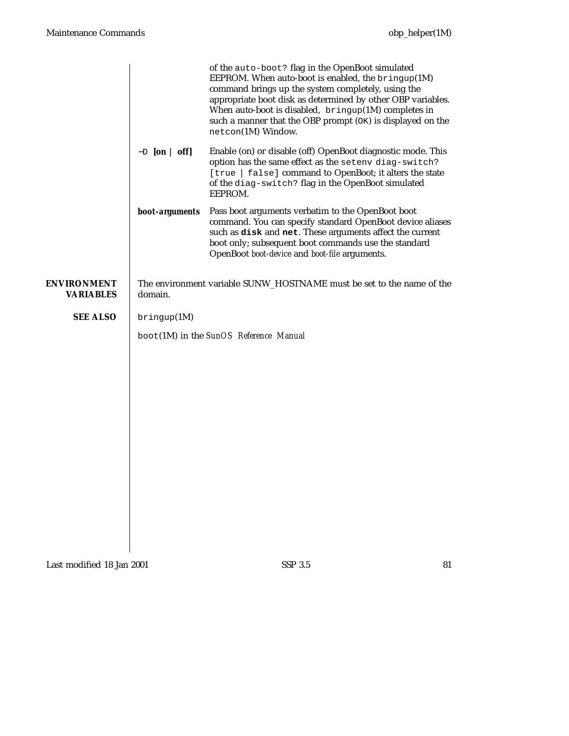of the `auto-boot?` flag in the OpenBoot simulated EEPROM. When auto-boot is enabled, the `bringup`(1M) command brings up the system completely, using the appropriate boot disk as determined by other OBP variables. When auto-boot is disabled, `bringup`(1M) completes in such a manner that the OBP prompt (`OK`) is displayed on the `netcon`(1M) Window.

**−D [on | off]**
Enable (on) or disable (off) OpenBoot diagnostic mode. This option has the same effect as the `setenv diag-switch? [true | false]` command to OpenBoot; it alters the state of the `diag-switch?` flag in the OpenBoot simulated EEPROM.

***boot-arguments***
Pass boot arguments verbatim to the OpenBoot boot command. You can specify standard OpenBoot device aliases such as **`disk`** and **`net`**. These arguments affect the current boot only; subsequent boot commands use the standard OpenBoot *boot-device* and *boot-file* arguments.

## ENVIRONMENT VARIABLES

The environment variable SUNW_HOSTNAME must be set to the name of the domain.

## SEE ALSO

`bringup`(1M)

`boot`(1M) in the *SunOS Reference Manual*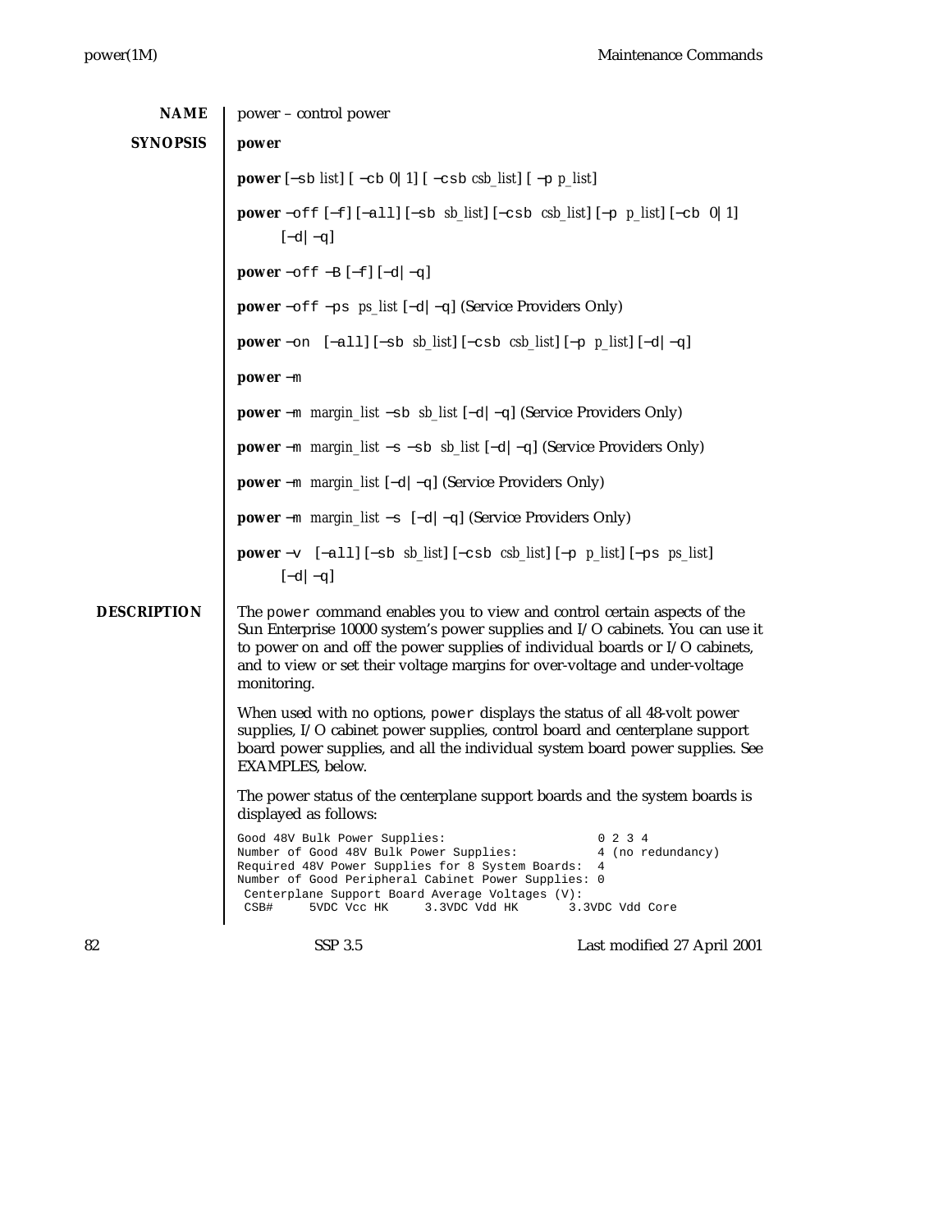## NAME

power – control power

## SYNOPSIS

**power**

**power** [−sb list] [ −cb 0|1] [ −csb csb_list] [ −p p_list]

**power** −off [−f] [−all] [−sb sb_list] [−csb csb_list] [−p p_list] [−cb 0|1] [−d|−q]

**power** −off −B [−f] [−d|−q]

**power** −off −ps ps_list [−d|−q] (Service Providers Only)

**power** −on [−all] [−sb sb_list] [−csb csb_list] [−p p_list] [−d|−q]

**power** −m

**power** −m margin_list −sb sb_list [−d|−q] (Service Providers Only)

**power** −m margin_list −s −sb sb_list [−d|−q] (Service Providers Only)

**power** −m margin_list [−d|−q] (Service Providers Only)

**power** −m margin_list −s [−d|−q] (Service Providers Only)

**power** −v [−all] [−sb sb_list] [−csb csb_list] [−p p_list] [−ps ps_list] [−d|−q]

## DESCRIPTION

The `power` command enables you to view and control certain aspects of the Sun Enterprise 10000 system's power supplies and I/O cabinets. You can use it to power on and off the power supplies of individual boards or I/O cabinets, and to view or set their voltage margins for over-voltage and under-voltage monitoring.

When used with no options, `power` displays the status of all 48-volt power supplies, I/O cabinet power supplies, control board and centerplane support board power supplies, and all the individual system board power supplies. See EXAMPLES, below.

The power status of the centerplane support boards and the system boards is displayed as follows:

```
Good 48V Bulk Power Supplies:                      0 2 3 4
Number of Good 48V Bulk Power Supplies:            4 (no redundancy)
Required 48V Power Supplies for 8 System Boards:  4
Number of Good Peripheral Cabinet Power Supplies: 0
 Centerplane Support Board Average Voltages (V):
 CSB#     5VDC Vcc HK     3.3VDC Vdd HK       3.3VDC Vdd Core
```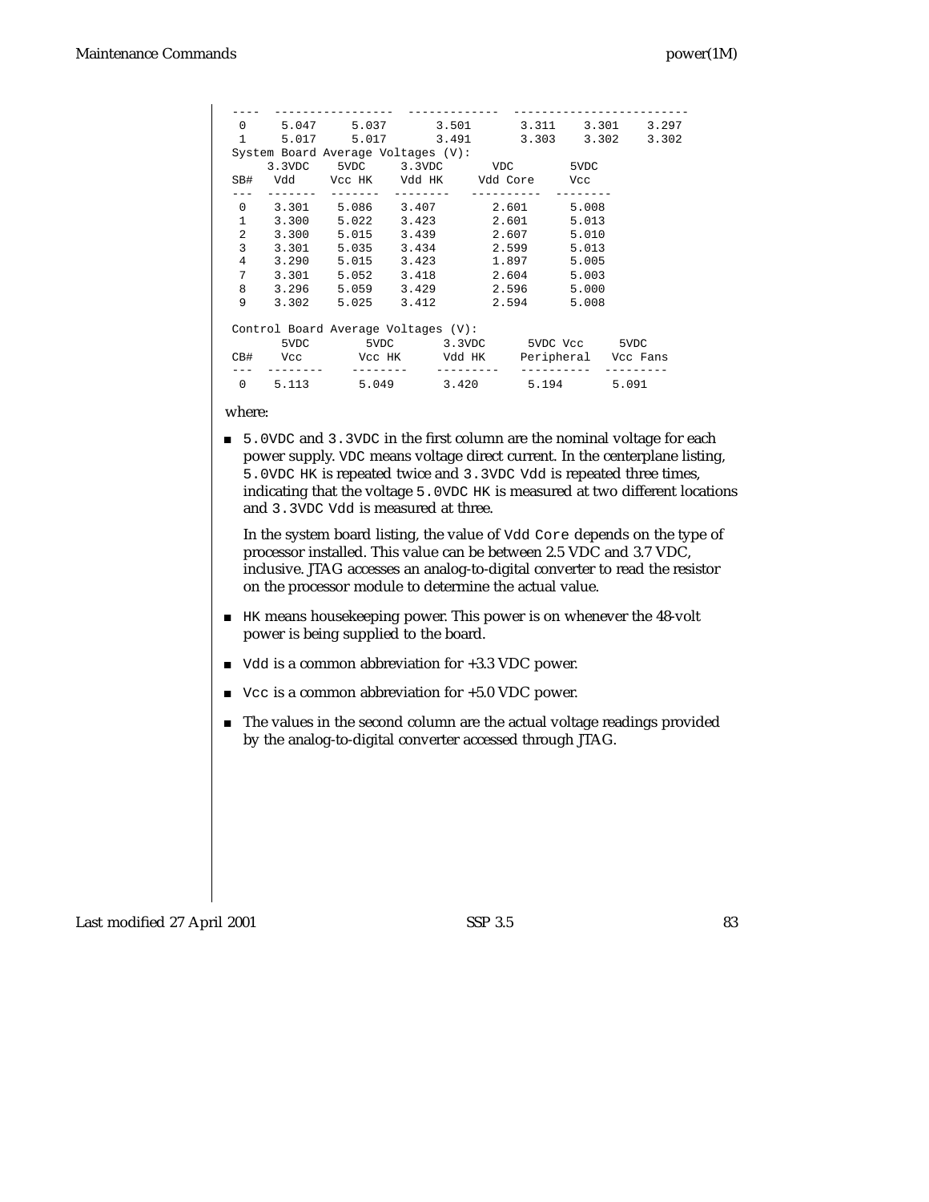```
----  -----------------  -------------  ------------------------
 0     5.047     5.037       3.501       3.311    3.301    3.297
 1     5.017     5.017       3.491       3.303    3.302    3.302
System Board Average Voltages (V):
     3.3VDC    5VDC     3.3VDC       VDC        5VDC
SB#   Vdd     Vcc HK    Vdd HK     Vdd Core     Vcc
---  -------  -------  --------   ----------  --------
 0    3.301    5.086    3.407        2.601      5.008
 1    3.300    5.022    3.423        2.601      5.013
 2    3.300    5.015    3.439        2.607      5.010
 3    3.301    5.035    3.434        2.599      5.013
 4    3.290    5.015    3.423        1.897      5.005
 7    3.301    5.052    3.418        2.604      5.003
 8    3.296    5.059    3.429        2.596      5.000
 9    3.302    5.025    3.412        2.594      5.008

Control Board Average Voltages (V):
      5VDC        5VDC       3.3VDC      5VDC Vcc     5VDC
CB#    Vcc        Vcc HK      Vdd HK     Peripheral   Vcc Fans
---  --------    --------   ---------   ----------  ---------
 0    5.113       5.049       3.420       5.194       5.091
```

where:

- `5.0VDC` and `3.3VDC` in the first column are the nominal voltage for each power supply. `VDC` means voltage direct current. In the centerplane listing, `5.0VDC HK` is repeated twice and `3.3VDC Vdd` is repeated three times, indicating that the voltage `5.0VDC HK` is measured at two different locations and `3.3VDC Vdd` is measured at three.

  In the system board listing, the value of `Vdd Core` depends on the type of processor installed. This value can be between 2.5 VDC and 3.7 VDC, inclusive. JTAG accesses an analog-to-digital converter to read the resistor on the processor module to determine the actual value.

- `HK` means housekeeping power. This power is on whenever the 48-volt power is being supplied to the board.
- `Vdd` is a common abbreviation for +3.3 VDC power.
- `Vcc` is a common abbreviation for +5.0 VDC power.
- The values in the second column are the actual voltage readings provided by the analog-to-digital converter accessed through JTAG.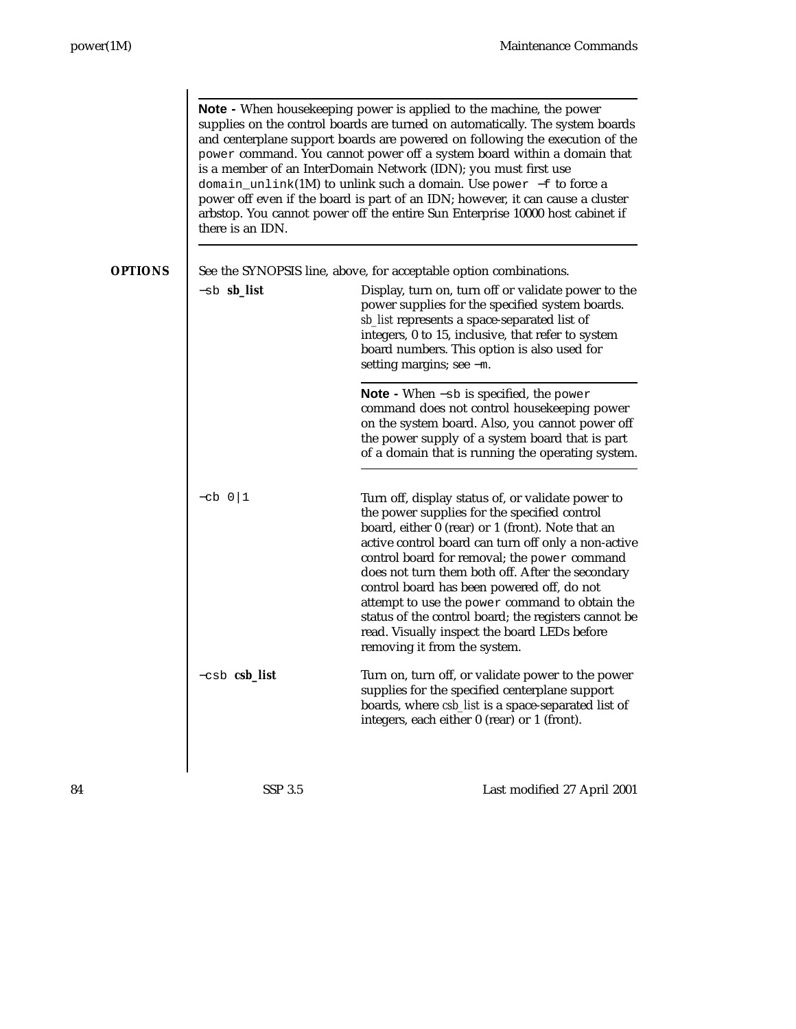**Note -** When housekeeping power is applied to the machine, the power supplies on the control boards are turned on automatically. The system boards and centerplane support boards are powered on following the execution of the `power` command. You cannot power off a system board within a domain that is a member of an InterDomain Network (IDN); you must first use `domain_unlink`(1M) to unlink such a domain. Use `power −f` to force a power off even if the board is part of an IDN; however, it can cause a cluster arbstop. You cannot power off the entire Sun Enterprise 10000 host cabinet if there is an IDN.

## OPTIONS

See the SYNOPSIS line, above, for acceptable option combinations.

`−sb` **sb_list**
: Display, turn on, turn off or validate power to the power supplies for the specified system boards. *sb_list* represents a space-separated list of integers, 0 to 15, inclusive, that refer to system board numbers. This option is also used for setting margins; see `−m`.

  **Note -** When `−sb` is specified, the `power` command does not control housekeeping power on the system board. Also, you cannot power off the power supply of a system board that is part of a domain that is running the operating system.

`−cb 0|1`
: Turn off, display status of, or validate power to the power supplies for the specified control board, either 0 (rear) or 1 (front). Note that an active control board can turn off only a non-active control board for removal; the `power` command does not turn them both off. After the secondary control board has been powered off, do not attempt to use the `power` command to obtain the status of the control board; the registers cannot be read. Visually inspect the board LEDs before removing it from the system.

`−csb` **csb_list**
: Turn on, turn off, or validate power to the power supplies for the specified centerplane support boards, where *csb_list* is a space-separated list of integers, each either 0 (rear) or 1 (front).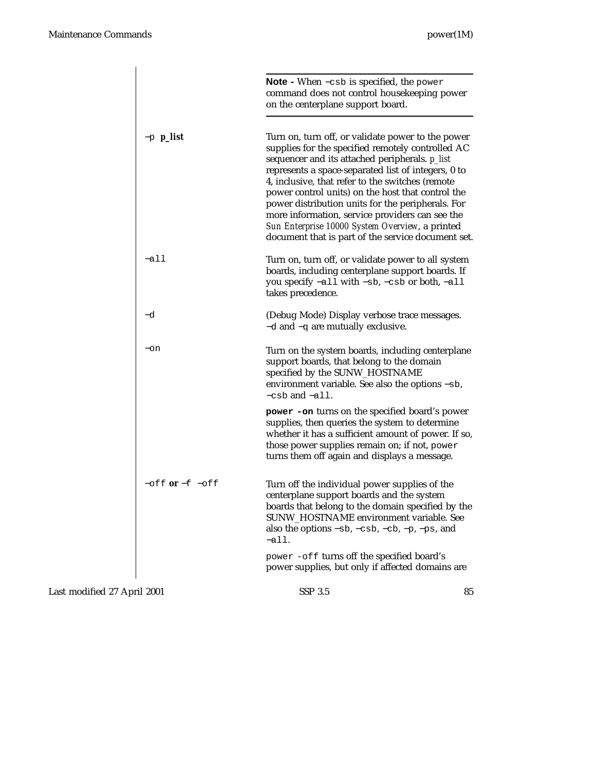**Note -** When `−csb` is specified, the `power` command does not control housekeeping power on the centerplane support board.

`−p` **p_list**
: Turn on, turn off, or validate power to the power supplies for the specified remotely controlled AC sequencer and its attached peripherals. *p_list* represents a space-separated list of integers, 0 to 4, inclusive, that refer to the switches (remote power control units) on the host that control the power distribution units for the peripherals. For more information, service providers can see the *Sun Enterprise 10000 System Overview*, a printed document that is part of the service document set.

`−all`
: Turn on, turn off, or validate power to all system boards, including centerplane support boards. If you specify `−all` with `−sb`, `−csb` or both, `−all` takes precedence.

`−d`
: (Debug Mode) Display verbose trace messages. `−d` and `−q` are mutually exclusive.

`−on`
: Turn on the system boards, including centerplane support boards, that belong to the domain specified by the SUNW_HOSTNAME environment variable. See also the options `−sb`, `−csb` and `−all`.

  **`power -on`** turns on the specified board's power supplies, then queries the system to determine whether it has a sufficient amount of power. If so, those power supplies remain on; if not, `power` turns them off again and displays a message.

`−off` **or** `−f −off`
: Turn off the individual power supplies of the centerplane support boards and the system boards that belong to the domain specified by the SUNW_HOSTNAME environment variable. See also the options `−sb`, `−csb`, `−cb`, `−p`, `−ps`, and `−all`.

  `power -off` turns off the specified board's power supplies, but only if affected domains are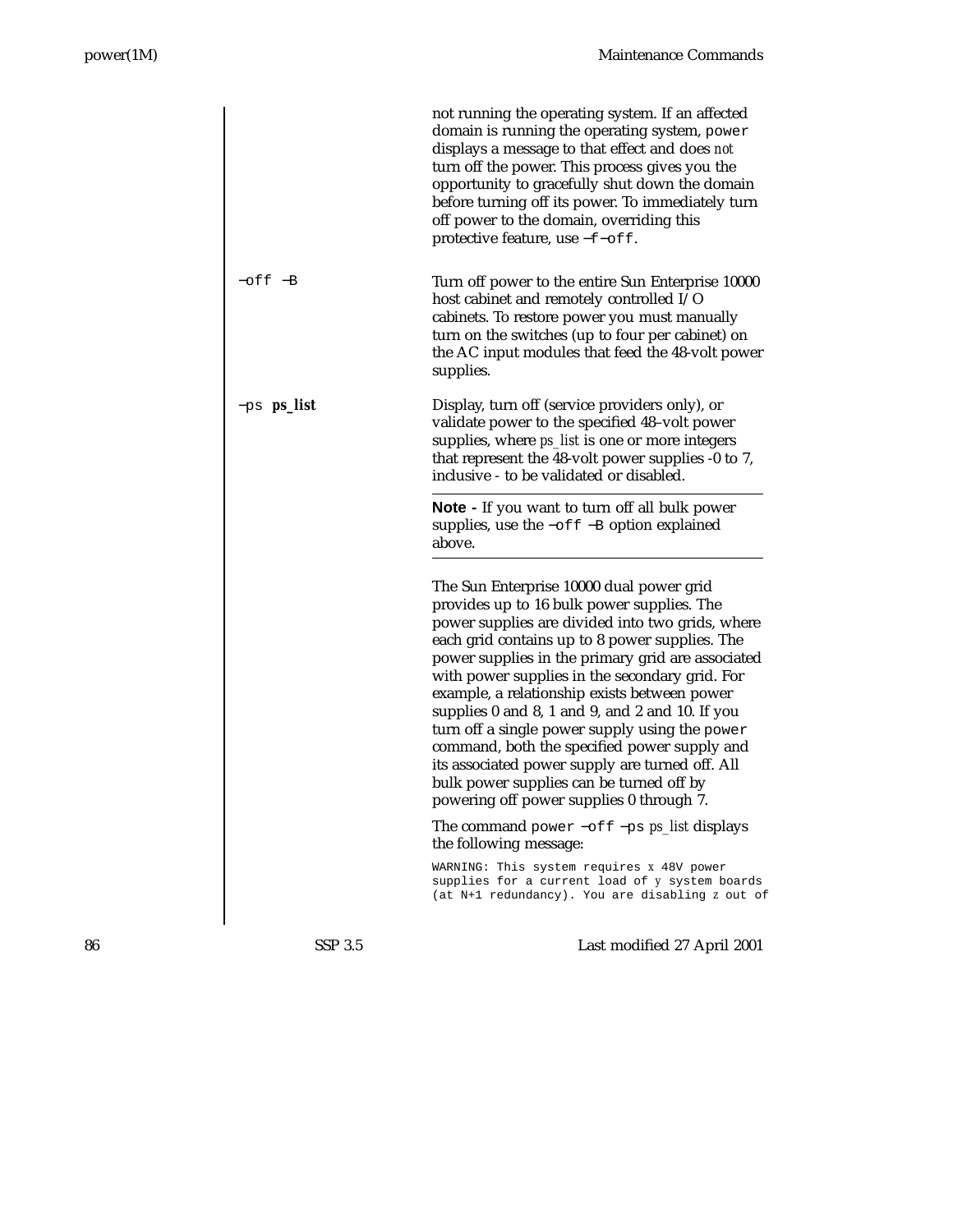not running the operating system. If an affected domain is running the operating system, `power` displays a message to that effect and does *not* turn off the power. This process gives you the opportunity to gracefully shut down the domain before turning off its power. To immediately turn off power to the domain, overriding this protective feature, use `−f−off`.

`−off −B`

Turn off power to the entire Sun Enterprise 10000 host cabinet and remotely controlled I/O cabinets. To restore power you must manually turn on the switches (up to four per cabinet) on the AC input modules that feed the 48-volt power supplies.

`−ps` ***ps_list***

Display, turn off (service providers only), or validate power to the specified 48–volt power supplies, where *ps_list* is one or more integers that represent the 48-volt power supplies -0 to 7, inclusive - to be validated or disabled.

---

**Note -** If you want to turn off all bulk power supplies, use the `−off −B` option explained above.

---

The Sun Enterprise 10000 dual power grid provides up to 16 bulk power supplies. The power supplies are divided into two grids, where each grid contains up to 8 power supplies. The power supplies in the primary grid are associated with power supplies in the secondary grid. For example, a relationship exists between power supplies 0 and 8, 1 and 9, and 2 and 10. If you turn off a single power supply using the `power` command, both the specified power supply and its associated power supply are turned off. All bulk power supplies can be turned off by powering off power supplies 0 through 7.

The command `power −off −ps` *ps_list* displays the following message:

```
WARNING: This system requires x 48V power
supplies for a current load of y system boards
(at N+1 redundancy). You are disabling z out of
```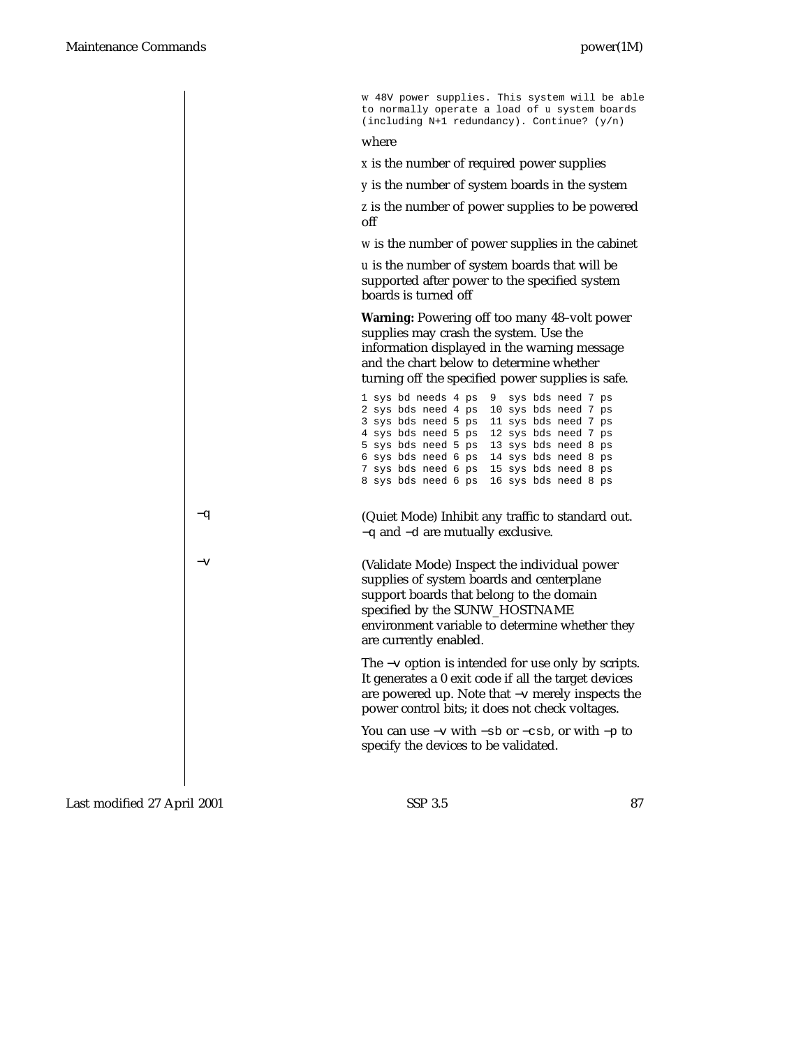```
w 48V power supplies. This system will be able
to normally operate a load of u system boards
(including N+1 redundancy). Continue? (y/n)
```

where

x is the number of required power supplies

y is the number of system boards in the system

z is the number of power supplies to be powered off

w is the number of power supplies in the cabinet

u is the number of system boards that will be supported after power to the specified system boards is turned off

**Warning:** Powering off too many 48–volt power supplies may crash the system. Use the information displayed in the warning message and the chart below to determine whether turning off the specified power supplies is safe.

```
1 sys bd needs 4 ps   9  sys bds need 7 ps
2 sys bds need 4 ps  10 sys bds need 7 ps
3 sys bds need 5 ps  11 sys bds need 7 ps
4 sys bds need 5 ps  12 sys bds need 7 ps
5 sys bds need 5 ps  13 sys bds need 8 ps
6 sys bds need 6 ps  14 sys bds need 8 ps
7 sys bds need 6 ps  15 sys bds need 8 ps
8 sys bds need 6 ps  16 sys bds need 8 ps
```

−q
(Quiet Mode) Inhibit any traffic to standard out. −q and −d are mutually exclusive.

−v
(Validate Mode) Inspect the individual power supplies of system boards and centerplane support boards that belong to the domain specified by the SUNW_HOSTNAME environment variable to determine whether they are currently enabled.

The −v option is intended for use only by scripts. It generates a 0 exit code if all the target devices are powered up. Note that −v merely inspects the power control bits; it does not check voltages.

You can use −v with −sb or −csb, or with −p to specify the devices to be validated.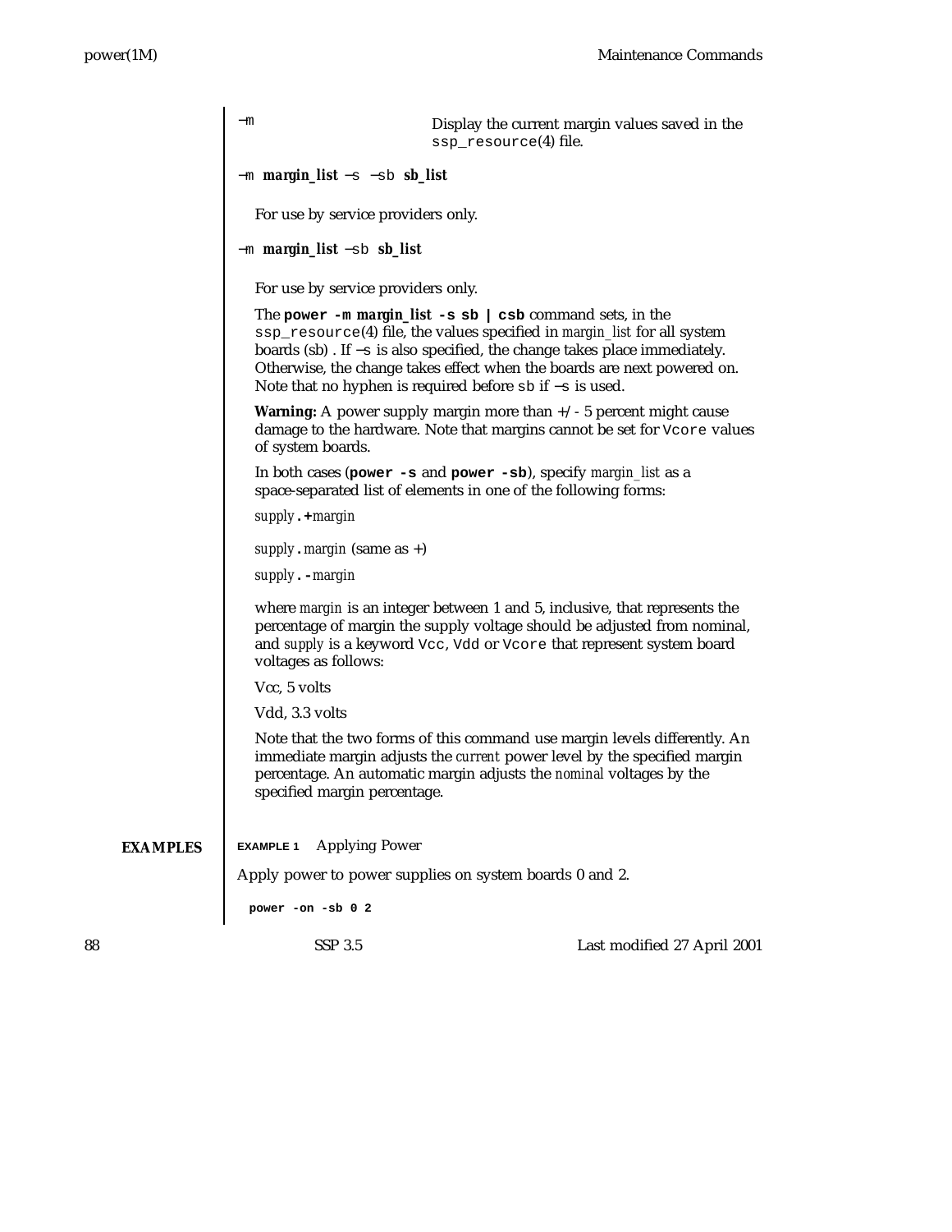-m
: Display the current margin values saved in the `ssp_resource`(4) file.

-m **margin_list** -s -sb **sb_list**

For use by service providers only.

-m **margin_list** -sb **sb_list**

For use by service providers only.

The **`power -m` *margin_list* `-s sb | csb`** command sets, in the `ssp_resource`(4) file, the values specified in *margin_list* for all system boards (sb) . If `-s` is also specified, the change takes place immediately. Otherwise, the change takes effect when the boards are next powered on. Note that no hyphen is required before `sb` if `-s` is used.

**Warning:** A power supply margin more than +/- 5 percent might cause damage to the hardware. Note that margins cannot be set for `Vcore` values of system boards.

In both cases (**`power -s`** and **`power -sb`**), specify *margin_list* as a space-separated list of elements in one of the following forms:

*supply*`.+`*margin*

*supply*`.`*margin* (same as +)

*supply*`.-`*margin*

where *margin* is an integer between 1 and 5, inclusive, that represents the percentage of margin the supply voltage should be adjusted from nominal, and *supply* is a keyword `Vcc`, `Vdd` or `Vcore` that represent system board voltages as follows:

Vcc, 5 volts

Vdd, 3.3 volts

Note that the two forms of this command use margin levels differently. An immediate margin adjusts the *current* power level by the specified margin percentage. An automatic margin adjusts the *nominal* voltages by the specified margin percentage.

## EXAMPLES

**EXAMPLE 1** Applying Power

Apply power to power supplies on system boards 0 and 2.

```
power -on -sb 0 2
```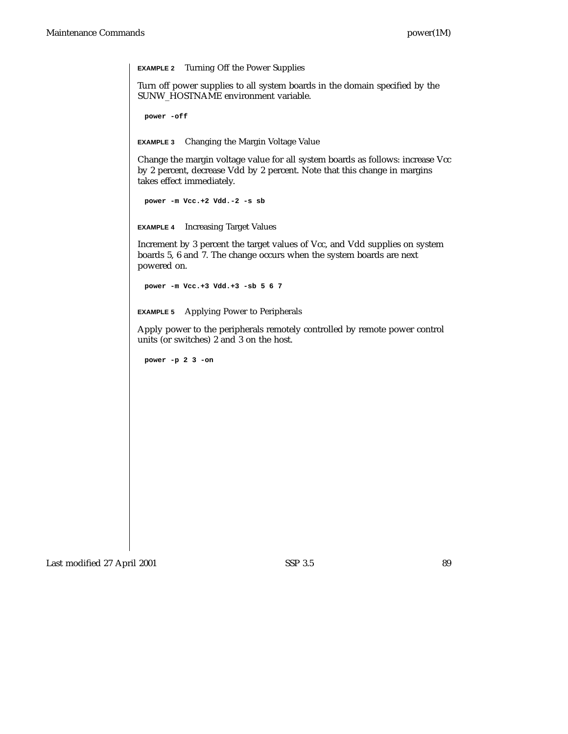**EXAMPLE 2** Turning Off the Power Supplies

Turn off power supplies to all system boards in the domain specified by the SUNW_HOSTNAME environment variable.

```
power -off
```

**EXAMPLE 3** Changing the Margin Voltage Value

Change the margin voltage value for all system boards as follows: increase Vcc by 2 percent, decrease Vdd by 2 percent. Note that this change in margins takes effect immediately.

```
power -m Vcc.+2 Vdd.-2 -s sb
```

**EXAMPLE 4** Increasing Target Values

Increment by 3 percent the target values of Vcc, and Vdd supplies on system boards 5, 6 and 7. The change occurs when the system boards are next powered on.

```
power -m Vcc.+3 Vdd.+3 -sb 5 6 7
```

**EXAMPLE 5** Applying Power to Peripherals

Apply power to the peripherals remotely controlled by remote power control units (or switches) 2 and 3 on the host.

```
power -p 2 3 -on
```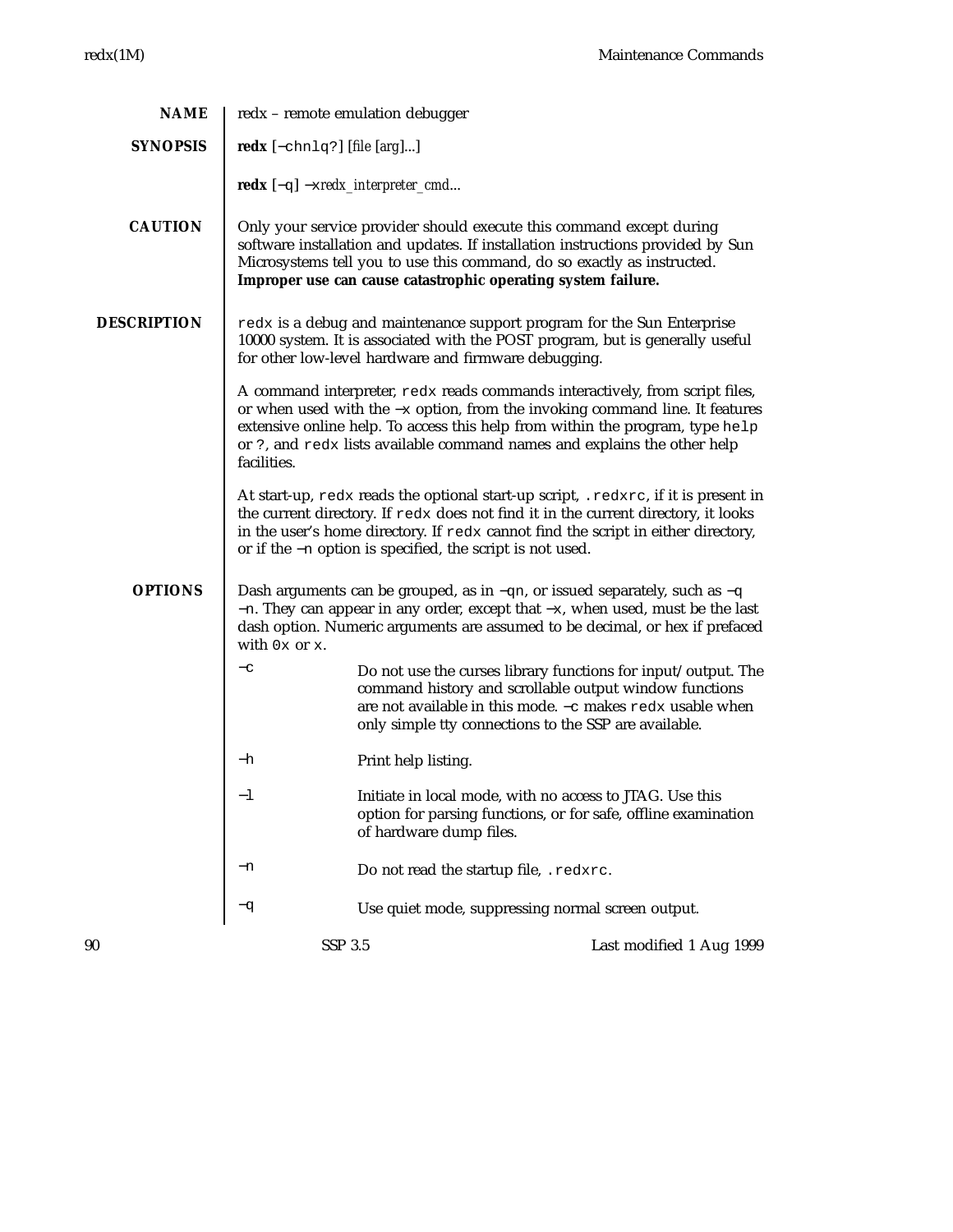## NAME

redx – remote emulation debugger

## SYNOPSIS

**redx** [−chnlq?] [*file* [*arg*]...]

**redx** [−q] −x*redx_interpreter_cmd*...

## CAUTION

Only your service provider should execute this command except during software installation and updates. If installation instructions provided by Sun Microsystems tell you to use this command, do so exactly as instructed. **Improper use can cause catastrophic operating system failure.**

## DESCRIPTION

`redx` is a debug and maintenance support program for the Sun Enterprise 10000 system. It is associated with the POST program, but is generally useful for other low-level hardware and firmware debugging.

A command interpreter, `redx` reads commands interactively, from script files, or when used with the −x option, from the invoking command line. It features extensive online help. To access this help from within the program, type `help` or `?`, and `redx` lists available command names and explains the other help facilities.

At start-up, `redx` reads the optional start-up script, `.redxrc`, if it is present in the current directory. If `redx` does not find it in the current directory, it looks in the user's home directory. If `redx` cannot find the script in either directory, or if the −n option is specified, the script is not used.

## OPTIONS

Dash arguments can be grouped, as in −qn, or issued separately, such as −q −n. They can appear in any order, except that −x, when used, must be the last dash option. Numeric arguments are assumed to be decimal, or hex if prefaced with `0x` or `x`.

−c
: Do not use the curses library functions for input/output. The command history and scrollable output window functions are not available in this mode. −c makes `redx` usable when only simple tty connections to the SSP are available.

−h
: Print help listing.

−l
: Initiate in local mode, with no access to JTAG. Use this option for parsing functions, or for safe, offline examination of hardware dump files.

−n
: Do not read the startup file, `.redxrc`.

−q
: Use quiet mode, suppressing normal screen output.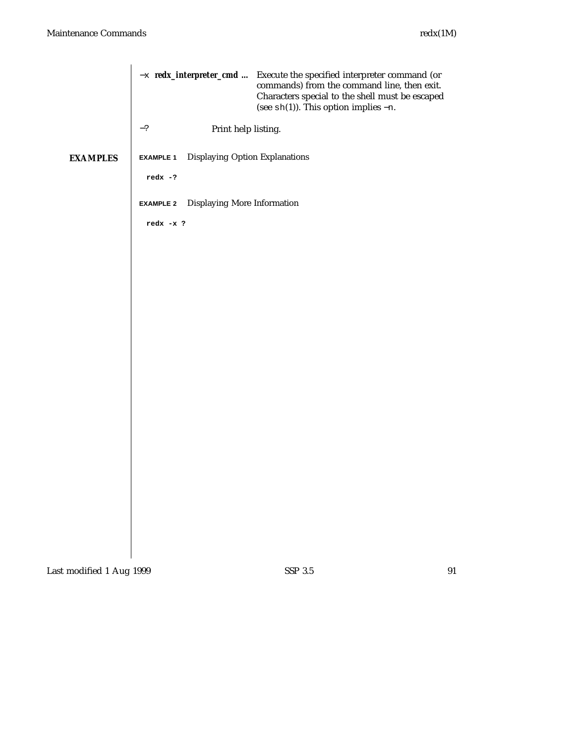−x *redx_interpreter_cmd ...* Execute the specified interpreter command (or commands) from the command line, then exit. Characters special to the shell must be escaped (see `sh`(1)). This option implies −n.

−? Print help listing.

## EXAMPLES

**EXAMPLE 1** Displaying Option Explanations

```
redx -?
```

**EXAMPLE 2** Displaying More Information

```
redx -x ?
```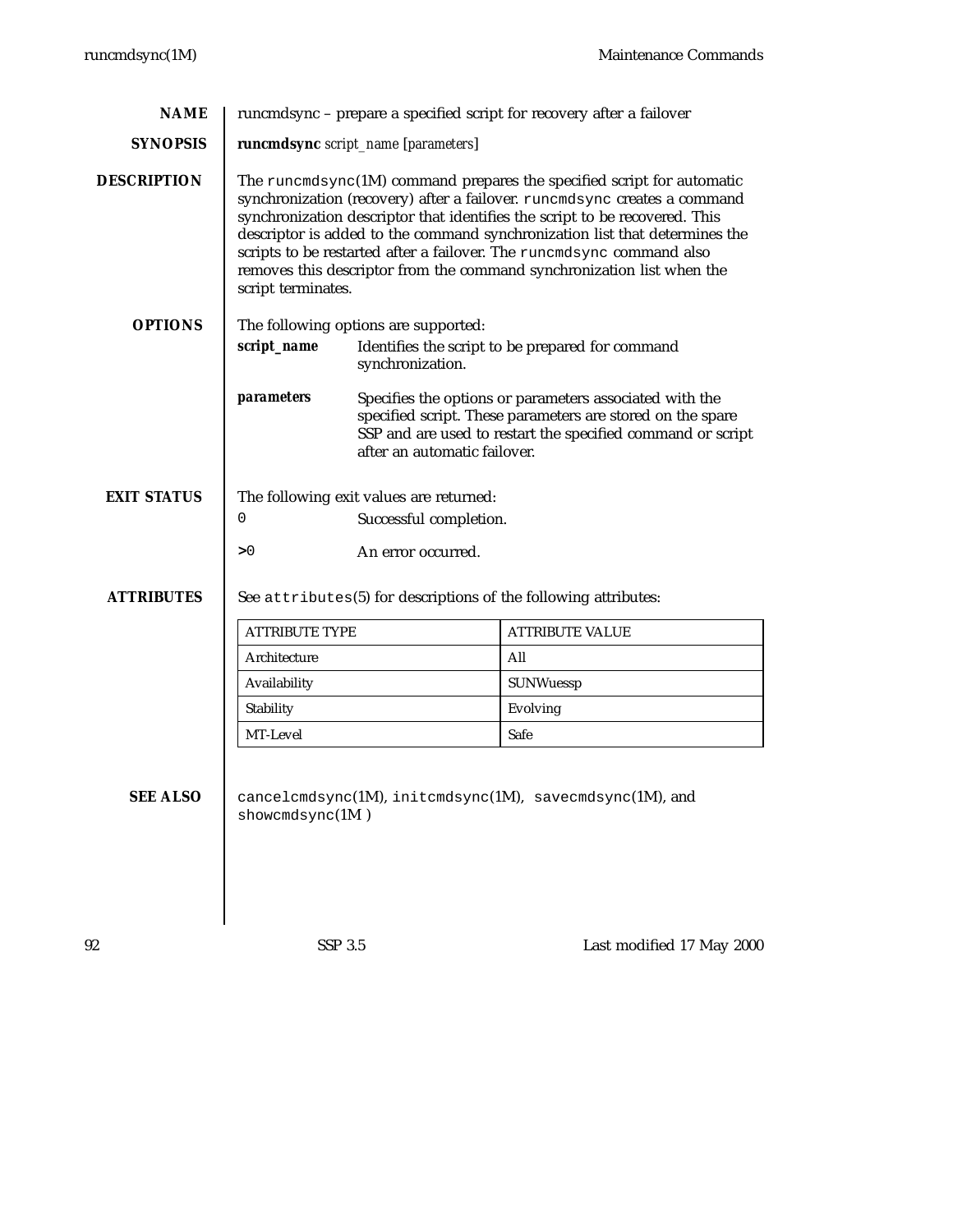## NAME

runcmdsync – prepare a specified script for recovery after a failover

## SYNOPSIS

**runcmdsync** *script_name* [*parameters*]

## DESCRIPTION

The `runcmdsync`(1M) command prepares the specified script for automatic synchronization (recovery) after a failover. `runcmdsync` creates a command synchronization descriptor that identifies the script to be recovered. This descriptor is added to the command synchronization list that determines the scripts to be restarted after a failover. The `runcmdsync` command also removes this descriptor from the command synchronization list when the script terminates.

## OPTIONS

The following options are supported:

***script_name*** Identifies the script to be prepared for command synchronization.

***parameters*** Specifies the options or parameters associated with the specified script. These parameters are stored on the spare SSP and are used to restart the specified command or script after an automatic failover.

## EXIT STATUS

The following exit values are returned:

`0` Successful completion.

`>0` An error occurred.

## ATTRIBUTES

See `attributes`(5) for descriptions of the following attributes:

| ATTRIBUTE TYPE | ATTRIBUTE VALUE |
|---|---|
| Architecture | All |
| Availability | SUNWuessp |
| Stability | Evolving |
| MT-Level | Safe |

## SEE ALSO

`cancelcmdsync`(1M), `initcmdsync`(1M), `savecmdsync`(1M), and `showcmdsync`(1M )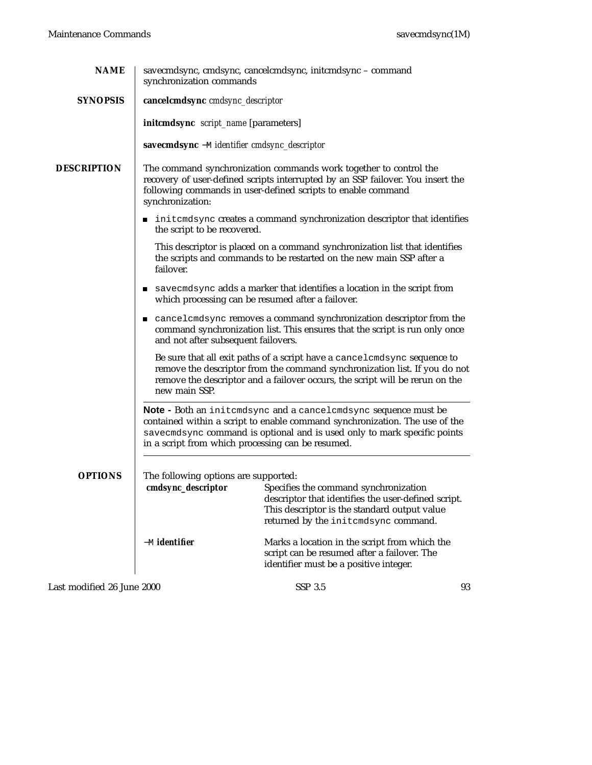## NAME

savecmdsync, cmdsync, cancelcmdsync, initcmdsync – command synchronization commands

## SYNOPSIS

**cancelcmdsync** *cmdsync_descriptor*

**initcmdsync** *script_name* [parameters]

**savecmdsync** −M *identifier cmdsync_descriptor*

## DESCRIPTION

The command synchronization commands work together to control the recovery of user-defined scripts interrupted by an SSP failover. You insert the following commands in user-defined scripts to enable command synchronization:

- `initcmdsync` creates a command synchronization descriptor that identifies the script to be recovered.

  This descriptor is placed on a command synchronization list that identifies the scripts and commands to be restarted on the new main SSP after a failover.

- `savecmdsync` adds a marker that identifies a location in the script from which processing can be resumed after a failover.

- `cancelcmdsync` removes a command synchronization descriptor from the command synchronization list. This ensures that the script is run only once and not after subsequent failovers.

  Be sure that all exit paths of a script have a `cancelcmdsync` sequence to remove the descriptor from the command synchronization list. If you do not remove the descriptor and a failover occurs, the script will be rerun on the new main SSP.

---

**Note -** Both an `initcmdsync` and a `cancelcmdsync` sequence must be contained within a script to enable command synchronization. The use of the `savecmdsync` command is optional and is used only to mark specific points in a script from which processing can be resumed.

---

## OPTIONS

The following options are supported:

| | |
|---|---|
| **cmdsync_descriptor** | Specifies the command synchronization descriptor that identifies the user-defined script. This descriptor is the standard output value returned by the `initcmdsync` command. |
| −M **identifier** | Marks a location in the script from which the script can be resumed after a failover. The identifier must be a positive integer. |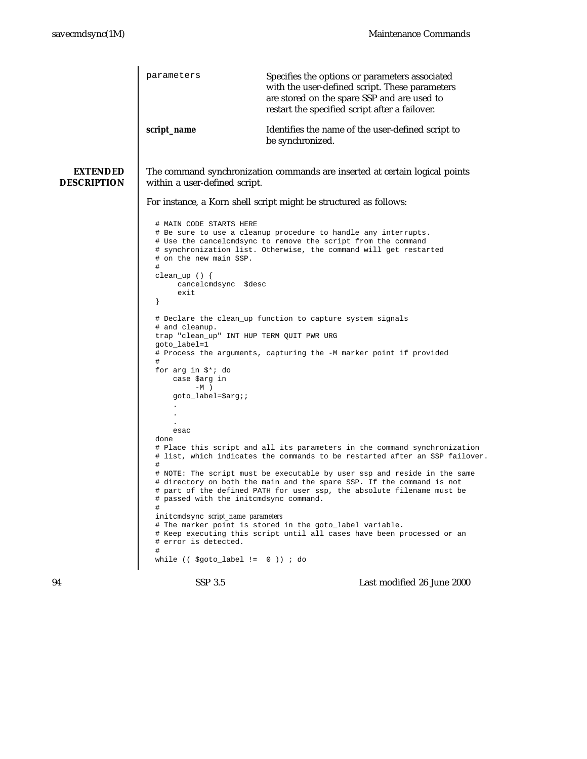| | |
|---|---|
| `parameters` | Specifies the options or parameters associated with the user-defined script. These parameters are stored on the spare SSP and are used to restart the specified script after a failover. |
| ***script_name*** | Identifies the name of the user-defined script to be synchronized. |

## EXTENDED DESCRIPTION

The command synchronization commands are inserted at certain logical points within a user-defined script.

For instance, a Korn shell script might be structured as follows:

```
# MAIN CODE STARTS HERE
# Be sure to use a cleanup procedure to handle any interrupts.
# Use the cancelcmdsync to remove the script from the command
# synchronization list. Otherwise, the command will get restarted
# on the new main SSP.
#
clean_up () {
     cancelcmdsync  $desc
     exit
}

# Declare the clean_up function to capture system signals
# and cleanup.
trap "clean_up" INT HUP TERM QUIT PWR URG
goto_label=1
# Process the arguments, capturing the -M marker point if provided
#
for arg in $*; do
    case $arg in
         -M )
    goto_label=$arg;;
    .
    .
    .
    esac
done
# Place this script and all its parameters in the command synchronization
# list, which indicates the commands to be restarted after an SSP failover.
#
# NOTE: The script must be executable by user ssp and reside in the same
# directory on both the main and the spare SSP. If the command is not
# part of the defined PATH for user ssp, the absolute filename must be
# passed with the initcmdsync command.
#
initcmdsync script_name parameters
# The marker point is stored in the goto_label variable.
# Keep executing this script until all cases have been processed or an
# error is detected.
#
while (( $goto_label !=  0 )) ; do
```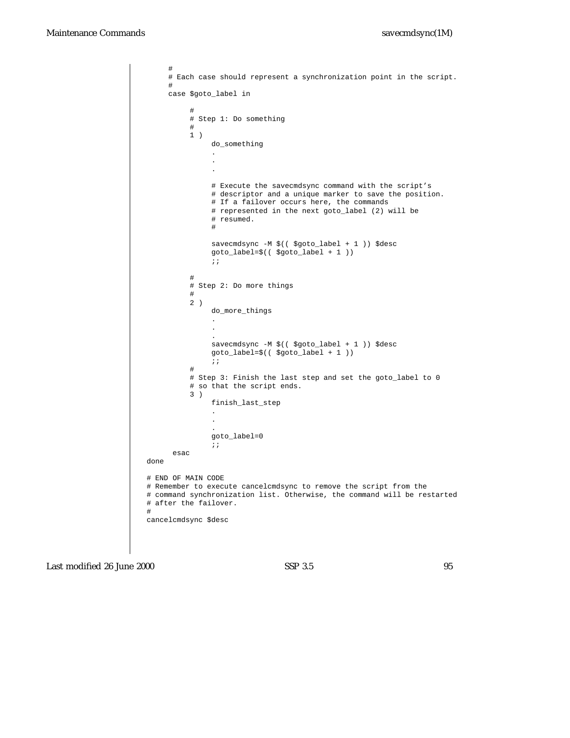```
        #
        # Each case should represent a synchronization point in the script.
        #
        case $goto_label in

             #
             # Step 1: Do something
             #
             1 )
                  do_something
                  .
                  .
                  .

                  # Execute the savecmdsync command with the script’s
                  # descriptor and a unique marker to save the position.
                  # If a failover occurs here, the commands
                  # represented in the next goto_label (2) will be
                  # resumed.
                  #

                  savecmdsync -M $(( $goto_label + 1 )) $desc
                  goto_label=$(( $goto_label + 1 ))
                  ;;

             #
             # Step 2: Do more things
             #
             2 )
                  do_more_things
                  .
                  .
                  .
                  savecmdsync -M $(( $goto_label + 1 )) $desc
                  goto_label=$(( $goto_label + 1 ))
                  ;;
             #
             # Step 3: Finish the last step and set the goto_label to 0
             # so that the script ends.
             3 )
                  finish_last_step
                  .
                  .
                  .
                  goto_label=0
                  ;;
         esac
   done

   # END OF MAIN CODE
   # Remember to execute cancelcmdsync to remove the script from the
   # command synchronization list. Otherwise, the command will be restarted
   # after the failover.
   #
   cancelcmdsync $desc
```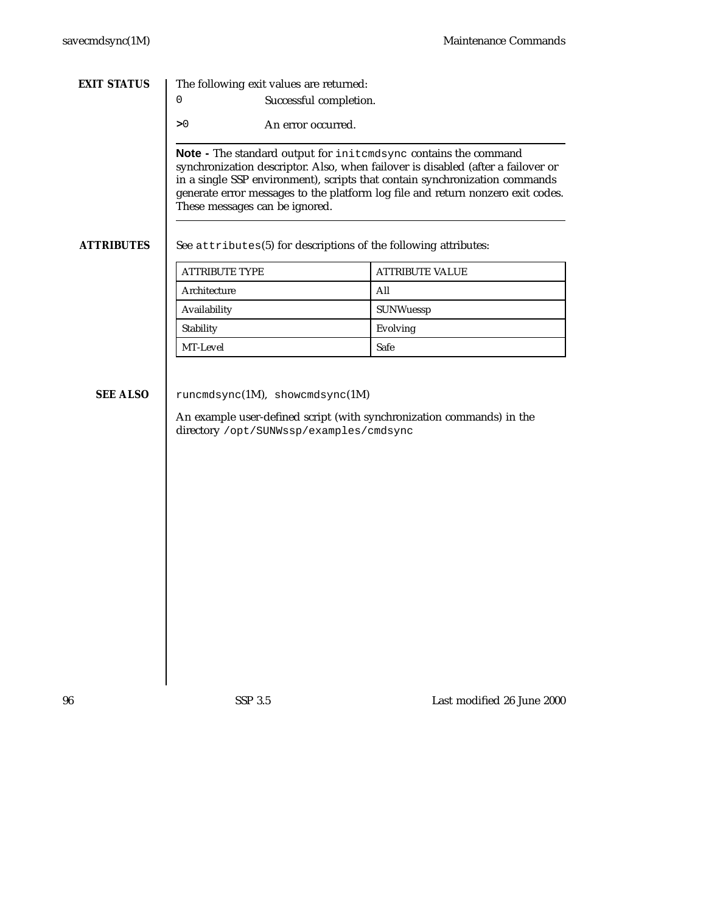## EXIT STATUS

The following exit values are returned:

`0` Successful completion.

`>0` An error occurred.

---

**Note -** The standard output for `initcmdsync` contains the command synchronization descriptor. Also, when failover is disabled (after a failover or in a single SSP environment), scripts that contain synchronization commands generate error messages to the platform log file and return nonzero exit codes. These messages can be ignored.

---

## ATTRIBUTES

See `attributes`(5) for descriptions of the following attributes:

| ATTRIBUTE TYPE | ATTRIBUTE VALUE |
|---|---|
| Architecture | All |
| Availability | SUNWuessp |
| Stability | Evolving |
| MT-Level | Safe |

## SEE ALSO

`runcmdsync`(1M), `showcmdsync`(1M)

An example user-defined script (with synchronization commands) in the directory `/opt/SUNWssp/examples/cmdsync`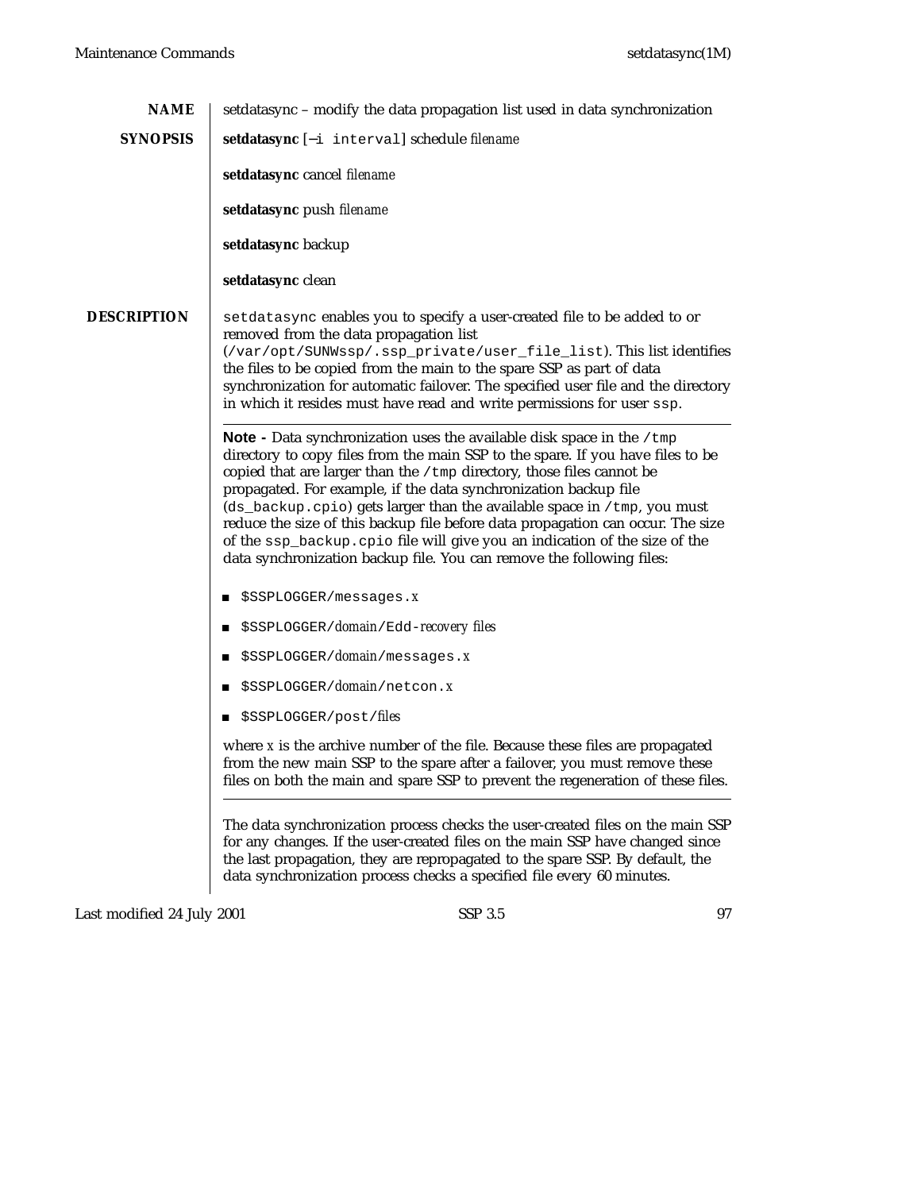## NAME

setdatasync – modify the data propagation list used in data synchronization

## SYNOPSIS

**setdatasync** [−i `interval`] schedule *filename*

**setdatasync** cancel *filename*

**setdatasync** push *filename*

**setdatasync** backup

**setdatasync** clean

## DESCRIPTION

`setdatasync` enables you to specify a user-created file to be added to or removed from the data propagation list (`/var/opt/SUNWssp/.ssp_private/user_file_list`). This list identifies the files to be copied from the main to the spare SSP as part of data synchronization for automatic failover. The specified user file and the directory in which it resides must have read and write permissions for user `ssp`.

---

**Note -** Data synchronization uses the available disk space in the `/tmp` directory to copy files from the main SSP to the spare. If you have files to be copied that are larger than the `/tmp` directory, those files cannot be propagated. For example, if the data synchronization backup file (`ds_backup.cpio`) gets larger than the available space in `/tmp`, you must reduce the size of this backup file before data propagation can occur. The size of the `ssp_backup.cpio` file will give you an indication of the size of the data synchronization backup file. You can remove the following files:

- `$SSPLOGGER/messages.`*x*
- `$SSPLOGGER/`*domain*`/Edd-`*recovery files*
- `$SSPLOGGER/`*domain*`/messages.`*x*
- `$SSPLOGGER/`*domain*`/netcon.`*x*
- `$SSPLOGGER/post/`*files*

where *x* is the archive number of the file. Because these files are propagated from the new main SSP to the spare after a failover, you must remove these files on both the main and spare SSP to prevent the regeneration of these files.

---

The data synchronization process checks the user-created files on the main SSP for any changes. If the user-created files on the main SSP have changed since the last propagation, they are repropagated to the spare SSP. By default, the data synchronization process checks a specified file every 60 minutes.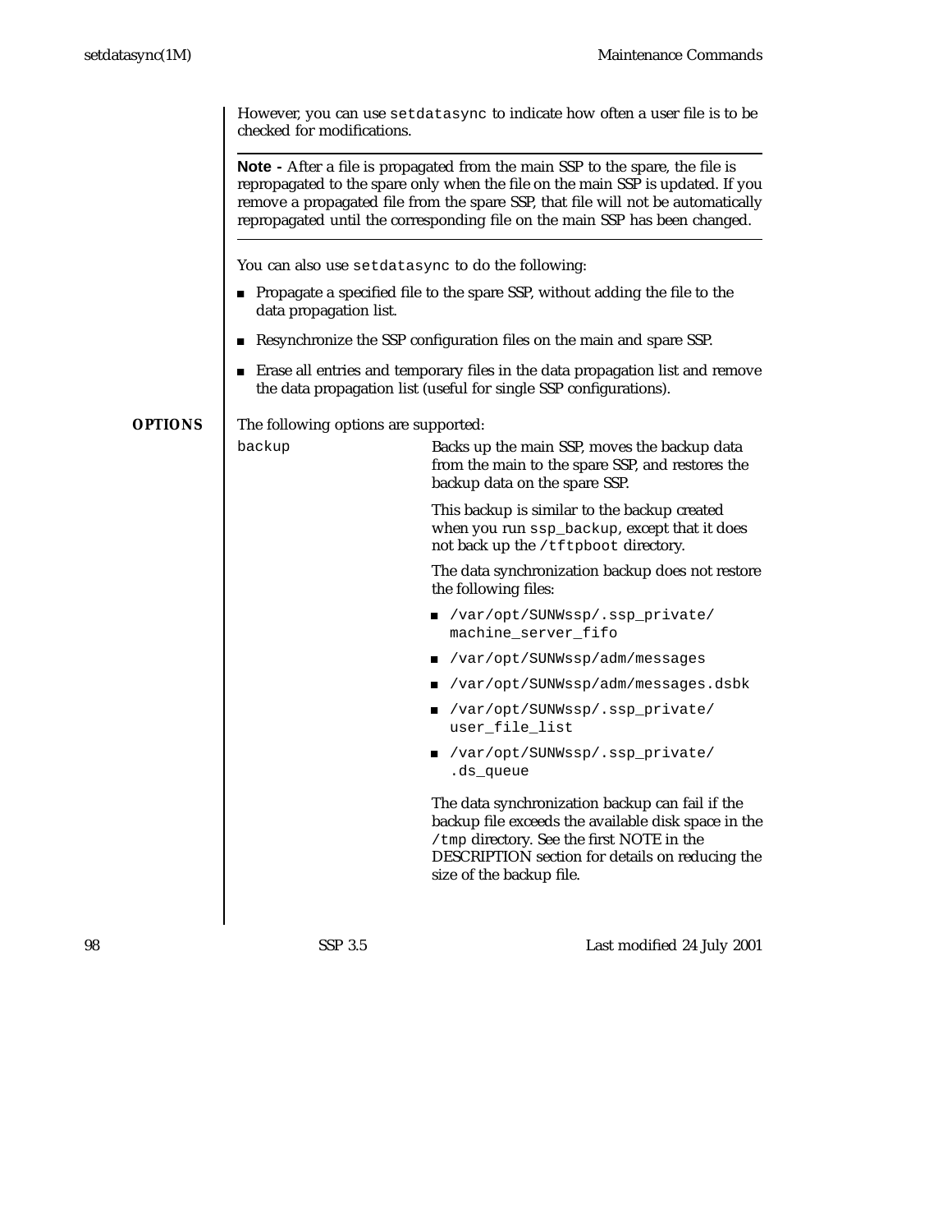However, you can use `setdatasync` to indicate how often a user file is to be checked for modifications.

---

**Note -** After a file is propagated from the main SSP to the spare, the file is repropagated to the spare only when the file on the main SSP is updated. If you remove a propagated file from the spare SSP, that file will not be automatically repropagated until the corresponding file on the main SSP has been changed.

---

You can also use `setdatasync` to do the following:

- Propagate a specified file to the spare SSP, without adding the file to the data propagation list.
- Resynchronize the SSP configuration files on the main and spare SSP.
- Erase all entries and temporary files in the data propagation list and remove the data propagation list (useful for single SSP configurations).

## OPTIONS

The following options are supported:

`backup`

Backs up the main SSP, moves the backup data from the main to the spare SSP, and restores the backup data on the spare SSP.

This backup is similar to the backup created when you run `ssp_backup`, except that it does not back up the `/tftpboot` directory.

The data synchronization backup does not restore the following files:

- `/var/opt/SUNWssp/.ssp_private/machine_server_fifo`
- `/var/opt/SUNWssp/adm/messages`
- `/var/opt/SUNWssp/adm/messages.dsbk`
- `/var/opt/SUNWssp/.ssp_private/user_file_list`
- `/var/opt/SUNWssp/.ssp_private/.ds_queue`

The data synchronization backup can fail if the backup file exceeds the available disk space in the `/tmp` directory. See the first NOTE in the DESCRIPTION section for details on reducing the size of the backup file.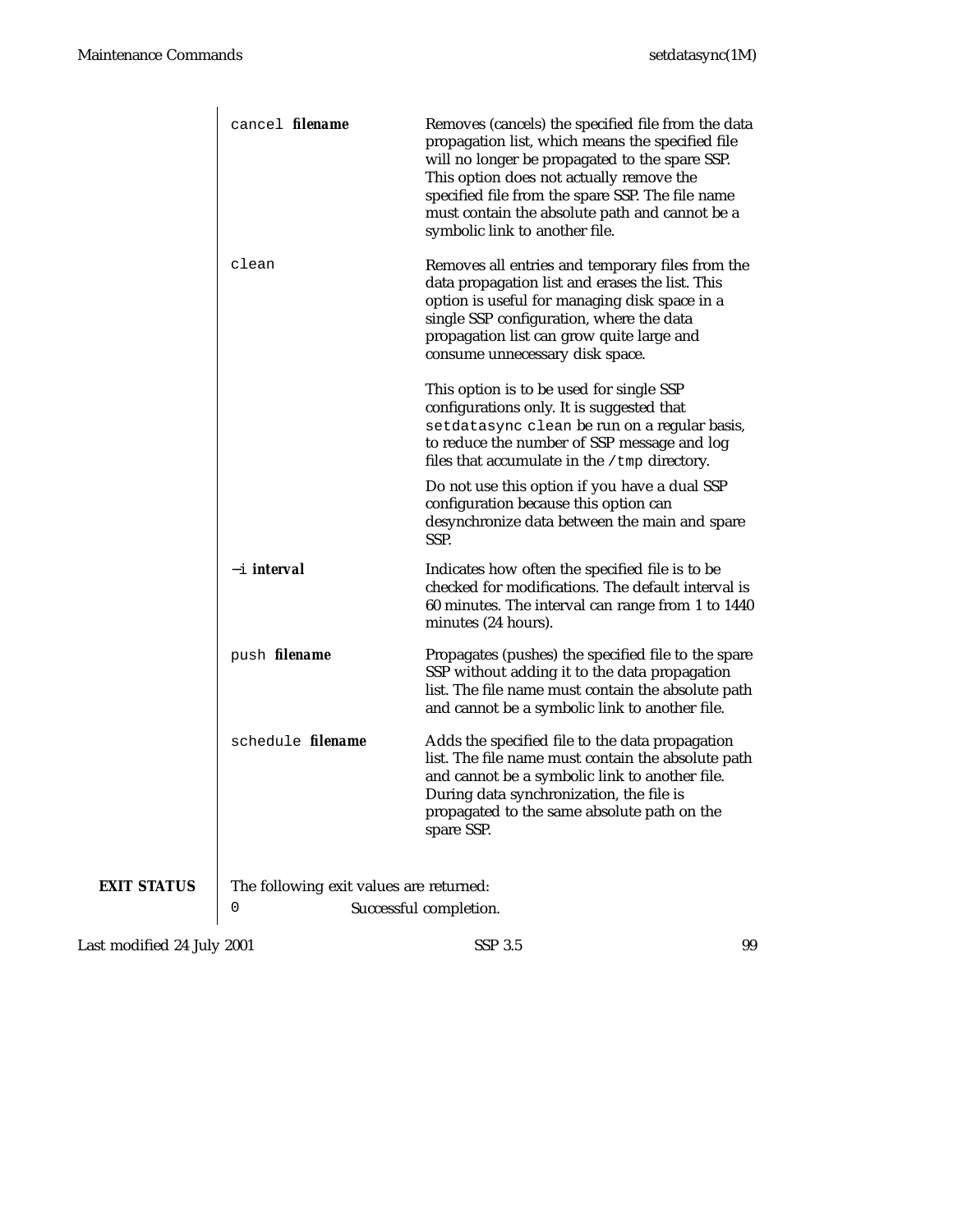`cancel` ***filename***

Removes (cancels) the specified file from the data propagation list, which means the specified file will no longer be propagated to the spare SSP. This option does not actually remove the specified file from the spare SSP. The file name must contain the absolute path and cannot be a symbolic link to another file.

`clean`

Removes all entries and temporary files from the data propagation list and erases the list. This option is useful for managing disk space in a single SSP configuration, where the data propagation list can grow quite large and consume unnecessary disk space.

This option is to be used for single SSP configurations only. It is suggested that `setdatasync clean` be run on a regular basis, to reduce the number of SSP message and log files that accumulate in the `/tmp` directory.

Do not use this option if you have a dual SSP configuration because this option can desynchronize data between the main and spare SSP.

`−i` ***interval***

Indicates how often the specified file is to be checked for modifications. The default interval is 60 minutes. The interval can range from 1 to 1440 minutes (24 hours).

`push` ***filename***

Propagates (pushes) the specified file to the spare SSP without adding it to the data propagation list. The file name must contain the absolute path and cannot be a symbolic link to another file.

`schedule` ***filename***

Adds the specified file to the data propagation list. The file name must contain the absolute path and cannot be a symbolic link to another file. During data synchronization, the file is propagated to the same absolute path on the spare SSP.

## EXIT STATUS

The following exit values are returned:

`0` Successful completion.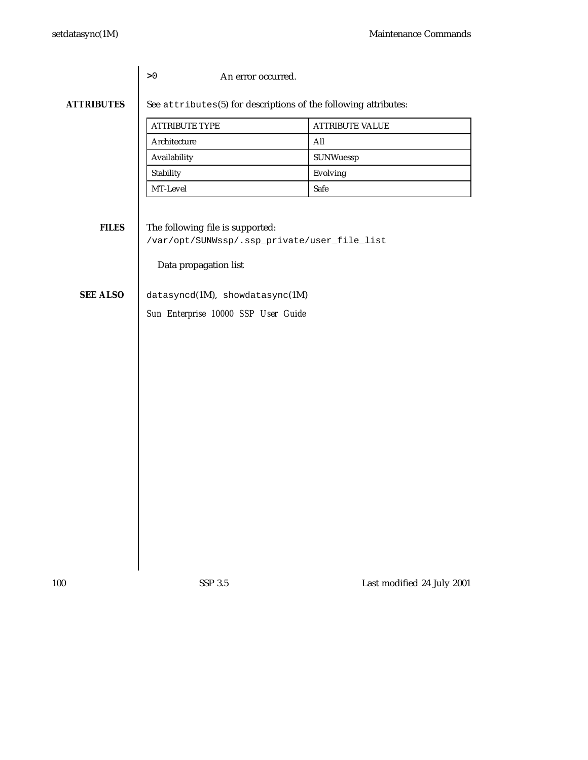| | |
|---|---|
| `>0` | An error occurred. |

## ATTRIBUTES

See `attributes(5)` for descriptions of the following attributes:

| ATTRIBUTE TYPE | ATTRIBUTE VALUE |
|---|---|
| Architecture | All |
| Availability | SUNWuessp |
| Stability | Evolving |
| MT-Level | Safe |

## FILES

The following file is supported:

`/var/opt/SUNWssp/.ssp_private/user_file_list`

Data propagation list

## SEE ALSO

`datasyncd(1M)`, `showdatasync(1M)`

*Sun Enterprise 10000 SSP User Guide*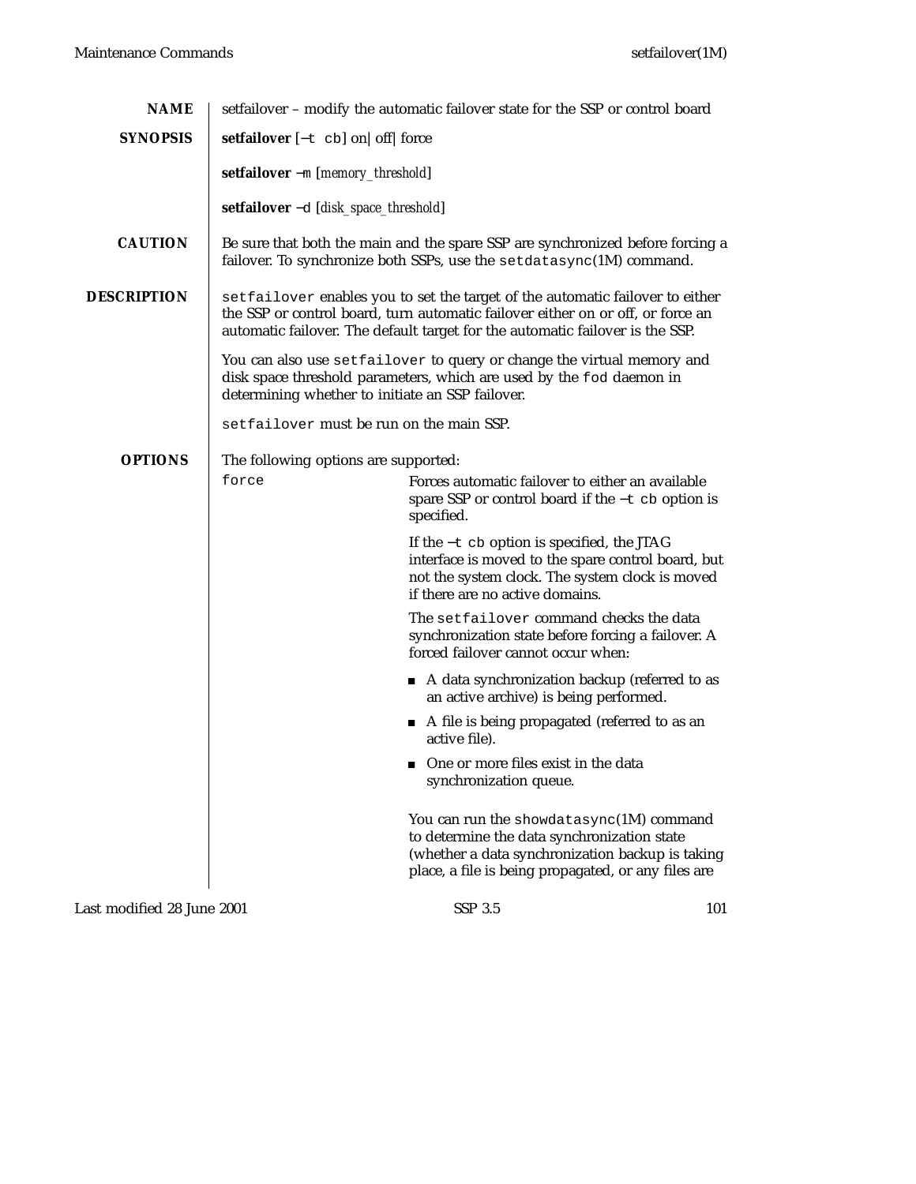## NAME

setfailover – modify the automatic failover state for the SSP or control board

## SYNOPSIS

**setfailover** [−t cb] on| off| force

**setfailover** −m [*memory_threshold*]

**setfailover** −d [*disk_space_threshold*]

## CAUTION

Be sure that both the main and the spare SSP are synchronized before forcing a failover. To synchronize both SSPs, use the `setdatasync`(1M) command.

## DESCRIPTION

`setfailover` enables you to set the target of the automatic failover to either the SSP or control board, turn automatic failover either on or off, or force an automatic failover. The default target for the automatic failover is the SSP.

You can also use `setfailover` to query or change the virtual memory and disk space threshold parameters, which are used by the `fod` daemon in determining whether to initiate an SSP failover.

`setfailover` must be run on the main SSP.

## OPTIONS

The following options are supported:

`force`

Forces automatic failover to either an available spare SSP or control board if the `−t cb` option is specified.

If the `−t cb` option is specified, the JTAG interface is moved to the spare control board, but not the system clock. The system clock is moved if there are no active domains.

The `setfailover` command checks the data synchronization state before forcing a failover. A forced failover cannot occur when:

- A data synchronization backup (referred to as an active archive) is being performed.
- A file is being propagated (referred to as an active file).
- One or more files exist in the data synchronization queue.

You can run the `showdatasync`(1M) command to determine the data synchronization state (whether a data synchronization backup is taking place, a file is being propagated, or any files are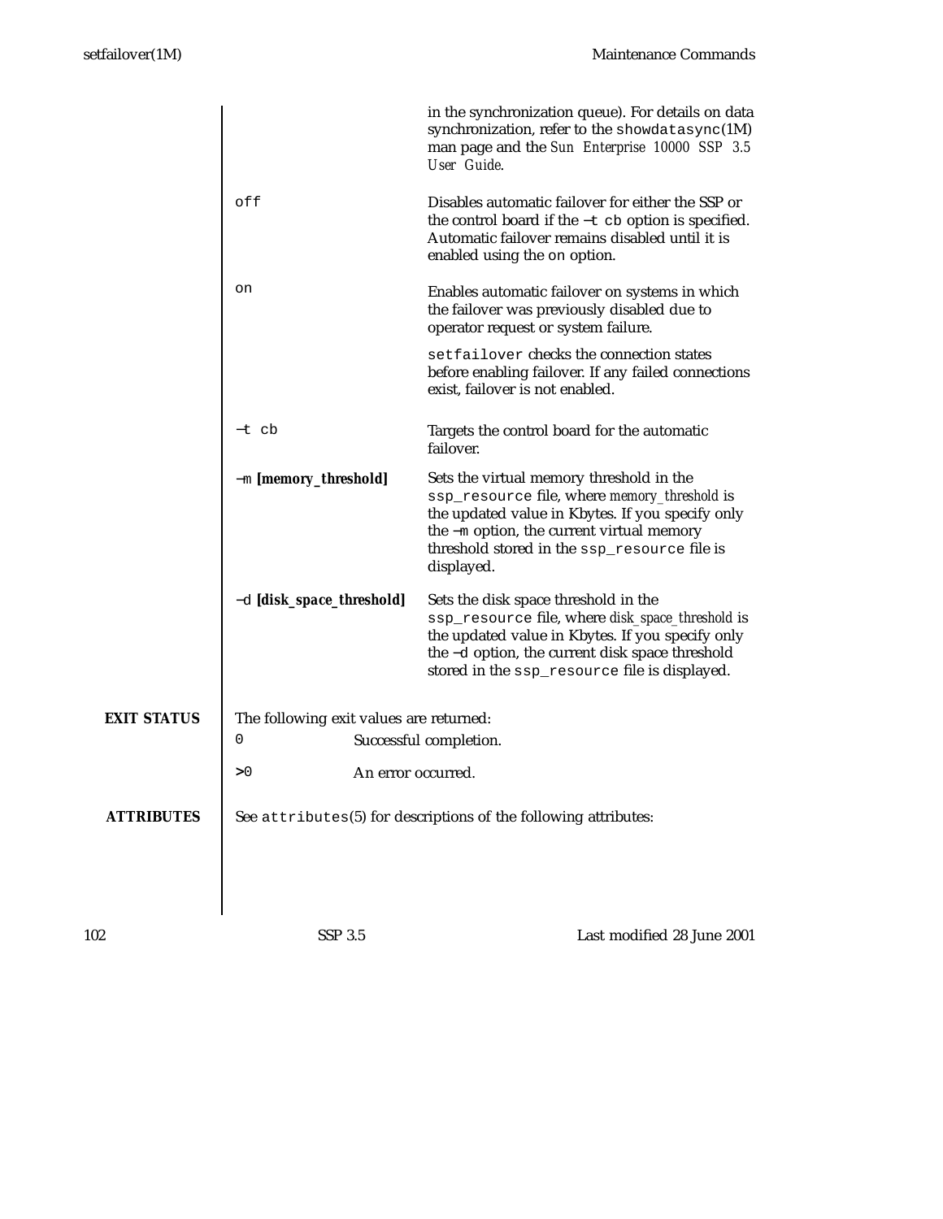in the synchronization queue). For details on data synchronization, refer to the `showdatasync`(1M) man page and the *Sun Enterprise 10000 SSP 3.5 User Guide*.

`off`
: Disables automatic failover for either the SSP or the control board if the `−t cb` option is specified. Automatic failover remains disabled until it is enabled using the `on` option.

`on`
: Enables automatic failover on systems in which the failover was previously disabled due to operator request or system failure.

  `setfailover` checks the connection states before enabling failover. If any failed connections exist, failover is not enabled.

`−t cb`
: Targets the control board for the automatic failover.

`−m` ***[memory_threshold]***
: Sets the virtual memory threshold in the `ssp_resource` file, where *memory_threshold* is the updated value in Kbytes. If you specify only the `−m` option, the current virtual memory threshold stored in the `ssp_resource` file is displayed.

`−d` ***[disk_space_threshold]***
: Sets the disk space threshold in the `ssp_resource` file, where *disk_space_threshold* is the updated value in Kbytes. If you specify only the `−d` option, the current disk space threshold stored in the `ssp_resource` file is displayed.

## EXIT STATUS

The following exit values are returned:

`0`
: Successful completion.

`>0`
: An error occurred.

## ATTRIBUTES

See `attributes`(5) for descriptions of the following attributes: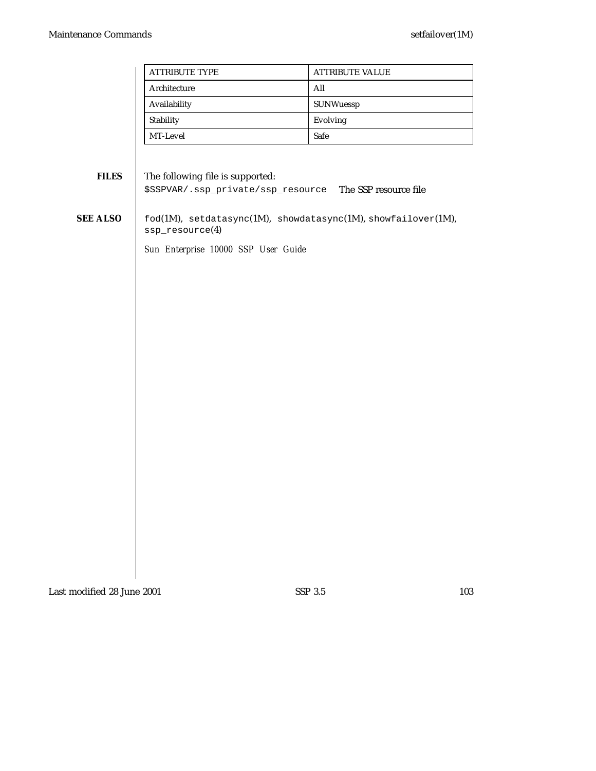| ATTRIBUTE TYPE | ATTRIBUTE VALUE |
|---|---|
| Architecture | All |
| Availability | SUNWuessp |
| Stability | Evolving |
| MT-Level | Safe |

**FILES**

The following file is supported:

`$SSPVAR/.ssp_private/ssp_resource` The SSP resource file

**SEE ALSO**

`fod`(1M), `setdatasync`(1M), `showdatasync`(1M), `showfailover`(1M), `ssp_resource`(4)

*Sun Enterprise 10000 SSP User Guide*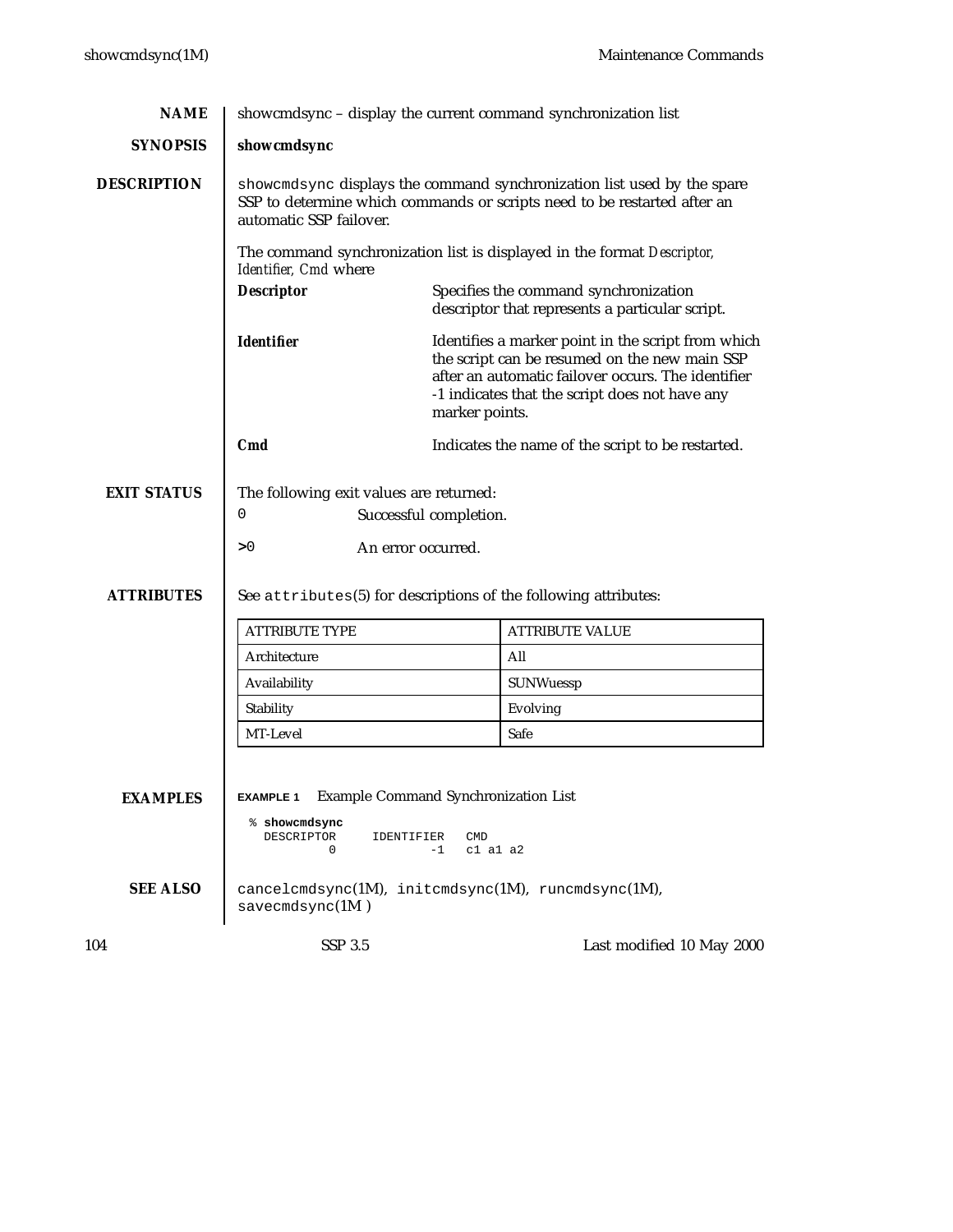## NAME

showcmdsync – display the current command synchronization list

## SYNOPSIS

**showcmdsync**

## DESCRIPTION

`showcmdsync` displays the command synchronization list used by the spare SSP to determine which commands or scripts need to be restarted after an automatic SSP failover.

The command synchronization list is displayed in the format *Descriptor, Identifier, Cmd* where

***Descriptor*** Specifies the command synchronization descriptor that represents a particular script.

***Identifier*** Identifies a marker point in the script from which the script can be resumed on the new main SSP after an automatic failover occurs. The identifier -1 indicates that the script does not have any marker points.

***Cmd*** Indicates the name of the script to be restarted.

## EXIT STATUS

The following exit values are returned:

`0` Successful completion.

`>0` An error occurred.

## ATTRIBUTES

See `attributes`(5) for descriptions of the following attributes:

| ATTRIBUTE TYPE | ATTRIBUTE VALUE |
|---|---|
| Architecture | All |
| Availability | SUNWuessp |
| Stability | Evolving |
| MT-Level | Safe |

## EXAMPLES

**EXAMPLE 1** Example Command Synchronization List

```
% showcmdsync
  DESCRIPTOR     IDENTIFIER   CMD
           0             -1   c1 a1 a2
```

## SEE ALSO

`cancelcmdsync`(1M), `initcmdsync`(1M), `runcmdsync`(1M), `savecmdsync`(1M )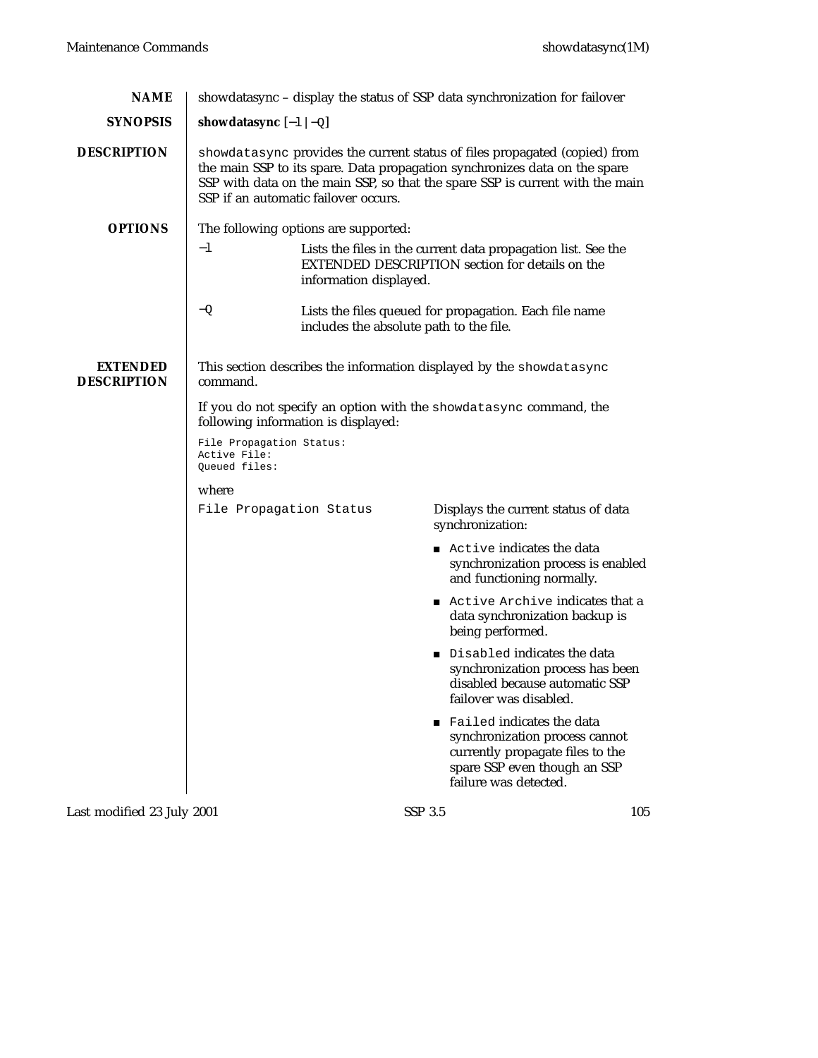## NAME

showdatasync – display the status of SSP data synchronization for failover

## SYNOPSIS

**showdatasync** [−l | −Q]

## DESCRIPTION

`showdatasync` provides the current status of files propagated (copied) from the main SSP to its spare. Data propagation synchronizes data on the spare SSP with data on the main SSP, so that the spare SSP is current with the main SSP if an automatic failover occurs.

## OPTIONS

The following options are supported:

−l
: Lists the files in the current data propagation list. See the EXTENDED DESCRIPTION section for details on the information displayed.

−Q
: Lists the files queued for propagation. Each file name includes the absolute path to the file.

## EXTENDED DESCRIPTION

This section describes the information displayed by the `showdatasync` command.

If you do not specify an option with the `showdatasync` command, the following information is displayed:

```
File Propagation Status:
Active File:
Queued files:
```

where

`File Propagation Status`
: Displays the current status of data synchronization:

- `Active` indicates the data synchronization process is enabled and functioning normally.
- `Active Archive` indicates that a data synchronization backup is being performed.
- `Disabled` indicates the data synchronization process has been disabled because automatic SSP failover was disabled.
- `Failed` indicates the data synchronization process cannot currently propagate files to the spare SSP even though an SSP failure was detected.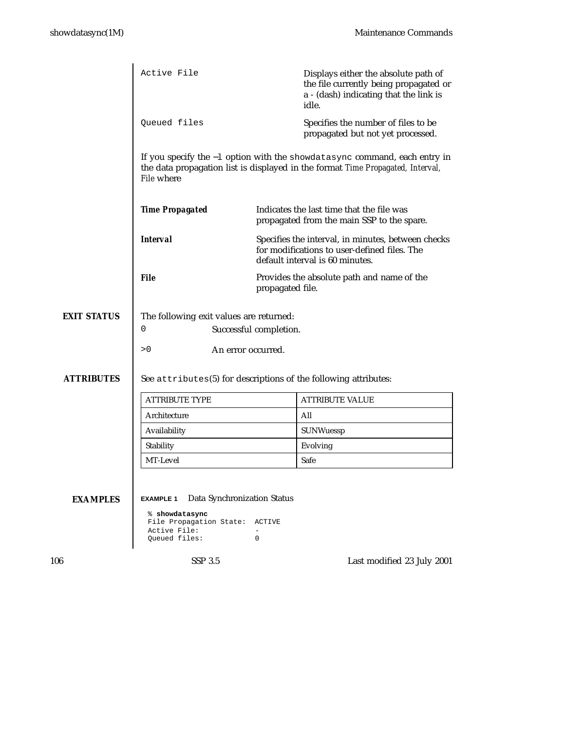`Active File` — Displays either the absolute path of the file currently being propagated or a - (dash) indicating that the link is idle.

`Queued files` — Specifies the number of files to be propagated but not yet processed.

If you specify the `-l` option with the `showdatasync` command, each entry in the data propagation list is displayed in the format *Time Propagated, Interval, File* where

***Time Propagated*** — Indicates the last time that the file was propagated from the main SSP to the spare.

***Interval*** — Specifies the interval, in minutes, between checks for modifications to user-defined files. The default interval is 60 minutes.

***File*** — Provides the absolute path and name of the propagated file.

## EXIT STATUS

The following exit values are returned:

`0` — Successful completion.

`>0` — An error occurred.

## ATTRIBUTES

See `attributes`(5) for descriptions of the following attributes:

| ATTRIBUTE TYPE | ATTRIBUTE VALUE |
| --- | --- |
| Architecture | All |
| Availability | SUNWuessp |
| Stability | Evolving |
| MT-Level | Safe |

## EXAMPLES

**EXAMPLE 1** Data Synchronization Status

```
% showdatasync
File Propagation State:  ACTIVE
Active File:             -
Queued files:            0
```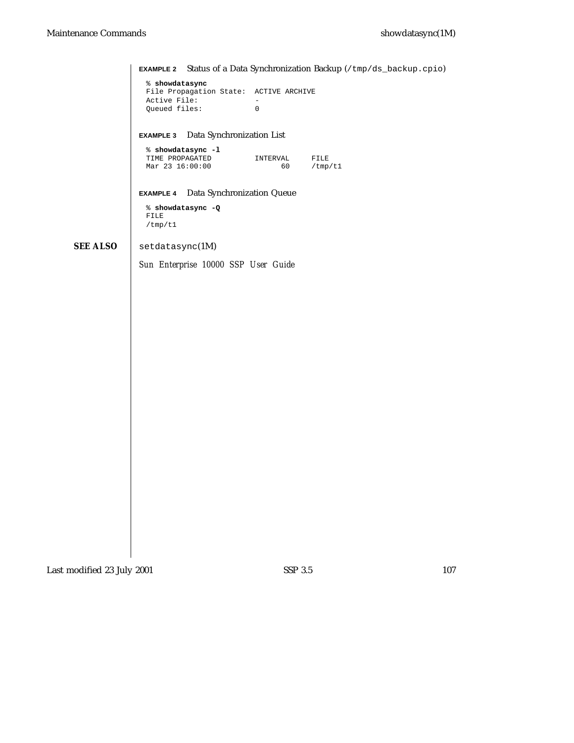**EXAMPLE 2** Status of a Data Synchronization Backup (`/tmp/ds_backup.cpio`)

```
% showdatasync
File Propagation State:  ACTIVE ARCHIVE
Active File:             -
Queued files:            0
```

**EXAMPLE 3** Data Synchronization List

```
% showdatasync -l
TIME PROPAGATED          INTERVAL     FILE
Mar 23 16:00:00                60     /tmp/t1
```

**EXAMPLE 4** Data Synchronization Queue

```
% showdatasync -Q
FILE
/tmp/t1
```

## SEE ALSO

`setdatasync`(1M)

*Sun Enterprise 10000 SSP User Guide*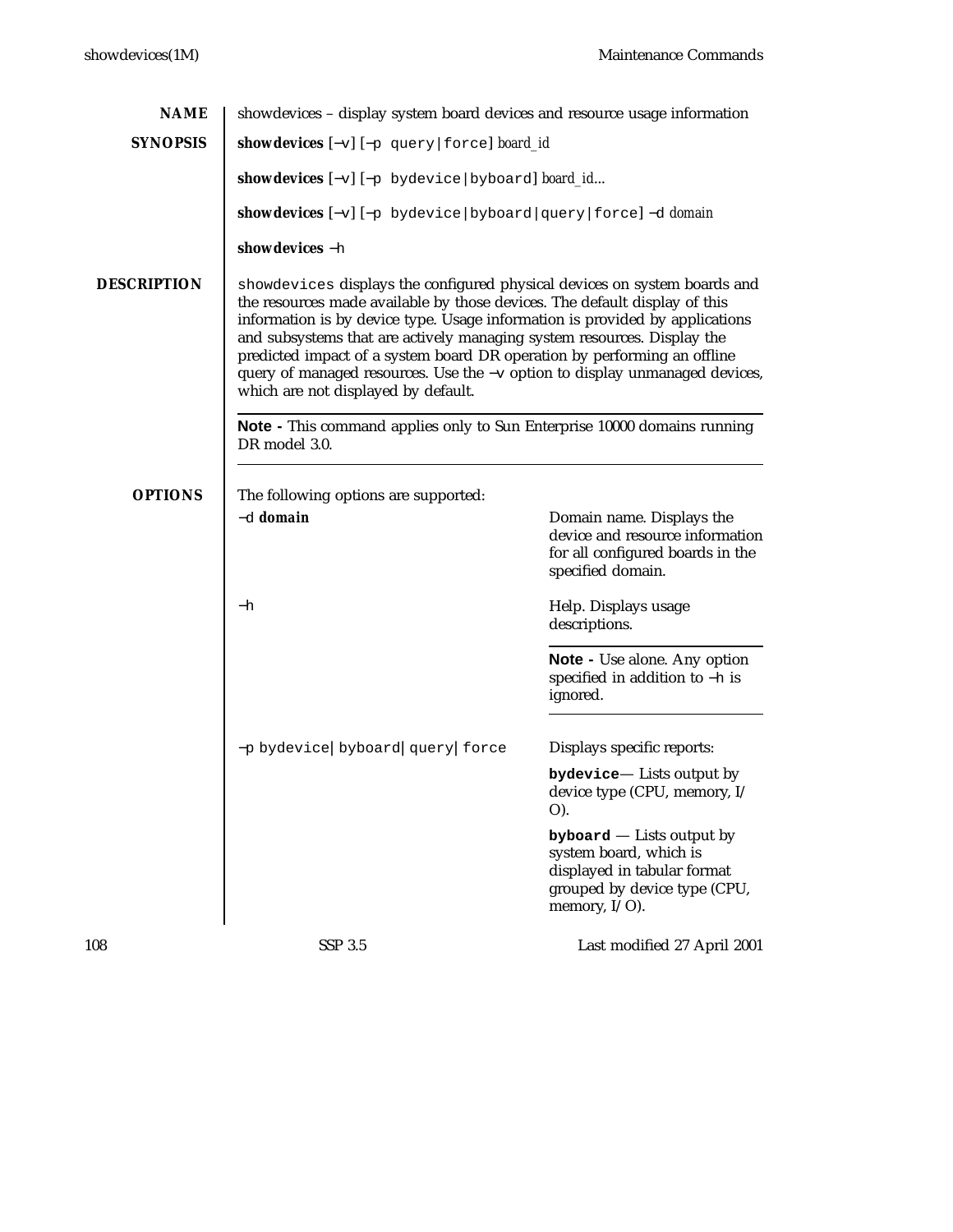## NAME

showdevices – display system board devices and resource usage information

## SYNOPSIS

**showdevices** [−v] [−p query|force] *board_id*

**showdevices** [−v] [−p bydevice|byboard] *board_id*...

**showdevices** [−v] [−p bydevice|byboard|query|force] −d *domain*

**showdevices** −h

## DESCRIPTION

`showdevices` displays the configured physical devices on system boards and the resources made available by those devices. The default display of this information is by device type. Usage information is provided by applications and subsystems that are actively managing system resources. Display the predicted impact of a system board DR operation by performing an offline query of managed resources. Use the −v option to display unmanaged devices, which are not displayed by default.

---

**Note -** This command applies only to Sun Enterprise 10000 domains running DR model 3.0.

---

## OPTIONS

The following options are supported:

−d **domain**
: Domain name. Displays the device and resource information for all configured boards in the specified domain.

−h
: Help. Displays usage descriptions.

  ---

  **Note -** Use alone. Any option specified in addition to −h is ignored.

  ---

−p bydevice| byboard| query| force
: Displays specific reports:

  **bydevice**— Lists output by device type (CPU, memory, I/O).

  **byboard** — Lists output by system board, which is displayed in tabular format grouped by device type (CPU, memory, I/O).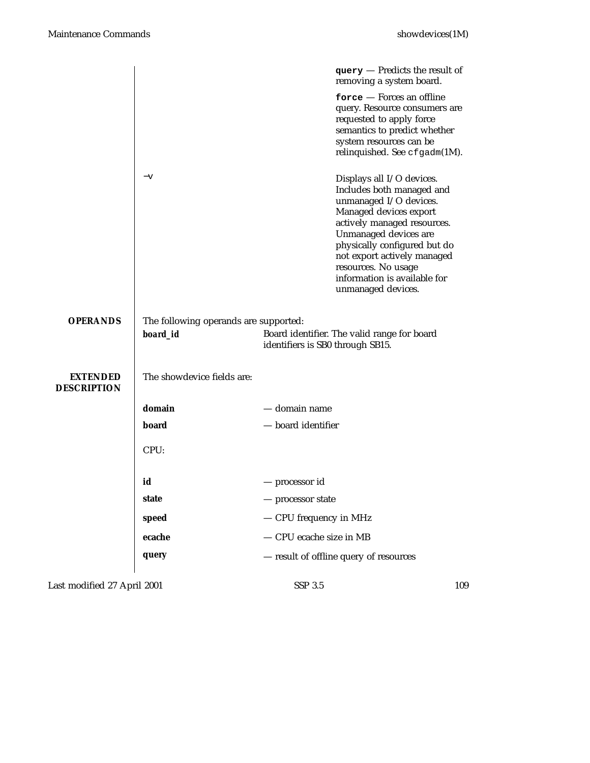**query** — Predicts the result of removing a system board.

**force** — Forces an offline query. Resource consumers are requested to apply force semantics to predict whether system resources can be relinquished. See `cfgadm`(1M).

−v

Displays all I/O devices. Includes both managed and unmanaged I/O devices. Managed devices export actively managed resources. Unmanaged devices are physically configured but do not export actively managed resources. No usage information is available for unmanaged devices.

## OPERANDS

The following operands are supported:

***board_id*** — Board identifier. The valid range for board identifiers is SB0 through SB15.

## EXTENDED DESCRIPTION

The showdevice fields are:

**domain** — domain name

**board** — board identifier

CPU:

**id** — processor id

**state** — processor state

**speed** — CPU frequency in MHz

**ecache** — CPU ecache size in MB

**query** — result of offline query of resources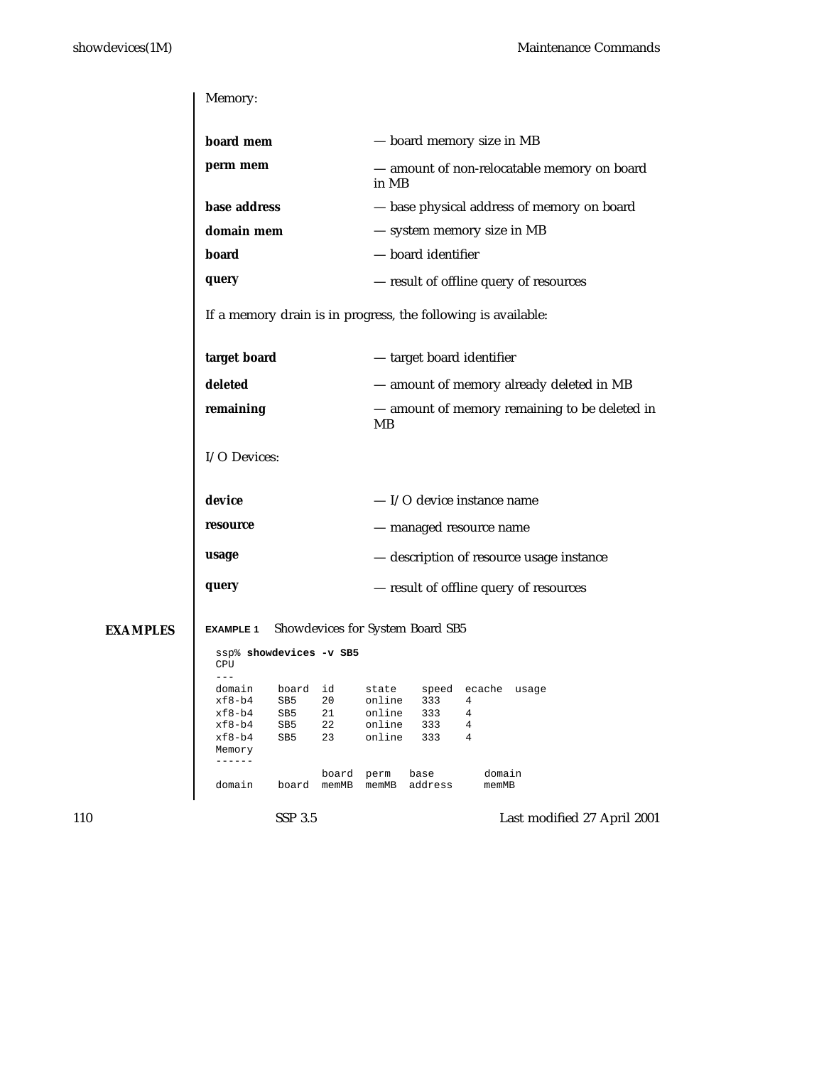Memory:

| | |
|---|---|
| **board mem** | — board memory size in MB |
| **perm mem** | — amount of non-relocatable memory on board in MB |
| **base address** | — base physical address of memory on board |
| **domain mem** | — system memory size in MB |
| **board** | — board identifier |
| **query** | — result of offline query of resources |

If a memory drain is in progress, the following is available:

| | |
|---|---|
| **target board** | — target board identifier |
| **deleted** | — amount of memory already deleted in MB |
| **remaining** | — amount of memory remaining to be deleted in MB |

I/O Devices:

| | |
|---|---|
| **device** | — I/O device instance name |
| **resource** | — managed resource name |
| **usage** | — description of resource usage instance |
| **query** | — result of offline query of resources |

## EXAMPLES

**EXAMPLE 1** Showdevices for System Board SB5

```
ssp% showdevices -v SB5
CPU
---
domain    board  id     state    speed  ecache  usage
xf8-b4    SB5    20     online   333    4
xf8-b4    SB5    21     online   333    4
xf8-b4    SB5    22     online   333    4
xf8-b4    SB5    23     online   333    4
Memory
------
                 board  perm   base        domain
domain    board  memMB  memMB  address     memMB
```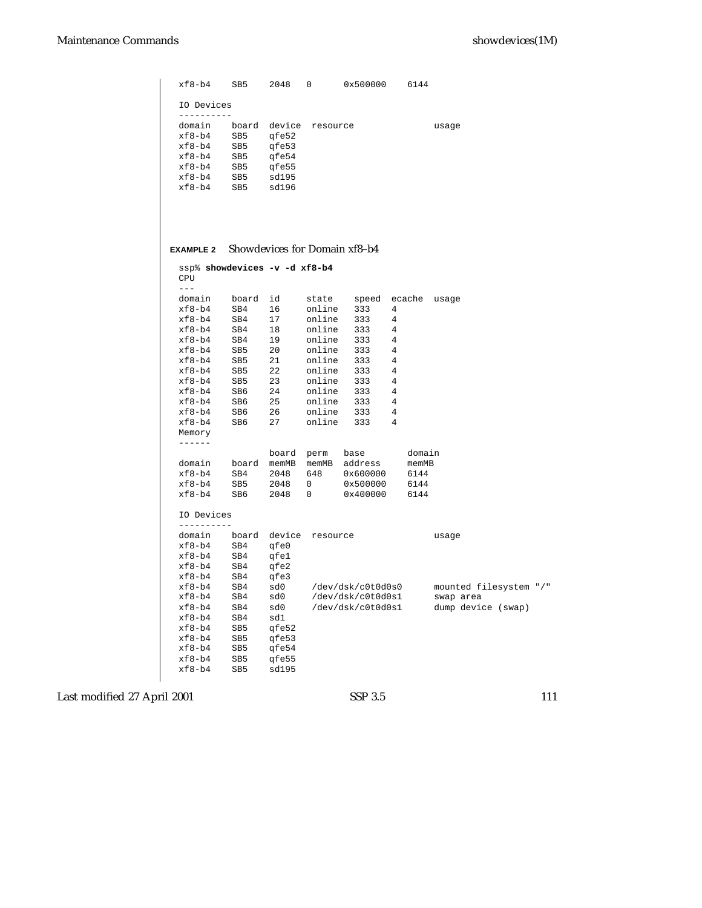```
xf8-b4    SB5    2048   0      0x500000    6144

IO Devices
----------
domain    board  device  resource               usage
xf8-b4    SB5    qfe52
xf8-b4    SB5    qfe53
xf8-b4    SB5    qfe54
xf8-b4    SB5    qfe55
xf8-b4    SB5    sd195
xf8-b4    SB5    sd196
```

**EXAMPLE 2** Showdevices for Domain xf8-b4

```
ssp% showdevices -v -d xf8-b4
CPU
---
domain    board  id     state    speed  ecache  usage
xf8-b4    SB4    16     online   333    4
xf8-b4    SB4    17     online   333    4
xf8-b4    SB4    18     online   333    4
xf8-b4    SB4    19     online   333    4
xf8-b4    SB5    20     online   333    4
xf8-b4    SB5    21     online   333    4
xf8-b4    SB5    22     online   333    4
xf8-b4    SB5    23     online   333    4
xf8-b4    SB6    24     online   333    4
xf8-b4    SB6    25     online   333    4
xf8-b4    SB6    26     online   333    4
xf8-b4    SB6    27     online   333    4
Memory
------
                 board  perm   base        domain
domain    board  memMB  memMB  address     memMB
xf8-b4    SB4    2048   648    0x600000    6144
xf8-b4    SB5    2048   0      0x500000    6144
xf8-b4    SB6    2048   0      0x400000    6144

IO Devices
----------
domain    board  device  resource               usage
xf8-b4    SB4    qfe0
xf8-b4    SB4    qfe1
xf8-b4    SB4    qfe2
xf8-b4    SB4    qfe3
xf8-b4    SB4    sd0     /dev/dsk/c0t0d0s0      mounted filesystem "/"
xf8-b4    SB4    sd0     /dev/dsk/c0t0d0s1      swap area
xf8-b4    SB4    sd0     /dev/dsk/c0t0d0s1      dump device (swap)
xf8-b4    SB4    sd1
xf8-b4    SB5    qfe52
xf8-b4    SB5    qfe53
xf8-b4    SB5    qfe54
xf8-b4    SB5    qfe55
xf8-b4    SB5    sd195
```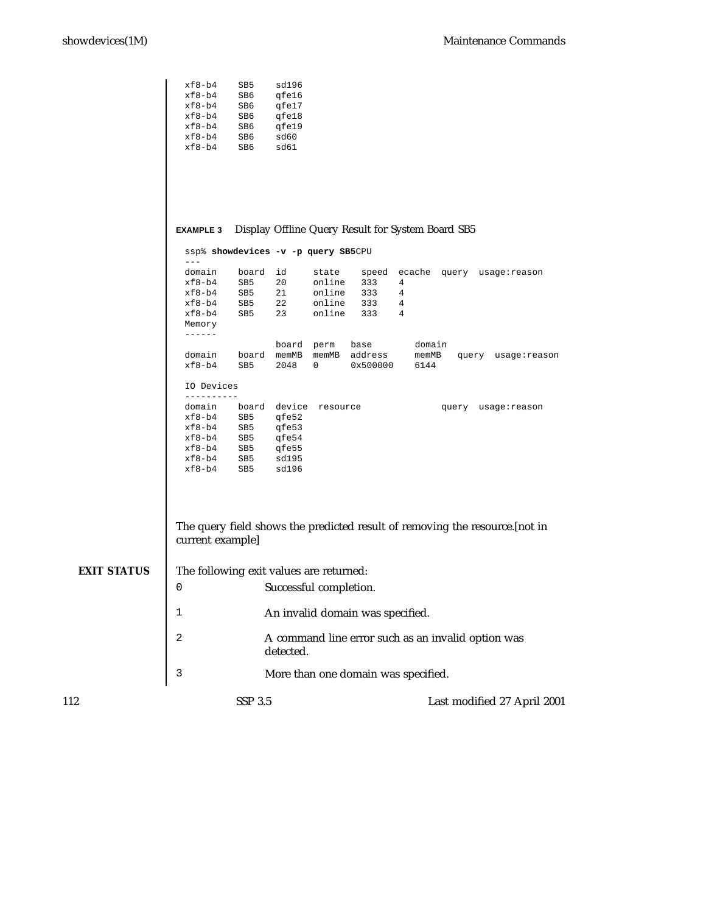```
xf8-b4    SB5    sd196
xf8-b4    SB6    qfe16
xf8-b4    SB6    qfe17
xf8-b4    SB6    qfe18
xf8-b4    SB6    qfe19
xf8-b4    SB6    sd60
xf8-b4    SB6    sd61
```

**EXAMPLE 3** Display Offline Query Result for System Board SB5

```
ssp% showdevices -v -p query SB5CPU
---
domain    board  id     state    speed  ecache  query  usage:reason
xf8-b4    SB5    20     online   333    4
xf8-b4    SB5    21     online   333    4
xf8-b4    SB5    22     online   333    4
xf8-b4    SB5    23     online   333    4
Memory
------
                 board  perm   base        domain
domain    board  memMB  memMB  address     memMB   query  usage:reason
xf8-b4    SB5    2048   0      0x500000    6144

IO Devices
----------
domain    board  device  resource               query  usage:reason
xf8-b4    SB5    qfe52
xf8-b4    SB5    qfe53
xf8-b4    SB5    qfe54
xf8-b4    SB5    qfe55
xf8-b4    SB5    sd195
xf8-b4    SB5    sd196
```

The query field shows the predicted result of removing the resource.[not in current example]

## EXIT STATUS

The following exit values are returned:

`0` Successful completion.

`1` An invalid domain was specified.

`2` A command line error such as an invalid option was detected.

`3` More than one domain was specified.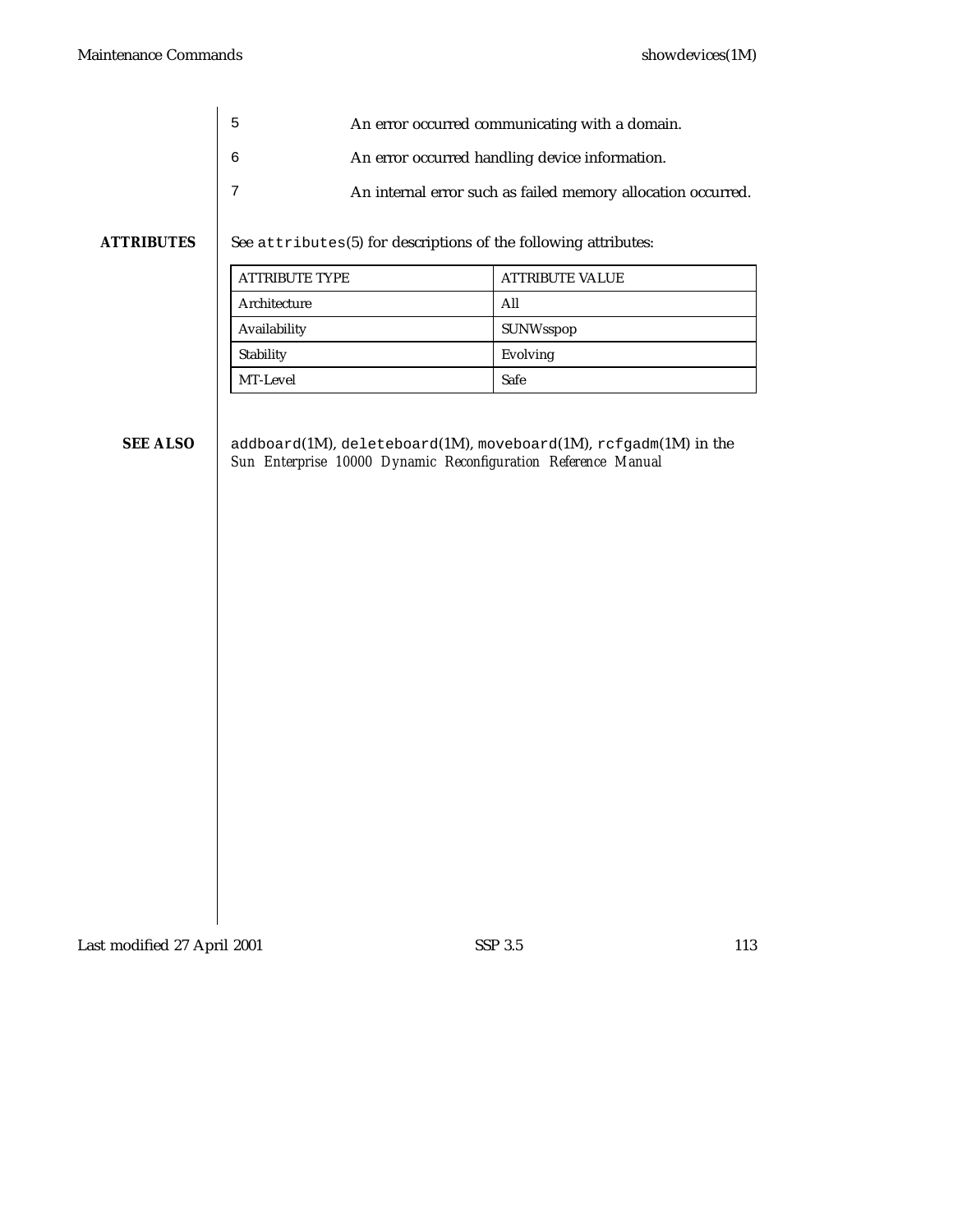| | |
|---|---|
| 5 | An error occurred communicating with a domain. |
| 6 | An error occurred handling device information. |
| 7 | An internal error such as failed memory allocation occurred. |

## ATTRIBUTES

See `attributes`(5) for descriptions of the following attributes:

| ATTRIBUTE TYPE | ATTRIBUTE VALUE |
|---|---|
| Architecture | All |
| Availability | SUNWsspop |
| Stability | Evolving |
| MT-Level | Safe |

## SEE ALSO

`addboard`(1M), `deleteboard`(1M), `moveboard`(1M), `rcfgadm`(1M) in the *Sun Enterprise 10000 Dynamic Reconfiguration Reference Manual*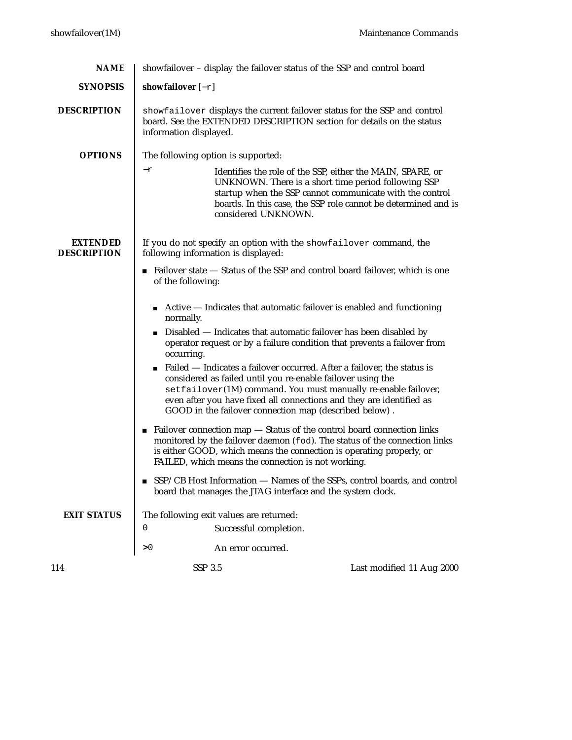## NAME

showfailover – display the failover status of the SSP and control board

## SYNOPSIS

**showfailover** [−r]

## DESCRIPTION

`showfailover` displays the current failover status for the SSP and control board. See the EXTENDED DESCRIPTION section for details on the status information displayed.

## OPTIONS

The following option is supported:

−r
: Identifies the role of the SSP, either the MAIN, SPARE, or UNKNOWN. There is a short time period following SSP startup when the SSP cannot communicate with the control boards. In this case, the SSP role cannot be determined and is considered UNKNOWN.

## EXTENDED DESCRIPTION

If you do not specify an option with the `showfailover` command, the following information is displayed:

- Failover state — Status of the SSP and control board failover, which is one of the following:
  - Active — Indicates that automatic failover is enabled and functioning normally.
  - Disabled — Indicates that automatic failover has been disabled by operator request or by a failure condition that prevents a failover from occurring.
  - Failed — Indicates a failover occurred. After a failover, the status is considered as failed until you re-enable failover using the `setfailover`(1M) command. You must manually re-enable failover, even after you have fixed all connections and they are identified as GOOD in the failover connection map (described below) .
- Failover connection map — Status of the control board connection links monitored by the failover daemon (`fod`). The status of the connection links is either GOOD, which means the connection is operating properly, or FAILED, which means the connection is not working.
- SSP/CB Host Information — Names of the SSPs, control boards, and control board that manages the JTAG interface and the system clock.

## EXIT STATUS

The following exit values are returned:

0
: Successful completion.

>0
: An error occurred.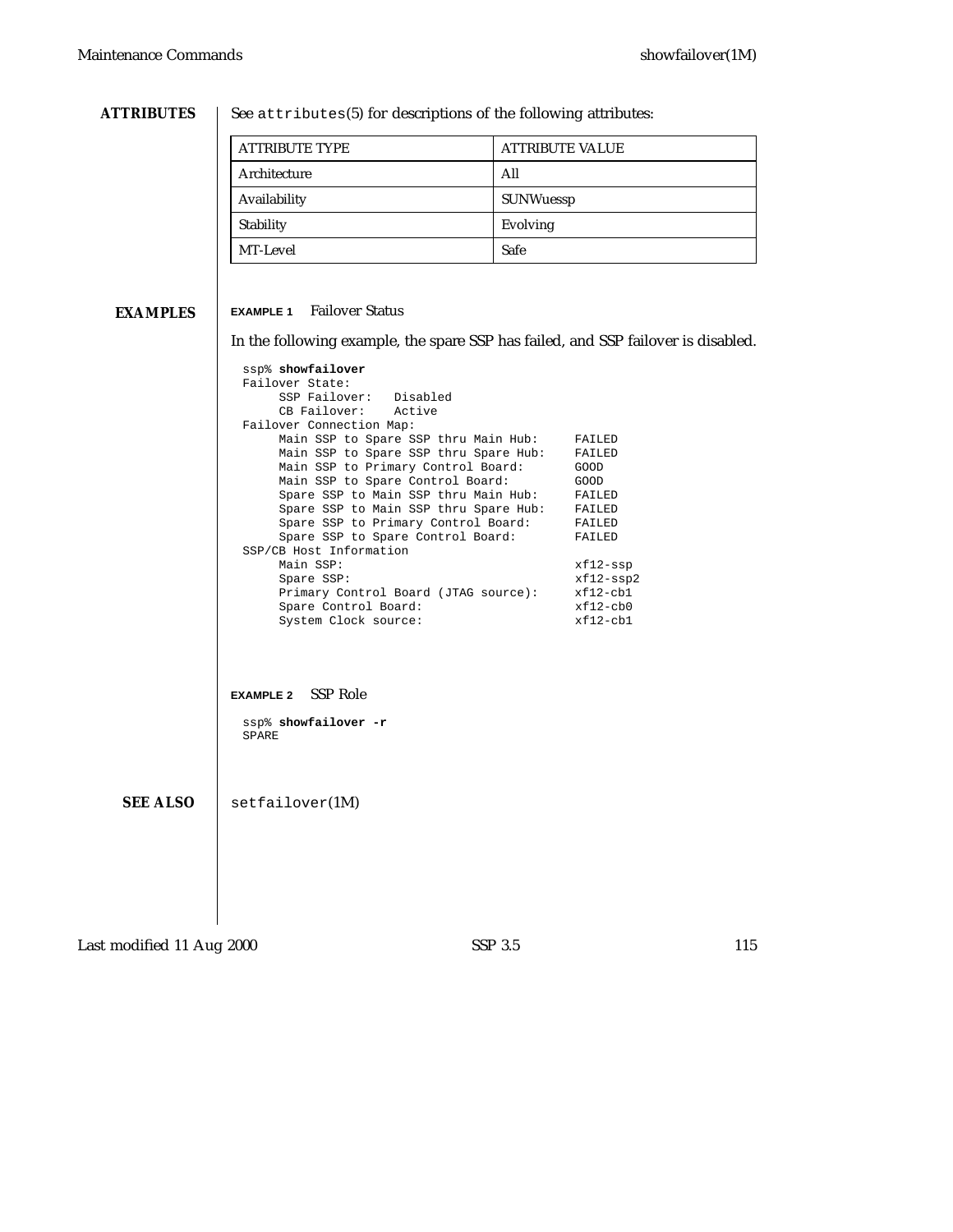## ATTRIBUTES

See `attributes`(5) for descriptions of the following attributes:

| ATTRIBUTE TYPE | ATTRIBUTE VALUE |
|---|---|
| Architecture | All |
| Availability | SUNWuessp |
| Stability | Evolving |
| MT-Level | Safe |

## EXAMPLES

**EXAMPLE 1** Failover Status

In the following example, the spare SSP has failed, and SSP failover is disabled.

```
ssp% showfailover
Failover State:
     SSP Failover:   Disabled
     CB Failover:    Active
Failover Connection Map:
     Main SSP to Spare SSP thru Main Hub:     FAILED
     Main SSP to Spare SSP thru Spare Hub:    FAILED
     Main SSP to Primary Control Board:       GOOD
     Main SSP to Spare Control Board:         GOOD
     Spare SSP to Main SSP thru Main Hub:     FAILED
     Spare SSP to Main SSP thru Spare Hub:    FAILED
     Spare SSP to Primary Control Board:      FAILED
     Spare SSP to Spare Control Board:        FAILED
SSP/CB Host Information
     Main SSP:                                xf12-ssp
     Spare SSP:                               xf12-ssp2
     Primary Control Board (JTAG source):     xf12-cb1
     Spare Control Board:                     xf12-cb0
     System Clock source:                     xf12-cb1
```

**EXAMPLE 2** SSP Role

```
ssp% showfailover -r
SPARE
```

## SEE ALSO

`setfailover`(1M)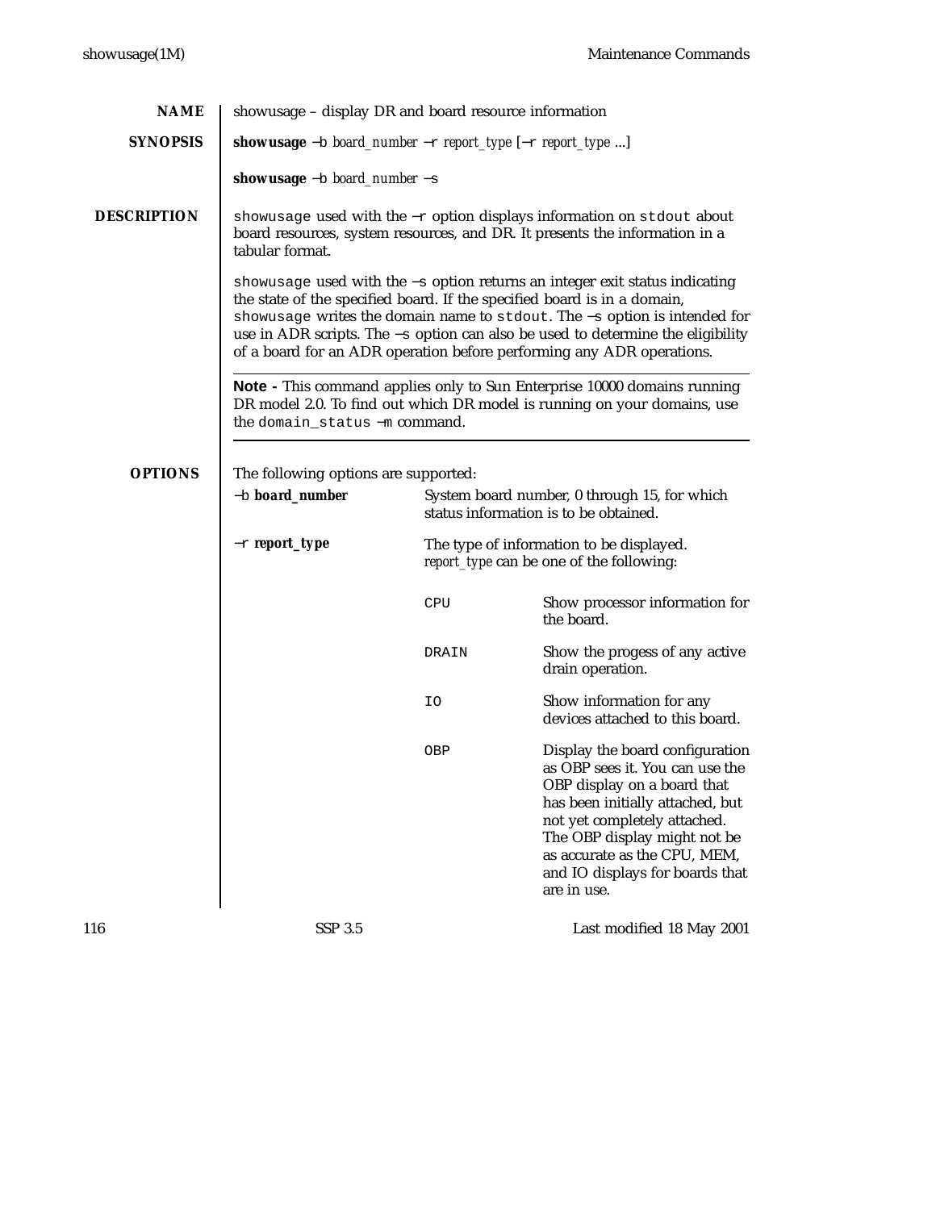## NAME

showusage – display DR and board resource information

## SYNOPSIS

**showusage** −b *board_number* −r *report_type* [−r *report_type* ...]

**showusage** −b *board_number* −s

## DESCRIPTION

`showusage` used with the −r option displays information on `stdout` about board resources, system resources, and DR. It presents the information in a tabular format.

`showusage` used with the −s option returns an integer exit status indicating the state of the specified board. If the specified board is in a domain, `showusage` writes the domain name to `stdout`. The −s option is intended for use in ADR scripts. The −s option can also be used to determine the eligibility of a board for an ADR operation before performing any ADR operations.

---

**Note -** This command applies only to Sun Enterprise 10000 domains running DR model 2.0. To find out which DR model is running on your domains, use the `domain_status −m` command.

---

## OPTIONS

The following options are supported:

**−b board_number**
: System board number, 0 through 15, for which status information is to be obtained.

**−r report_type**
: The type of information to be displayed. *report_type* can be one of the following:

| | |
|---|---|
| `CPU` | Show processor information for the board. |
| `DRAIN` | Show the progess of any active drain operation. |
| `IO` | Show information for any devices attached to this board. |
| `OBP` | Display the board configuration as OBP sees it. You can use the OBP display on a board that has been initially attached, but not yet completely attached. The OBP display might not be as accurate as the CPU, MEM, and IO displays for boards that are in use. |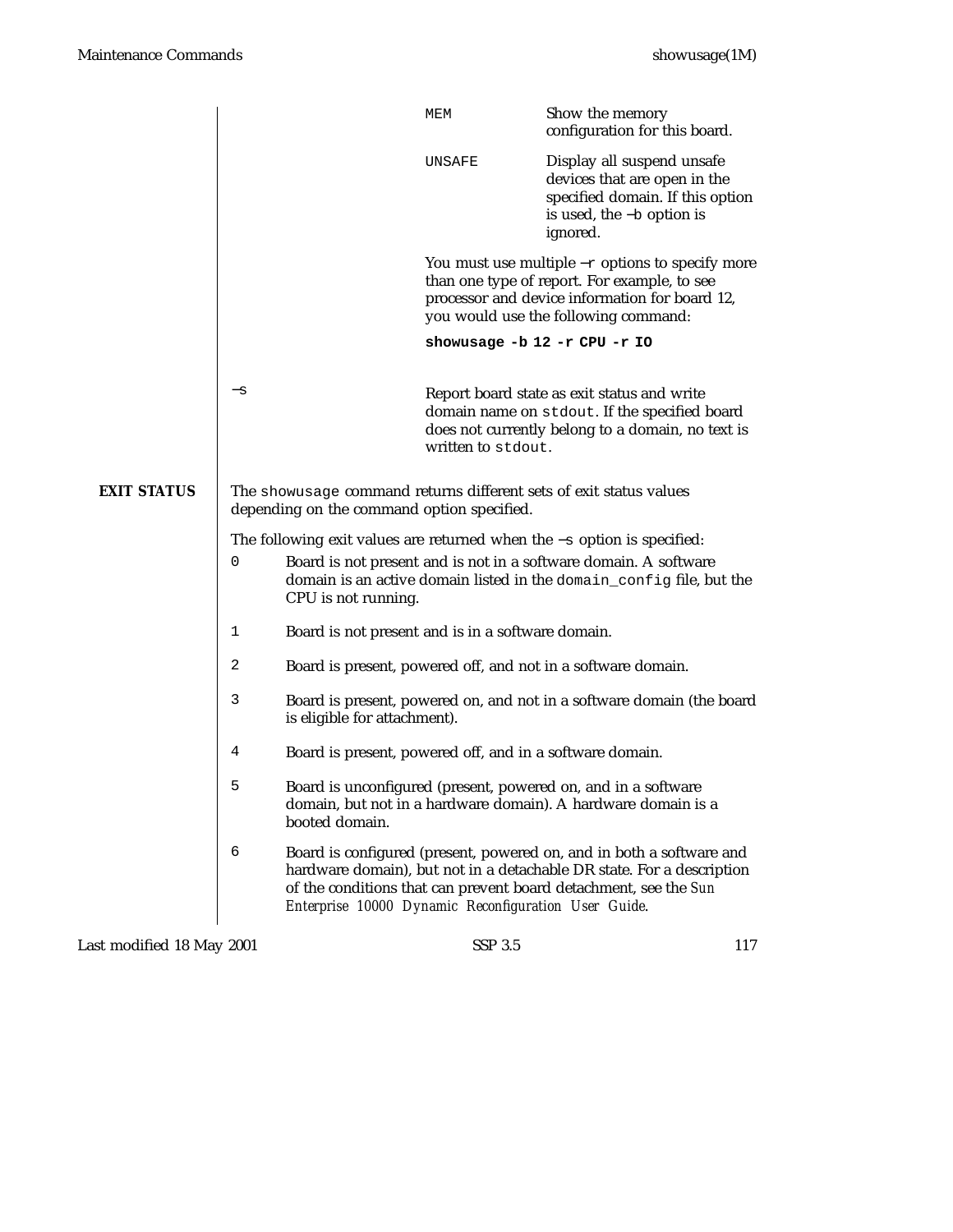| | |
|---|---|
| `MEM` | Show the memory configuration for this board. |
| `UNSAFE` | Display all suspend unsafe devices that are open in the specified domain. If this option is used, the `−b` option is ignored. |

You must use multiple `−r` options to specify more than one type of report. For example, to see processor and device information for board 12, you would use the following command:

**`showusage -b 12 -r CPU -r IO`**

`−s`
: Report board state as exit status and write domain name on `stdout`. If the specified board does not currently belong to a domain, no text is written to `stdout`.

## EXIT STATUS

The `showusage` command returns different sets of exit status values depending on the command option specified.

The following exit values are returned when the `−s` option is specified:

- `0` Board is not present and is not in a software domain. A software domain is an active domain listed in the `domain_config` file, but the CPU is not running.
- `1` Board is not present and is in a software domain.
- `2` Board is present, powered off, and not in a software domain.
- `3` Board is present, powered on, and not in a software domain (the board is eligible for attachment).
- `4` Board is present, powered off, and in a software domain.
- `5` Board is unconfigured (present, powered on, and in a software domain, but not in a hardware domain). A hardware domain is a booted domain.
- `6` Board is configured (present, powered on, and in both a software and hardware domain), but not in a detachable DR state. For a description of the conditions that can prevent board detachment, see the *Sun Enterprise 10000 Dynamic Reconfiguration User Guide*.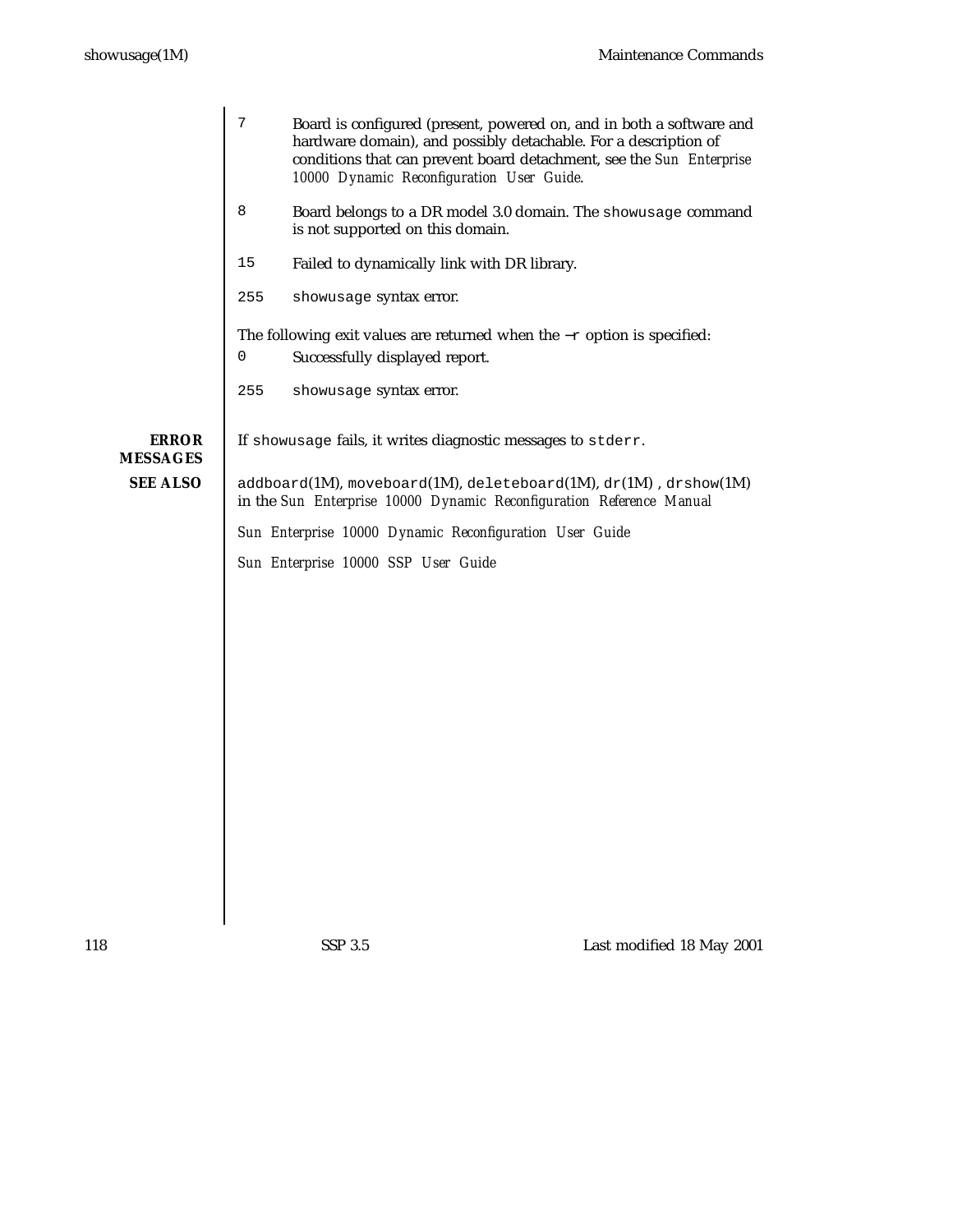7
: Board is configured (present, powered on, and in both a software and hardware domain), and possibly detachable. For a description of conditions that can prevent board detachment, see the *Sun Enterprise 10000 Dynamic Reconfiguration User Guide*.

8
: Board belongs to a DR model 3.0 domain. The `showusage` command is not supported on this domain.

15
: Failed to dynamically link with DR library.

255
: `showusage` syntax error.

The following exit values are returned when the `-r` option is specified:

0
: Successfully displayed report.

255
: `showusage` syntax error.

## ERROR MESSAGES

If `showusage` fails, it writes diagnostic messages to `stderr`.

## SEE ALSO

`addboard`(1M), `moveboard`(1M), `deleteboard`(1M), `dr`(1M) , `drshow`(1M) in the *Sun Enterprise 10000 Dynamic Reconfiguration Reference Manual*

*Sun Enterprise 10000 Dynamic Reconfiguration User Guide*

*Sun Enterprise 10000 SSP User Guide*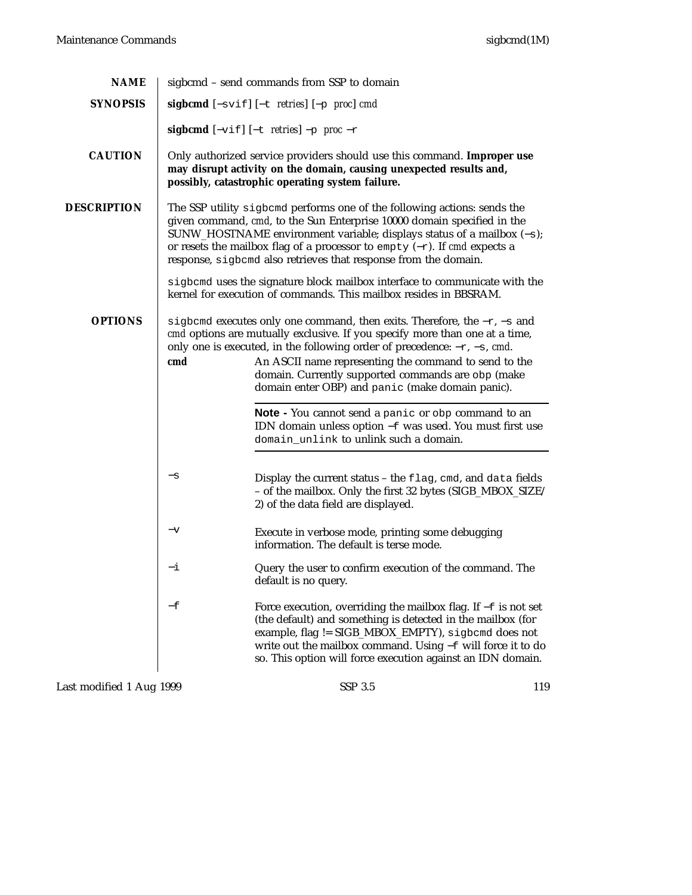## NAME

sigbcmd – send commands from SSP to domain

## SYNOPSIS

**sigbcmd** [`−svif`] [`−t` *retries*] [`−p` *proc*] *cmd*

**sigbcmd** [`−vif`] [`−t` *retries*] `−p` *proc* `−r`

## CAUTION

Only authorized service providers should use this command. **Improper use may disrupt activity on the domain, causing unexpected results and, possibly, catastrophic operating system failure.**

## DESCRIPTION

The SSP utility `sigbcmd` performs one of the following actions: sends the given command, *cmd*, to the Sun Enterprise 10000 domain specified in the SUNW_HOSTNAME environment variable; displays status of a mailbox (`−s`); or resets the mailbox flag of a processor to `empty` (`−r`). If *cmd* expects a response, `sigbcmd` also retrieves that response from the domain.

`sigbcmd` uses the signature block mailbox interface to communicate with the kernel for execution of commands. This mailbox resides in BBSRAM.

## OPTIONS

`sigbcmd` executes only one command, then exits. Therefore, the `−r`, `−s` and *cmd* options are mutually exclusive. If you specify more than one at a time, only one is executed, in the following order of precedence: `−r`, `−s`, *cmd*.

**cmd**
: An ASCII name representing the command to send to the domain. Currently supported commands are `obp` (make domain enter OBP) and `panic` (make domain panic).

> **Note -** You cannot send a `panic` or `obp` command to an IDN domain unless option `−f` was used. You must first use `domain_unlink` to unlink such a domain.

`−s`
: Display the current status – the `flag`, `cmd`, and `data` fields – of the mailbox. Only the first 32 bytes (SIGB_MBOX_SIZE/2) of the data field are displayed.

`−v`
: Execute in verbose mode, printing some debugging information. The default is terse mode.

`−i`
: Query the user to confirm execution of the command. The default is no query.

`−f`
: Force execution, overriding the mailbox flag. If `−f` is not set (the default) and something is detected in the mailbox (for example, flag != SIGB_MBOX_EMPTY), `sigbcmd` does not write out the mailbox command. Using `−f` will force it to do so. This option will force execution against an IDN domain.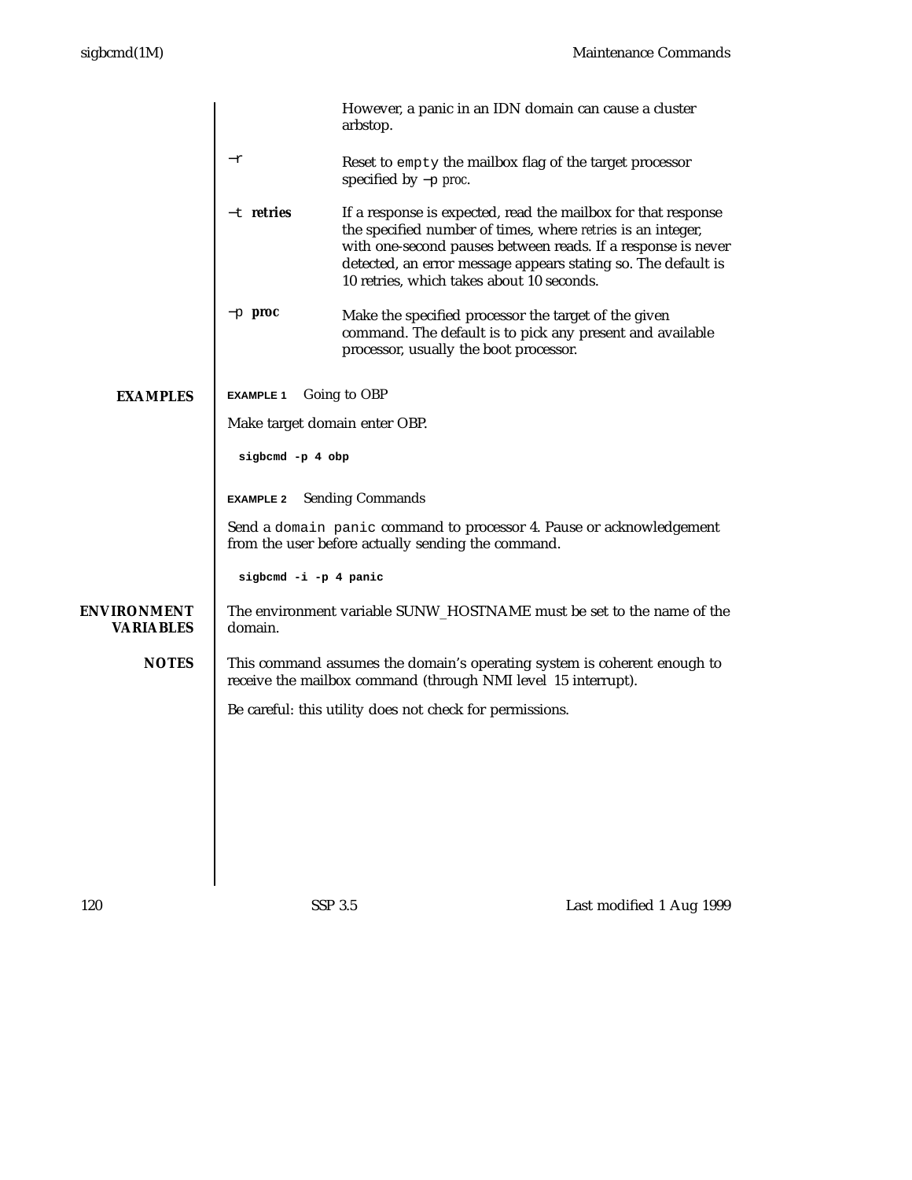However, a panic in an IDN domain can cause a cluster arbstop.

**−r**
Reset to `empty` the mailbox flag of the target processor specified by −p *proc*.

**−t *retries***
If a response is expected, read the mailbox for that response the specified number of times, where *retries* is an integer, with one-second pauses between reads. If a response is never detected, an error message appears stating so. The default is 10 retries, which takes about 10 seconds.

**−p *proc***
Make the specified processor the target of the given command. The default is to pick any present and available processor, usually the boot processor.

## EXAMPLES

**EXAMPLE 1** Going to OBP

Make target domain enter OBP.

```
sigbcmd -p 4 obp
```

**EXAMPLE 2** Sending Commands

Send a `domain panic` command to processor 4. Pause or acknowledgement from the user before actually sending the command.

```
sigbcmd -i -p 4 panic
```

## ENVIRONMENT VARIABLES

The environment variable SUNW_HOSTNAME must be set to the name of the domain.

## NOTES

This command assumes the domain's operating system is coherent enough to receive the mailbox command (through NMI level 15 interrupt).

Be careful: this utility does not check for permissions.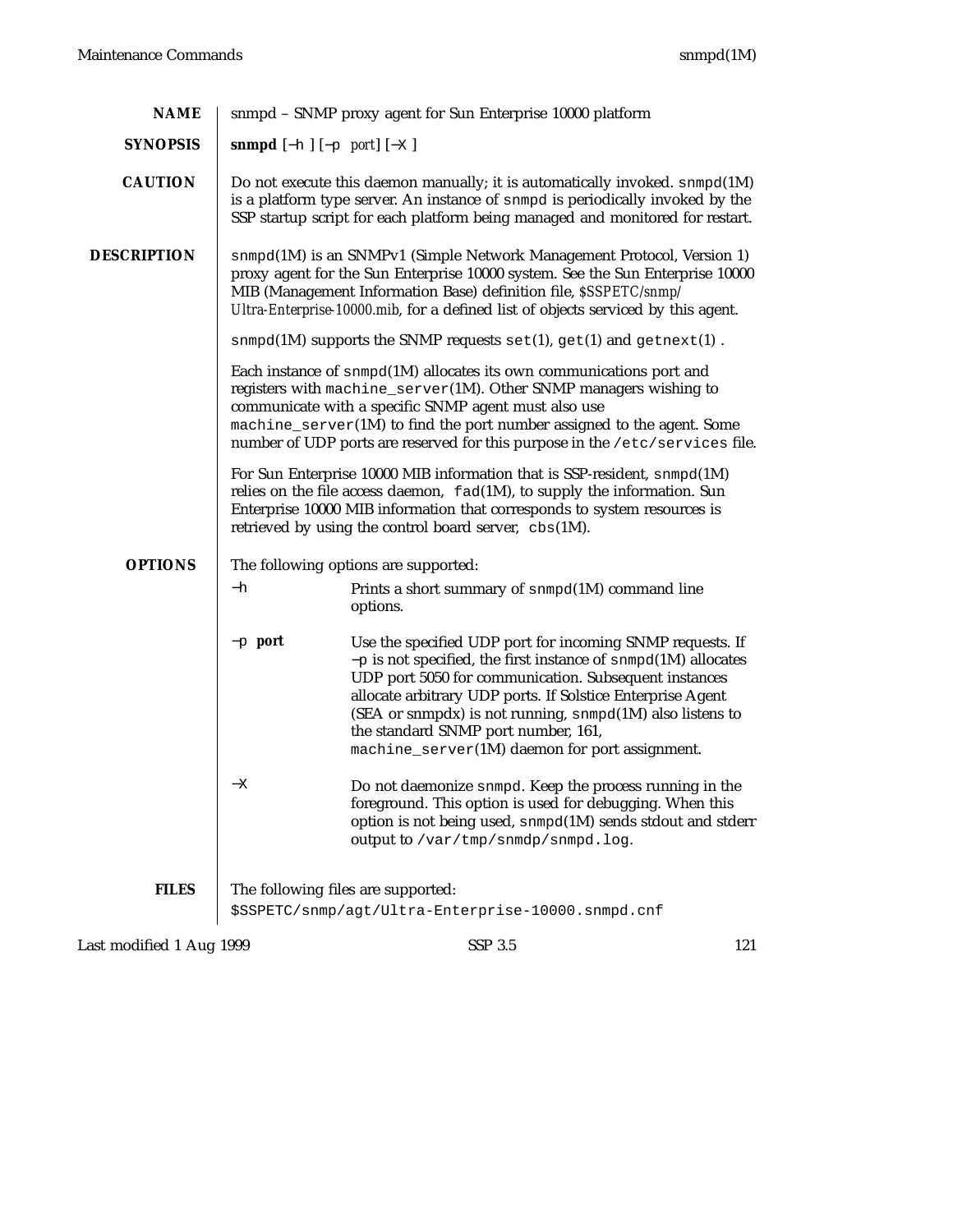## NAME

snmpd – SNMP proxy agent for Sun Enterprise 10000 platform

## SYNOPSIS

**snmpd** [−h ] [−p *port*] [−X ]

## CAUTION

Do not execute this daemon manually; it is automatically invoked. `snmpd`(1M) is a platform type server. An instance of `snmpd` is periodically invoked by the SSP startup script for each platform being managed and monitored for restart.

## DESCRIPTION

`snmpd`(1M) is an SNMPv1 (Simple Network Management Protocol, Version 1) proxy agent for the Sun Enterprise 10000 system. See the Sun Enterprise 10000 MIB (Management Information Base) definition file, *$SSPETC/snmp/Ultra-Enterprise-10000.mib*, for a defined list of objects serviced by this agent.

`snmpd`(1M) supports the SNMP requests `set`(1), `get`(1) and `getnext`(1) .

Each instance of `snmpd`(1M) allocates its own communications port and registers with `machine_server`(1M). Other SNMP managers wishing to communicate with a specific SNMP agent must also use `machine_server`(1M) to find the port number assigned to the agent. Some number of UDP ports are reserved for this purpose in the `/etc/services` file.

For Sun Enterprise 10000 MIB information that is SSP-resident, `snmpd`(1M) relies on the file access daemon, `fad`(1M), to supply the information. Sun Enterprise 10000 MIB information that corresponds to system resources is retrieved by using the control board server, `cbs`(1M).

## OPTIONS

The following options are supported:

−h
: Prints a short summary of `snmpd`(1M) command line options.

−p **port**
: Use the specified UDP port for incoming SNMP requests. If −p is not specified, the first instance of `snmpd`(1M) allocates UDP port 5050 for communication. Subsequent instances allocate arbitrary UDP ports. If Solstice Enterprise Agent (SEA or snmpdx) is not running, `snmpd`(1M) also listens to the standard SNMP port number, 161, `machine_server`(1M) daemon for port assignment.

−X
: Do not daemonize `snmpd`. Keep the process running in the foreground. This option is used for debugging. When this option is not being used, `snmpd`(1M) sends stdout and stderr output to `/var/tmp/snmdp/snmpd.log`.

## FILES

The following files are supported:

`$SSPETC/snmp/agt/Ultra-Enterprise-10000.snmpd.cnf`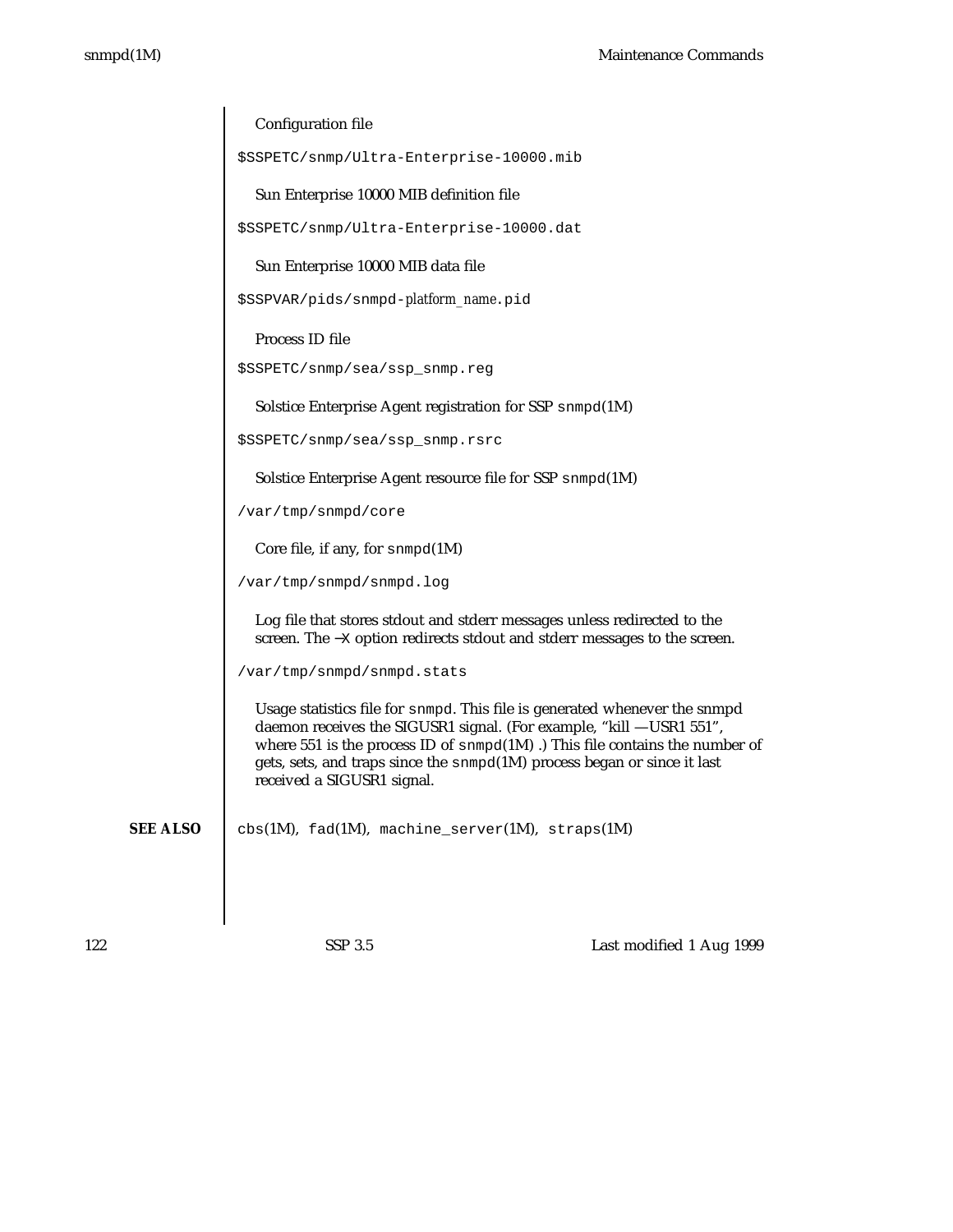Configuration file

`$SSPETC/snmp/Ultra-Enterprise-10000.mib`

Sun Enterprise 10000 MIB definition file

`$SSPETC/snmp/Ultra-Enterprise-10000.dat`

Sun Enterprise 10000 MIB data file

`$SSPVAR/pids/snmpd-`*platform_name*`.pid`

Process ID file

`$SSPETC/snmp/sea/ssp_snmp.reg`

Solstice Enterprise Agent registration for SSP `snmpd`(1M)

`$SSPETC/snmp/sea/ssp_snmp.rsrc`

Solstice Enterprise Agent resource file for SSP `snmpd`(1M)

`/var/tmp/snmpd/core`

Core file, if any, for `snmpd`(1M)

`/var/tmp/snmpd/snmpd.log`

Log file that stores stdout and stderr messages unless redirected to the screen. The −X option redirects stdout and stderr messages to the screen.

`/var/tmp/snmpd/snmpd.stats`

Usage statistics file for `snmpd`. This file is generated whenever the snmpd daemon receives the SIGUSR1 signal. (For example, "kill —USR1 551", where 551 is the process ID of `snmpd`(1M) .) This file contains the number of gets, sets, and traps since the `snmpd`(1M) process began or since it last received a SIGUSR1 signal.

**SEE ALSO**

`cbs`(1M), `fad`(1M), `machine_server`(1M), `straps`(1M)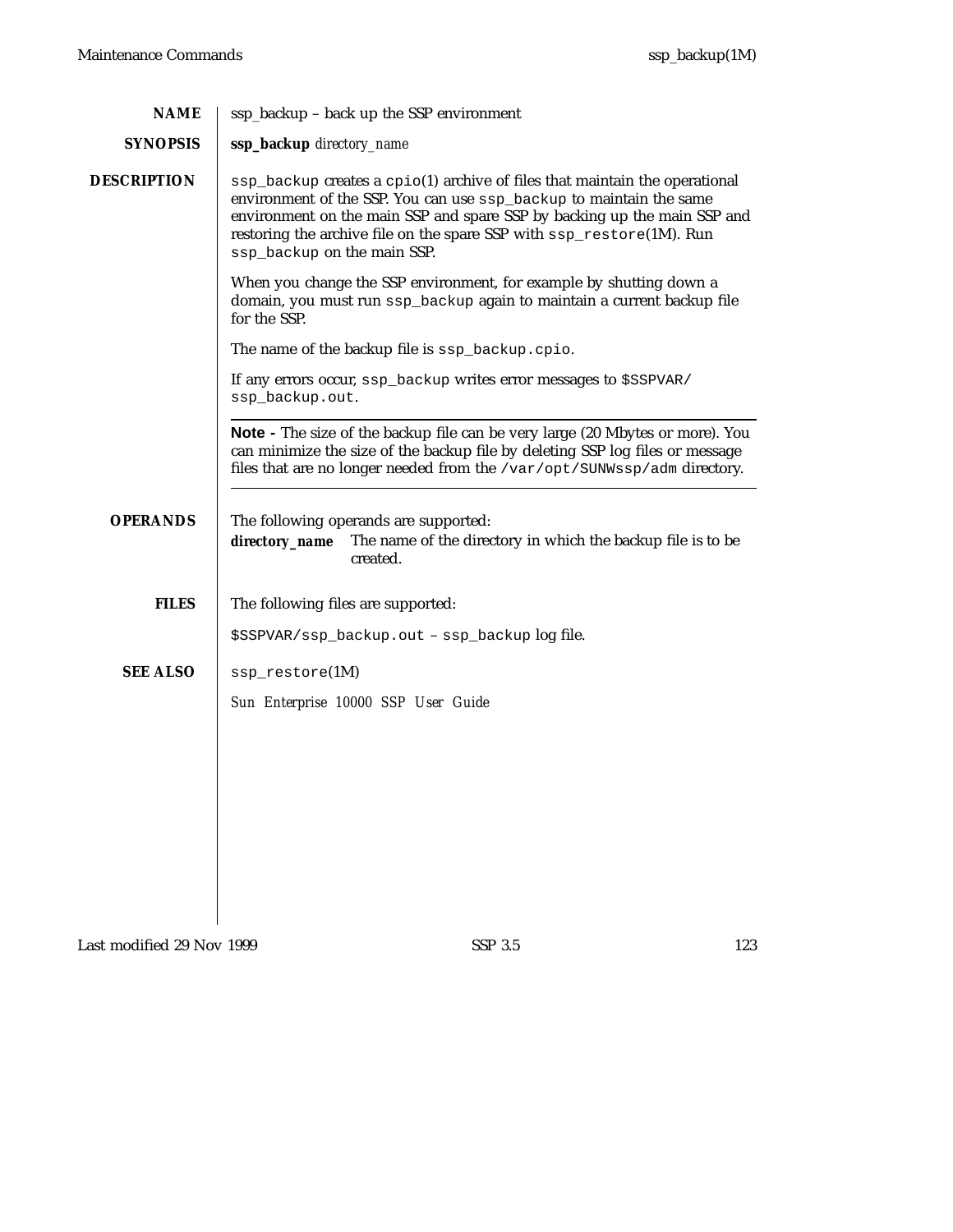## NAME

ssp_backup – back up the SSP environment

## SYNOPSIS

**ssp_backup** *directory_name*

## DESCRIPTION

`ssp_backup` creates a `cpio`(1) archive of files that maintain the operational environment of the SSP. You can use `ssp_backup` to maintain the same environment on the main SSP and spare SSP by backing up the main SSP and restoring the archive file on the spare SSP with `ssp_restore`(1M). Run `ssp_backup` on the main SSP.

When you change the SSP environment, for example by shutting down a domain, you must run `ssp_backup` again to maintain a current backup file for the SSP.

The name of the backup file is `ssp_backup.cpio`.

If any errors occur, `ssp_backup` writes error messages to `$SSPVAR/ssp_backup.out`.

---

**Note -** The size of the backup file can be very large (20 Mbytes or more). You can minimize the size of the backup file by deleting SSP log files or message files that are no longer needed from the `/var/opt/SUNWssp/adm` directory.

---

## OPERANDS

The following operands are supported:

***directory_name*** The name of the directory in which the backup file is to be created.

## FILES

The following files are supported:

`$SSPVAR/ssp_backup.out` – `ssp_backup` log file.

## SEE ALSO

`ssp_restore`(1M)

*Sun Enterprise 10000 SSP User Guide*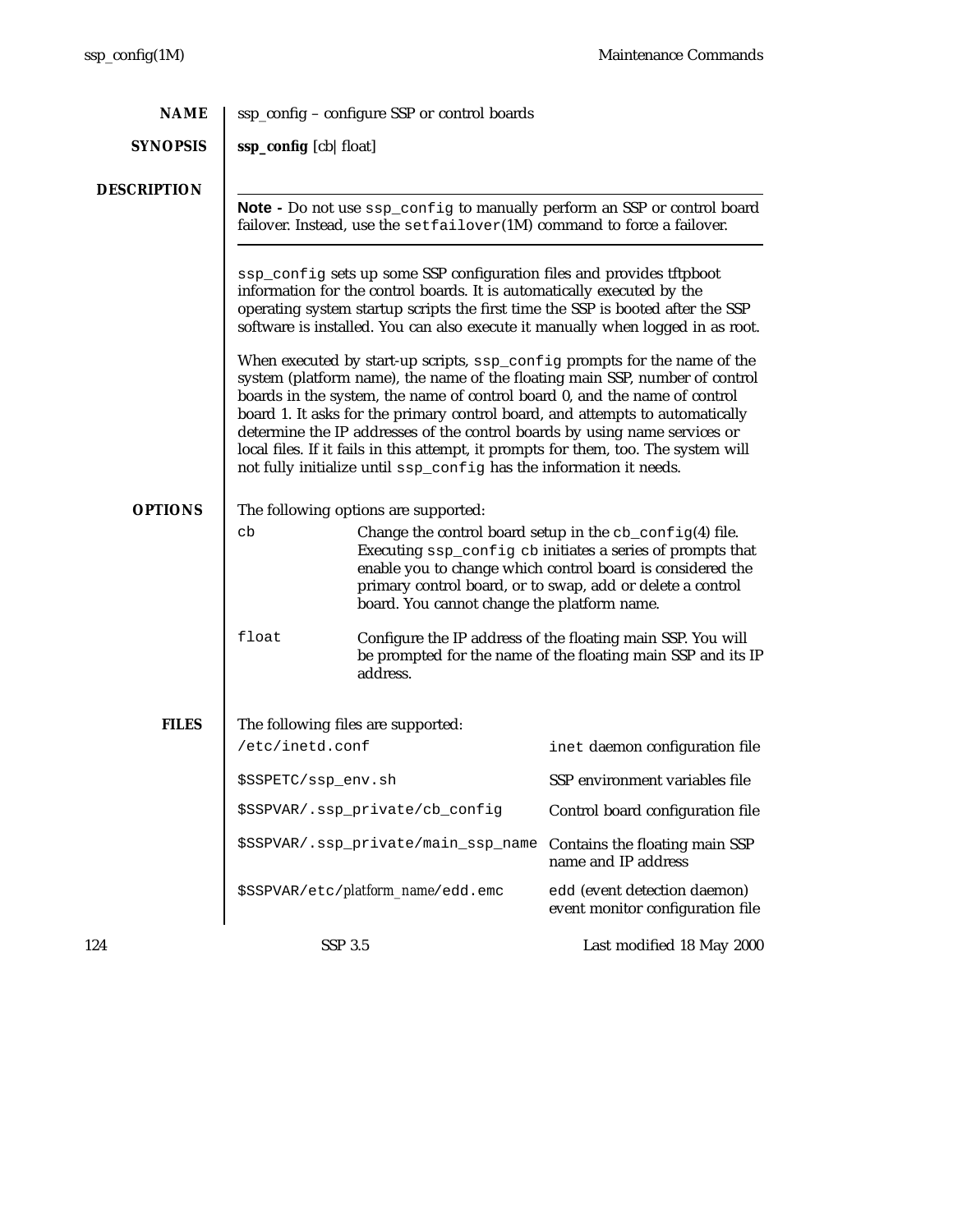## NAME

ssp_config – configure SSP or control boards

## SYNOPSIS

**ssp_config** [cb| float]

## DESCRIPTION

---

**Note -** Do not use `ssp_config` to manually perform an SSP or control board failover. Instead, use the `setfailover`(1M) command to force a failover.

---

`ssp_config` sets up some SSP configuration files and provides tftpboot information for the control boards. It is automatically executed by the operating system startup scripts the first time the SSP is booted after the SSP software is installed. You can also execute it manually when logged in as root.

When executed by start-up scripts, `ssp_config` prompts for the name of the system (platform name), the name of the floating main SSP, number of control boards in the system, the name of control board 0, and the name of control board 1. It asks for the primary control board, and attempts to automatically determine the IP addresses of the control boards by using name services or local files. If it fails in this attempt, it prompts for them, too. The system will not fully initialize until `ssp_config` has the information it needs.

## OPTIONS

The following options are supported:

`cb`
: Change the control board setup in the `cb_config`(4) file. Executing `ssp_config cb` initiates a series of prompts that enable you to change which control board is considered the primary control board, or to swap, add or delete a control board. You cannot change the platform name.

`float`
: Configure the IP address of the floating main SSP. You will be prompted for the name of the floating main SSP and its IP address.

## FILES

The following files are supported:

| File | Description |
|---|---|
| `/etc/inetd.conf` | `inet` daemon configuration file |
| `$SSPETC/ssp_env.sh` | SSP environment variables file |
| `$SSPVAR/.ssp_private/cb_config` | Control board configuration file |
| `$SSPVAR/.ssp_private/main_ssp_name` | Contains the floating main SSP name and IP address |
| `$SSPVAR/etc/`*platform_name*`/edd.emc` | `edd` (event detection daemon) event monitor configuration file |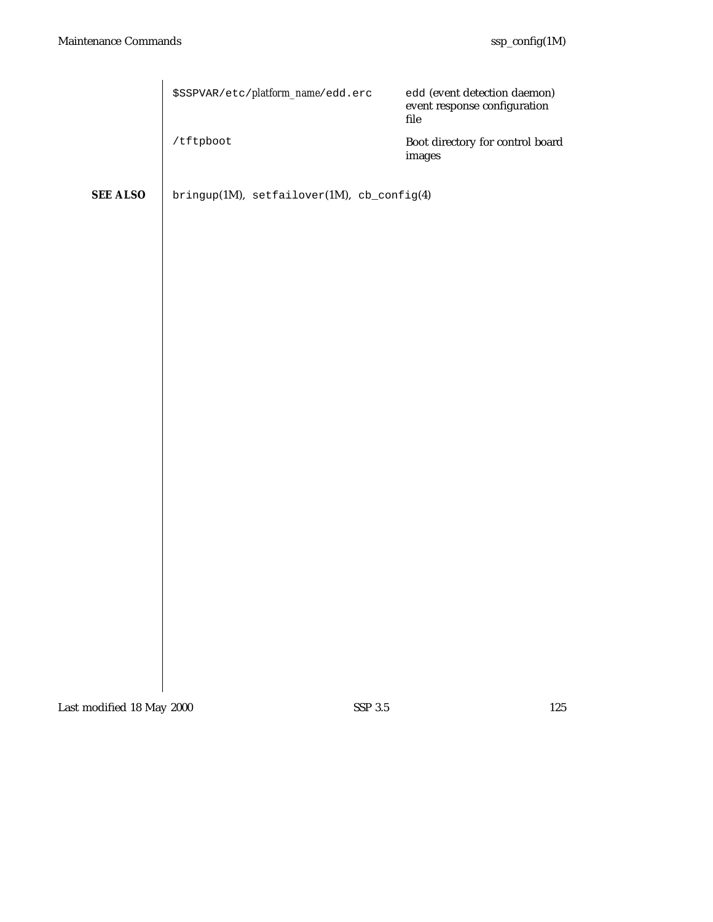| | |
|---|---|
| `$SSPVAR/etc/`*platform_name*`/edd.erc` | `edd` (event detection daemon) event response configuration file |
| `/tftpboot` | Boot directory for control board images |

**SEE ALSO**

`bringup`(1M), `setfailover`(1M), `cb_config`(4)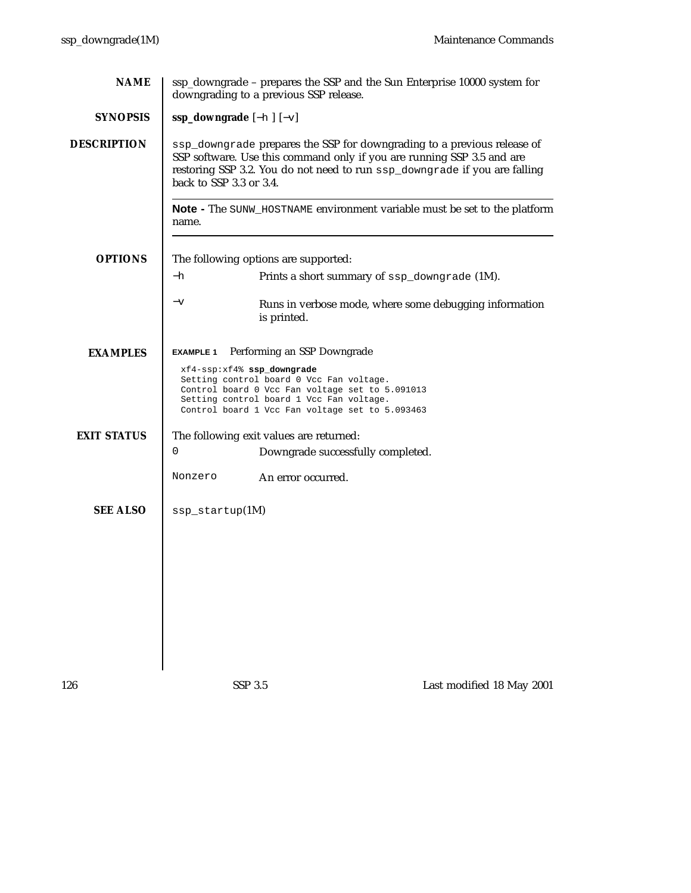## NAME

ssp_downgrade – prepares the SSP and the Sun Enterprise 10000 system for downgrading to a previous SSP release.

## SYNOPSIS

**ssp_downgrade** [−h ] [−v]

## DESCRIPTION

`ssp_downgrade` prepares the SSP for downgrading to a previous release of SSP software. Use this command only if you are running SSP 3.5 and are restoring SSP 3.2. You do not need to run `ssp_downgrade` if you are falling back to SSP 3.3 or 3.4.

---

**Note -** The `SUNW_HOSTNAME` environment variable must be set to the platform name.

---

## OPTIONS

The following options are supported:

−h
: Prints a short summary of `ssp_downgrade` (1M).

−v
: Runs in verbose mode, where some debugging information is printed.

## EXAMPLES

**EXAMPLE 1** Performing an SSP Downgrade

```
xf4-ssp:xf4% ssp_downgrade
Setting control board 0 Vcc Fan voltage.
Control board 0 Vcc Fan voltage set to 5.091013
Setting control board 1 Vcc Fan voltage.
Control board 1 Vcc Fan voltage set to 5.093463
```

## EXIT STATUS

The following exit values are returned:

0
: Downgrade successfully completed.

Nonzero
: An error occurred.

## SEE ALSO

`ssp_startup`(1M)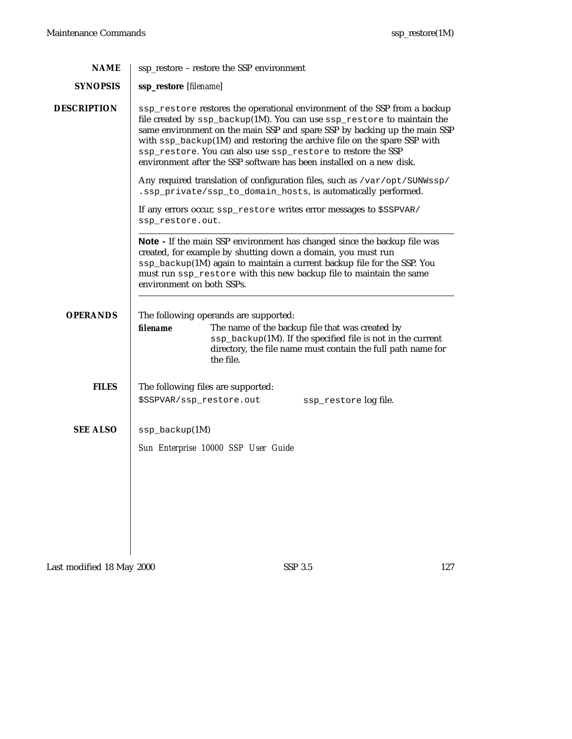## NAME

ssp_restore – restore the SSP environment

## SYNOPSIS

**ssp_restore** [*filename*]

## DESCRIPTION

`ssp_restore` restores the operational environment of the SSP from a backup file created by `ssp_backup`(1M). You can use `ssp_restore` to maintain the same environment on the main SSP and spare SSP by backing up the main SSP with `ssp_backup`(1M) and restoring the archive file on the spare SSP with `ssp_restore`. You can also use `ssp_restore` to restore the SSP environment after the SSP software has been installed on a new disk.

Any required translation of configuration files, such as `/var/opt/SUNWssp/.ssp_private/ssp_to_domain_hosts`, is automatically performed.

If any errors occur, `ssp_restore` writes error messages to `$SSPVAR/ssp_restore.out`.

---

**Note -** If the main SSP environment has changed since the backup file was created, for example by shutting down a domain, you must run `ssp_backup`(1M) again to maintain a current backup file for the SSP. You must run `ssp_restore` with this new backup file to maintain the same environment on both SSPs.

---

## OPERANDS

The following operands are supported:

***filename*** The name of the backup file that was created by `ssp_backup`(1M). If the specified file is not in the current directory, the file name must contain the full path name for the file.

## FILES

The following files are supported:

`$SSPVAR/ssp_restore.out` `ssp_restore` log file.

## SEE ALSO

`ssp_backup`(1M)

*Sun Enterprise 10000 SSP User Guide*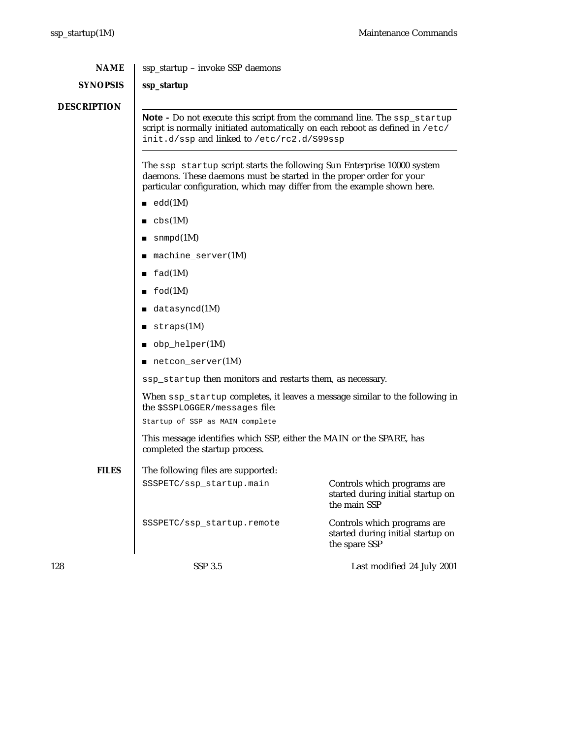## NAME

ssp_startup – invoke SSP daemons

## SYNOPSIS

**ssp_startup**

## DESCRIPTION

---

**Note -** Do not execute this script from the command line. The `ssp_startup` script is normally initiated automatically on each reboot as defined in `/etc/init.d/ssp` and linked to `/etc/rc2.d/S99ssp`

---

The `ssp_startup` script starts the following Sun Enterprise 10000 system daemons. These daemons must be started in the proper order for your particular configuration, which may differ from the example shown here.

- `edd`(1M)
- `cbs`(1M)
- `snmpd`(1M)
- `machine_server`(1M)
- `fad`(1M)
- `fod`(1M)
- `datasyncd`(1M)
- `straps`(1M)
- `obp_helper`(1M)
- `netcon_server`(1M)

`ssp_startup` then monitors and restarts them, as necessary.

When `ssp_startup` completes, it leaves a message similar to the following in the `$SSPLOGGER/messages` file:

```
Startup of SSP as MAIN complete
```

This message identifies which SSP, either the MAIN or the SPARE, has completed the startup process.

## FILES

The following files are supported:

| | |
|---|---|
| `$SSPETC/ssp_startup.main` | Controls which programs are started during initial startup on the main SSP |
| `$SSPETC/ssp_startup.remote` | Controls which programs are started during initial startup on the spare SSP |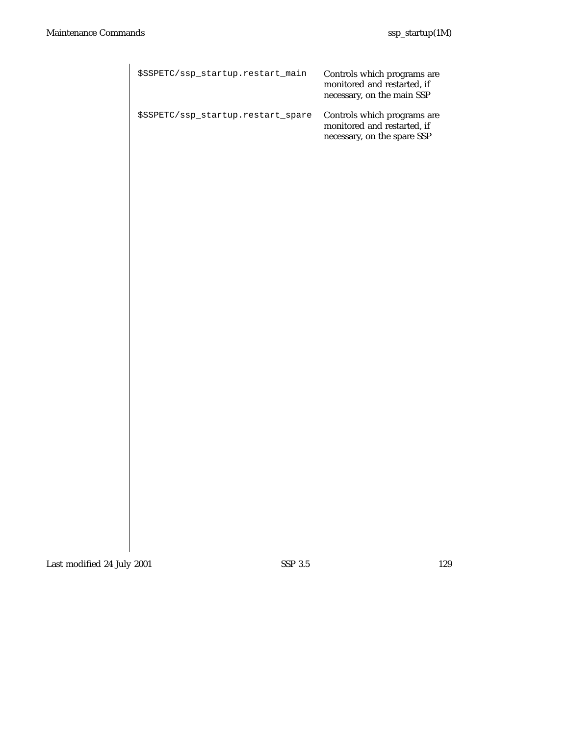| | |
|---|---|
| `$SSPETC/ssp_startup.restart_main` | Controls which programs are monitored and restarted, if necessary, on the main SSP |
| `$SSPETC/ssp_startup.restart_spare` | Controls which programs are monitored and restarted, if necessary, on the spare SSP |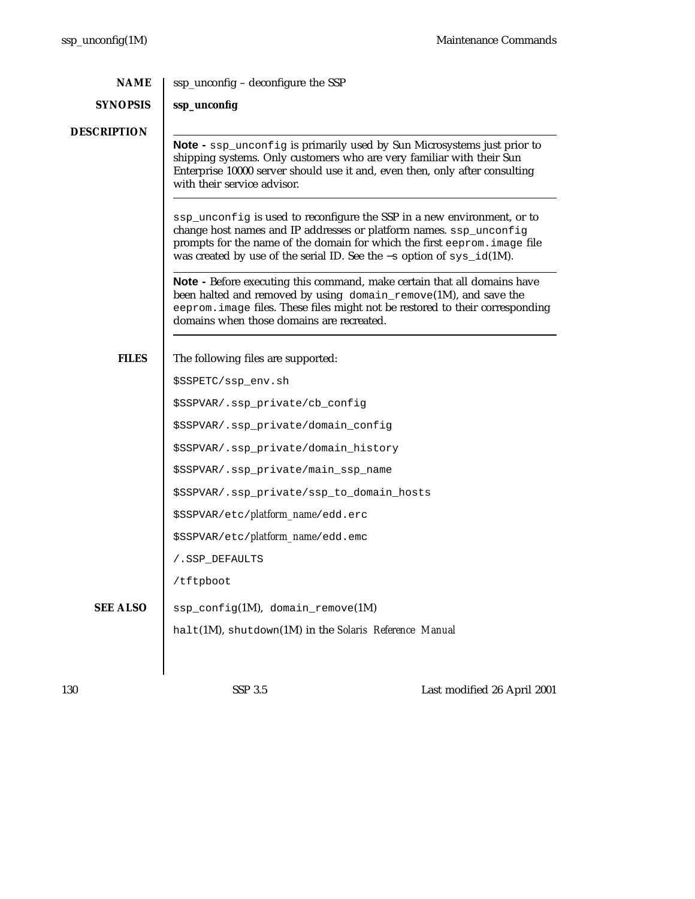## NAME

ssp_unconfig – deconfigure the SSP

## SYNOPSIS

**ssp_unconfig**

## DESCRIPTION

---

**Note -** `ssp_unconfig` is primarily used by Sun Microsystems just prior to shipping systems. Only customers who are very familiar with their Sun Enterprise 10000 server should use it and, even then, only after consulting with their service advisor.

---

`ssp_unconfig` is used to reconfigure the SSP in a new environment, or to change host names and IP addresses or platform names. `ssp_unconfig` prompts for the name of the domain for which the first `eeprom.image` file was created by use of the serial ID. See the `-s` option of `sys_id`(1M).

---

**Note -** Before executing this command, make certain that all domains have been halted and removed by using `domain_remove`(1M), and save the `eeprom.image` files. These files might not be restored to their corresponding domains when those domains are recreated.

---

## FILES

The following files are supported:

`$SSPETC/ssp_env.sh`

`$SSPVAR/.ssp_private/cb_config`

`$SSPVAR/.ssp_private/domain_config`

`$SSPVAR/.ssp_private/domain_history`

`$SSPVAR/.ssp_private/main_ssp_name`

`$SSPVAR/.ssp_private/ssp_to_domain_hosts`

`$SSPVAR/etc/`*platform_name*`/edd.erc`

`$SSPVAR/etc/`*platform_name*`/edd.emc`

`/.SSP_DEFAULTS`

`/tftpboot`

## SEE ALSO

`ssp_config`(1M), `domain_remove`(1M)

`halt`(1M), `shutdown`(1M) in the *Solaris Reference Manual*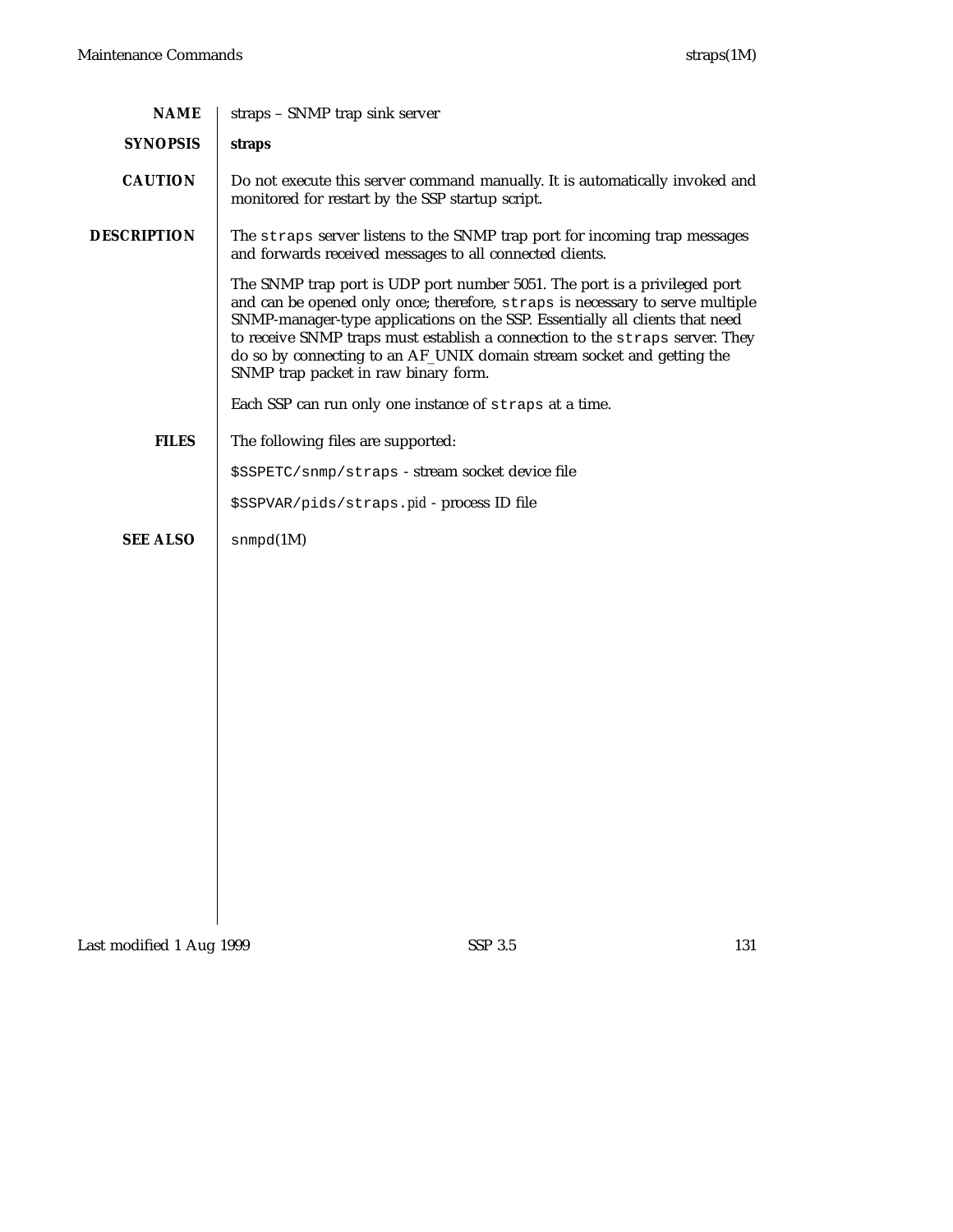## NAME

straps – SNMP trap sink server

## SYNOPSIS

**straps**

## CAUTION

Do not execute this server command manually. It is automatically invoked and monitored for restart by the SSP startup script.

## DESCRIPTION

The `straps` server listens to the SNMP trap port for incoming trap messages and forwards received messages to all connected clients.

The SNMP trap port is UDP port number 5051. The port is a privileged port and can be opened only once; therefore, `straps` is necessary to serve multiple SNMP-manager-type applications on the SSP. Essentially all clients that need to receive SNMP traps must establish a connection to the `straps` server. They do so by connecting to an AF_UNIX domain stream socket and getting the SNMP trap packet in raw binary form.

Each SSP can run only one instance of `straps` at a time.

## FILES

The following files are supported:

`$SSPETC/snmp/straps` - stream socket device file

`$SSPVAR/pids/straps.`*pid* - process ID file

## SEE ALSO

`snmpd`(1M)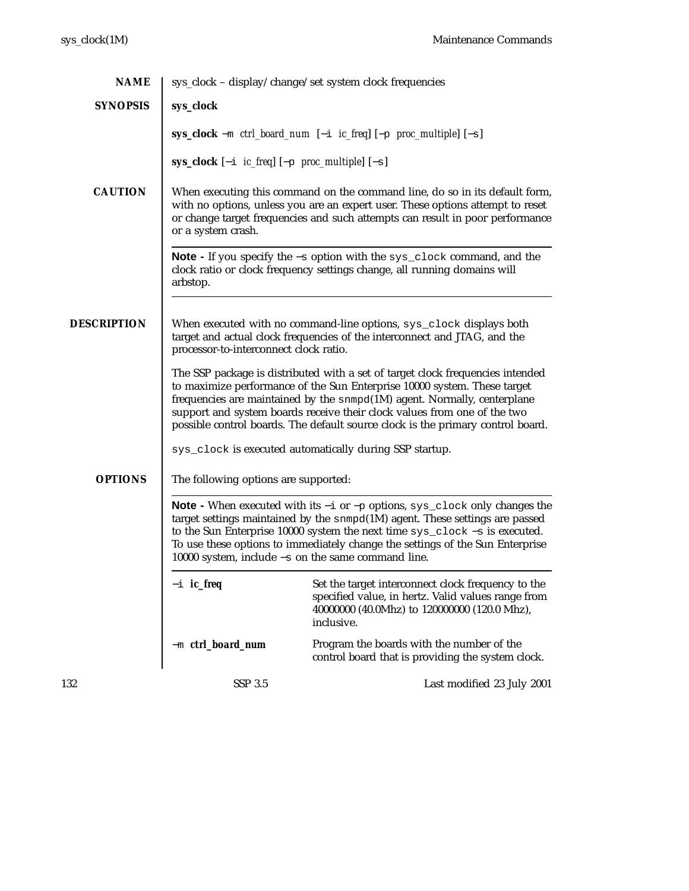## NAME

sys_clock – display/change/set system clock frequencies

## SYNOPSIS

**sys_clock**

**sys_clock** −m *ctrl_board_num* [−i *ic_freq*] [−p *proc_multiple*] [−s]

**sys_clock** [−i *ic_freq*] [−p *proc_multiple*] [−s]

## CAUTION

When executing this command on the command line, do so in its default form, with no options, unless you are an expert user. These options attempt to reset or change target frequencies and such attempts can result in poor performance or a system crash.

---

**Note -** If you specify the −s option with the `sys_clock` command, and the clock ratio or clock frequency settings change, all running domains will arbstop.

---

## DESCRIPTION

When executed with no command-line options, `sys_clock` displays both target and actual clock frequencies of the interconnect and JTAG, and the processor-to-interconnect clock ratio.

The SSP package is distributed with a set of target clock frequencies intended to maximize performance of the Sun Enterprise 10000 system. These target frequencies are maintained by the `snmpd`(1M) agent. Normally, centerplane support and system boards receive their clock values from one of the two possible control boards. The default source clock is the primary control board.

`sys_clock` is executed automatically during SSP startup.

## OPTIONS

The following options are supported:

---

**Note -** When executed with its −i or −p options, `sys_clock` only changes the target settings maintained by the `snmpd`(1M) agent. These settings are passed to the Sun Enterprise 10000 system the next time `sys_clock −s` is executed. To use these options to immediately change the settings of the Sun Enterprise 10000 system, include −s on the same command line.

---

| | |
|---|---|
| −i **ic_freq** | Set the target interconnect clock frequency to the specified value, in hertz. Valid values range from 40000000 (40.0Mhz) to 120000000 (120.0 Mhz), inclusive. |
| −m **ctrl_board_num** | Program the boards with the number of the control board that is providing the system clock. |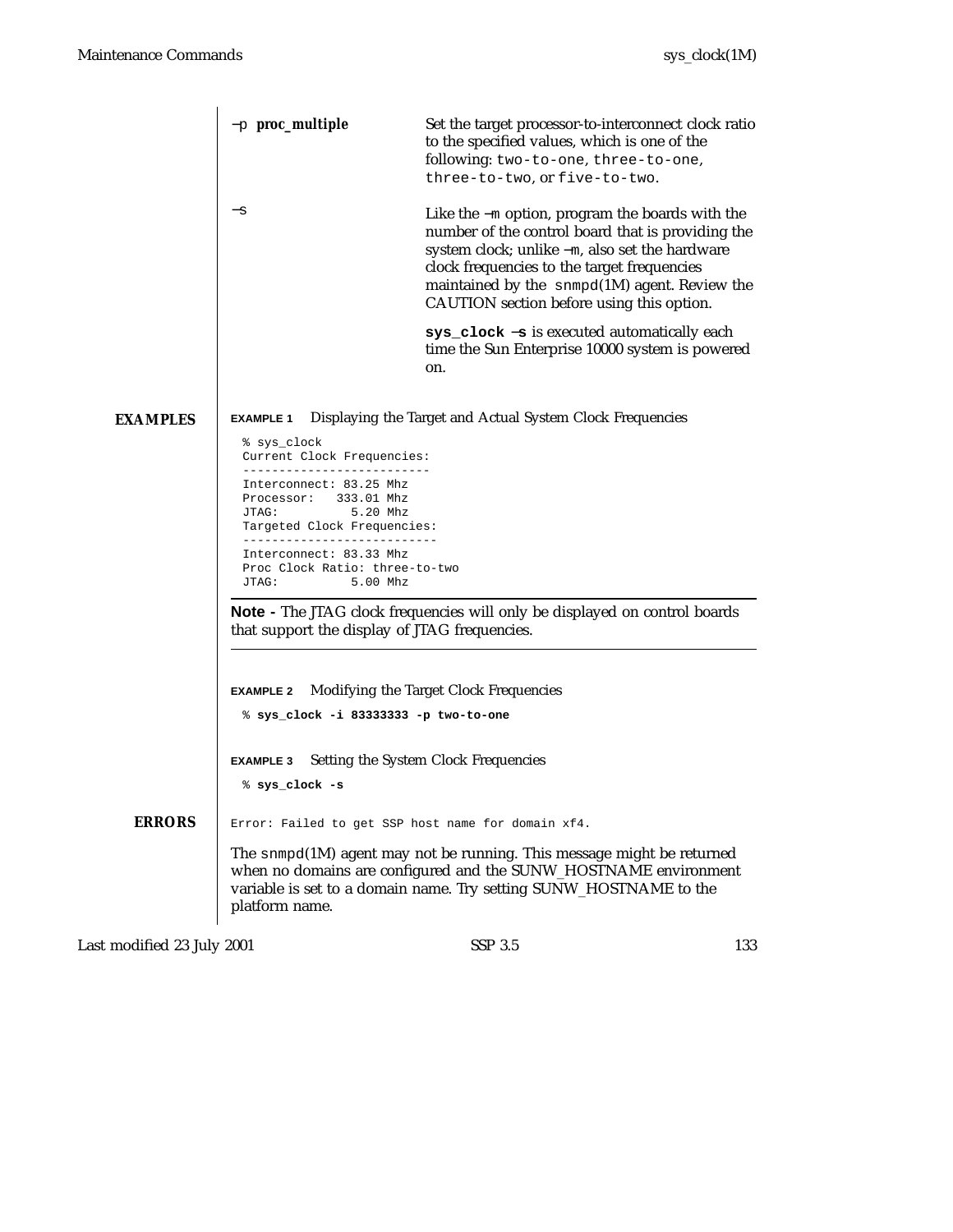**−p** ***proc_multiple***

Set the target processor-to-interconnect clock ratio to the specified values, which is one of the following: `two-to-one`, `three-to-one`, `three-to-two`, or `five-to-two`.

**−s**

Like the `−m` option, program the boards with the number of the control board that is providing the system clock; unlike `−m`, also set the hardware clock frequencies to the target frequencies maintained by the `snmpd`(1M) agent. Review the CAUTION section before using this option.

**`sys_clock −s`** is executed automatically each time the Sun Enterprise 10000 system is powered on.

## EXAMPLES

**EXAMPLE 1** Displaying the Target and Actual System Clock Frequencies

```
% sys_clock
Current Clock Frequencies:
-------------------------
Interconnect: 83.25 Mhz
Processor:   333.01 Mhz
JTAG:          5.20 Mhz
Targeted Clock Frequencies:
--------------------------
Interconnect: 83.33 Mhz
Proc Clock Ratio: three-to-two
JTAG:          5.00 Mhz
```

---

**Note -** The JTAG clock frequencies will only be displayed on control boards that support the display of JTAG frequencies.

---

**EXAMPLE 2** Modifying the Target Clock Frequencies

```
% sys_clock -i 83333333 -p two-to-one
```

**EXAMPLE 3** Setting the System Clock Frequencies

```
% sys_clock -s
```

## ERRORS

```
Error: Failed to get SSP host name for domain xf4.
```

The `snmpd`(1M) agent may not be running. This message might be returned when no domains are configured and the SUNW_HOSTNAME environment variable is set to a domain name. Try setting SUNW_HOSTNAME to the platform name.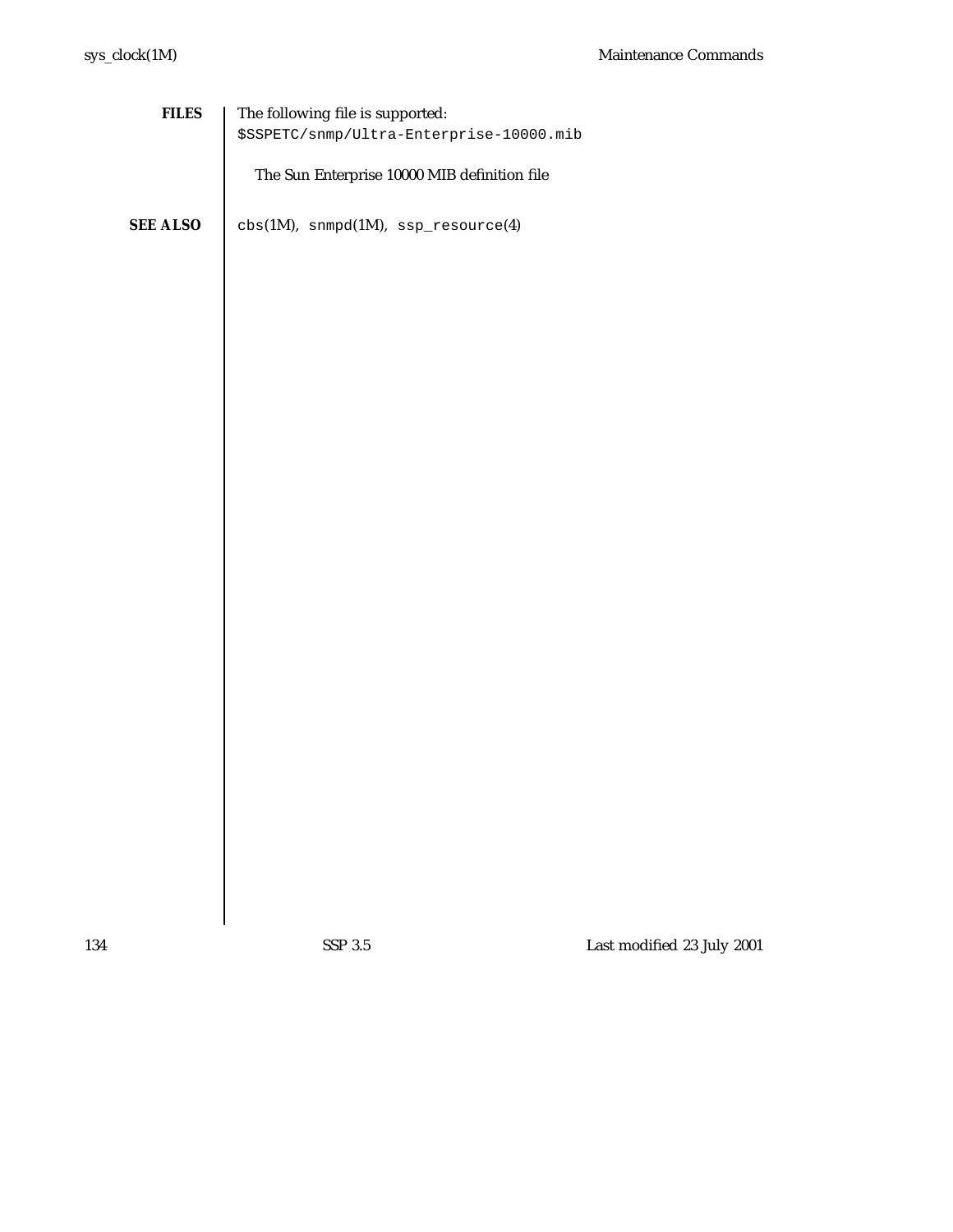## FILES

The following file is supported:

`$SSPETC/snmp/Ultra-Enterprise-10000.mib`

The Sun Enterprise 10000 MIB definition file

## SEE ALSO

`cbs`(1M), `snmpd`(1M), `ssp_resource`(4)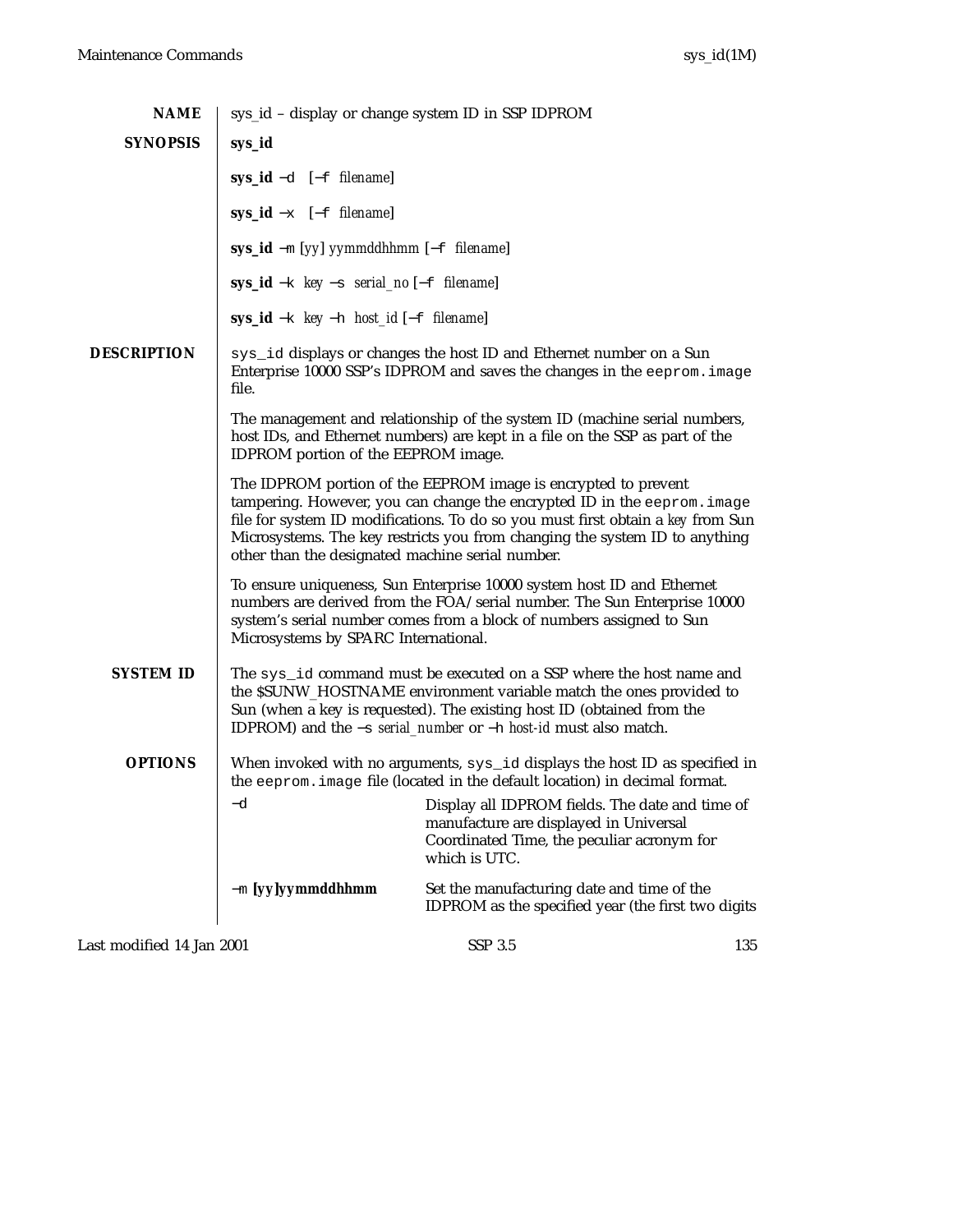## NAME

sys_id – display or change system ID in SSP IDPROM

## SYNOPSIS

**sys_id**

**sys_id** −d [−f *filename*]

**sys_id** −x [−f *filename*]

**sys_id** −m [*yy*] *yymmddhhmm* [−f *filename*]

**sys_id** −k *key* −s *serial_no* [−f *filename*]

**sys_id** −k *key* −h *host_id* [−f *filename*]

## DESCRIPTION

`sys_id` displays or changes the host ID and Ethernet number on a Sun Enterprise 10000 SSP's IDPROM and saves the changes in the `eeprom.image` file.

The management and relationship of the system ID (machine serial numbers, host IDs, and Ethernet numbers) are kept in a file on the SSP as part of the IDPROM portion of the EEPROM image.

The IDPROM portion of the EEPROM image is encrypted to prevent tampering. However, you can change the encrypted ID in the `eeprom.image` file for system ID modifications. To do so you must first obtain a *key* from Sun Microsystems. The key restricts you from changing the system ID to anything other than the designated machine serial number.

To ensure uniqueness, Sun Enterprise 10000 system host ID and Ethernet numbers are derived from the FOA/serial number. The Sun Enterprise 10000 system's serial number comes from a block of numbers assigned to Sun Microsystems by SPARC International.

## SYSTEM ID

The `sys_id` command must be executed on a SSP where the host name and the $SUNW_HOSTNAME environment variable match the ones provided to Sun (when a key is requested). The existing host ID (obtained from the IDPROM) and the −s *serial_number* or −h *host-id* must also match.

## OPTIONS

When invoked with no arguments, `sys_id` displays the host ID as specified in the `eeprom.image` file (located in the default location) in decimal format.

−d
: Display all IDPROM fields. The date and time of manufacture are displayed in Universal Coordinated Time, the peculiar acronym for which is UTC.

−m **[yy]yymmddhhmm**
: Set the manufacturing date and time of the IDPROM as the specified year (the first two digits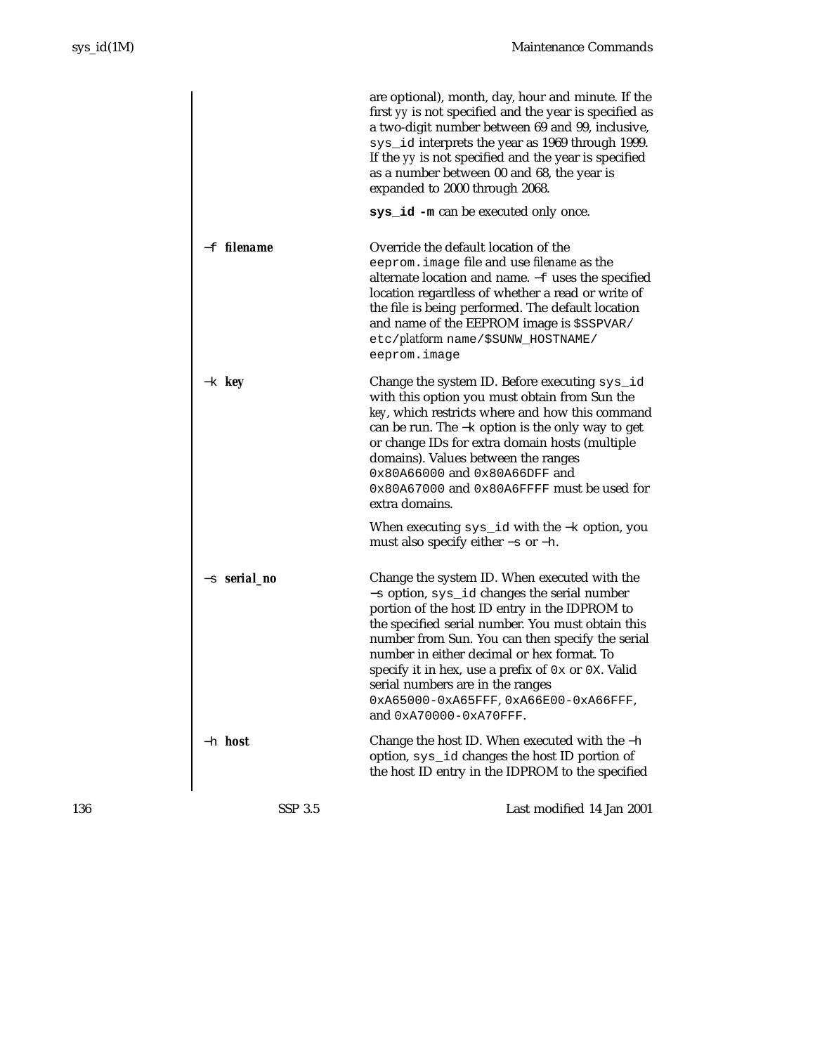are optional), month, day, hour and minute. If the first *yy* is not specified and the year is specified as a two-digit number between 69 and 99, inclusive, `sys_id` interprets the year as 1969 through 1999. If the *yy* is not specified and the year is specified as a number between 00 and 68, the year is expanded to 2000 through 2068.

**`sys_id -m`** can be executed only once.

`−f` ***filename***
: Override the default location of the `eeprom.image` file and use *filename* as the alternate location and name. `−f` uses the specified location regardless of whether a read or write of the file is being performed. The default location and name of the EEPROM image is `$SSPVAR/etc/`*platform* `name/$SUNW_HOSTNAME/eeprom.image`

`−k` ***key***
: Change the system ID. Before executing `sys_id` with this option you must obtain from Sun the *key*, which restricts where and how this command can be run. The `−k` option is the only way to get or change IDs for extra domain hosts (multiple domains). Values between the ranges `0x80A66000` and `0x80A66DFF` and `0x80A67000` and `0x80A6FFFF` must be used for extra domains.

  When executing `sys_id` with the `−k` option, you must also specify either `−s` or `−h`.

`−s` ***serial_no***
: Change the system ID. When executed with the `−s` option, `sys_id` changes the serial number portion of the host ID entry in the IDPROM to the specified serial number. You must obtain this number from Sun. You can then specify the serial number in either decimal or hex format. To specify it in hex, use a prefix of `0x` or `0X`. Valid serial numbers are in the ranges `0xA65000-0xA65FFF`, `0xA66E00-0xA66FFF`, and `0xA70000-0xA70FFF`.

`−h` ***host***
: Change the host ID. When executed with the `−h` option, `sys_id` changes the host ID portion of the host ID entry in the IDPROM to the specified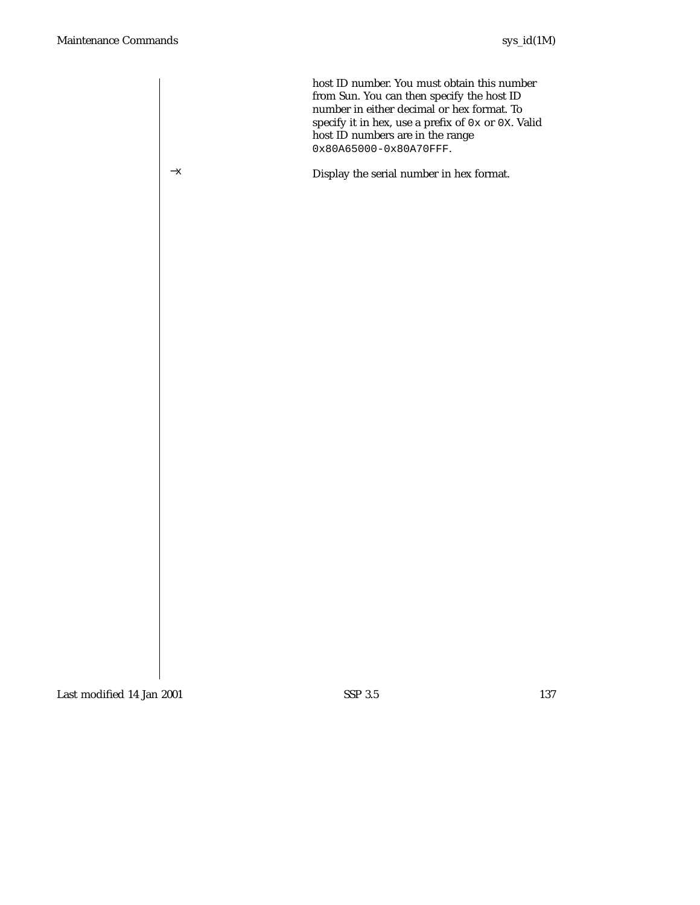host ID number. You must obtain this number from Sun. You can then specify the host ID number in either decimal or hex format. To specify it in hex, use a prefix of `0x` or `0X`. Valid host ID numbers are in the range `0x80A65000-0x80A70FFF`.

`-x` Display the serial number in hex format.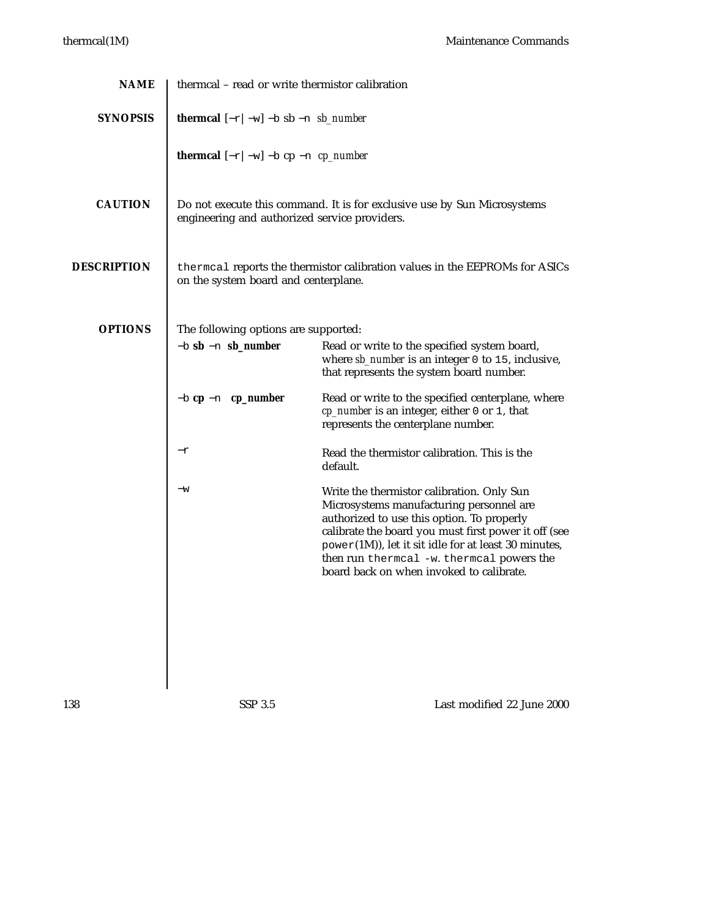## NAME

thermcal – read or write thermistor calibration

## SYNOPSIS

**thermcal** [−r | −w] −b sb −n *sb_number*

**thermcal** [−r | −w] −b cp −n *cp_number*

## CAUTION

Do not execute this command. It is for exclusive use by Sun Microsystems engineering and authorized service providers.

## DESCRIPTION

`thermcal` reports the thermistor calibration values in the EEPROMs for ASICs on the system board and centerplane.

## OPTIONS

The following options are supported:

**−b sb −n sb_number**
: Read or write to the specified system board, where *sb_number* is an integer `0` to `15`, inclusive, that represents the system board number.

**−b cp −n cp_number**
: Read or write to the specified centerplane, where *cp_number* is an integer, either `0` or `1`, that represents the centerplane number.

**−r**
: Read the thermistor calibration. This is the default.

**−w**
: Write the thermistor calibration. Only Sun Microsystems manufacturing personnel are authorized to use this option. To properly calibrate the board you must first power it off (see `power`(1M)), let it sit idle for at least 30 minutes, then run `thermcal -w`. `thermcal` powers the board back on when invoked to calibrate.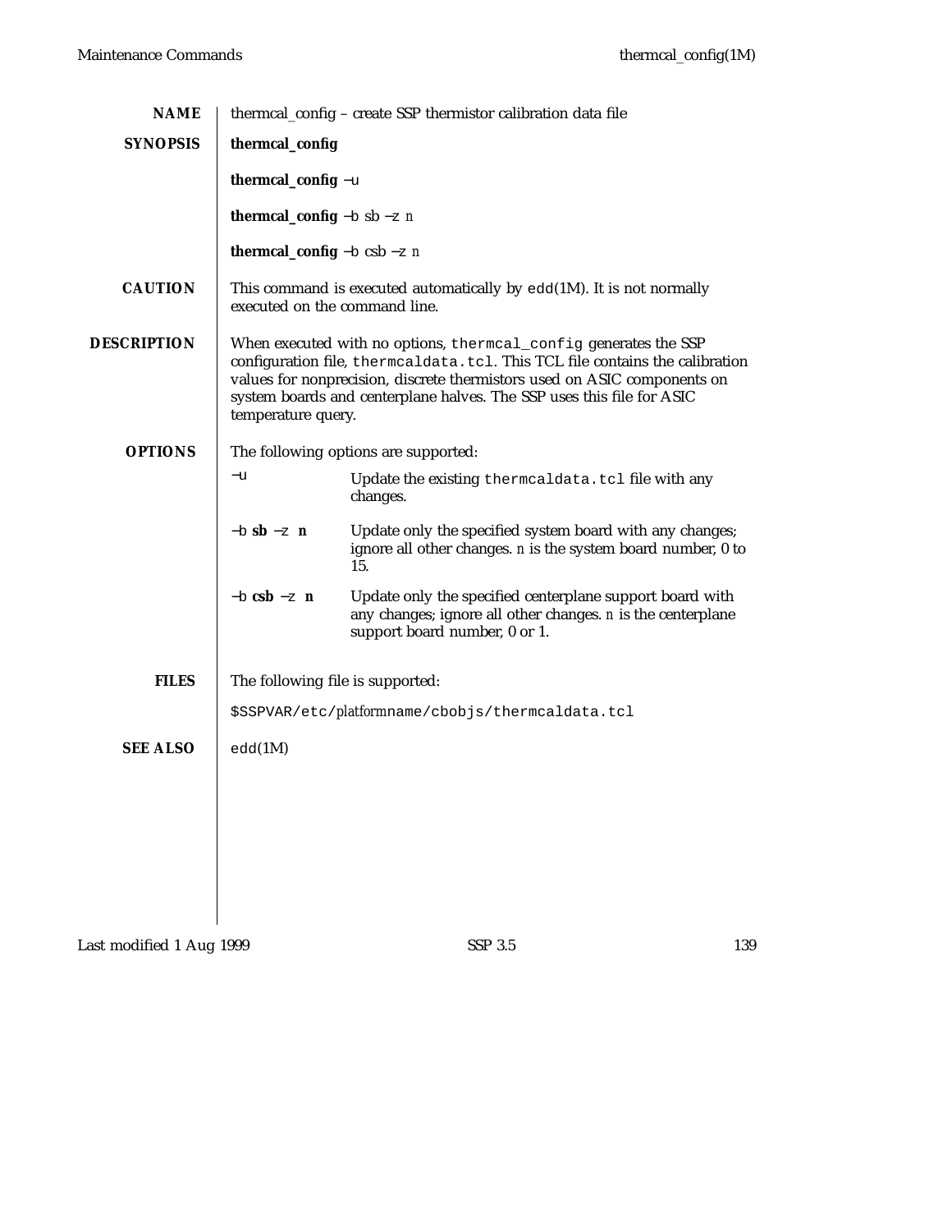## NAME

thermcal_config – create SSP thermistor calibration data file

## SYNOPSIS

**thermcal_config**

**thermcal_config** −u

**thermcal_config** −b sb −z *n*

**thermcal_config** −b csb −z *n*

## CAUTION

This command is executed automatically by `edd`(1M). It is not normally executed on the command line.

## DESCRIPTION

When executed with no options, `thermcal_config` generates the SSP configuration file, `thermcaldata.tcl`. This TCL file contains the calibration values for nonprecision, discrete thermistors used on ASIC components on system boards and centerplane halves. The SSP uses this file for ASIC temperature query.

## OPTIONS

The following options are supported:

−u
: Update the existing `thermcaldata.tcl` file with any changes.

−b **sb** −z **n**
: Update only the specified system board with any changes; ignore all other changes. *n* is the system board number, 0 to 15.

−b **csb** −z **n**
: Update only the specified centerplane support board with any changes; ignore all other changes. *n* is the centerplane support board number, 0 or 1.

## FILES

The following file is supported:

`$SSPVAR/etc/`*platform*`name/cbobjs/thermcaldata.tcl`

## SEE ALSO

`edd`(1M)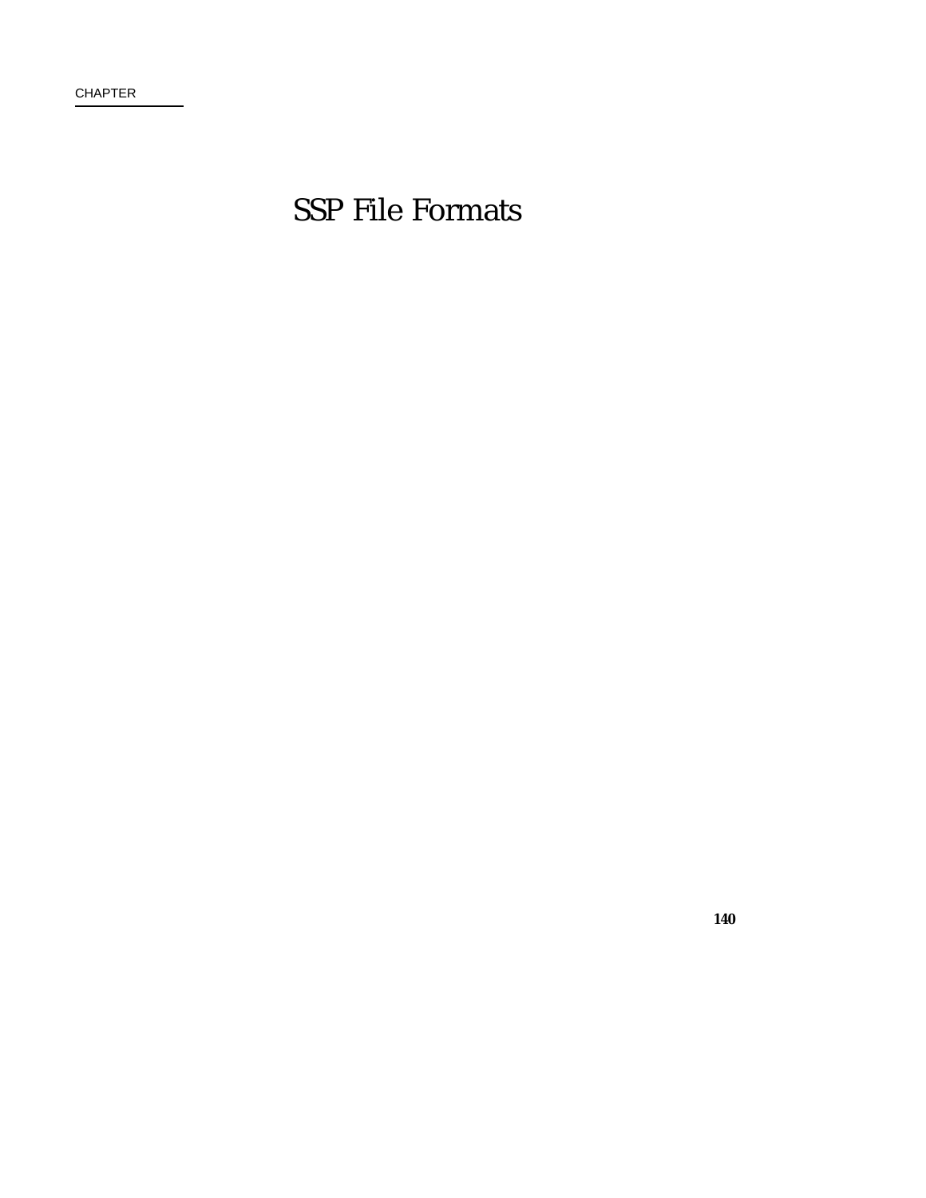CHAPTER

# SSP File Formats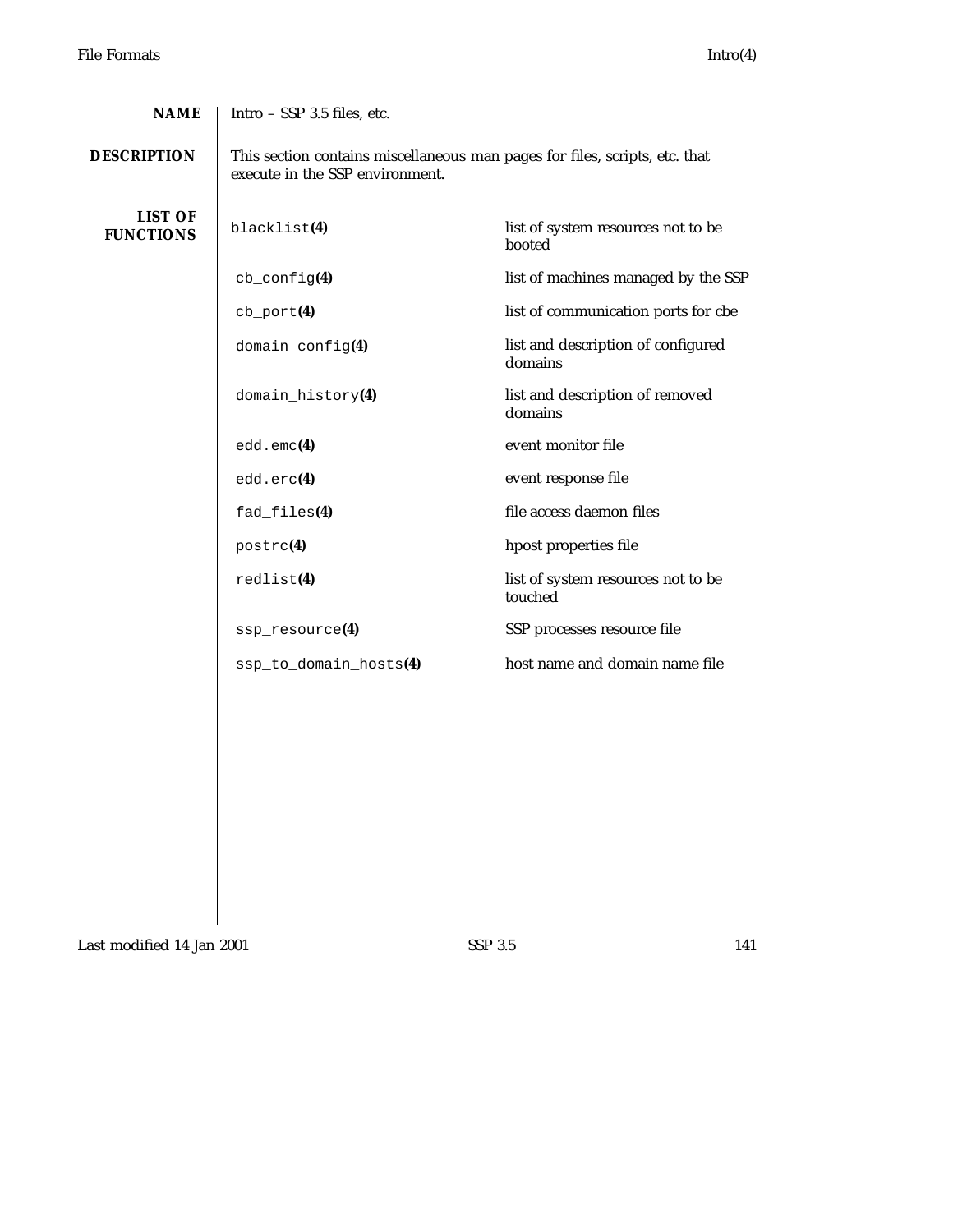## NAME

Intro – SSP 3.5 files, etc.

## DESCRIPTION

This section contains miscellaneous man pages for files, scripts, etc. that execute in the SSP environment.

## LIST OF FUNCTIONS

| | |
|---|---|
| `blacklist`**(4)** | list of system resources not to be booted |
| `cb_config`**(4)** | list of machines managed by the SSP |
| `cb_port`**(4)** | list of communication ports for cbe |
| `domain_config`**(4)** | list and description of configured domains |
| `domain_history`**(4)** | list and description of removed domains |
| `edd.emc`**(4)** | event monitor file |
| `edd.erc`**(4)** | event response file |
| `fad_files`**(4)** | file access daemon files |
| `postrc`**(4)** | hpost properties file |
| `redlist`**(4)** | list of system resources not to be touched |
| `ssp_resource`**(4)** | SSP processes resource file |
| `ssp_to_domain_hosts`**(4)** | host name and domain name file |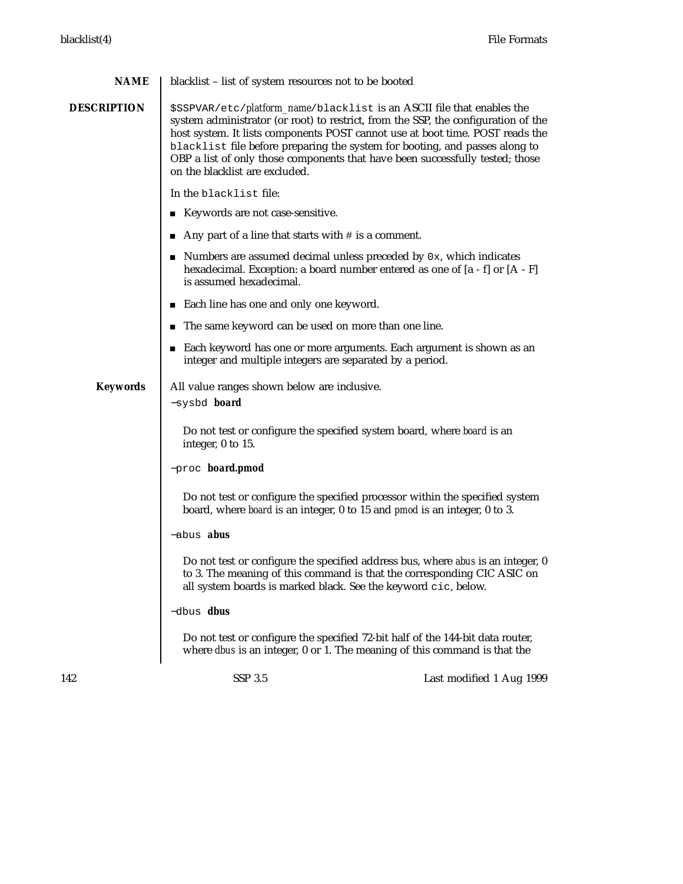## NAME

blacklist – list of system resources not to be booted

## DESCRIPTION

`$SSPVAR/etc/`*platform_name*`/blacklist` is an ASCII file that enables the system administrator (or root) to restrict, from the SSP, the configuration of the host system. It lists components POST cannot use at boot time. POST reads the `blacklist` file before preparing the system for booting, and passes along to OBP a list of only those components that have been successfully tested; those on the blacklist are excluded.

In the `blacklist` file:

- Keywords are not case-sensitive.
- Any part of a line that starts with # is a comment.
- Numbers are assumed decimal unless preceded by `0x`, which indicates hexadecimal. Exception: a board number entered as one of [a - f] or [A - F] is assumed hexadecimal.
- Each line has one and only one keyword.
- The same keyword can be used on more than one line.
- Each keyword has one or more arguments. Each argument is shown as an integer and multiple integers are separated by a period.

### Keywords

All value ranges shown below are inclusive.

`−sysbd` **board**

Do not test or configure the specified system board, where *board* is an integer, 0 to 15.

`−proc` **board.pmod**

Do not test or configure the specified processor within the specified system board, where *board* is an integer, 0 to 15 and *pmod* is an integer, 0 to 3.

`−abus` **abus**

Do not test or configure the specified address bus, where *abus* is an integer, 0 to 3. The meaning of this command is that the corresponding CIC ASIC on all system boards is marked black. See the keyword `cic`, below.

`−dbus` **dbus**

Do not test or configure the specified 72-bit half of the 144-bit data router, where *dbus* is an integer, 0 or 1. The meaning of this command is that the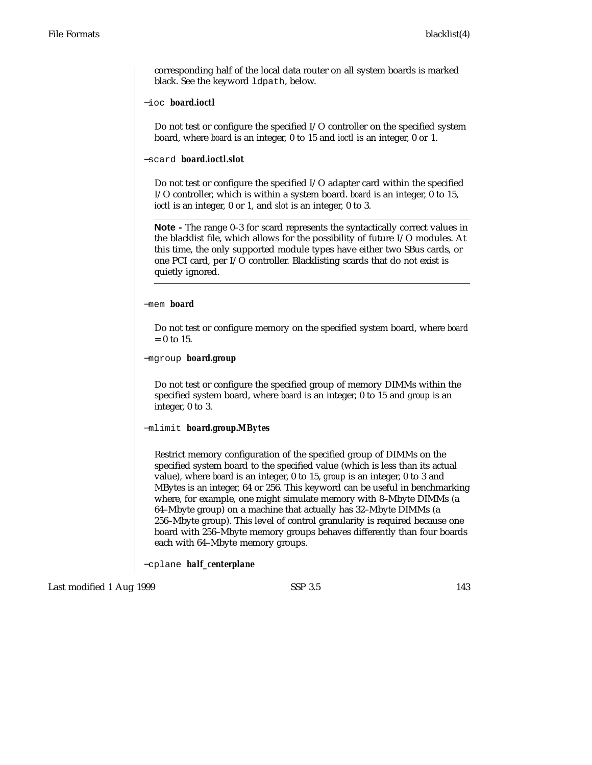corresponding half of the local data router on all system boards is marked black. See the keyword `ldpath`, below.

−`ioc` ***board.ioctl***

Do not test or configure the specified I/O controller on the specified system board, where *board* is an integer, 0 to 15 and *ioctl* is an integer, 0 or 1.

−`scard` ***board.ioctl.slot***

Do not test or configure the specified I/O adapter card within the specified I/O controller, which is within a system board. *board* is an integer, 0 to 15, *ioctl* is an integer, 0 or 1, and *slot* is an integer, 0 to 3.

---

**Note -** The range 0–3 for scard represents the syntactically correct values in the blacklist file, which allows for the possibility of future I/O modules. At this time, the only supported module types have either two SBus cards, or one PCI card, per I/O controller. Blacklisting scards that do not exist is quietly ignored.

---

−`mem` ***board***

Do not test or configure memory on the specified system board, where *board* = 0 to 15.

−`mgroup` ***board.group***

Do not test or configure the specified group of memory DIMMs within the specified system board, where *board* is an integer, 0 to 15 and *group* is an integer, 0 to 3.

−`mlimit` ***board.group.MBytes***

Restrict memory configuration of the specified group of DIMMs on the specified system board to the specified value (which is less than its actual value), where *board* is an integer, 0 to 15, *group* is an integer, 0 to 3 and MBytes is an integer, 64 or 256. This keyword can be useful in benchmarking where, for example, one might simulate memory with 8–Mbyte DIMMs (a 64–Mbyte group) on a machine that actually has 32–Mbyte DIMMs (a 256–Mbyte group). This level of control granularity is required because one board with 256–Mbyte memory groups behaves differently than four boards each with 64–Mbyte memory groups.

−`cplane` ***half_centerplane***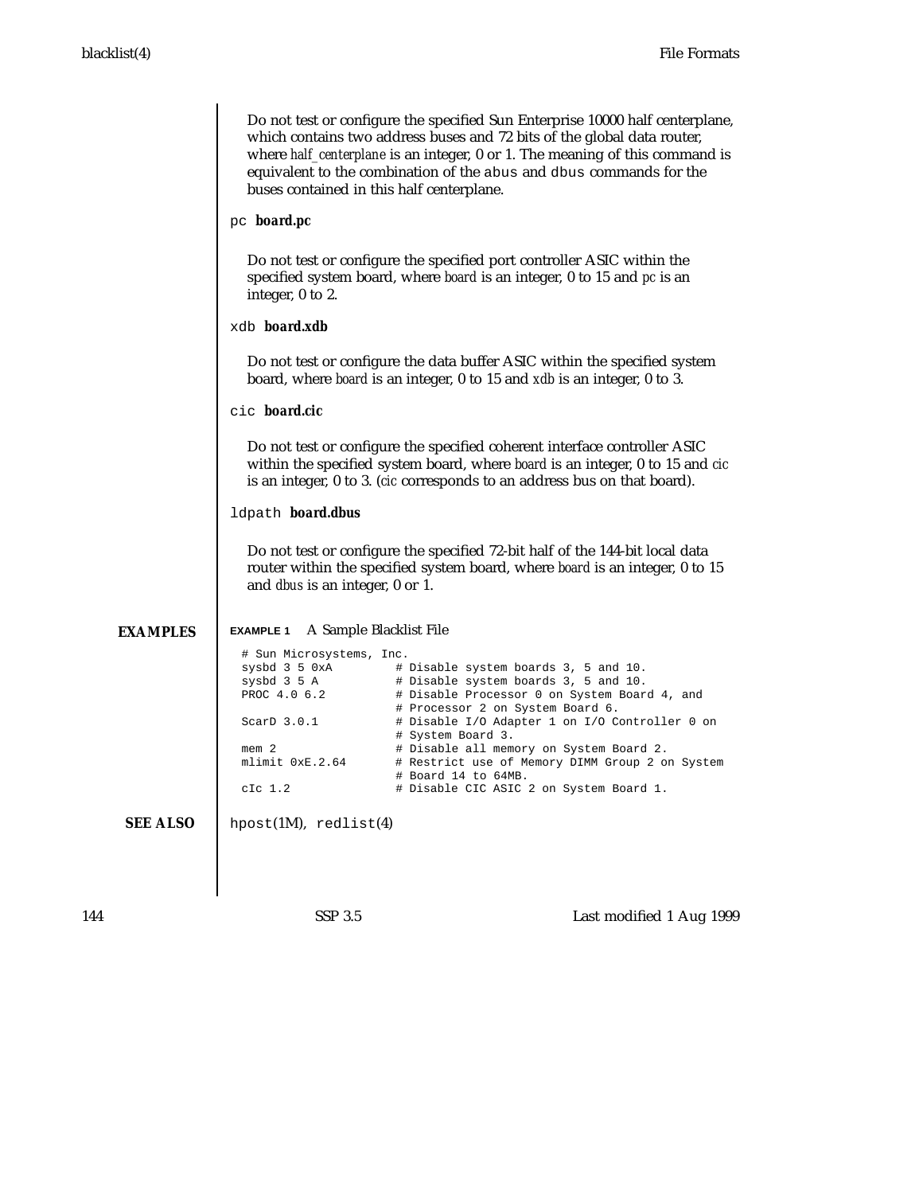Do not test or configure the specified Sun Enterprise 10000 half centerplane, which contains two address buses and 72 bits of the global data router, where *half_centerplane* is an integer, 0 or 1. The meaning of this command is equivalent to the combination of the abus and dbus commands for the buses contained in this half centerplane.

pc ***board.pc***

Do not test or configure the specified port controller ASIC within the specified system board, where *board* is an integer, 0 to 15 and *pc* is an integer, 0 to 2.

xdb ***board.xdb***

Do not test or configure the data buffer ASIC within the specified system board, where *board* is an integer, 0 to 15 and *xdb* is an integer, 0 to 3.

cic ***board.cic***

Do not test or configure the specified coherent interface controller ASIC within the specified system board, where *board* is an integer, 0 to 15 and *cic* is an integer, 0 to 3. (*cic* corresponds to an address bus on that board).

ldpath ***board.dbus***

Do not test or configure the specified 72-bit half of the 144-bit local data router within the specified system board, where *board* is an integer, 0 to 15 and *dbus* is an integer, 0 or 1.

## EXAMPLES

**EXAMPLE 1** A Sample Blacklist File

```
# Sun Microsystems, Inc.
sysbd 3 5 0xA         # Disable system boards 3, 5 and 10.
sysbd 3 5 A           # Disable system boards 3, 5 and 10.
PROC 4.0 6.2          # Disable Processor 0 on System Board 4, and
                      # Processor 2 on System Board 6.
ScarD 3.0.1           # Disable I/O Adapter 1 on I/O Controller 0 on
                      # System Board 3.
mem 2                 # Disable all memory on System Board 2.
mlimit 0xE.2.64       # Restrict use of Memory DIMM Group 2 on System
                      # Board 14 to 64MB.
cIc 1.2               # Disable CIC ASIC 2 on System Board 1.
```

## SEE ALSO

hpost(1M), redlist(4)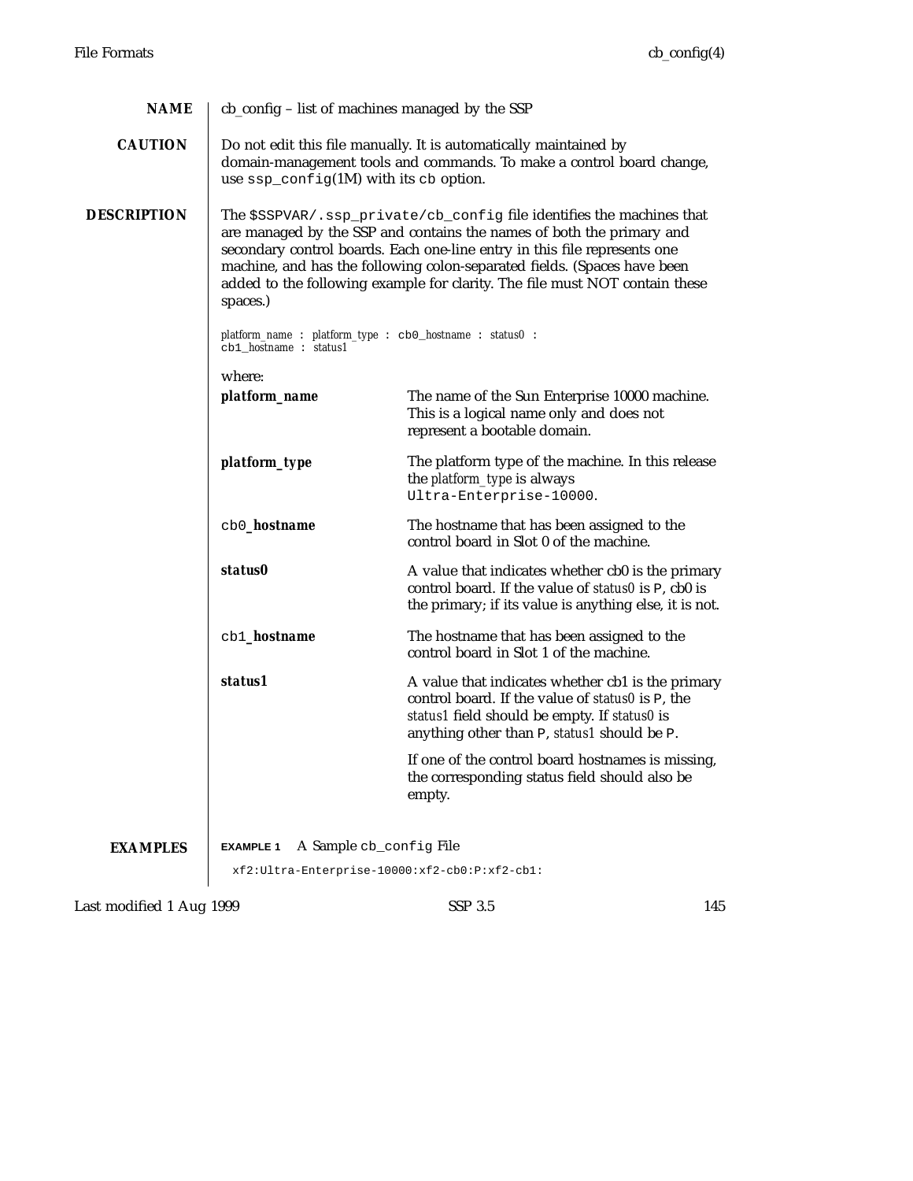## NAME

cb_config – list of machines managed by the SSP

## CAUTION

Do not edit this file manually. It is automatically maintained by domain-management tools and commands. To make a control board change, use `ssp_config`(1M) with its `cb` option.

## DESCRIPTION

The `$SSPVAR/.ssp_private/cb_config` file identifies the machines that are managed by the SSP and contains the names of both the primary and secondary control boards. Each one-line entry in this file represents one machine, and has the following colon-separated fields. (Spaces have been added to the following example for clarity. The file must NOT contain these spaces.)

```
platform_name : platform_type : cb0_hostname : status0 :
cb1_hostname : status1
```

where:

**platform_name** — The name of the Sun Enterprise 10000 machine. This is a logical name only and does not represent a bootable domain.

**platform_type** — The platform type of the machine. In this release the *platform_type* is always `Ultra-Enterprise-10000`.

`cb0`***_hostname*** — The hostname that has been assigned to the control board in Slot 0 of the machine.

***status0*** — A value that indicates whether cb0 is the primary control board. If the value of *status0* is `P`, cb0 is the primary; if its value is anything else, it is not.

`cb1`***_hostname*** — The hostname that has been assigned to the control board in Slot 1 of the machine.

***status1*** — A value that indicates whether cb1 is the primary control board. If the value of *status0* is `P`, the *status1* field should be empty. If *status0* is anything other than `P`, *status1* should be `P`.

If one of the control board hostnames is missing, the corresponding status field should also be empty.

## EXAMPLES

**EXAMPLE 1** A Sample `cb_config` File

```
xf2:Ultra-Enterprise-10000:xf2-cb0:P:xf2-cb1:
```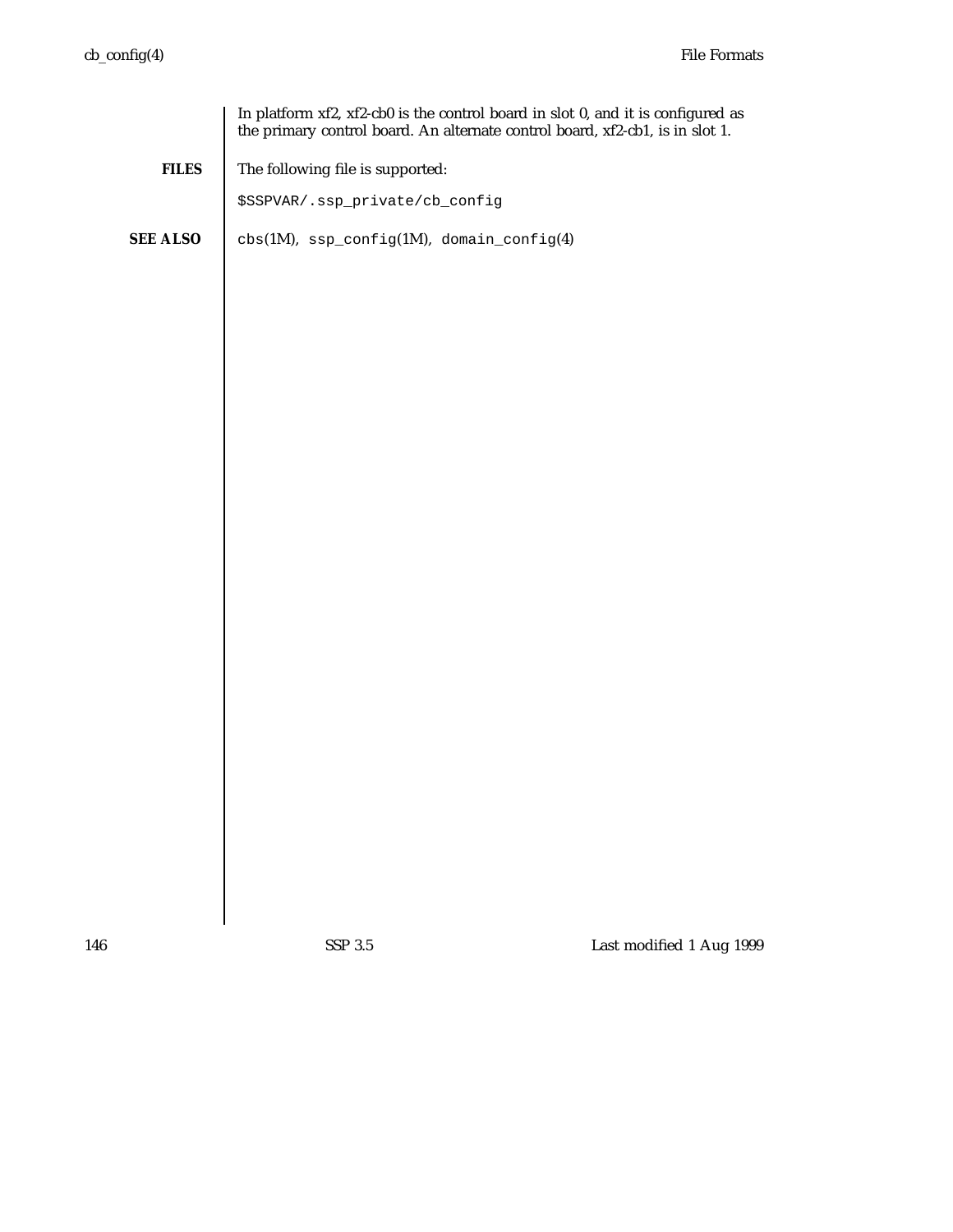In platform xf2, xf2-cb0 is the control board in slot 0, and it is configured as the primary control board. An alternate control board, xf2-cb1, is in slot 1.

**FILES**

The following file is supported:

`$SSPVAR/.ssp_private/cb_config`

**SEE ALSO**

`cbs`(1M), `ssp_config`(1M), `domain_config`(4)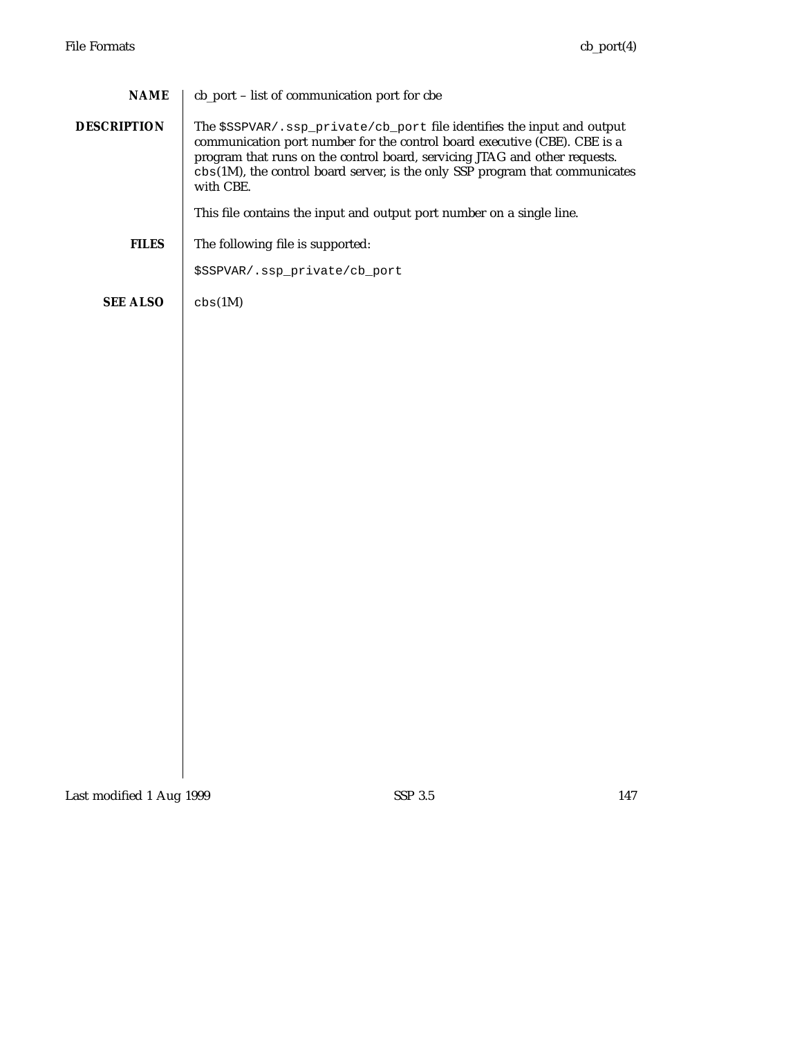## NAME

cb_port – list of communication port for cbe

## DESCRIPTION

The `$SSPVAR/.ssp_private/cb_port` file identifies the input and output communication port number for the control board executive (CBE). CBE is a program that runs on the control board, servicing JTAG and other requests. `cbs`(1M), the control board server, is the only SSP program that communicates with CBE.

This file contains the input and output port number on a single line.

## FILES

The following file is supported:

`$SSPVAR/.ssp_private/cb_port`

## SEE ALSO

`cbs`(1M)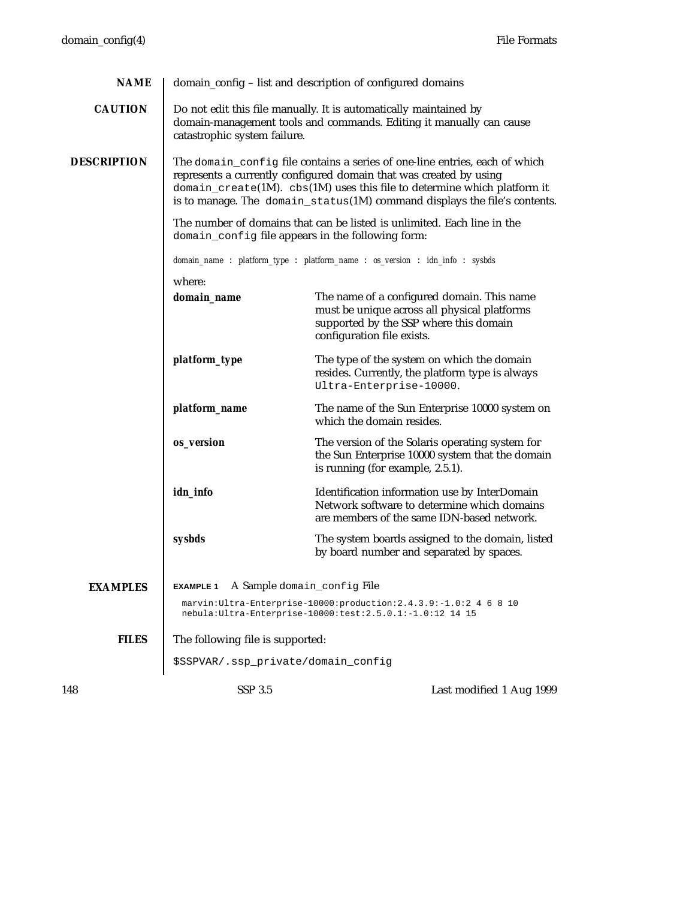## NAME

domain_config – list and description of configured domains

## CAUTION

Do not edit this file manually. It is automatically maintained by domain-management tools and commands. Editing it manually can cause catastrophic system failure.

## DESCRIPTION

The `domain_config` file contains a series of one-line entries, each of which represents a currently configured domain that was created by using `domain_create`(1M). `cbs`(1M) uses this file to determine which platform it is to manage. The `domain_status`(1M) command displays the file's contents.

The number of domains that can be listed is unlimited. Each line in the `domain_config` file appears in the following form:

domain_name : platform_type : platform_name : os_version : idn_info : sysbds

where:

**domain_name**
: The name of a configured domain. This name must be unique across all physical platforms supported by the SSP where this domain configuration file exists.

**platform_type**
: The type of the system on which the domain resides. Currently, the platform type is always `Ultra-Enterprise-10000`.

**platform_name**
: The name of the Sun Enterprise 10000 system on which the domain resides.

**os_version**
: The version of the Solaris operating system for the Sun Enterprise 10000 system that the domain is running (for example, 2.5.1).

**idn_info**
: Identification information use by InterDomain Network software to determine which domains are members of the same IDN-based network.

**sysbds**
: The system boards assigned to the domain, listed by board number and separated by spaces.

## EXAMPLES

**EXAMPLE 1** A Sample `domain_config` File

```
marvin:Ultra-Enterprise-10000:production:2.4.3.9:-1.0:2 4 6 8 10
nebula:Ultra-Enterprise-10000:test:2.5.0.1:-1.0:12 14 15
```

## FILES

The following file is supported:

`$SSPVAR/.ssp_private/domain_config`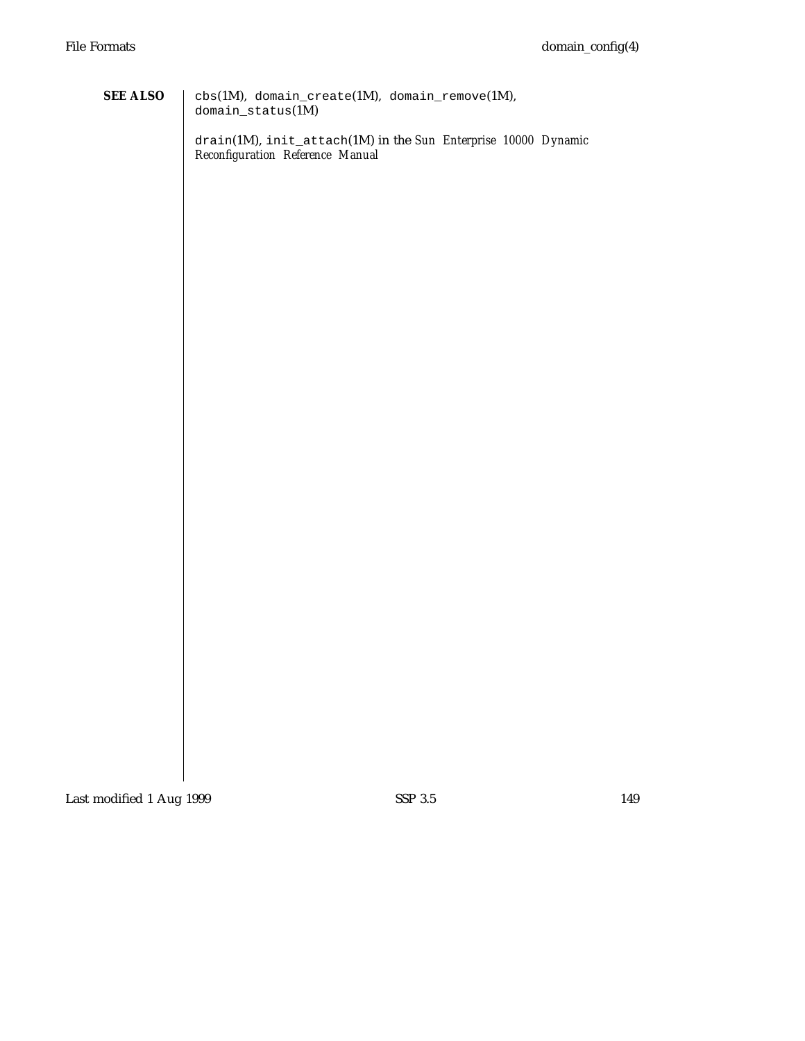## SEE ALSO

`cbs`(1M), `domain_create`(1M), `domain_remove`(1M), `domain_status`(1M)

`drain`(1M), `init_attach`(1M) in the *Sun Enterprise 10000 Dynamic Reconfiguration Reference Manual*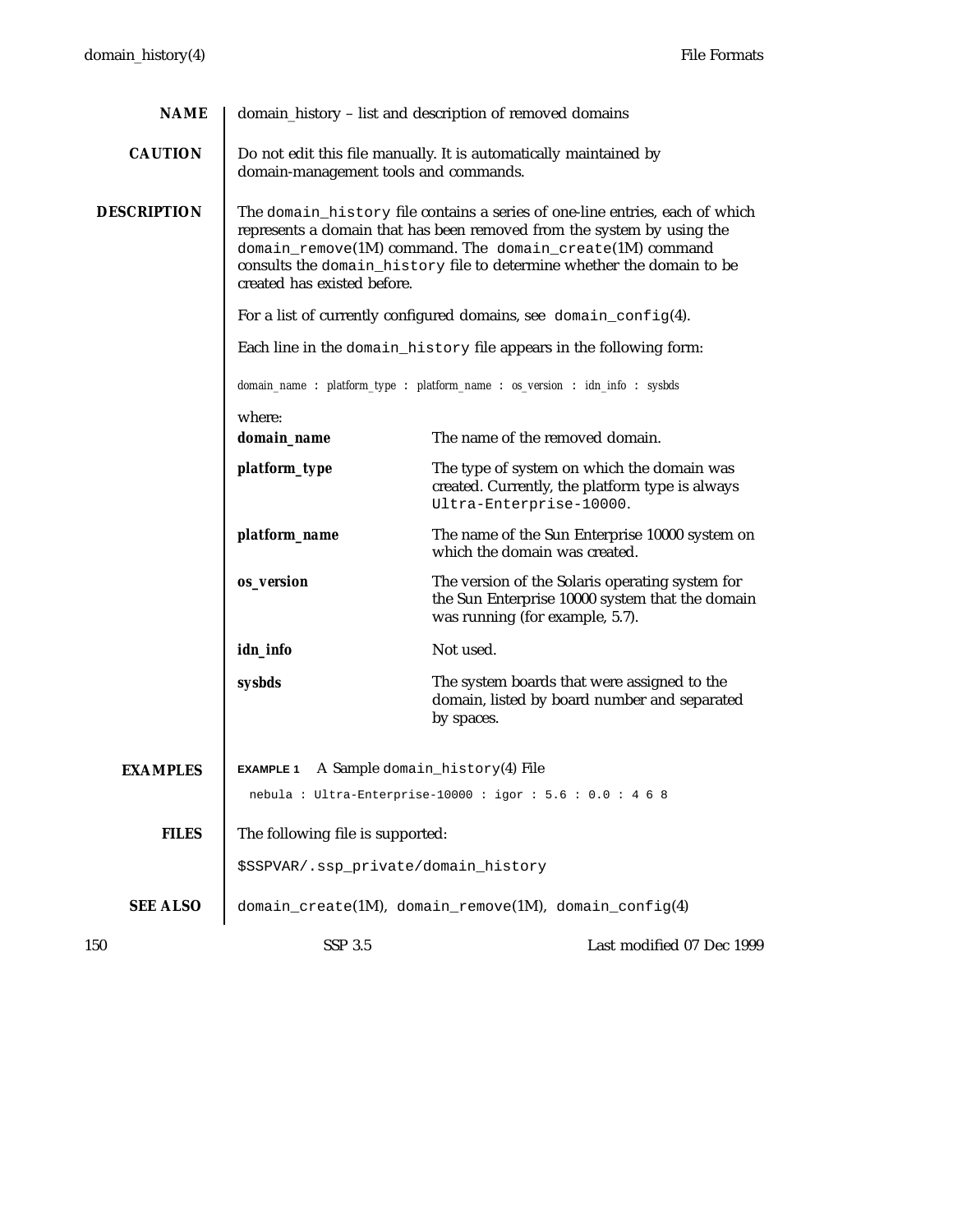## NAME

domain_history – list and description of removed domains

## CAUTION

Do not edit this file manually. It is automatically maintained by domain-management tools and commands.

## DESCRIPTION

The `domain_history` file contains a series of one-line entries, each of which represents a domain that has been removed from the system by using the `domain_remove`(1M) command. The `domain_create`(1M) command consults the `domain_history` file to determine whether the domain to be created has existed before.

For a list of currently configured domains, see `domain_config`(4).

Each line in the `domain_history` file appears in the following form:

```
domain_name : platform_type : platform_name : os_version : idn_info : sysbds
```

where:

**domain_name** — The name of the removed domain.

**platform_type** — The type of system on which the domain was created. Currently, the platform type is always `Ultra-Enterprise-10000`.

**platform_name** — The name of the Sun Enterprise 10000 system on which the domain was created.

**os_version** — The version of the Solaris operating system for the Sun Enterprise 10000 system that the domain was running (for example, 5.7).

**idn_info** — Not used.

**sysbds** — The system boards that were assigned to the domain, listed by board number and separated by spaces.

## EXAMPLES

**EXAMPLE 1** A Sample `domain_history`(4) File

```
nebula : Ultra-Enterprise-10000 : igor : 5.6 : 0.0 : 4 6 8
```

## FILES

The following file is supported:

`$SSPVAR/.ssp_private/domain_history`

## SEE ALSO

`domain_create`(1M), `domain_remove`(1M), `domain_config`(4)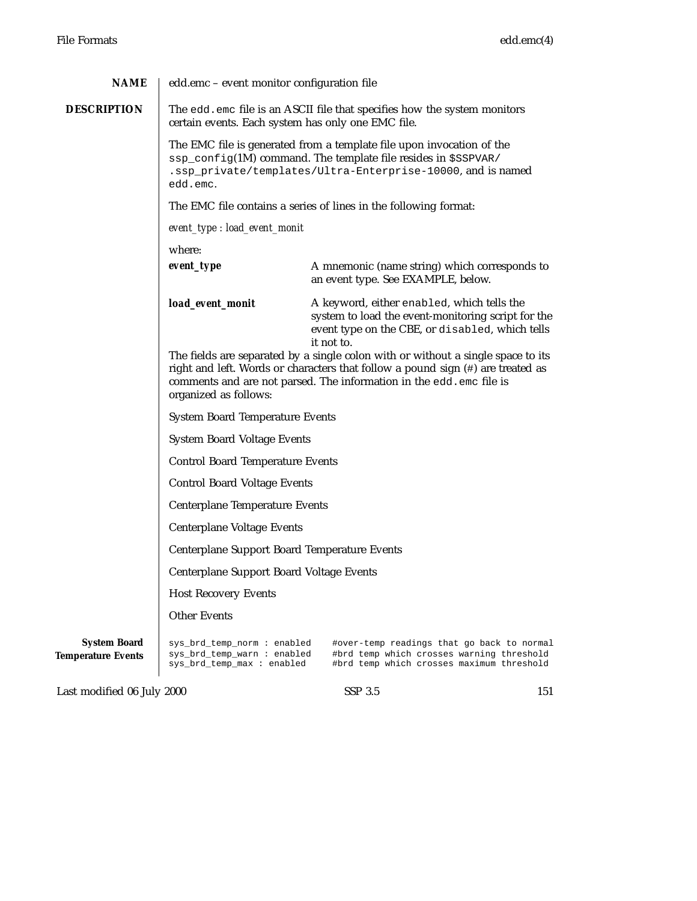## NAME

edd.emc – event monitor configuration file

## DESCRIPTION

The `edd.emc` file is an ASCII file that specifies how the system monitors certain events. Each system has only one EMC file.

The EMC file is generated from a template file upon invocation of the `ssp_config`(1M) command. The template file resides in `$SSPVAR/.ssp_private/templates/Ultra-Enterprise-10000`, and is named `edd.emc`.

The EMC file contains a series of lines in the following format:

*event_type* : *load_event_monit*

where:

***event_type*** — A mnemonic (name string) which corresponds to an event type. See EXAMPLE, below.

***load_event_monit*** — A keyword, either `enabled`, which tells the system to load the event-monitoring script for the event type on the CBE, or `disabled`, which tells it not to.

The fields are separated by a single colon with or without a single space to its right and left. Words or characters that follow a pound sign (#) are treated as comments and are not parsed. The information in the `edd.emc` file is organized as follows:

System Board Temperature Events

System Board Voltage Events

Control Board Temperature Events

Control Board Voltage Events

Centerplane Temperature Events

Centerplane Voltage Events

Centerplane Support Board Temperature Events

Centerplane Support Board Voltage Events

Host Recovery Events

Other Events

### System Board Temperature Events

```
sys_brd_temp_norm : enabled    #over-temp readings that go back to normal
sys_brd_temp_warn : enabled    #brd temp which crosses warning threshold
sys_brd_temp_max : enabled     #brd temp which crosses maximum threshold
```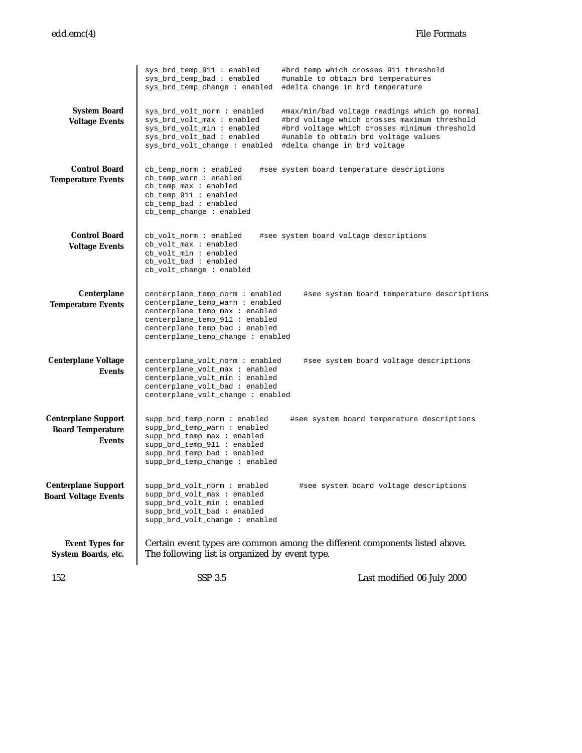```
sys_brd_temp_911 : enabled     #brd temp which crosses 911 threshold
sys_brd_temp_bad : enabled     #unable to obtain brd temperatures
sys_brd_temp_change : enabled  #delta change in brd temperature
```

**System Board Voltage Events**

```
sys_brd_volt_norm : enabled    #max/min/bad voltage readings which go normal
sys_brd_volt_max : enabled     #brd voltage which crosses maximum threshold
sys_brd_volt_min : enabled     #brd voltage which crosses minimum threshold
sys_brd_volt_bad : enabled     #unable to obtain brd voltage values
sys_brd_volt_change : enabled  #delta change in brd voltage
```

**Control Board Temperature Events**

```
cb_temp_norm : enabled    #see system board temperature descriptions
cb_temp_warn : enabled
cb_temp_max : enabled
cb_temp_911 : enabled
cb_temp_bad : enabled
cb_temp_change : enabled
```

**Control Board Voltage Events**

```
cb_volt_norm : enabled    #see system board voltage descriptions
cb_volt_max : enabled
cb_volt_min : enabled
cb_volt_bad : enabled
cb_volt_change : enabled
```

**Centerplane Temperature Events**

```
centerplane_temp_norm : enabled     #see system board temperature descriptions
centerplane_temp_warn : enabled
centerplane_temp_max : enabled
centerplane_temp_911 : enabled
centerplane_temp_bad : enabled
centerplane_temp_change : enabled
```

**Centerplane Voltage Events**

```
centerplane_volt_norm : enabled     #see system board voltage descriptions
centerplane_volt_max : enabled
centerplane_volt_min : enabled
centerplane_volt_bad : enabled
centerplane_volt_change : enabled
```

**Centerplane Support Board Temperature Events**

```
supp_brd_temp_norm : enabled     #see system board temperature descriptions
supp_brd_temp_warn : enabled
supp_brd_temp_max : enabled
supp_brd_temp_911 : enabled
supp_brd_temp_bad : enabled
supp_brd_temp_change : enabled
```

**Centerplane Support Board Voltage Events**

```
supp_brd_volt_norm : enabled       #see system board voltage descriptions
supp_brd_volt_max : enabled
supp_brd_volt_min : enabled
supp_brd_volt_bad : enabled
supp_brd_volt_change : enabled
```

**Event Types for System Boards, etc.**

Certain event types are common among the different components listed above. The following list is organized by event type.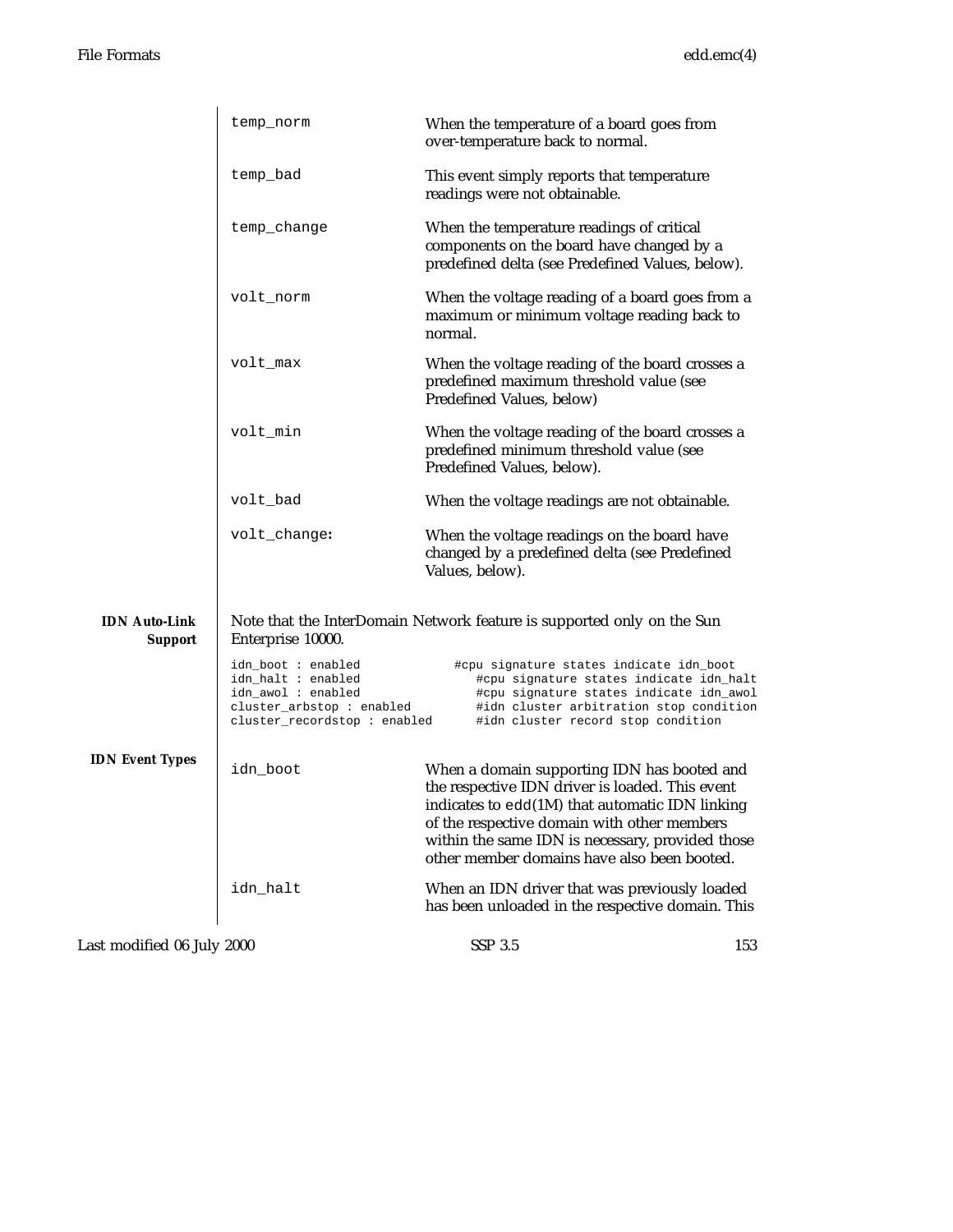`temp_norm`
: When the temperature of a board goes from over-temperature back to normal.

`temp_bad`
: This event simply reports that temperature readings were not obtainable.

`temp_change`
: When the temperature readings of critical components on the board have changed by a predefined delta (see Predefined Values, below).

`volt_norm`
: When the voltage reading of a board goes from a maximum or minimum voltage reading back to normal.

`volt_max`
: When the voltage reading of the board crosses a predefined maximum threshold value (see Predefined Values, below)

`volt_min`
: When the voltage reading of the board crosses a predefined minimum threshold value (see Predefined Values, below).

`volt_bad`
: When the voltage readings are not obtainable.

`volt_change:`
: When the voltage readings on the board have changed by a predefined delta (see Predefined Values, below).

**IDN Auto-Link Support**

Note that the InterDomain Network feature is supported only on the Sun Enterprise 10000.

```
idn_boot : enabled              #cpu signature states indicate idn_boot
idn_halt : enabled                 #cpu signature states indicate idn_halt
idn_awol : enabled                 #cpu signature states indicate idn_awol
cluster_arbstop : enabled          #idn cluster arbitration stop condition
cluster_recordstop : enabled       #idn cluster record stop condition
```

**IDN Event Types**

`idn_boot`
: When a domain supporting IDN has booted and the respective IDN driver is loaded. This event indicates to `edd`(1M) that automatic IDN linking of the respective domain with other members within the same IDN is necessary, provided those other member domains have also been booted.

`idn_halt`
: When an IDN driver that was previously loaded has been unloaded in the respective domain. This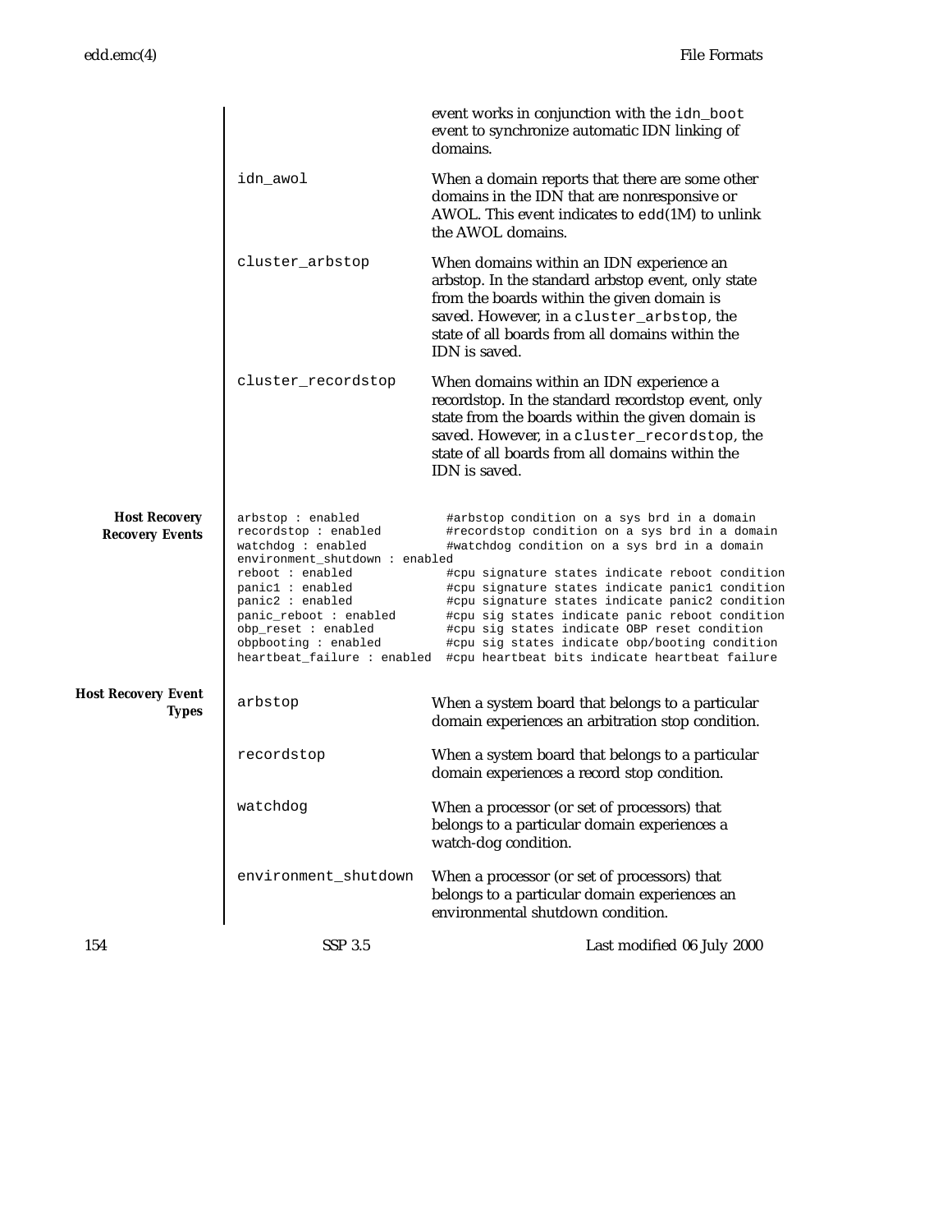event works in conjunction with the `idn_boot` event to synchronize automatic IDN linking of domains.

| | |
|---|---|
| `idn_awol` | When a domain reports that there are some other domains in the IDN that are nonresponsive or AWOL. This event indicates to `edd`(1M) to unlink the AWOL domains. |
| `cluster_arbstop` | When domains within an IDN experience an arbstop. In the standard arbstop event, only state from the boards within the given domain is saved. However, in a `cluster_arbstop`, the state of all boards from all domains within the IDN is saved. |
| `cluster_recordstop` | When domains within an IDN experience a recordstop. In the standard recordstop event, only state from the boards within the given domain is saved. However, in a `cluster_recordstop`, the state of all boards from all domains within the IDN is saved. |

**Host Recovery Recovery Events**

```
arbstop : enabled            #arbstop condition on a sys brd in a domain
recordstop : enabled         #recordstop condition on a sys brd in a domain
watchdog : enabled           #watchdog condition on a sys brd in a domain
environment_shutdown : enabled
reboot : enabled             #cpu signature states indicate reboot condition
panic1 : enabled             #cpu signature states indicate panic1 condition
panic2 : enabled             #cpu signature states indicate panic2 condition
panic_reboot : enabled       #cpu sig states indicate panic reboot condition
obp_reset : enabled          #cpu sig states indicate OBP reset condition
obpbooting : enabled         #cpu sig states indicate obp/booting condition
heartbeat_failure : enabled  #cpu heartbeat bits indicate heartbeat failure
```

**Host Recovery Event Types**

| | |
|---|---|
| `arbstop` | When a system board that belongs to a particular domain experiences an arbitration stop condition. |
| `recordstop` | When a system board that belongs to a particular domain experiences a record stop condition. |
| `watchdog` | When a processor (or set of processors) that belongs to a particular domain experiences a watch-dog condition. |
| `environment_shutdown` | When a processor (or set of processors) that belongs to a particular domain experiences an environmental shutdown condition. |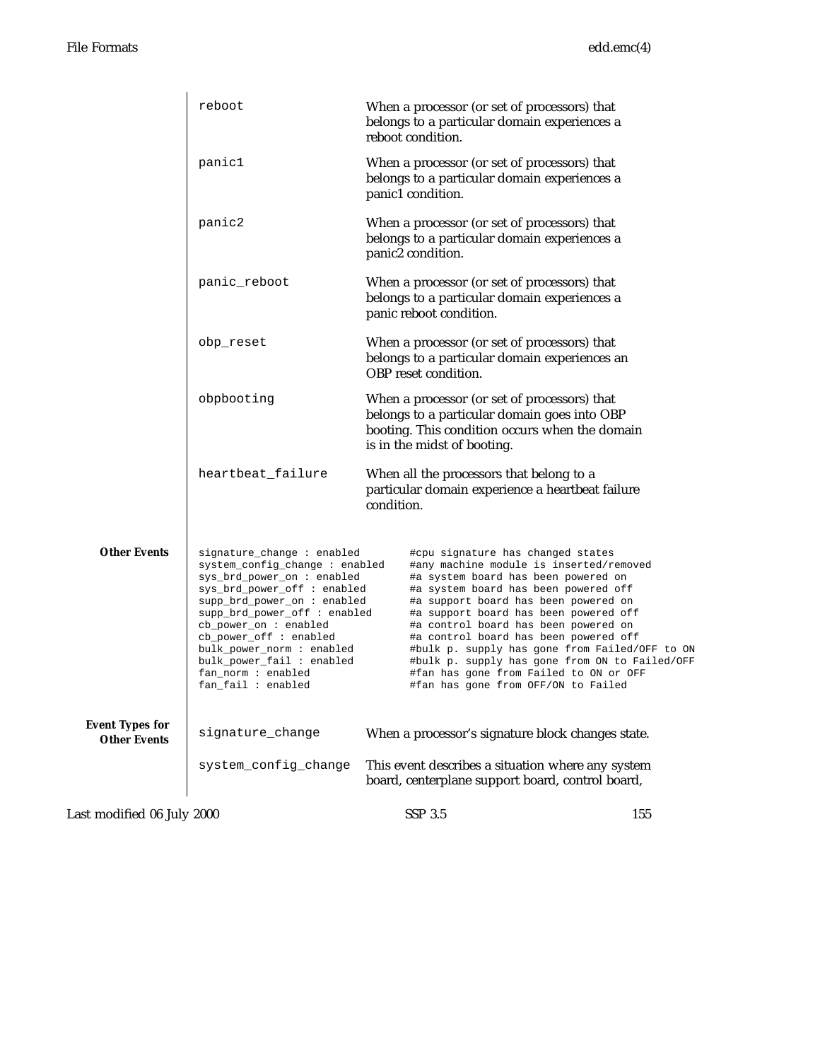| | |
|---|---|
| `reboot` | When a processor (or set of processors) that belongs to a particular domain experiences a reboot condition. |
| `panic1` | When a processor (or set of processors) that belongs to a particular domain experiences a panic1 condition. |
| `panic2` | When a processor (or set of processors) that belongs to a particular domain experiences a panic2 condition. |
| `panic_reboot` | When a processor (or set of processors) that belongs to a particular domain experiences a panic reboot condition. |
| `obp_reset` | When a processor (or set of processors) that belongs to a particular domain experiences an OBP reset condition. |
| `obpbooting` | When a processor (or set of processors) that belongs to a particular domain goes into OBP booting. This condition occurs when the domain is in the midst of booting. |
| `heartbeat_failure` | When all the processors that belong to a particular domain experience a heartbeat failure condition. |

**Other Events**

```
signature_change : enabled        #cpu signature has changed states
system_config_change : enabled    #any machine module is inserted/removed
sys_brd_power_on : enabled        #a system board has been powered on
sys_brd_power_off : enabled       #a system board has been powered off
supp_brd_power_on : enabled       #a support board has been powered on
supp_brd_power_off : enabled      #a support board has been powered off
cb_power_on : enabled             #a control board has been powered on
cb_power_off : enabled            #a control board has been powered off
bulk_power_norm : enabled         #bulk p. supply has gone from Failed/OFF to ON
bulk_power_fail : enabled         #bulk p. supply has gone from ON to Failed/OFF
fan_norm : enabled                #fan has gone from Failed to ON or OFF
fan_fail : enabled                #fan has gone from OFF/ON to Failed
```

**Event Types for Other Events**

| | |
|---|---|
| `signature_change` | When a processor's signature block changes state. |
| `system_config_change` | This event describes a situation where any system board, centerplane support board, control board, |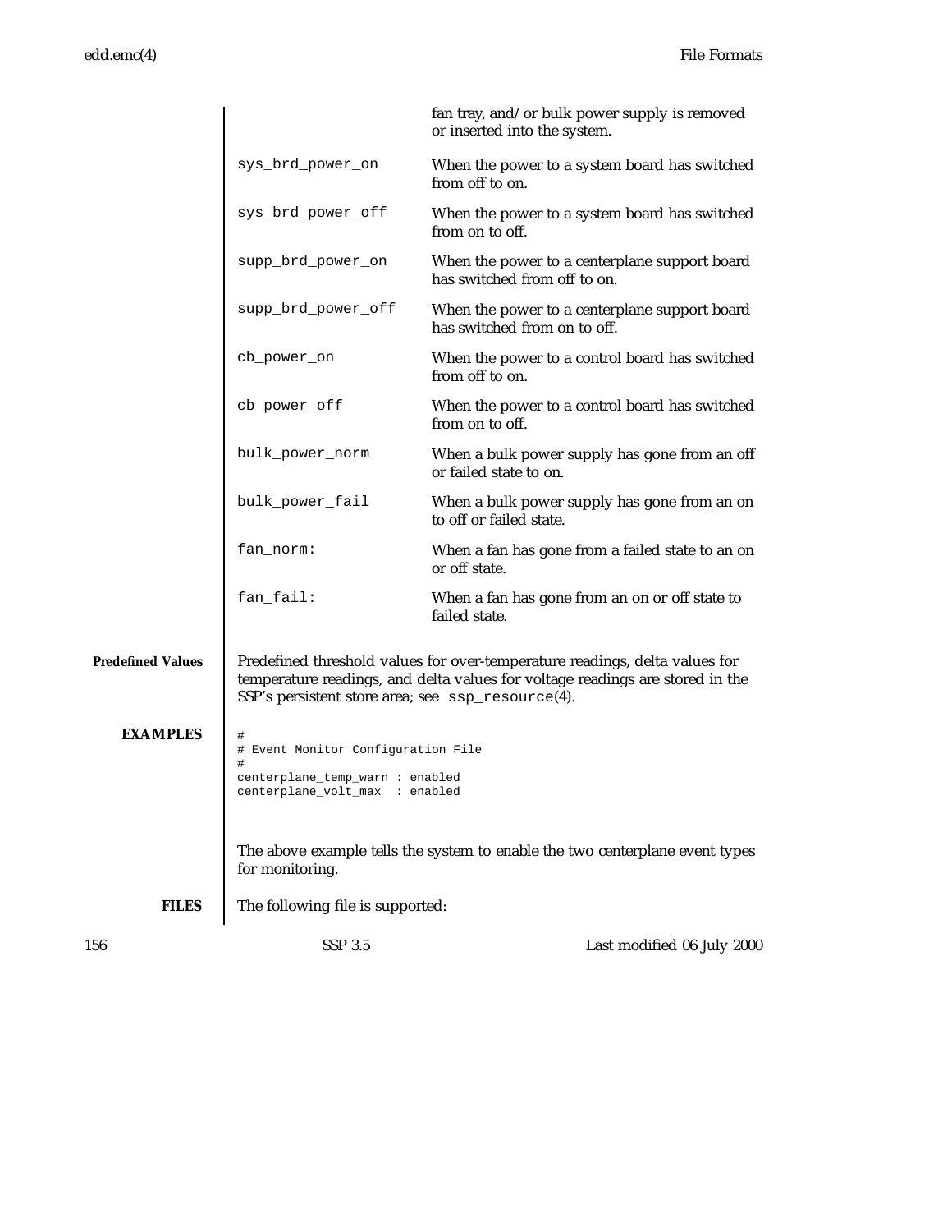| | |
|---|---|
| | fan tray, and/or bulk power supply is removed or inserted into the system. |
| `sys_brd_power_on` | When the power to a system board has switched from off to on. |
| `sys_brd_power_off` | When the power to a system board has switched from on to off. |
| `supp_brd_power_on` | When the power to a centerplane support board has switched from off to on. |
| `supp_brd_power_off` | When the power to a centerplane support board has switched from on to off. |
| `cb_power_on` | When the power to a control board has switched from off to on. |
| `cb_power_off` | When the power to a control board has switched from on to off. |
| `bulk_power_norm` | When a bulk power supply has gone from an off or failed state to on. |
| `bulk_power_fail` | When a bulk power supply has gone from an on to off or failed state. |
| `fan_norm:` | When a fan has gone from a failed state to an on or off state. |
| `fan_fail:` | When a fan has gone from an on or off state to failed state. |

**Predefined Values**

Predefined threshold values for over-temperature readings, delta values for temperature readings, and delta values for voltage readings are stored in the SSP's persistent store area; see `ssp_resource`(4).

**EXAMPLES**

```
#
# Event Monitor Configuration File
#
centerplane_temp_warn : enabled
centerplane_volt_max  : enabled
```

The above example tells the system to enable the two centerplane event types for monitoring.

**FILES**

The following file is supported: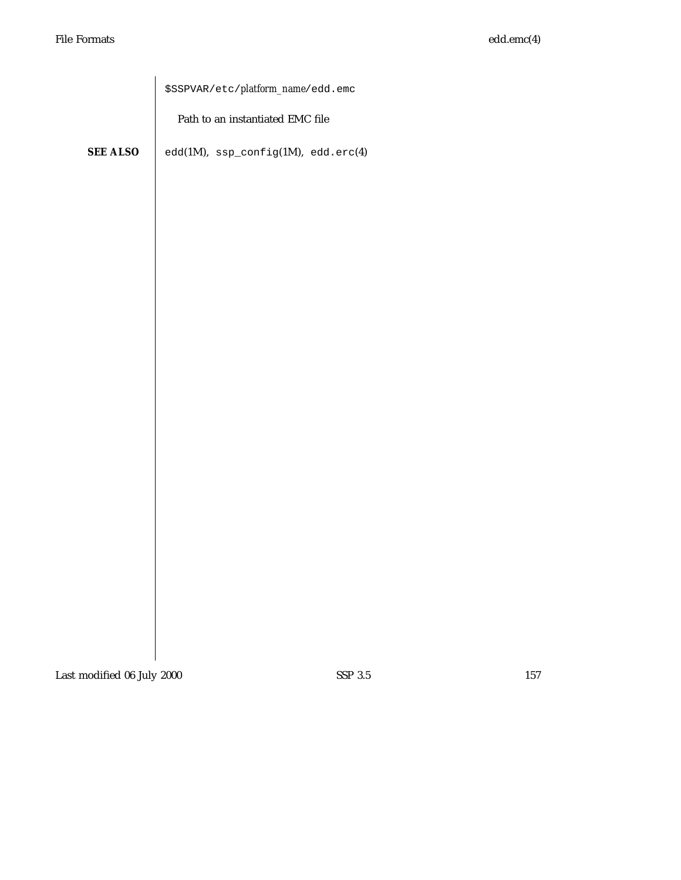`$SSPVAR/etc/`*platform_name*`/edd.emc`

Path to an instantiated EMC file

**SEE ALSO**

`edd`(1M), `ssp_config`(1M), `edd.erc`(4)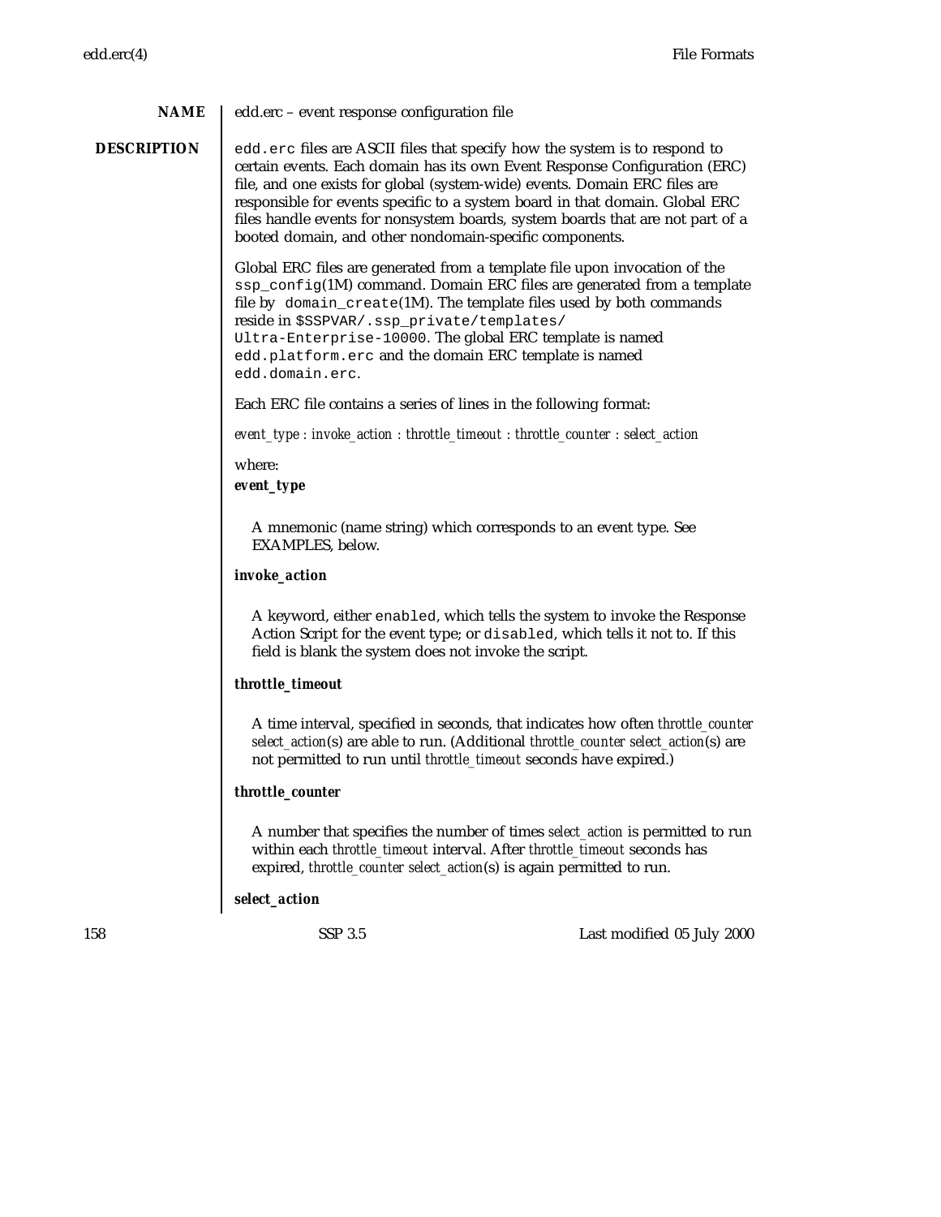## NAME

edd.erc – event response configuration file

## DESCRIPTION

`edd.erc` files are ASCII files that specify how the system is to respond to certain events. Each domain has its own Event Response Configuration (ERC) file, and one exists for global (system-wide) events. Domain ERC files are responsible for events specific to a system board in that domain. Global ERC files handle events for nonsystem boards, system boards that are not part of a booted domain, and other nondomain-specific components.

Global ERC files are generated from a template file upon invocation of the `ssp_config`(1M) command. Domain ERC files are generated from a template file by `domain_create`(1M). The template files used by both commands reside in `$SSPVAR/.ssp_private/templates/Ultra-Enterprise-10000`. The global ERC template is named `edd.platform.erc` and the domain ERC template is named `edd.domain.erc`.

Each ERC file contains a series of lines in the following format:

*event_type* : *invoke_action* : *throttle_timeout* : *throttle_counter* : *select_action*

where:

***event_type***

A mnemonic (name string) which corresponds to an event type. See EXAMPLES, below.

***invoke_action***

A keyword, either `enabled`, which tells the system to invoke the Response Action Script for the event type; or `disabled`, which tells it not to. If this field is blank the system does not invoke the script.

***throttle_timeout***

A time interval, specified in seconds, that indicates how often *throttle_counter select_action*(s) are able to run. (Additional *throttle_counter select_action*(s) are not permitted to run until *throttle_timeout* seconds have expired.)

***throttle_counter***

A number that specifies the number of times *select_action* is permitted to run within each *throttle_timeout* interval. After *throttle_timeout* seconds has expired, *throttle_counter select_action*(s) is again permitted to run.

***select_action***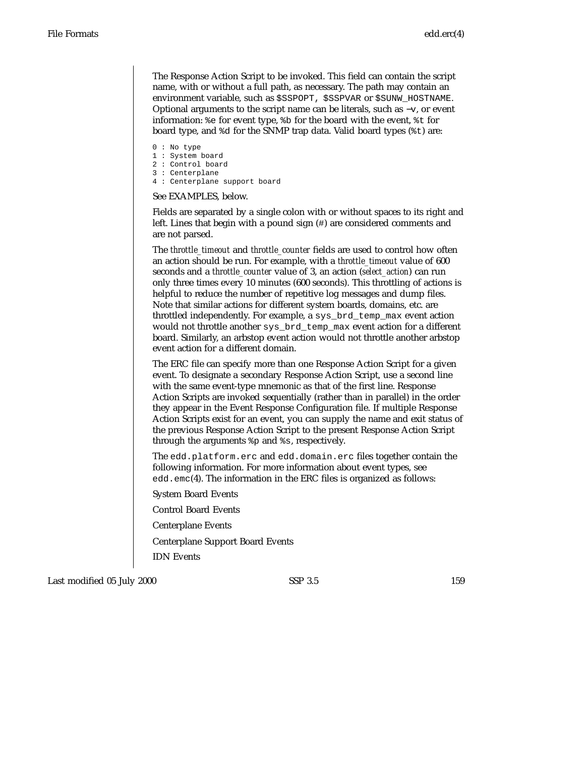The Response Action Script to be invoked. This field can contain the script name, with or without a full path, as necessary. The path may contain an environment variable, such as `$SSPOPT`, `$SSPVAR` or `$SUNW_HOSTNAME`. Optional arguments to the script name can be literals, such as `−v`, or event information: `%e` for event type, `%b` for the board with the event, `%t` for board type, and `%d` for the SNMP trap data. Valid board types (`%t`) are:

```
0 : No type
1 : System board
2 : Control board
3 : Centerplane
4 : Centerplane support board
```

See EXAMPLES, below.

Fields are separated by a single colon with or without spaces to its right and left. Lines that begin with a pound sign (#) are considered comments and are not parsed.

The *throttle_timeout* and *throttle_counter* fields are used to control how often an action should be run. For example, with a *throttle_timeout* value of 600 seconds and a *throttle_counter* value of 3, an action (*select_action*) can run only three times every 10 minutes (600 seconds). This throttling of actions is helpful to reduce the number of repetitive log messages and dump files. Note that similar actions for different system boards, domains, etc. are throttled independently. For example, a `sys_brd_temp_max` event action would not throttle another `sys_brd_temp_max` event action for a different board. Similarly, an arbstop event action would not throttle another arbstop event action for a different domain.

The ERC file can specify more than one Response Action Script for a given event. To designate a secondary Response Action Script, use a second line with the same event-type mnemonic as that of the first line. Response Action Scripts are invoked sequentially (rather than in parallel) in the order they appear in the Event Response Configuration file. If multiple Response Action Scripts exist for an event, you can supply the name and exit status of the previous Response Action Script to the present Response Action Script through the arguments `%p` and `%s`, respectively.

The `edd.platform.erc` and `edd.domain.erc` files together contain the following information. For more information about event types, see `edd.emc`(4). The information in the ERC files is organized as follows:

System Board Events

Control Board Events

Centerplane Events

Centerplane Support Board Events

IDN Events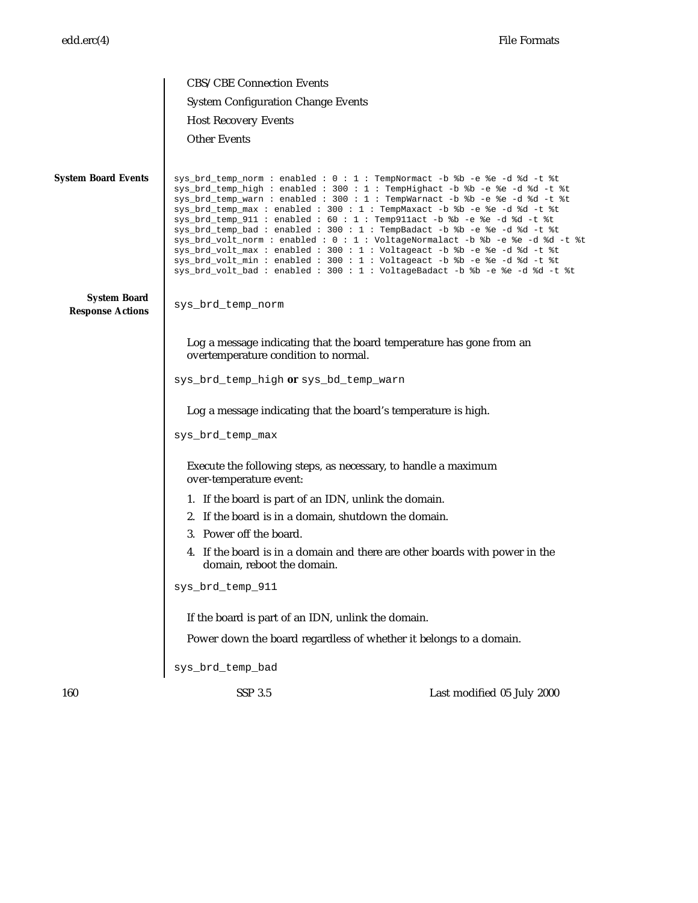CBS/CBE Connection Events

System Configuration Change Events

Host Recovery Events

Other Events

**System Board Events**

```
sys_brd_temp_norm : enabled : 0 : 1 : TempNormact -b %b -e %e -d %d -t %t
sys_brd_temp_high : enabled : 300 : 1 : TempHighact -b %b -e %e -d %d -t %t
sys_brd_temp_warn : enabled : 300 : 1 : TempWarnact -b %b -e %e -d %d -t %t
sys_brd_temp_max : enabled : 300 : 1 : TempMaxact -b %b -e %e -d %d -t %t
sys_brd_temp_911 : enabled : 60 : 1 : Temp911act -b %b -e %e -d %d -t %t
sys_brd_temp_bad : enabled : 300 : 1 : TempBadact -b %b -e %e -d %d -t %t
sys_brd_volt_norm : enabled : 0 : 1 : VoltageNormalact -b %b -e %e -d %d -t %t
sys_brd_volt_max : enabled : 300 : 1 : Voltageact -b %b -e %e -d %d -t %t
sys_brd_volt_min : enabled : 300 : 1 : Voltageact -b %b -e %e -d %d -t %t
sys_brd_volt_bad : enabled : 300 : 1 : VoltageBadact -b %b -e %e -d %d -t %t
```

**System Board Response Actions**

`sys_brd_temp_norm`

Log a message indicating that the board temperature has gone from an overtemperature condition to normal.

`sys_brd_temp_high` **or** `sys_bd_temp_warn`

Log a message indicating that the board's temperature is high.

`sys_brd_temp_max`

Execute the following steps, as necessary, to handle a maximum over-temperature event:

1. If the board is part of an IDN, unlink the domain.
2. If the board is in a domain, shutdown the domain.
3. Power off the board.
4. If the board is in a domain and there are other boards with power in the domain, reboot the domain.

`sys_brd_temp_911`

If the board is part of an IDN, unlink the domain.

Power down the board regardless of whether it belongs to a domain.

`sys_brd_temp_bad`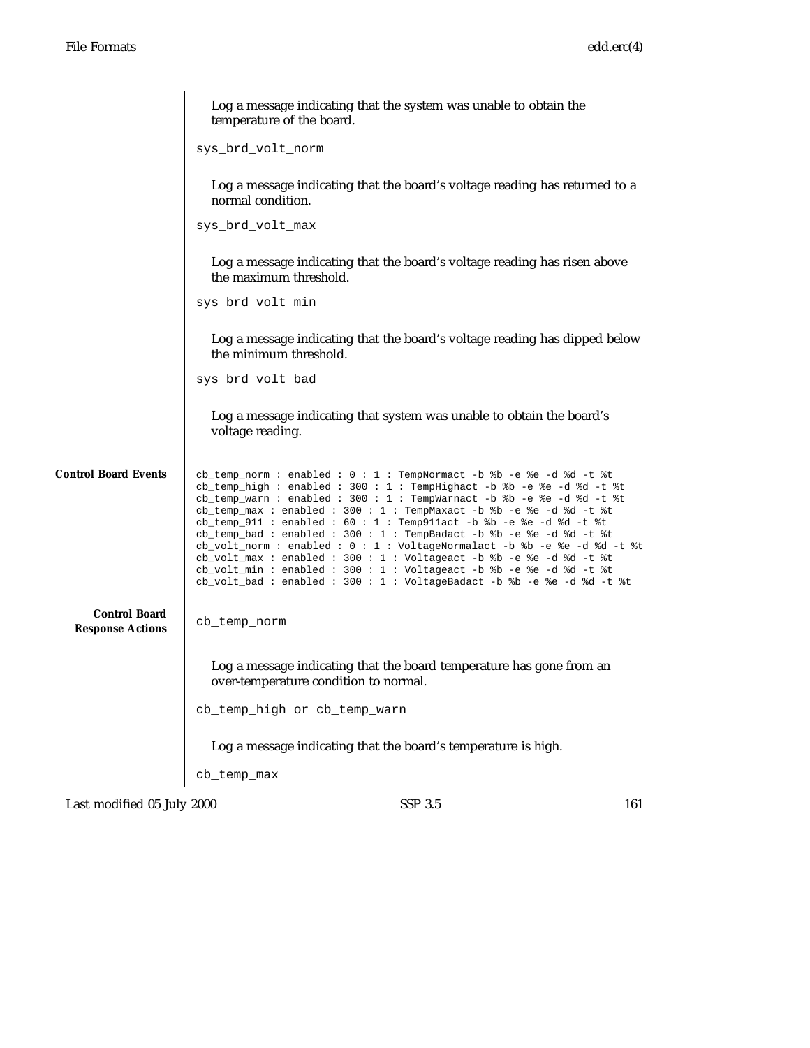Log a message indicating that the system was unable to obtain the temperature of the board.

`sys_brd_volt_norm`

Log a message indicating that the board's voltage reading has returned to a normal condition.

`sys_brd_volt_max`

Log a message indicating that the board's voltage reading has risen above the maximum threshold.

`sys_brd_volt_min`

Log a message indicating that the board's voltage reading has dipped below the minimum threshold.

`sys_brd_volt_bad`

Log a message indicating that system was unable to obtain the board's voltage reading.

**Control Board Events**

```
cb_temp_norm : enabled : 0 : 1 : TempNormact -b %b -e %e -d %d -t %t
cb_temp_high : enabled : 300 : 1 : TempHighact -b %b -e %e -d %d -t %t
cb_temp_warn : enabled : 300 : 1 : TempWarnact -b %b -e %e -d %d -t %t
cb_temp_max : enabled : 300 : 1 : TempMaxact -b %b -e %e -d %d -t %t
cb_temp_911 : enabled : 60 : 1 : Temp911act -b %b -e %e -d %d -t %t
cb_temp_bad : enabled : 300 : 1 : TempBadact -b %b -e %e -d %d -t %t
cb_volt_norm : enabled : 0 : 1 : VoltageNormalact -b %b -e %e -d %d -t %t
cb_volt_max : enabled : 300 : 1 : Voltageact -b %b -e %e -d %d -t %t
cb_volt_min : enabled : 300 : 1 : Voltageact -b %b -e %e -d %d -t %t
cb_volt_bad : enabled : 300 : 1 : VoltageBadact -b %b -e %e -d %d -t %t
```

**Control Board Response Actions**

`cb_temp_norm`

Log a message indicating that the board temperature has gone from an over-temperature condition to normal.

`cb_temp_high or cb_temp_warn`

Log a message indicating that the board's temperature is high.

`cb_temp_max`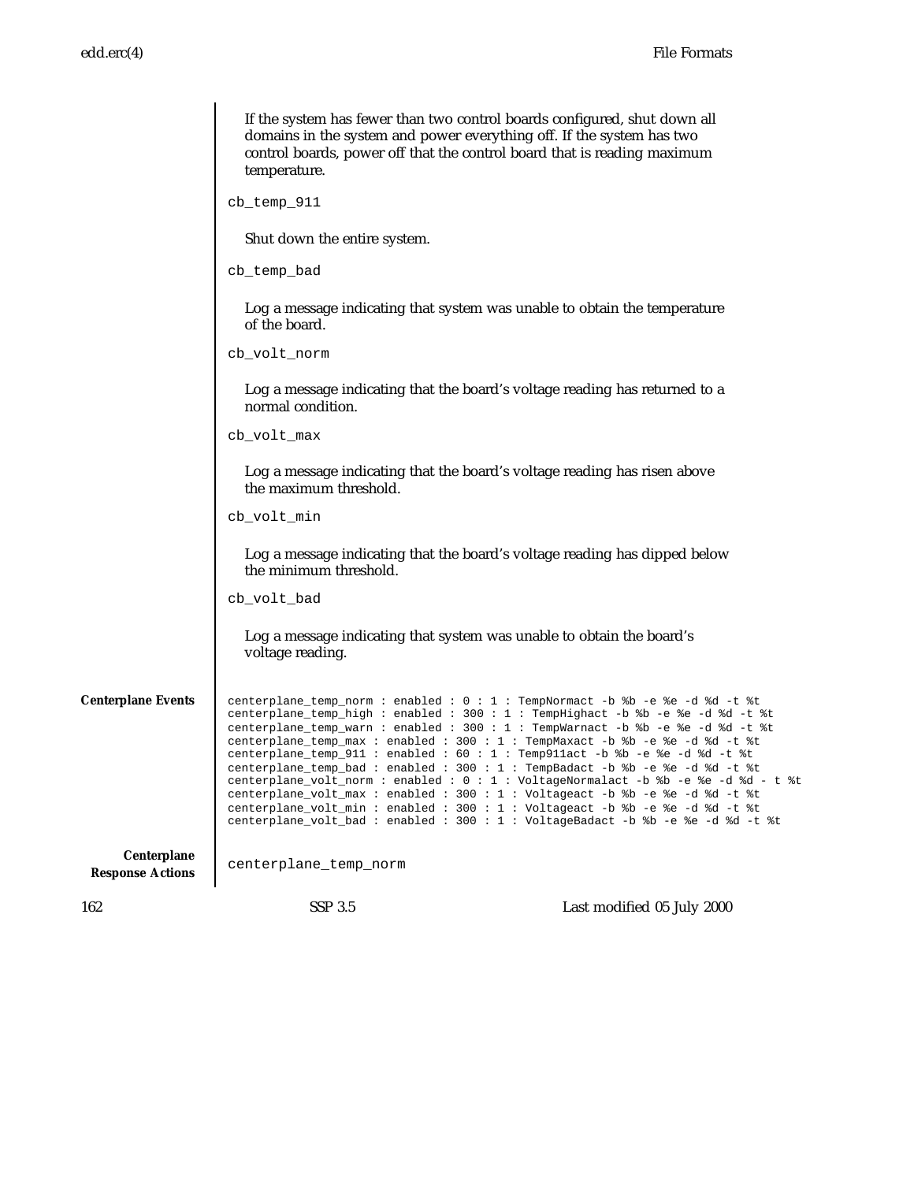If the system has fewer than two control boards configured, shut down all domains in the system and power everything off. If the system has two control boards, power off that the control board that is reading maximum temperature.

`cb_temp_911`

Shut down the entire system.

`cb_temp_bad`

Log a message indicating that system was unable to obtain the temperature of the board.

`cb_volt_norm`

Log a message indicating that the board's voltage reading has returned to a normal condition.

`cb_volt_max`

Log a message indicating that the board's voltage reading has risen above the maximum threshold.

`cb_volt_min`

Log a message indicating that the board's voltage reading has dipped below the minimum threshold.

`cb_volt_bad`

Log a message indicating that system was unable to obtain the board's voltage reading.

**Centerplane Events**

```
centerplane_temp_norm : enabled : 0 : 1 : TempNormact -b %b -e %e -d %d -t %t
centerplane_temp_high : enabled : 300 : 1 : TempHighact -b %b -e %e -d %d -t %t
centerplane_temp_warn : enabled : 300 : 1 : TempWarnact -b %b -e %e -d %d -t %t
centerplane_temp_max : enabled : 300 : 1 : TempMaxact -b %b -e %e -d %d -t %t
centerplane_temp_911 : enabled : 60 : 1 : Temp911act -b %b -e %e -d %d -t %t
centerplane_temp_bad : enabled : 300 : 1 : TempBadact -b %b -e %e -d %d -t %t
centerplane_volt_norm : enabled : 0 : 1 : VoltageNormalact -b %b -e %e -d %d - t %t
centerplane_volt_max : enabled : 300 : 1 : Voltageact -b %b -e %e -d %d -t %t
centerplane_volt_min : enabled : 300 : 1 : Voltageact -b %b -e %e -d %d -t %t
centerplane_volt_bad : enabled : 300 : 1 : VoltageBadact -b %b -e %e -d %d -t %t
```

**Centerplane Response Actions**

`centerplane_temp_norm`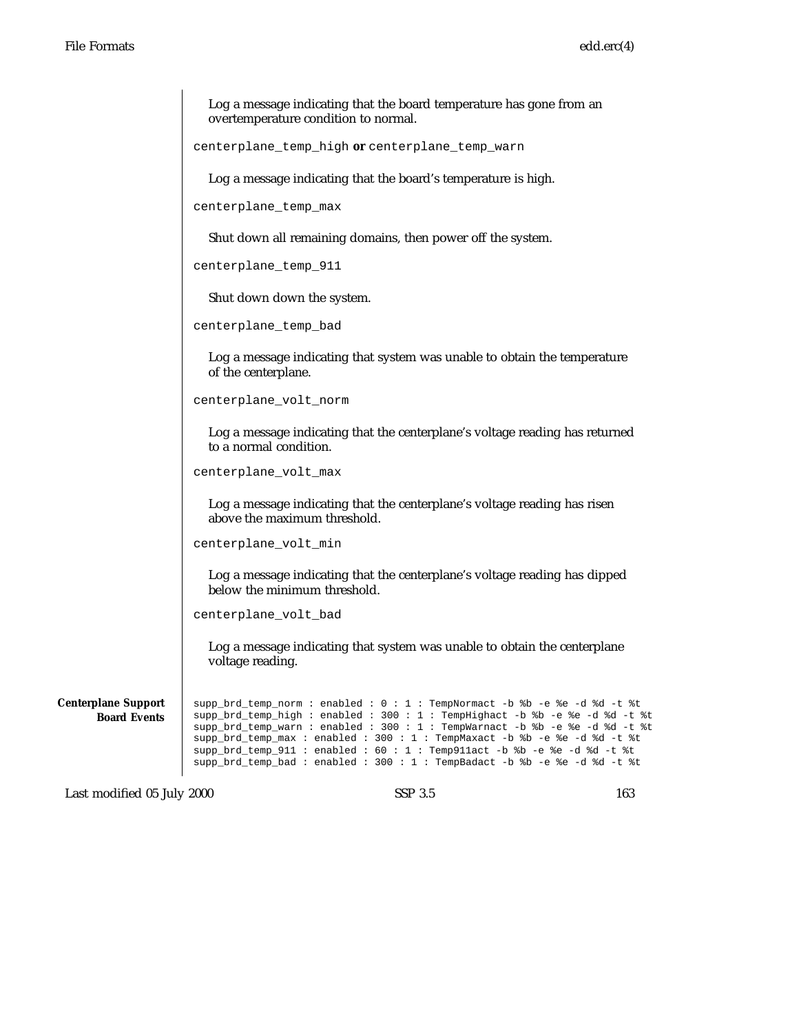Log a message indicating that the board temperature has gone from an overtemperature condition to normal.

`centerplane_temp_high` **or** `centerplane_temp_warn`

Log a message indicating that the board's temperature is high.

`centerplane_temp_max`

Shut down all remaining domains, then power off the system.

`centerplane_temp_911`

Shut down down the system.

`centerplane_temp_bad`

Log a message indicating that system was unable to obtain the temperature of the centerplane.

`centerplane_volt_norm`

Log a message indicating that the centerplane's voltage reading has returned to a normal condition.

`centerplane_volt_max`

Log a message indicating that the centerplane's voltage reading has risen above the maximum threshold.

`centerplane_volt_min`

Log a message indicating that the centerplane's voltage reading has dipped below the minimum threshold.

`centerplane_volt_bad`

Log a message indicating that system was unable to obtain the centerplane voltage reading.

**Centerplane Support Board Events**

```
supp_brd_temp_norm : enabled : 0 : 1 : TempNormact -b %b -e %e -d %d -t %t
supp_brd_temp_high : enabled : 300 : 1 : TempHighact -b %b -e %e -d %d -t %t
supp_brd_temp_warn : enabled : 300 : 1 : TempWarnact -b %b -e %e -d %d -t %t
supp_brd_temp_max : enabled : 300 : 1 : TempMaxact -b %b -e %e -d %d -t %t
supp_brd_temp_911 : enabled : 60 : 1 : Temp911act -b %b -e %e -d %d -t %t
supp_brd_temp_bad : enabled : 300 : 1 : TempBadact -b %b -e %e -d %d -t %t
```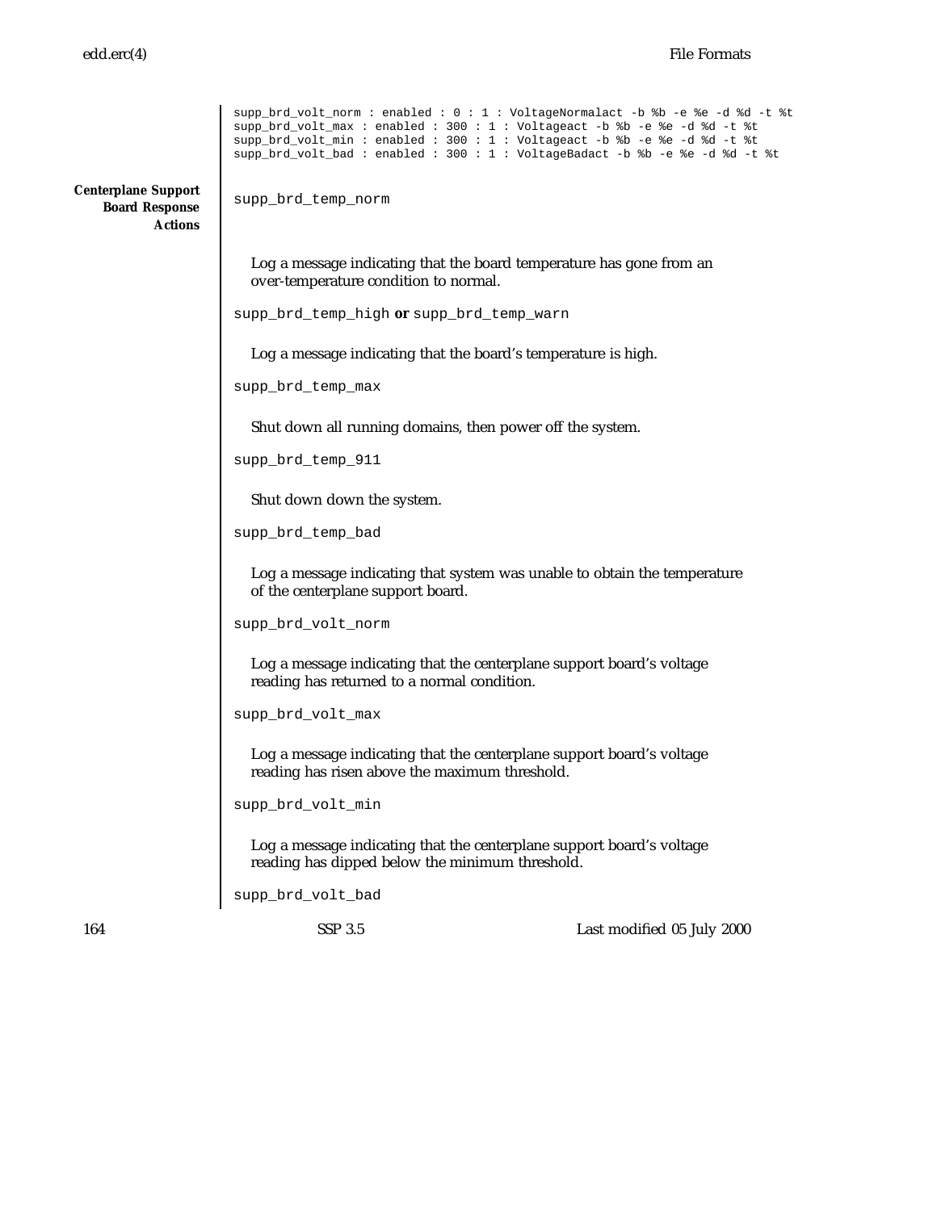```
supp_brd_volt_norm : enabled : 0 : 1 : VoltageNormalact -b %b -e %e -d %d -t %t
supp_brd_volt_max : enabled : 300 : 1 : Voltageact -b %b -e %e -d %d -t %t
supp_brd_volt_min : enabled : 300 : 1 : Voltageact -b %b -e %e -d %d -t %t
supp_brd_volt_bad : enabled : 300 : 1 : VoltageBadact -b %b -e %e -d %d -t %t
```

**Centerplane Support Board Response Actions**

`supp_brd_temp_norm`

Log a message indicating that the board temperature has gone from an over-temperature condition to normal.

`supp_brd_temp_high` **or** `supp_brd_temp_warn`

Log a message indicating that the board's temperature is high.

`supp_brd_temp_max`

Shut down all running domains, then power off the system.

`supp_brd_temp_911`

Shut down down the system.

`supp_brd_temp_bad`

Log a message indicating that system was unable to obtain the temperature of the centerplane support board.

`supp_brd_volt_norm`

Log a message indicating that the centerplane support board's voltage reading has returned to a normal condition.

`supp_brd_volt_max`

Log a message indicating that the centerplane support board's voltage reading has risen above the maximum threshold.

`supp_brd_volt_min`

Log a message indicating that the centerplane support board's voltage reading has dipped below the minimum threshold.

`supp_brd_volt_bad`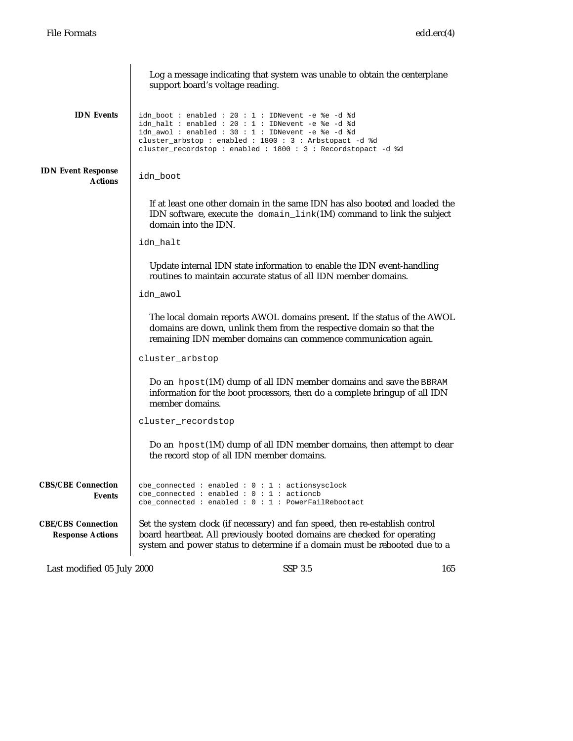Log a message indicating that system was unable to obtain the centerplane support board's voltage reading.

**IDN Events**

```
idn_boot : enabled : 20 : 1 : IDNevent -e %e -d %d
idn_halt : enabled : 20 : 1 : IDNevent -e %e -d %d
idn_awol : enabled : 30 : 1 : IDNevent -e %e -d %d
cluster_arbstop : enabled : 1800 : 3 : Arbstopact -d %d
cluster_recordstop : enabled : 1800 : 3 : Recordstopact -d %d
```

**IDN Event Response Actions**

`idn_boot`

If at least one other domain in the same IDN has also booted and loaded the IDN software, execute the `domain_link`(1M) command to link the subject domain into the IDN.

`idn_halt`

Update internal IDN state information to enable the IDN event-handling routines to maintain accurate status of all IDN member domains.

`idn_awol`

The local domain reports AWOL domains present. If the status of the AWOL domains are down, unlink them from the respective domain so that the remaining IDN member domains can commence communication again.

`cluster_arbstop`

Do an `hpost`(1M) dump of all IDN member domains and save the BBRAM information for the boot processors, then do a complete bringup of all IDN member domains.

`cluster_recordstop`

Do an `hpost`(1M) dump of all IDN member domains, then attempt to clear the record stop of all IDN member domains.

**CBS/CBE Connection Events**

```
cbe_connected : enabled : 0 : 1 : actionsysclock
cbe_connected : enabled : 0 : 1 : actioncb
cbe_connected : enabled : 0 : 1 : PowerFailRebootact
```

**CBE/CBS Connection Response Actions**

Set the system clock (if necessary) and fan speed, then re-establish control board heartbeat. All previously booted domains are checked for operating system and power status to determine if a domain must be rebooted due to a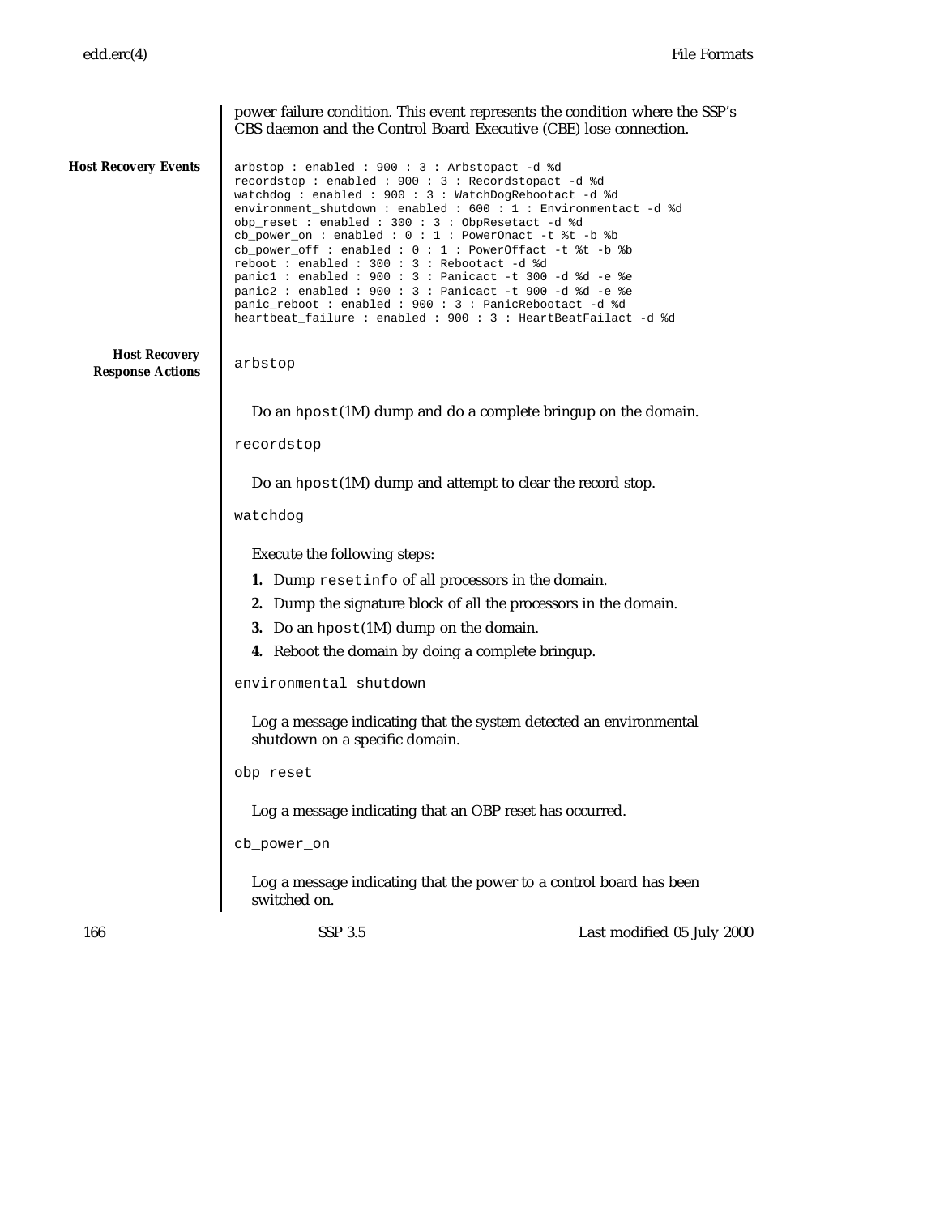power failure condition. This event represents the condition where the SSP's CBS daemon and the Control Board Executive (CBE) lose connection.

**Host Recovery Events**

```
arbstop : enabled : 900 : 3 : Arbstopact -d %d
recordstop : enabled : 900 : 3 : Recordstopact -d %d
watchdog : enabled : 900 : 3 : WatchDogRebootact -d %d
environment_shutdown : enabled : 600 : 1 : Environmentact -d %d
obp_reset : enabled : 300 : 3 : ObpResetact -d %d
cb_power_on : enabled : 0 : 1 : PowerOnact -t %t -b %b
cb_power_off : enabled : 0 : 1 : PowerOffact -t %t -b %b
reboot : enabled : 300 : 3 : Rebootact -d %d
panic1 : enabled : 900 : 3 : Panicact -t 300 -d %d -e %e
panic2 : enabled : 900 : 3 : Panicact -t 900 -d %d -e %e
panic_reboot : enabled : 900 : 3 : PanicRebootact -d %d
heartbeat_failure : enabled : 900 : 3 : HeartBeatFailact -d %d
```

**Host Recovery Response Actions**

`arbstop`

Do an `hpost`(1M) dump and do a complete bringup on the domain.

`recordstop`

Do an `hpost`(1M) dump and attempt to clear the record stop.

`watchdog`

Execute the following steps:

1. Dump `resetinfo` of all processors in the domain.
2. Dump the signature block of all the processors in the domain.
3. Do an `hpost`(1M) dump on the domain.
4. Reboot the domain by doing a complete bringup.

`environmental_shutdown`

Log a message indicating that the system detected an environmental shutdown on a specific domain.

`obp_reset`

Log a message indicating that an OBP reset has occurred.

`cb_power_on`

Log a message indicating that the power to a control board has been switched on.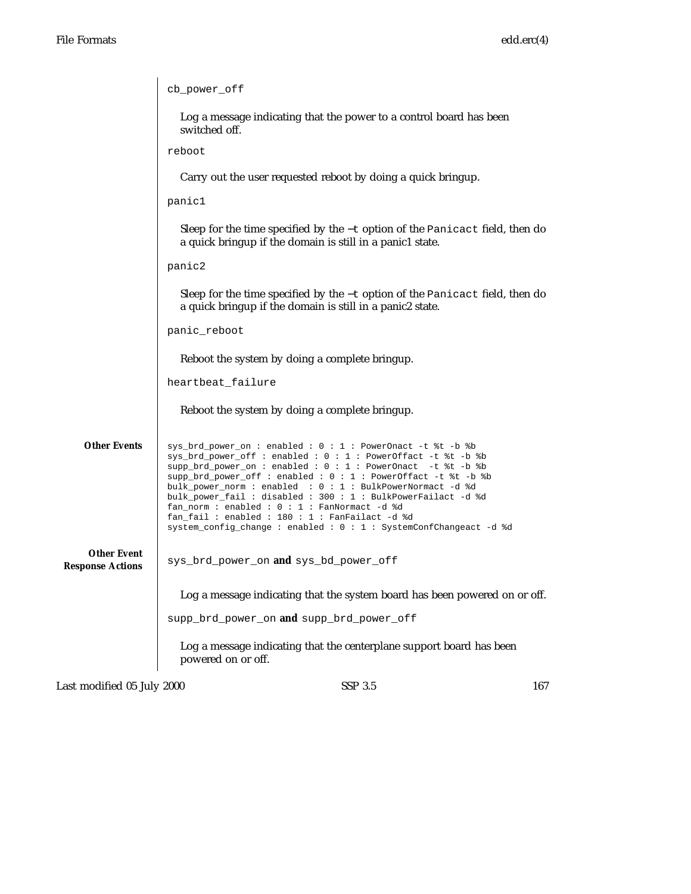`cb_power_off`

Log a message indicating that the power to a control board has been switched off.

`reboot`

Carry out the user requested reboot by doing a quick bringup.

`panic1`

Sleep for the time specified by the `−t` option of the `Panicact` field, then do a quick bringup if the domain is still in a panic1 state.

`panic2`

Sleep for the time specified by the `−t` option of the `Panicact` field, then do a quick bringup if the domain is still in a panic2 state.

`panic_reboot`

Reboot the system by doing a complete bringup.

`heartbeat_failure`

Reboot the system by doing a complete bringup.

**Other Events**

```
sys_brd_power_on : enabled : 0 : 1 : PowerOnact -t %t -b %b
sys_brd_power_off : enabled : 0 : 1 : PowerOffact -t %t -b %b
supp_brd_power_on : enabled : 0 : 1 : PowerOnact  -t %t -b %b
supp_brd_power_off : enabled : 0 : 1 : PowerOffact -t %t -b %b
bulk_power_norm : enabled  : 0 : 1 : BulkPowerNormact -d %d
bulk_power_fail : disabled : 300 : 1 : BulkPowerFailact -d %d
fan_norm : enabled : 0 : 1 : FanNormact -d %d
fan_fail : enabled : 180 : 1 : FanFailact -d %d
system_config_change : enabled : 0 : 1 : SystemConfChangeact -d %d
```

**Other Event Response Actions**

`sys_brd_power_on` **and** `sys_bd_power_off`

Log a message indicating that the system board has been powered on or off.

`supp_brd_power_on` **and** `supp_brd_power_off`

Log a message indicating that the centerplane support board has been powered on or off.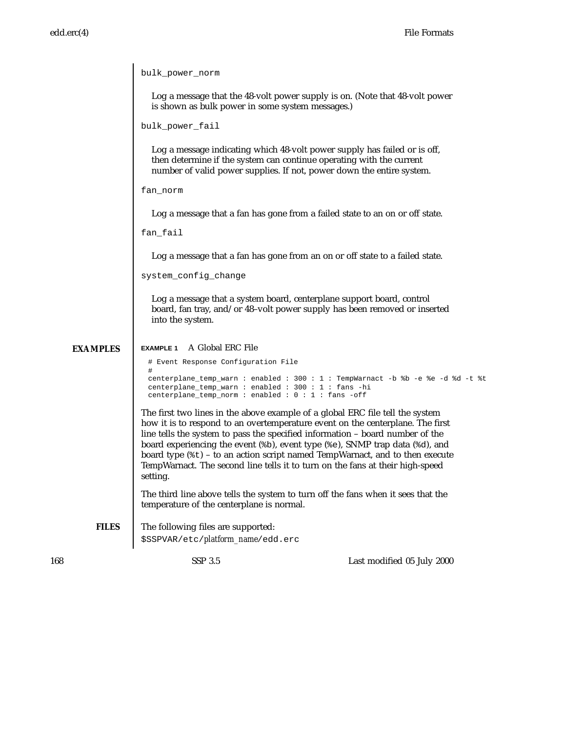`bulk_power_norm`

Log a message that the 48-volt power supply is on. (Note that 48-volt power is shown as bulk power in some system messages.)

`bulk_power_fail`

Log a message indicating which 48-volt power supply has failed or is off, then determine if the system can continue operating with the current number of valid power supplies. If not, power down the entire system.

`fan_norm`

Log a message that a fan has gone from a failed state to an on or off state.

`fan_fail`

Log a message that a fan has gone from an on or off state to a failed state.

`system_config_change`

Log a message that a system board, centerplane support board, control board, fan tray, and/or 48–volt power supply has been removed or inserted into the system.

## EXAMPLES

**EXAMPLE 1** A Global ERC File

```
# Event Response Configuration File
#
centerplane_temp_warn : enabled : 300 : 1 : TempWarnact -b %b -e %e -d %d -t %t
centerplane_temp_warn : enabled : 300 : 1 : fans -hi
centerplane_temp_norm : enabled : 0 : 1 : fans -off
```

The first two lines in the above example of a global ERC file tell the system how it is to respond to an overtemperature event on the centerplane. The first line tells the system to pass the specified information – board number of the board experiencing the event (`%b`), event type (`%e`), SNMP trap data (`%d`), and board type (`%t`) – to an action script named TempWarnact, and to then execute TempWarnact. The second line tells it to turn on the fans at their high-speed setting.

The third line above tells the system to turn off the fans when it sees that the temperature of the centerplane is normal.

## FILES

The following files are supported:

`$SSPVAR/etc/`*platform_name*`/edd.erc`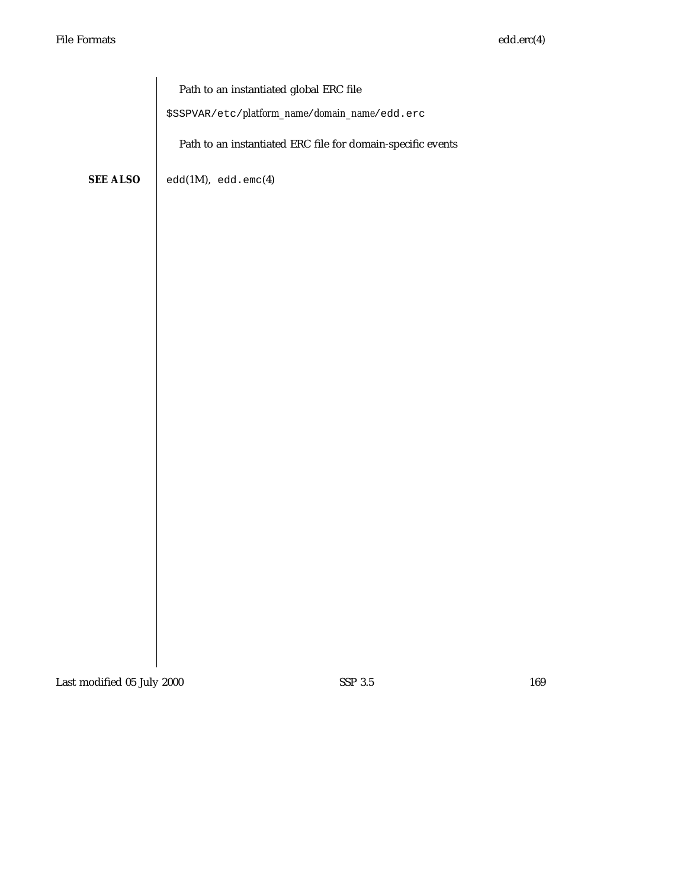Path to an instantiated global ERC file

`$SSPVAR/etc/`*platform_name*`/`*domain_name*`/edd.erc`

Path to an instantiated ERC file for domain-specific events

**SEE ALSO**

`edd`(1M), `edd.emc`(4)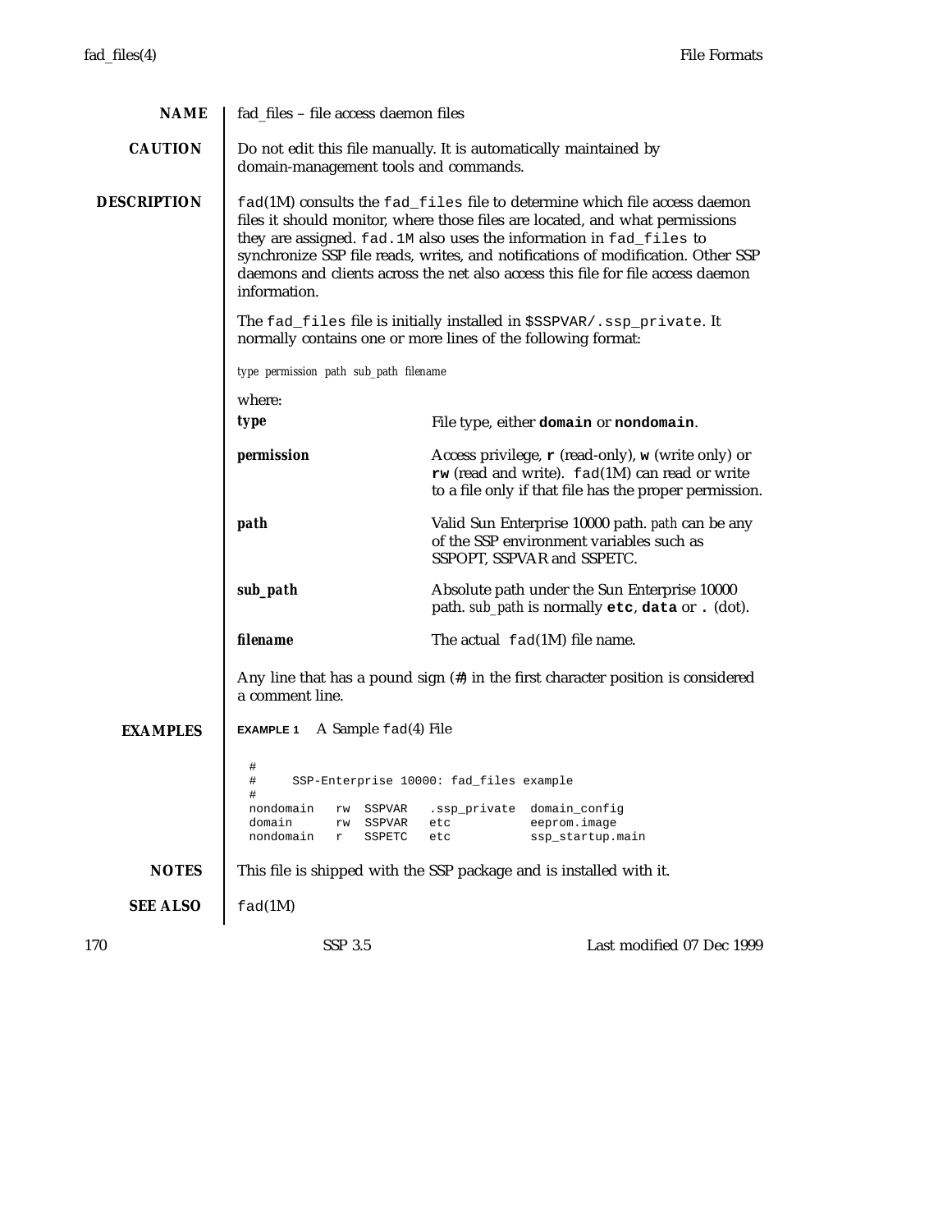## NAME

fad_files – file access daemon files

## CAUTION

Do not edit this file manually. It is automatically maintained by domain-management tools and commands.

## DESCRIPTION

`fad`(1M) consults the `fad_files` file to determine which file access daemon files it should monitor, where those files are located, and what permissions they are assigned. `fad.1M` also uses the information in `fad_files` to synchronize SSP file reads, writes, and notifications of modification. Other SSP daemons and clients across the net also access this file for file access daemon information.

The `fad_files` file is initially installed in `$SSPVAR/.ssp_private`. It normally contains one or more lines of the following format:

*type permission path sub_path filename*

where:

***type*** File type, either **`domain`** or **`nondomain`**.

***permission*** Access privilege, **`r`** (read-only), **`w`** (write only) or **`rw`** (read and write). `fad`(1M) can read or write to a file only if that file has the proper permission.

***path*** Valid Sun Enterprise 10000 path. *path* can be any of the SSP environment variables such as SSPOPT, SSPVAR and SSPETC.

***sub_path*** Absolute path under the Sun Enterprise 10000 path. *sub_path* is normally **`etc`**, **`data`** or **`.`** (dot).

***filename*** The actual `fad`(1M) file name.

Any line that has a pound sign (**#**) in the first character position is considered a comment line.

## EXAMPLES

**EXAMPLE 1** A Sample `fad`(4) File

```
#
#     SSP-Enterprise 10000: fad_files example
#
nondomain   rw  SSPVAR   .ssp_private  domain_config
domain      rw  SSPVAR   etc           eeprom.image
nondomain   r   SSPETC   etc           ssp_startup.main
```

## NOTES

This file is shipped with the SSP package and is installed with it.

## SEE ALSO

`fad`(1M)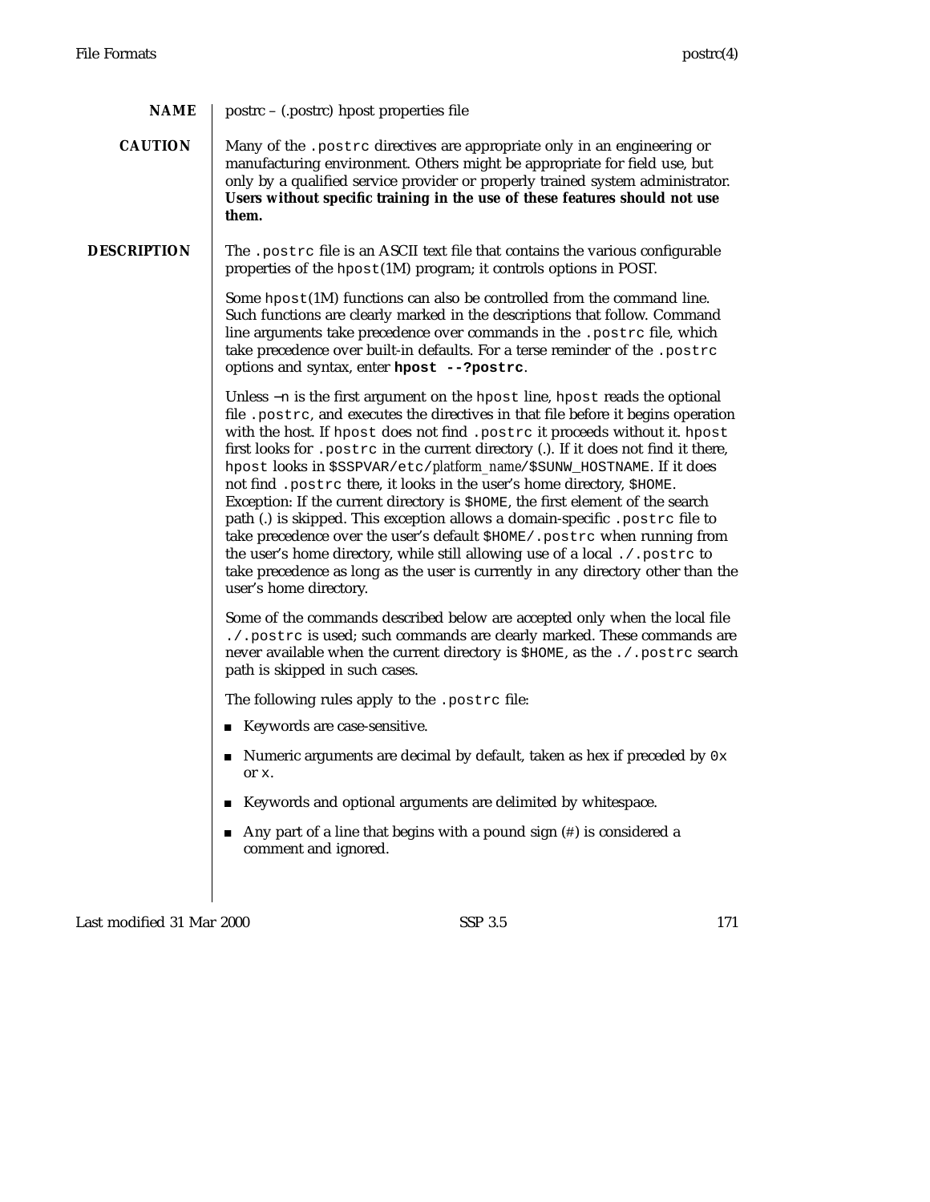## NAME

postrc – (.postrc) hpost properties file

## CAUTION

Many of the `.postrc` directives are appropriate only in an engineering or manufacturing environment. Others might be appropriate for field use, but only by a qualified service provider or properly trained system administrator. **Users without specific training in the use of these features should not use them.**

## DESCRIPTION

The `.postrc` file is an ASCII text file that contains the various configurable properties of the `hpost`(1M) program; it controls options in POST.

Some `hpost`(1M) functions can also be controlled from the command line. Such functions are clearly marked in the descriptions that follow. Command line arguments take precedence over commands in the `.postrc` file, which take precedence over built-in defaults. For a terse reminder of the `.postrc` options and syntax, enter **`hpost --?postrc`**.

Unless −n is the first argument on the `hpost` line, `hpost` reads the optional file `.postrc`, and executes the directives in that file before it begins operation with the host. If `hpost` does not find `.postrc` it proceeds without it. `hpost` first looks for `.postrc` in the current directory (.). If it does not find it there, `hpost` looks in `$SSPVAR/etc/`*platform_name*`/$SUNW_HOSTNAME`. If it does not find `.postrc` there, it looks in the user's home directory, `$HOME`. Exception: If the current directory is `$HOME`, the first element of the search path (.) is skipped. This exception allows a domain-specific `.postrc` file to take precedence over the user's default `$HOME/.postrc` when running from the user's home directory, while still allowing use of a local `./.postrc` to take precedence as long as the user is currently in any directory other than the user's home directory.

Some of the commands described below are accepted only when the local file `./.postrc` is used; such commands are clearly marked. These commands are never available when the current directory is `$HOME`, as the `./.postrc` search path is skipped in such cases.

The following rules apply to the `.postrc` file:

- Keywords are case-sensitive.
- Numeric arguments are decimal by default, taken as hex if preceded by `0x` or `x`.
- Keywords and optional arguments are delimited by whitespace.
- Any part of a line that begins with a pound sign (#) is considered a comment and ignored.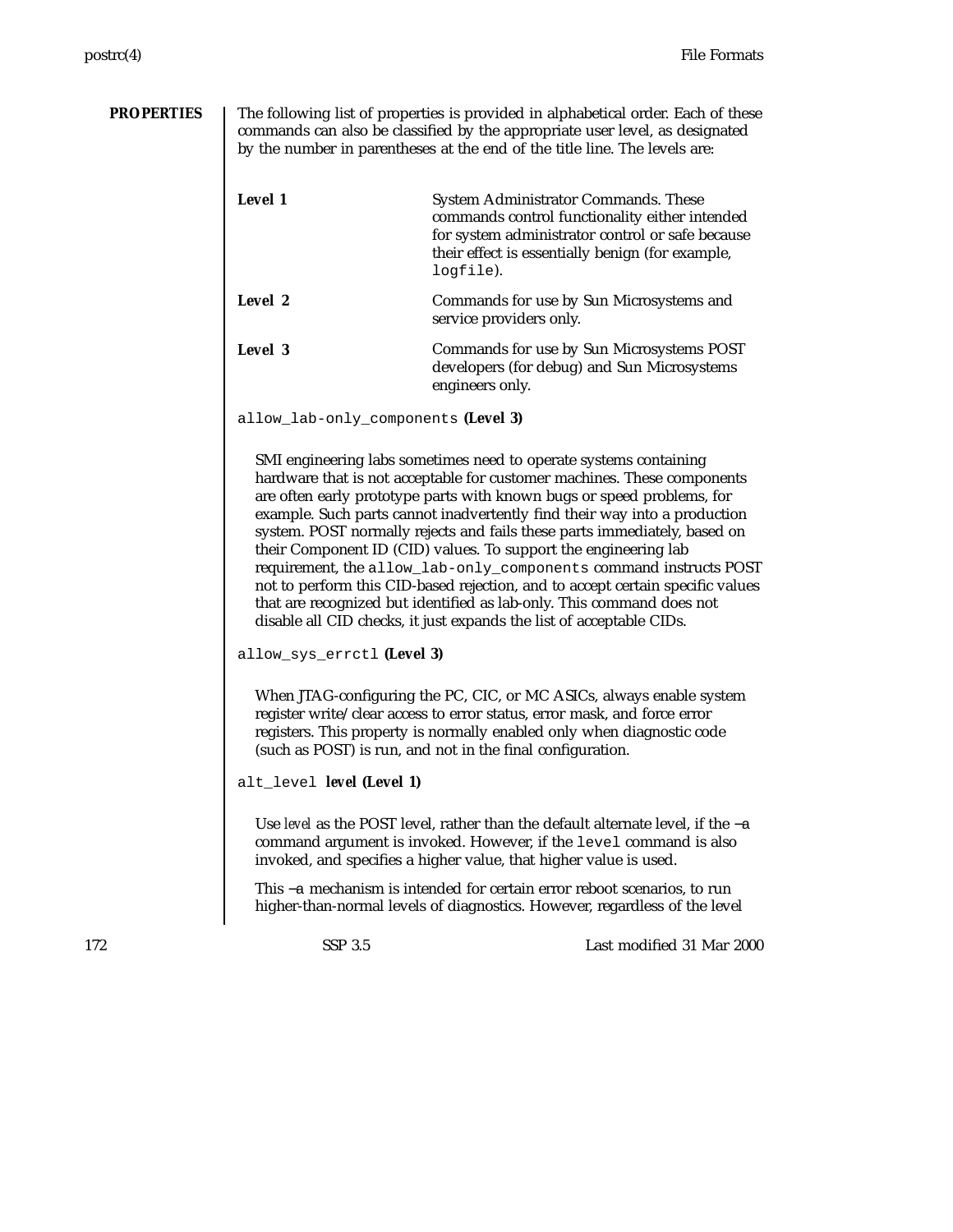## PROPERTIES

The following list of properties is provided in alphabetical order. Each of these commands can also be classified by the appropriate user level, as designated by the number in parentheses at the end of the title line. The levels are:

| | |
|---|---|
| **Level 1** | System Administrator Commands. These commands control functionality either intended for system administrator control or safe because their effect is essentially benign (for example, `logfile`). |
| **Level 2** | Commands for use by Sun Microsystems and service providers only. |
| **Level 3** | Commands for use by Sun Microsystems POST developers (for debug) and Sun Microsystems engineers only. |

`allow_lab-only_components` **(Level 3)**

SMI engineering labs sometimes need to operate systems containing hardware that is not acceptable for customer machines. These components are often early prototype parts with known bugs or speed problems, for example. Such parts cannot inadvertently find their way into a production system. POST normally rejects and fails these parts immediately, based on their Component ID (CID) values. To support the engineering lab requirement, the `allow_lab-only_components` command instructs POST not to perform this CID-based rejection, and to accept certain specific values that are recognized but identified as lab-only. This command does not disable all CID checks, it just expands the list of acceptable CIDs.

`allow_sys_errctl` **(Level 3)**

When JTAG-configuring the PC, CIC, or MC ASICs, always enable system register write/clear access to error status, error mask, and force error registers. This property is normally enabled only when diagnostic code (such as POST) is run, and not in the final configuration.

`alt_level` ***level*** **(Level 1)**

Use *level* as the POST level, rather than the default alternate level, if the −a command argument is invoked. However, if the `level` command is also invoked, and specifies a higher value, that higher value is used.

This −a mechanism is intended for certain error reboot scenarios, to run higher-than-normal levels of diagnostics. However, regardless of the level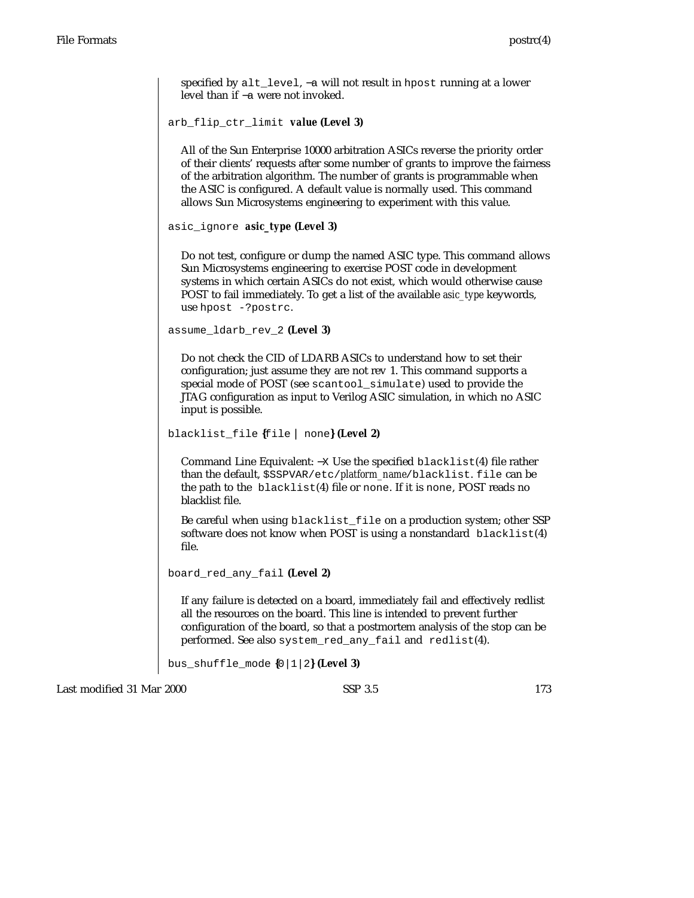specified by `alt_level`, −a will not result in `hpost` running at a lower level than if −a were not invoked.

`arb_flip_ctr_limit` **value (Level 3)**

All of the Sun Enterprise 10000 arbitration ASICs reverse the priority order of their clients' requests after some number of grants to improve the fairness of the arbitration algorithm. The number of grants is programmable when the ASIC is configured. A default value is normally used. This command allows Sun Microsystems engineering to experiment with this value.

`asic_ignore` **asic_type (Level 3)**

Do not test, configure or dump the named ASIC type. This command allows Sun Microsystems engineering to exercise POST code in development systems in which certain ASICs do not exist, which would otherwise cause POST to fail immediately. To get a list of the available *asic_type* keywords, use `hpost -?postrc`.

`assume_ldarb_rev_2` **(Level 3)**

Do not check the CID of LDARB ASICs to understand how to set their configuration; just assume they are not rev 1. This command supports a special mode of POST (see `scantool_simulate`) used to provide the JTAG configuration as input to Verilog ASIC simulation, in which no ASIC input is possible.

`blacklist_file` **{**`file | none`**} (Level 2)**

Command Line Equivalent: −X Use the specified `blacklist`(4) file rather than the default, `$SSPVAR/etc/`*platform_name*`/blacklist`. `file` can be the path to the `blacklist`(4) file or `none`. If it is `none`, POST reads no blacklist file.

Be careful when using `blacklist_file` on a production system; other SSP software does not know when POST is using a nonstandard `blacklist`(4) file.

`board_red_any_fail` **(Level 2)**

If any failure is detected on a board, immediately fail and effectively redlist all the resources on the board. This line is intended to prevent further configuration of the board, so that a postmortem analysis of the stop can be performed. See also `system_red_any_fail` and `redlist`(4).

`bus_shuffle_mode` **{**`0|1|2`**} (Level 3)**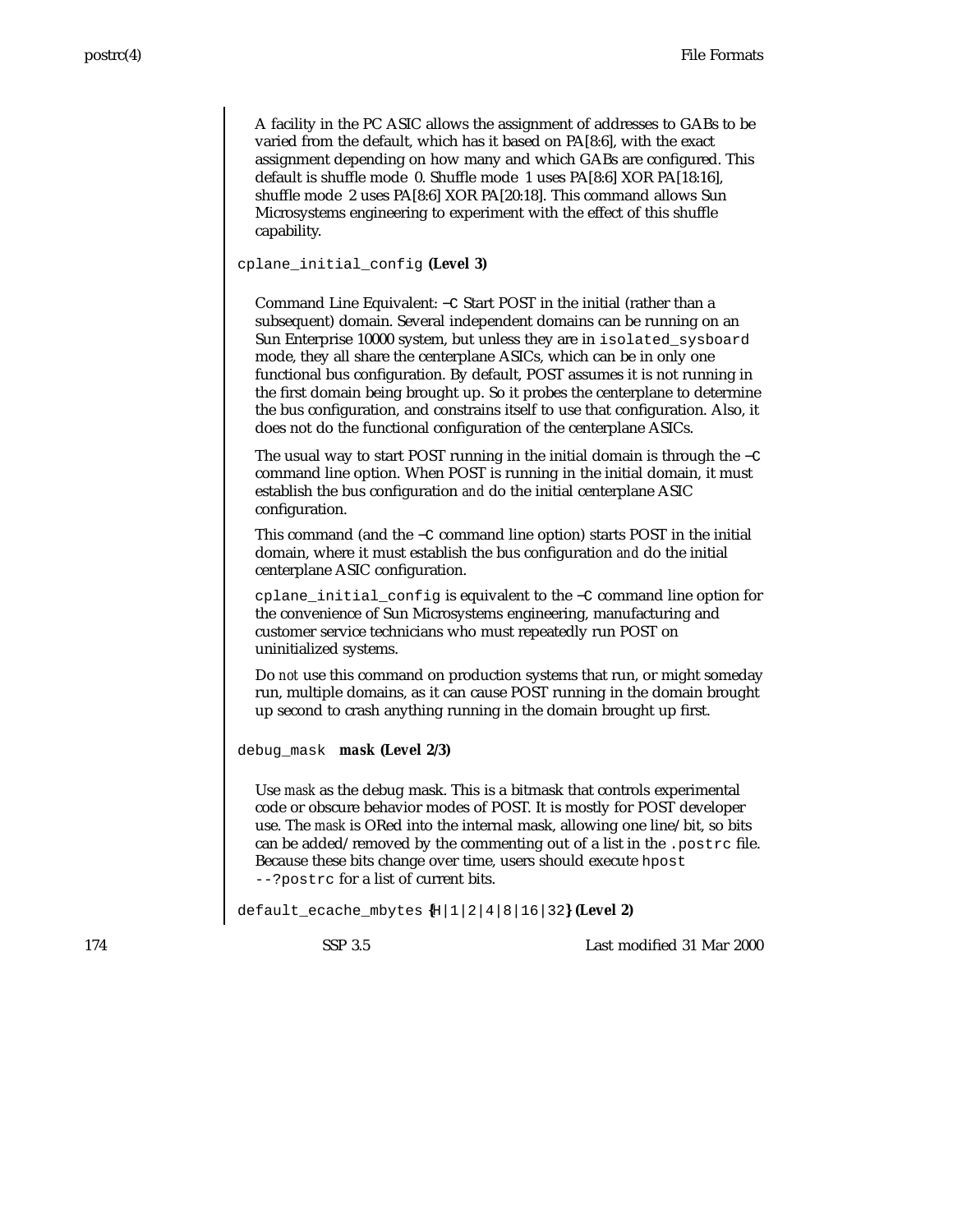A facility in the PC ASIC allows the assignment of addresses to GABs to be varied from the default, which has it based on PA[8:6], with the exact assignment depending on how many and which GABs are configured. This default is shuffle mode 0. Shuffle mode 1 uses PA[8:6] XOR PA[18:16], shuffle mode 2 uses PA[8:6] XOR PA[20:18]. This command allows Sun Microsystems engineering to experiment with the effect of this shuffle capability.

`cplane_initial_config` **(Level 3)**

Command Line Equivalent: `-C` Start POST in the initial (rather than a subsequent) domain. Several independent domains can be running on an Sun Enterprise 10000 system, but unless they are in `isolated_sysboard` mode, they all share the centerplane ASICs, which can be in only one functional bus configuration. By default, POST assumes it is not running in the first domain being brought up. So it probes the centerplane to determine the bus configuration, and constrains itself to use that configuration. Also, it does not do the functional configuration of the centerplane ASICs.

The usual way to start POST running in the initial domain is through the `-C` command line option. When POST is running in the initial domain, it must establish the bus configuration *and* do the initial centerplane ASIC configuration.

This command (and the `-C` command line option) starts POST in the initial domain, where it must establish the bus configuration *and* do the initial centerplane ASIC configuration.

`cplane_initial_config` is equivalent to the `-C` command line option for the convenience of Sun Microsystems engineering, manufacturing and customer service technicians who must repeatedly run POST on uninitialized systems.

Do *not* use this command on production systems that run, or might someday run, multiple domains, as it can cause POST running in the domain brought up second to crash anything running in the domain brought up first.

`debug_mask` ***mask*** **(Level 2/3)**

Use *mask* as the debug mask. This is a bitmask that controls experimental code or obscure behavior modes of POST. It is mostly for POST developer use. The *mask* is ORed into the internal mask, allowing one line/bit, so bits can be added/removed by the commenting out of a list in the `.postrc` file. Because these bits change over time, users should execute `hpost --?postrc` for a list of current bits.

`default_ecache_mbytes` **{**`H|1|2|4|8|16|32`**} (Level 2)**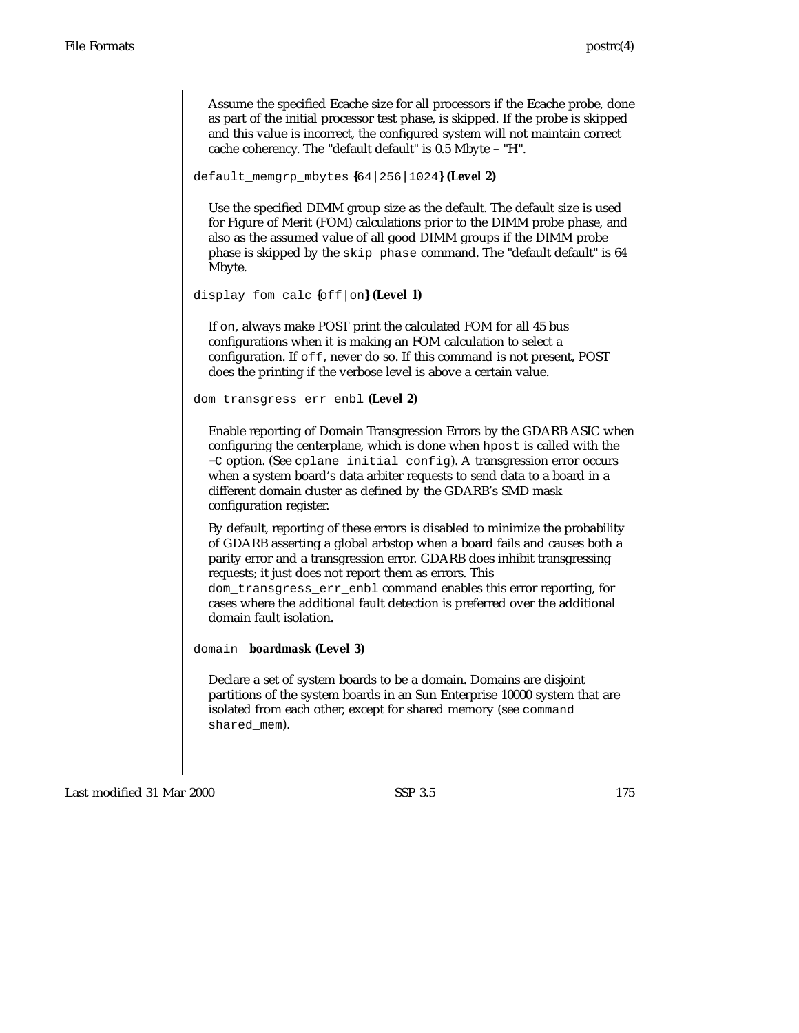Assume the specified Ecache size for all processors if the Ecache probe, done as part of the initial processor test phase, is skipped. If the probe is skipped and this value is incorrect, the configured system will not maintain correct cache coherency. The "default default" is 0.5 Mbyte – "H".

`default_memgrp_mbytes` **{**`64|256|1024`**} (Level 2)**

Use the specified DIMM group size as the default. The default size is used for Figure of Merit (FOM) calculations prior to the DIMM probe phase, and also as the assumed value of all good DIMM groups if the DIMM probe phase is skipped by the `skip_phase` command. The "default default" is 64 Mbyte.

`display_fom_calc` **{**`off|on`**} (Level 1)**

If `on`, always make POST print the calculated FOM for all 45 bus configurations when it is making an FOM calculation to select a configuration. If `off`, never do so. If this command is not present, POST does the printing if the verbose level is above a certain value.

`dom_transgress_err_enbl` **(Level 2)**

Enable reporting of Domain Transgression Errors by the GDARB ASIC when configuring the centerplane, which is done when `hpost` is called with the `−C` option. (See `cplane_initial_config`). A transgression error occurs when a system board's data arbiter requests to send data to a board in a different domain cluster as defined by the GDARB's SMD mask configuration register.

By default, reporting of these errors is disabled to minimize the probability of GDARB asserting a global arbstop when a board fails and causes both a parity error and a transgression error. GDARB does inhibit transgressing requests; it just does not report them as errors. This `dom_transgress_err_enbl` command enables this error reporting, for cases where the additional fault detection is preferred over the additional domain fault isolation.

`domain` ***boardmask*** **(Level 3)**

Declare a set of system boards to be a domain. Domains are disjoint partitions of the system boards in an Sun Enterprise 10000 system that are isolated from each other, except for shared memory (see `command shared_mem`).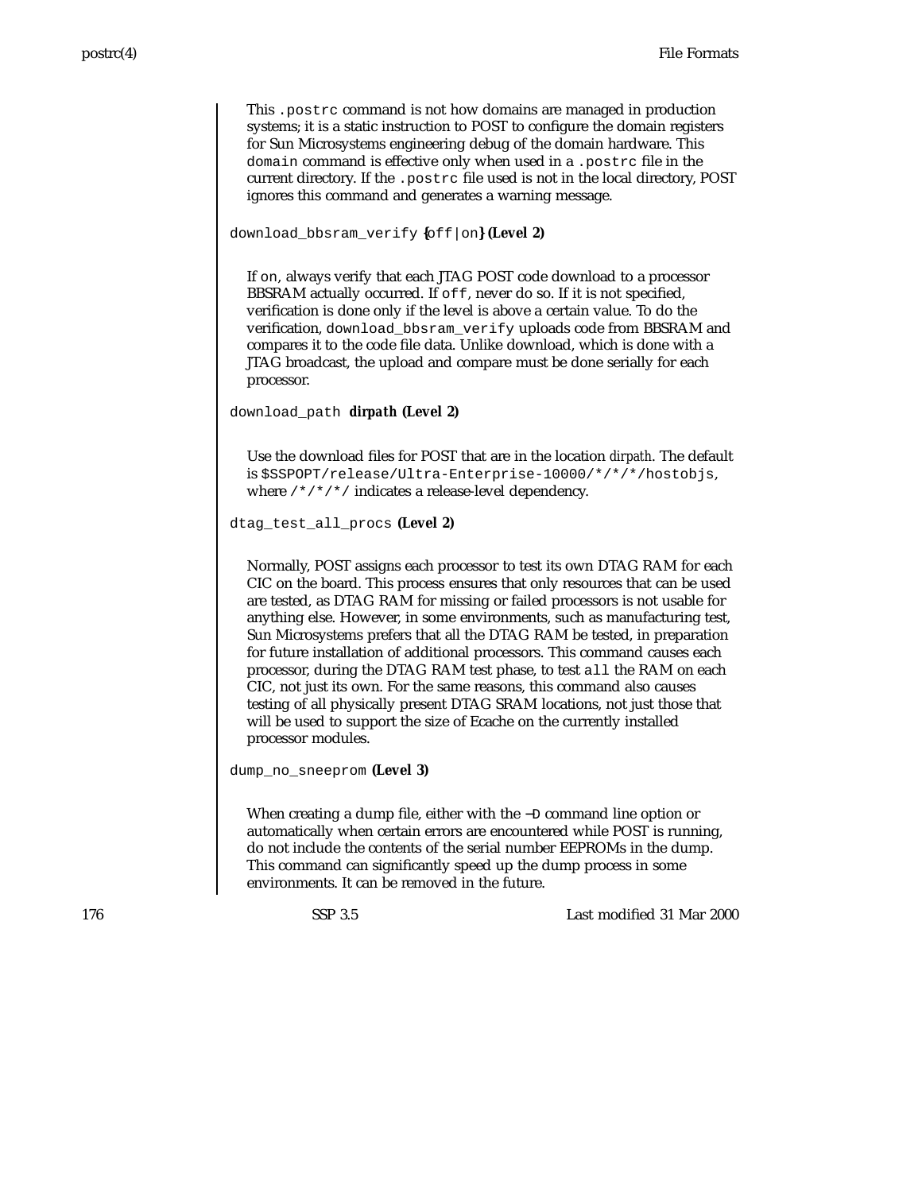This `.postrc` command is not how domains are managed in production systems; it is a static instruction to POST to configure the domain registers for Sun Microsystems engineering debug of the domain hardware. This `domain` command is effective only when used in a `.postrc` file in the current directory. If the `.postrc` file used is not in the local directory, POST ignores this command and generates a warning message.

`download_bbsram_verify` **{**`off|on`**} (Level 2)**

If `on`, always verify that each JTAG POST code download to a processor BBSRAM actually occurred. If `off`, never do so. If it is not specified, verification is done only if the level is above a certain value. To do the verification, `download_bbsram_verify` uploads code from BBSRAM and compares it to the code file data. Unlike download, which is done with a JTAG broadcast, the upload and compare must be done serially for each processor.

`download_path` ***dirpath*** **(Level 2)**

Use the download files for POST that are in the location *dirpath*. The default is `$SSPOPT/release/Ultra-Enterprise-10000/*/*/*/hostobjs`, where `/*/*/*/` indicates a release-level dependency.

`dtag_test_all_procs` **(Level 2)**

Normally, POST assigns each processor to test its own DTAG RAM for each CIC on the board. This process ensures that only resources that can be used are tested, as DTAG RAM for missing or failed processors is not usable for anything else. However, in some environments, such as manufacturing test, Sun Microsystems prefers that all the DTAG RAM be tested, in preparation for future installation of additional processors. This command causes each processor, during the DTAG RAM test phase, to test `all` the RAM on each CIC, not just its own. For the same reasons, this command also causes testing of all physically present DTAG SRAM locations, not just those that will be used to support the size of Ecache on the currently installed processor modules.

`dump_no_sneeprom` **(Level 3)**

When creating a dump file, either with the `−D` command line option or automatically when certain errors are encountered while POST is running, do not include the contents of the serial number EEPROMs in the dump. This command can significantly speed up the dump process in some environments. It can be removed in the future.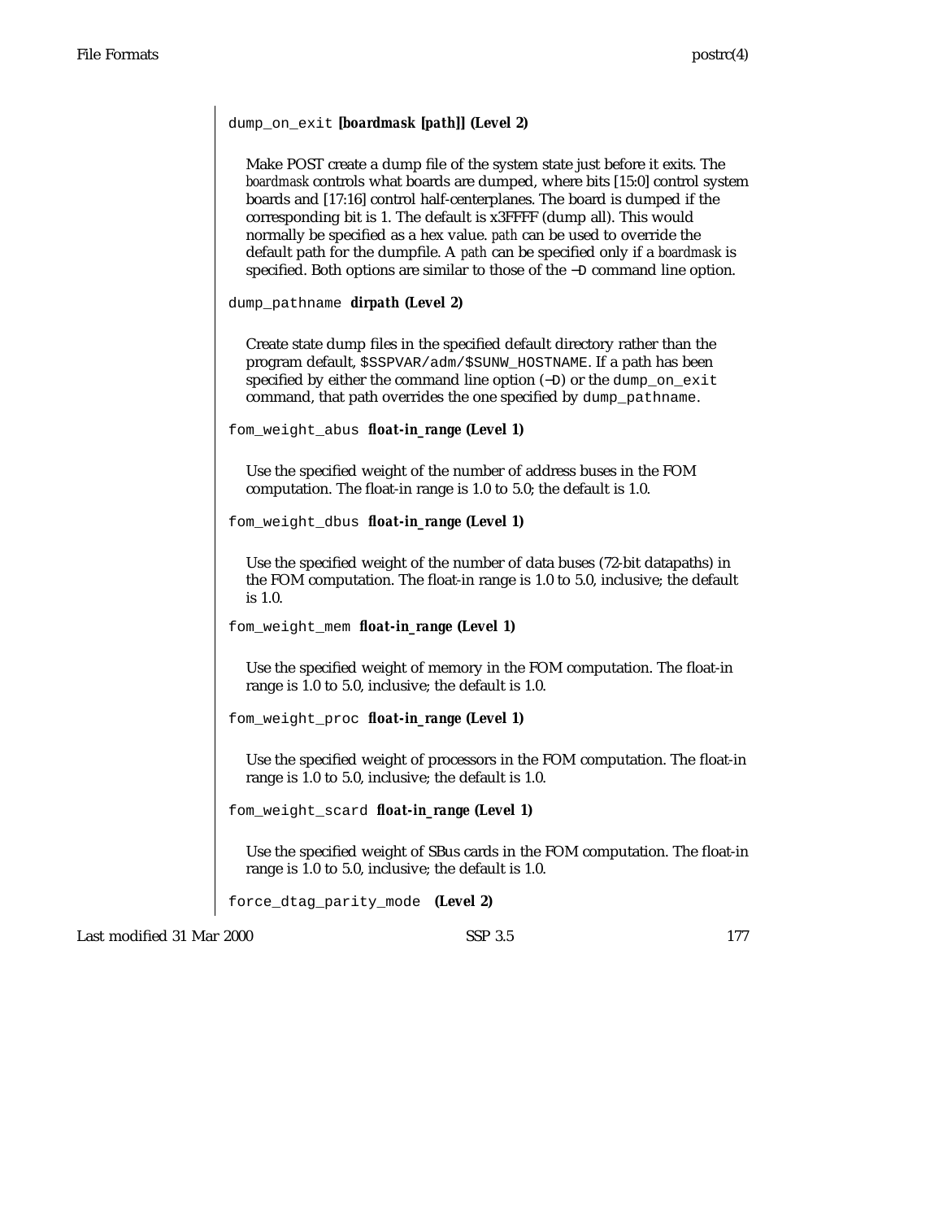`dump_on_exit` **[*boardmask* [*path*]] (Level 2)**

Make POST create a dump file of the system state just before it exits. The *boardmask* controls what boards are dumped, where bits [15:0] control system boards and [17:16] control half-centerplanes. The board is dumped if the corresponding bit is 1. The default is x3FFFF (dump all). This would normally be specified as a hex value. *path* can be used to override the default path for the dumpfile. A *path* can be specified only if a *boardmask* is specified. Both options are similar to those of the `−D` command line option.

`dump_pathname` ***dirpath* (Level 2)**

Create state dump files in the specified default directory rather than the program default, `$SSPVAR/adm/$SUNW_HOSTNAME`. If a path has been specified by either the command line option (`−D`) or the `dump_on_exit` command, that path overrides the one specified by `dump_pathname`.

`fom_weight_abus` ***float-in_range* (Level 1)**

Use the specified weight of the number of address buses in the FOM computation. The float-in range is 1.0 to 5.0; the default is 1.0.

`fom_weight_dbus` ***float-in_range* (Level 1)**

Use the specified weight of the number of data buses (72-bit datapaths) in the FOM computation. The float-in range is 1.0 to 5.0, inclusive; the default is 1.0.

`fom_weight_mem` ***float-in_range* (Level 1)**

Use the specified weight of memory in the FOM computation. The float-in range is 1.0 to 5.0, inclusive; the default is 1.0.

`fom_weight_proc` ***float-in_range* (Level 1)**

Use the specified weight of processors in the FOM computation. The float-in range is 1.0 to 5.0, inclusive; the default is 1.0.

`fom_weight_scard` ***float-in_range* (Level 1)**

Use the specified weight of SBus cards in the FOM computation. The float-in range is 1.0 to 5.0, inclusive; the default is 1.0.

`force_dtag_parity_mode` **(Level 2)**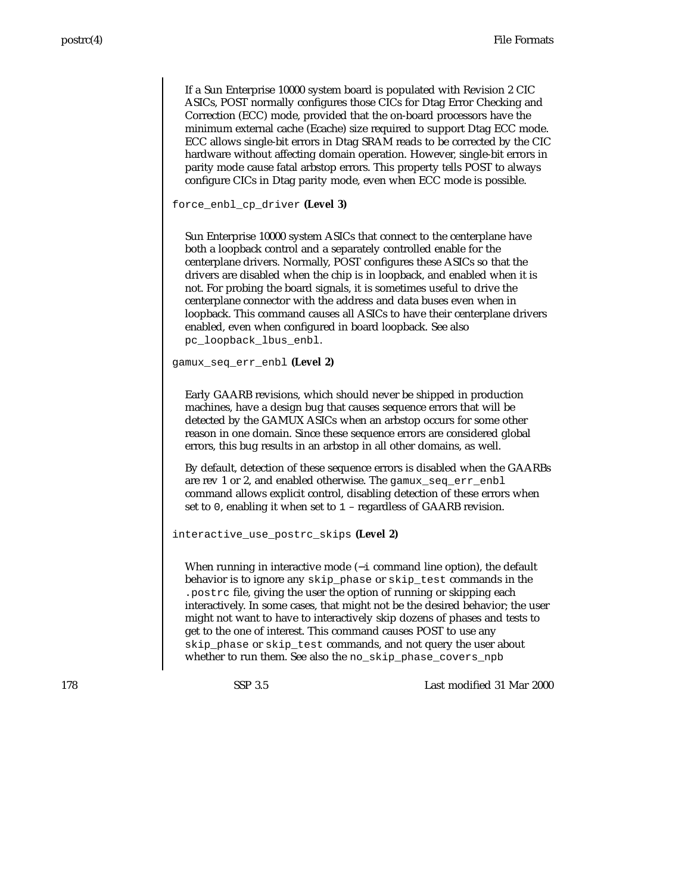If a Sun Enterprise 10000 system board is populated with Revision 2 CIC ASICs, POST normally configures those CICs for Dtag Error Checking and Correction (ECC) mode, provided that the on-board processors have the minimum external cache (Ecache) size required to support Dtag ECC mode. ECC allows single-bit errors in Dtag SRAM reads to be corrected by the CIC hardware without affecting domain operation. However, single-bit errors in parity mode cause fatal arbstop errors. This property tells POST to always configure CICs in Dtag parity mode, even when ECC mode is possible.

`force_enbl_cp_driver` **(Level 3)**

Sun Enterprise 10000 system ASICs that connect to the centerplane have both a loopback control and a separately controlled enable for the centerplane drivers. Normally, POST configures these ASICs so that the drivers are disabled when the chip is in loopback, and enabled when it is not. For probing the board signals, it is sometimes useful to drive the centerplane connector with the address and data buses even when in loopback. This command causes all ASICs to have their centerplane drivers enabled, even when configured in board loopback. See also `pc_loopback_lbus_enbl`.

`gamux_seq_err_enbl` **(Level 2)**

Early GAARB revisions, which should never be shipped in production machines, have a design bug that causes sequence errors that will be detected by the GAMUX ASICs when an arbstop occurs for some other reason in one domain. Since these sequence errors are considered global errors, this bug results in an arbstop in all other domains, as well.

By default, detection of these sequence errors is disabled when the GAARBs are rev 1 or 2, and enabled otherwise. The `gamux_seq_err_enbl` command allows explicit control, disabling detection of these errors when set to `0`, enabling it when set to `1` – regardless of GAARB revision.

`interactive_use_postrc_skips` **(Level 2)**

When running in interactive mode (`−i` command line option), the default behavior is to ignore any `skip_phase` or `skip_test` commands in the `.postrc` file, giving the user the option of running or skipping each interactively. In some cases, that might not be the desired behavior; the user might not want to have to interactively skip dozens of phases and tests to get to the one of interest. This command causes POST to use any `skip_phase` or `skip_test` commands, and not query the user about whether to run them. See also the `no_skip_phase_covers_npb`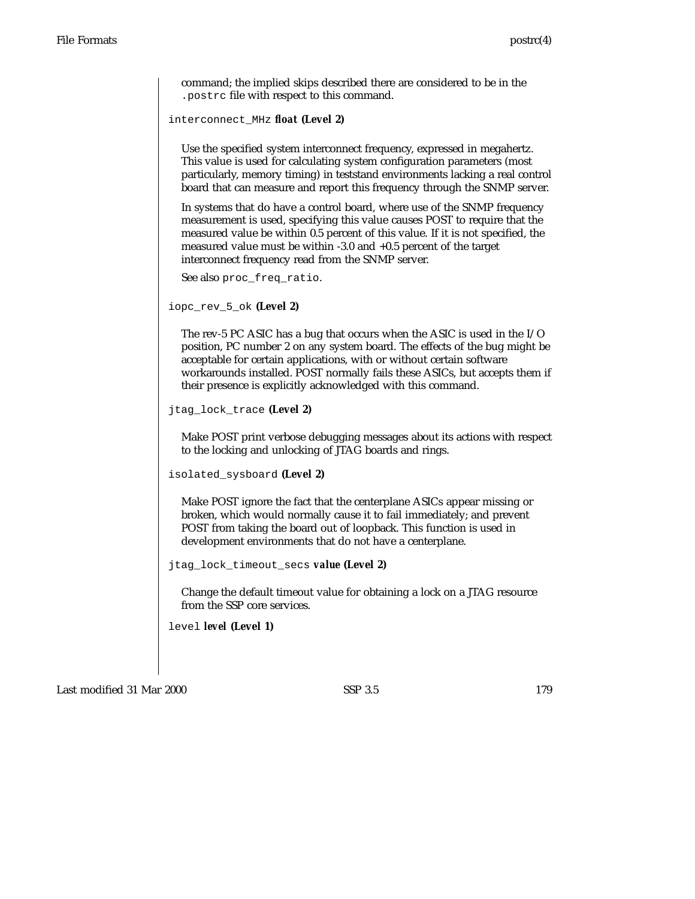command; the implied skips described there are considered to be in the `.postrc` file with respect to this command.

`interconnect_MHz` ***float*** **(Level 2)**

Use the specified system interconnect frequency, expressed in megahertz. This value is used for calculating system configuration parameters (most particularly, memory timing) in teststand environments lacking a real control board that can measure and report this frequency through the SNMP server.

In systems that do have a control board, where use of the SNMP frequency measurement is used, specifying this value causes POST to require that the measured value be within 0.5 percent of this value. If it is not specified, the measured value must be within -3.0 and +0.5 percent of the target interconnect frequency read from the SNMP server.

See also `proc_freq_ratio`.

`iopc_rev_5_ok` **(Level 2)**

The rev-5 PC ASIC has a bug that occurs when the ASIC is used in the I/O position, PC number 2 on any system board. The effects of the bug might be acceptable for certain applications, with or without certain software workarounds installed. POST normally fails these ASICs, but accepts them if their presence is explicitly acknowledged with this command.

`jtag_lock_trace` **(Level 2)**

Make POST print verbose debugging messages about its actions with respect to the locking and unlocking of JTAG boards and rings.

`isolated_sysboard` **(Level 2)**

Make POST ignore the fact that the centerplane ASICs appear missing or broken, which would normally cause it to fail immediately; and prevent POST from taking the board out of loopback. This function is used in development environments that do not have a centerplane.

`jtag_lock_timeout_secs` ***value*** **(Level 2)**

Change the default timeout value for obtaining a lock on a JTAG resource from the SSP core services.

`level` ***level*** **(Level 1)**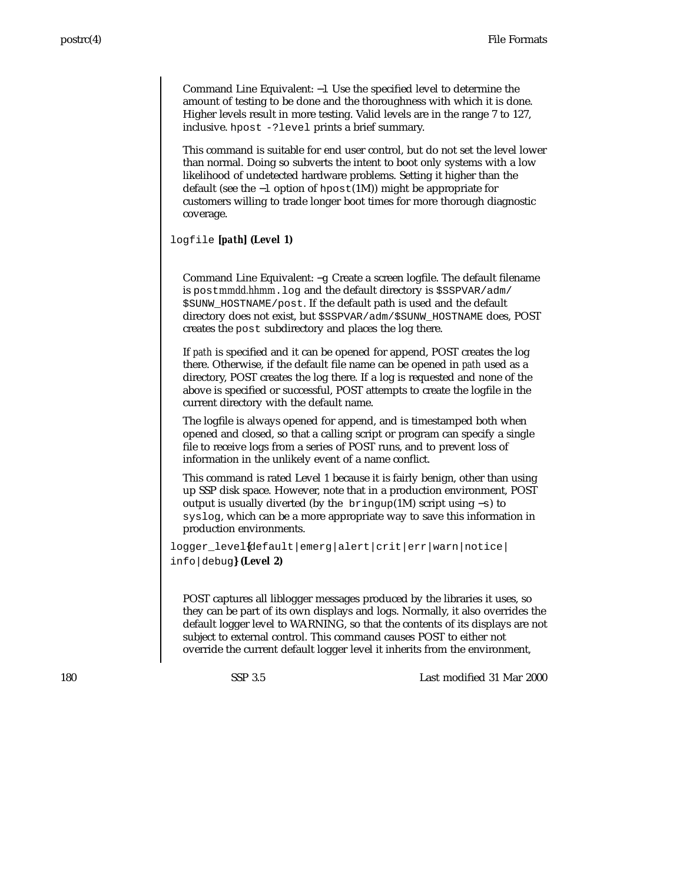Command Line Equivalent: −l Use the specified level to determine the amount of testing to be done and the thoroughness with which it is done. Higher levels result in more testing. Valid levels are in the range 7 to 127, inclusive. `hpost -?level` prints a brief summary.

This command is suitable for end user control, but do not set the level lower than normal. Doing so subverts the intent to boot only systems with a low likelihood of undetected hardware problems. Setting it higher than the default (see the −l option of `hpost`(1M)) might be appropriate for customers willing to trade longer boot times for more thorough diagnostic coverage.

`logfile` ***[path]* (Level 1)**

Command Line Equivalent: −g Create a screen logfile. The default filename is `post`*mmdd.hhmm*`.log` and the default directory is `$SSPVAR/adm/$SUNW_HOSTNAME/post`. If the default path is used and the default directory does not exist, but `$SSPVAR/adm/$SUNW_HOSTNAME` does, POST creates the `post` subdirectory and places the log there.

If *path* is specified and it can be opened for append, POST creates the log there. Otherwise, if the default file name can be opened in *path* used as a directory, POST creates the log there. If a log is requested and none of the above is specified or successful, POST attempts to create the logfile in the current directory with the default name.

The logfile is always opened for append, and is timestamped both when opened and closed, so that a calling script or program can specify a single file to receive logs from a series of POST runs, and to prevent loss of information in the unlikely event of a name conflict.

This command is rated Level 1 because it is fairly benign, other than using up SSP disk space. However, note that in a production environment, POST output is usually diverted (by the `bringup`(1M) script using −s) to `syslog`, which can be a more appropriate way to save this information in production environments.

`logger_level`**{**`default|emerg|alert|crit|err|warn|notice|info|debug`**} (Level 2)**

POST captures all liblogger messages produced by the libraries it uses, so they can be part of its own displays and logs. Normally, it also overrides the default logger level to WARNING, so that the contents of its displays are not subject to external control. This command causes POST to either not override the current default logger level it inherits from the environment,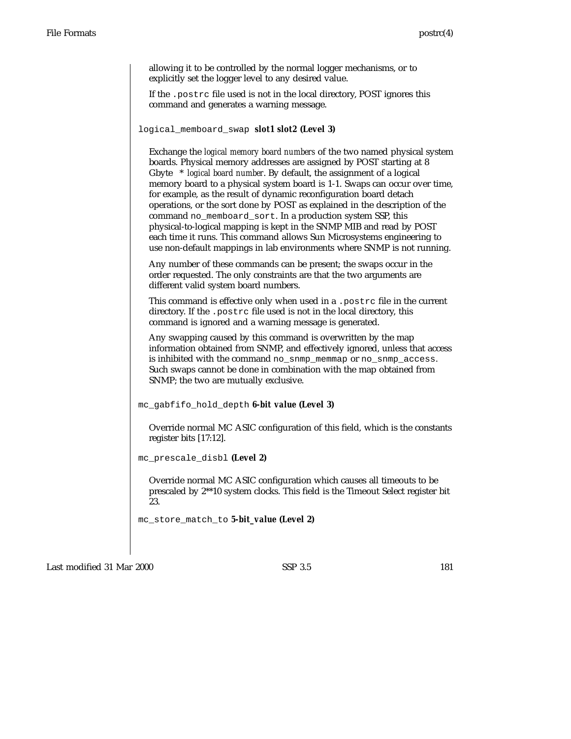allowing it to be controlled by the normal logger mechanisms, or to explicitly set the logger level to any desired value.

If the `.postrc` file used is not in the local directory, POST ignores this command and generates a warning message.

`logical_memboard_swap` **slot1 slot2 (Level 3)**

Exchange the *logical memory board numbers* of the two named physical system boards. Physical memory addresses are assigned by POST starting at 8 Gbyte * *logical board number*. By default, the assignment of a logical memory board to a physical system board is 1-1. Swaps can occur over time, for example, as the result of dynamic reconfiguration board detach operations, or the sort done by POST as explained in the description of the command `no_memboard_sort`. In a production system SSP, this physical-to-logical mapping is kept in the SNMP MIB and read by POST each time it runs. This command allows Sun Microsystems engineering to use non-default mappings in lab environments where SNMP is not running.

Any number of these commands can be present; the swaps occur in the order requested. The only constraints are that the two arguments are different valid system board numbers.

This command is effective only when used in a `.postrc` file in the current directory. If the `.postrc` file used is not in the local directory, this command is ignored and a warning message is generated.

Any swapping caused by this command is overwritten by the map information obtained from SNMP, and effectively ignored, unless that access is inhibited with the command `no_snmp_memmap` or `no_snmp_access`. Such swaps cannot be done in combination with the map obtained from SNMP; the two are mutually exclusive.

`mc_gabfifo_hold_depth` **6-bit value (Level 3)**

Override normal MC ASIC configuration of this field, which is the constants register bits [17:12].

`mc_prescale_disbl` **(Level 2)**

Override normal MC ASIC configuration which causes all timeouts to be prescaled by 2**10 system clocks. This field is the Timeout Select register bit 23.

`mc_store_match_to` **5-bit_value (Level 2)**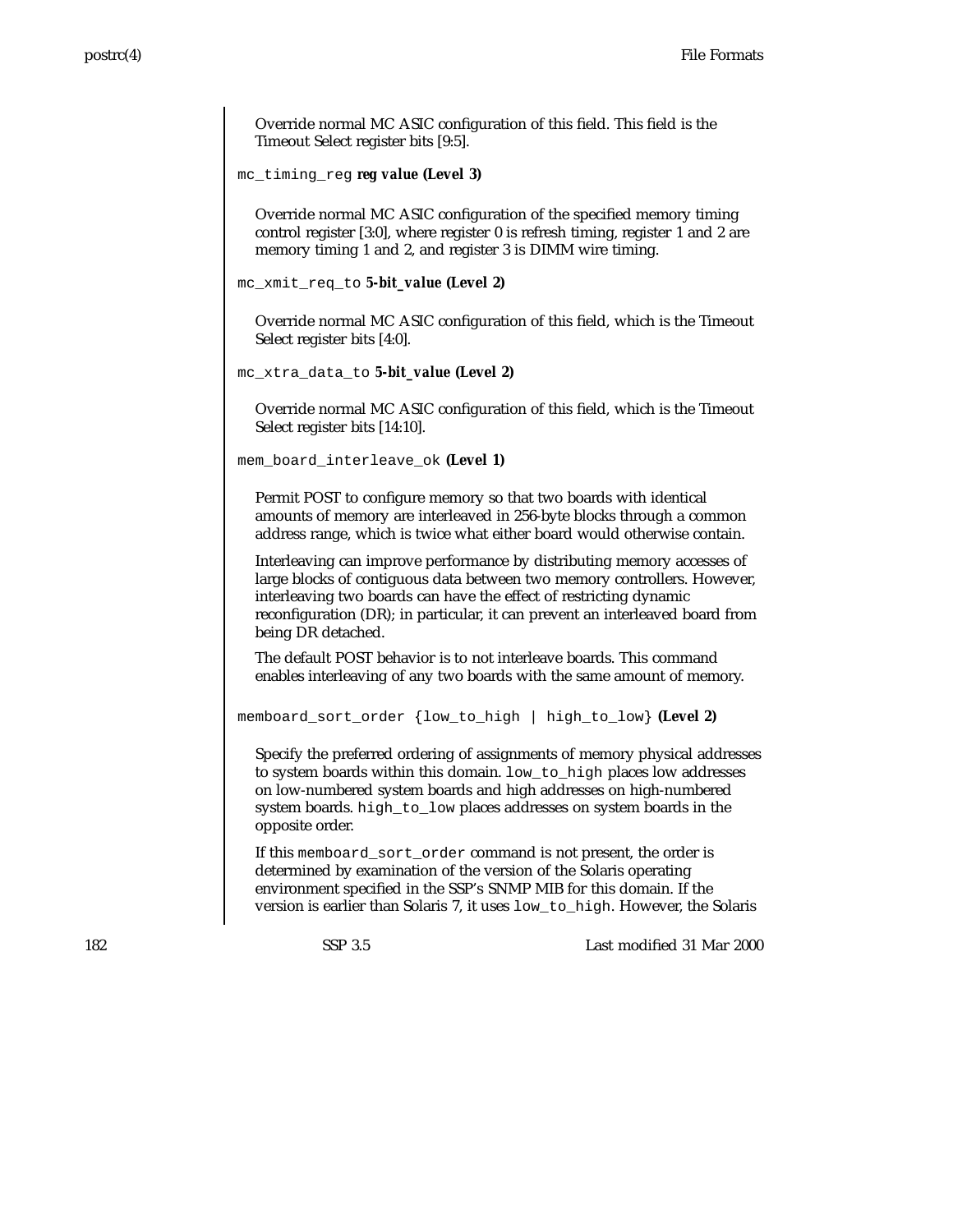Override normal MC ASIC configuration of this field. This field is the Timeout Select register bits [9:5].

`mc_timing_reg` ***reg value*** **(Level 3)**

Override normal MC ASIC configuration of the specified memory timing control register [3:0], where register 0 is refresh timing, register 1 and 2 are memory timing 1 and 2, and register 3 is DIMM wire timing.

`mc_xmit_req_to` ***5-bit_value*** **(Level 2)**

Override normal MC ASIC configuration of this field, which is the Timeout Select register bits [4:0].

`mc_xtra_data_to` ***5-bit_value*** **(Level 2)**

Override normal MC ASIC configuration of this field, which is the Timeout Select register bits [14:10].

`mem_board_interleave_ok` **(Level 1)**

Permit POST to configure memory so that two boards with identical amounts of memory are interleaved in 256-byte blocks through a common address range, which is twice what either board would otherwise contain.

Interleaving can improve performance by distributing memory accesses of large blocks of contiguous data between two memory controllers. However, interleaving two boards can have the effect of restricting dynamic reconfiguration (DR); in particular, it can prevent an interleaved board from being DR detached.

The default POST behavior is to not interleave boards. This command enables interleaving of any two boards with the same amount of memory.

`memboard_sort_order {low_to_high | high_to_low}` **(Level 2)**

Specify the preferred ordering of assignments of memory physical addresses to system boards within this domain. `low_to_high` places low addresses on low-numbered system boards and high addresses on high-numbered system boards. `high_to_low` places addresses on system boards in the opposite order.

If this `memboard_sort_order` command is not present, the order is determined by examination of the version of the Solaris operating environment specified in the SSP's SNMP MIB for this domain. If the version is earlier than Solaris 7, it uses `low_to_high`. However, the Solaris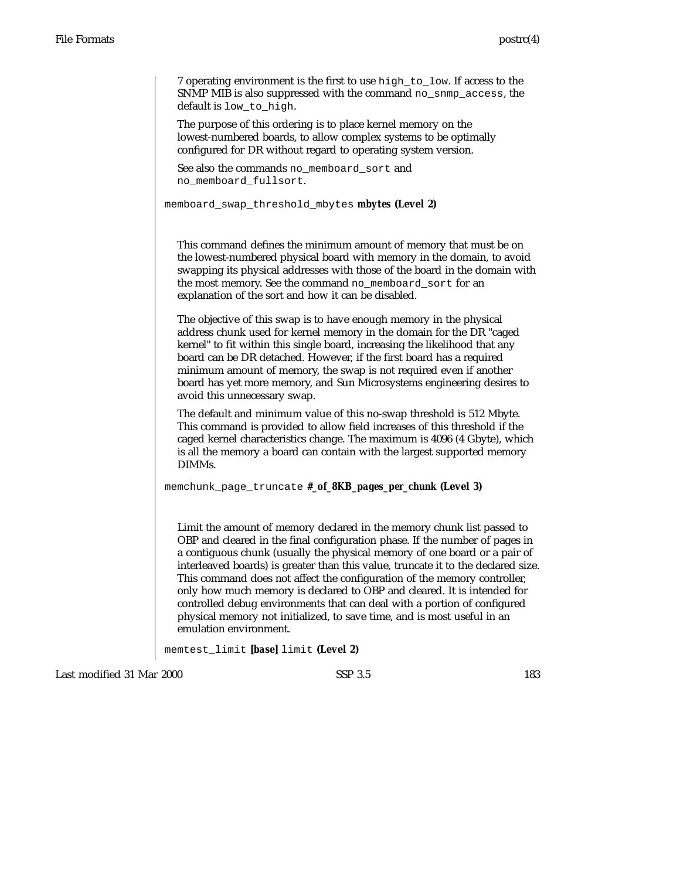7 operating environment is the first to use `high_to_low`. If access to the SNMP MIB is also suppressed with the command `no_snmp_access`, the default is `low_to_high`.

The purpose of this ordering is to place kernel memory on the lowest-numbered boards, to allow complex systems to be optimally configured for DR without regard to operating system version.

See also the commands `no_memboard_sort` and `no_memboard_fullsort`.

`memboard_swap_threshold_mbytes` ***mbytes* (Level 2)**

This command defines the minimum amount of memory that must be on the lowest-numbered physical board with memory in the domain, to avoid swapping its physical addresses with those of the board in the domain with the most memory. See the command `no_memboard_sort` for an explanation of the sort and how it can be disabled.

The objective of this swap is to have enough memory in the physical address chunk used for kernel memory in the domain for the DR "caged kernel" to fit within this single board, increasing the likelihood that any board can be DR detached. However, if the first board has a required minimum amount of memory, the swap is not required even if another board has yet more memory, and Sun Microsystems engineering desires to avoid this unnecessary swap.

The default and minimum value of this no-swap threshold is 512 Mbyte. This command is provided to allow field increases of this threshold if the caged kernel characteristics change. The maximum is 4096 (4 Gbyte), which is all the memory a board can contain with the largest supported memory DIMMs.

`memchunk_page_truncate` ***#_of_8KB_pages_per_chunk* (Level 3)**

Limit the amount of memory declared in the memory chunk list passed to OBP and cleared in the final configuration phase. If the number of pages in a contiguous chunk (usually the physical memory of one board or a pair of interleaved boards) is greater than this value, truncate it to the declared size. This command does not affect the configuration of the memory controller, only how much memory is declared to OBP and cleared. It is intended for controlled debug environments that can deal with a portion of configured physical memory not initialized, to save time, and is most useful in an emulation environment.

`memtest_limit` ***[base]*** `limit` **(Level 2)**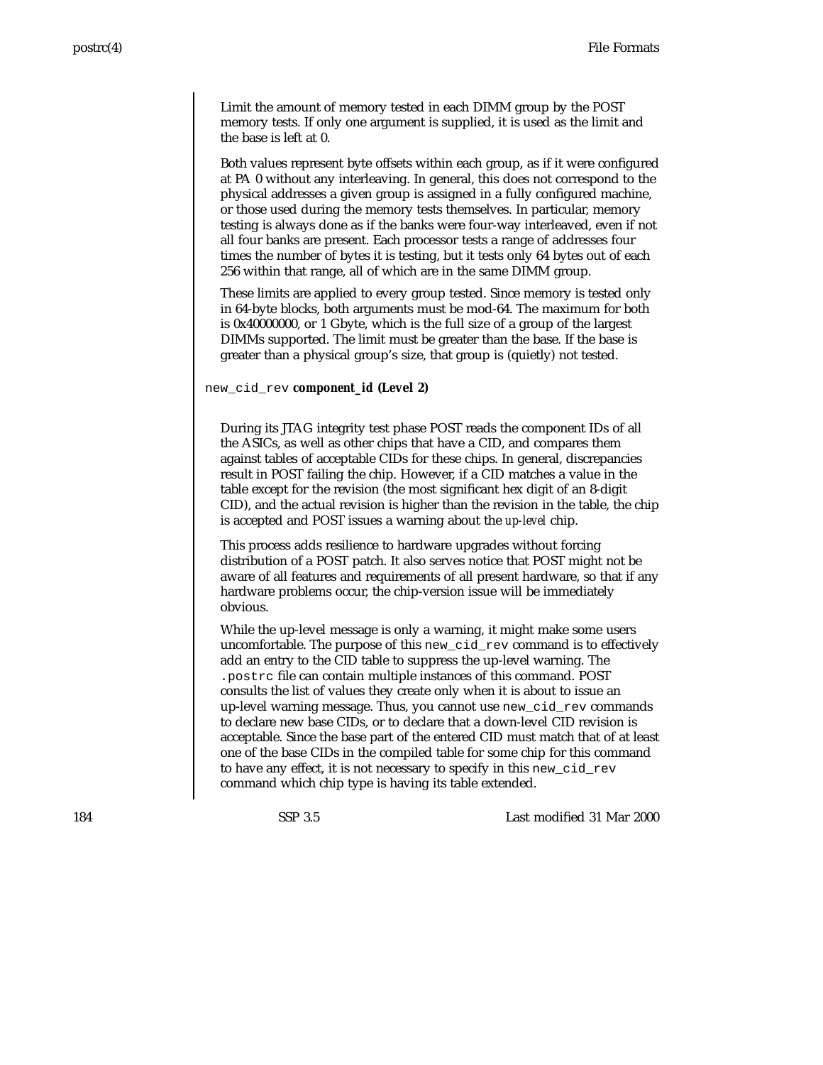Limit the amount of memory tested in each DIMM group by the POST memory tests. If only one argument is supplied, it is used as the limit and the base is left at 0.

Both values represent byte offsets within each group, as if it were configured at PA 0 without any interleaving. In general, this does not correspond to the physical addresses a given group is assigned in a fully configured machine, or those used during the memory tests themselves. In particular, memory testing is always done as if the banks were four-way interleaved, even if not all four banks are present. Each processor tests a range of addresses four times the number of bytes it is testing, but it tests only 64 bytes out of each 256 within that range, all of which are in the same DIMM group.

These limits are applied to every group tested. Since memory is tested only in 64-byte blocks, both arguments must be mod-64. The maximum for both is 0x40000000, or 1 Gbyte, which is the full size of a group of the largest DIMMs supported. The limit must be greater than the base. If the base is greater than a physical group's size, that group is (quietly) not tested.

`new_cid_rev` **component_id (Level 2)**

During its JTAG integrity test phase POST reads the component IDs of all the ASICs, as well as other chips that have a CID, and compares them against tables of acceptable CIDs for these chips. In general, discrepancies result in POST failing the chip. However, if a CID matches a value in the table except for the revision (the most significant hex digit of an 8-digit CID), and the actual revision is higher than the revision in the table, the chip is accepted and POST issues a warning about the *up-level* chip.

This process adds resilience to hardware upgrades without forcing distribution of a POST patch. It also serves notice that POST might not be aware of all features and requirements of all present hardware, so that if any hardware problems occur, the chip-version issue will be immediately obvious.

While the up-level message is only a warning, it might make some users uncomfortable. The purpose of this `new_cid_rev` command is to effectively add an entry to the CID table to suppress the up-level warning. The `.postrc` file can contain multiple instances of this command. POST consults the list of values they create only when it is about to issue an up-level warning message. Thus, you cannot use `new_cid_rev` commands to declare new base CIDs, or to declare that a down-level CID revision is acceptable. Since the base part of the entered CID must match that of at least one of the base CIDs in the compiled table for some chip for this command to have any effect, it is not necessary to specify in this `new_cid_rev` command which chip type is having its table extended.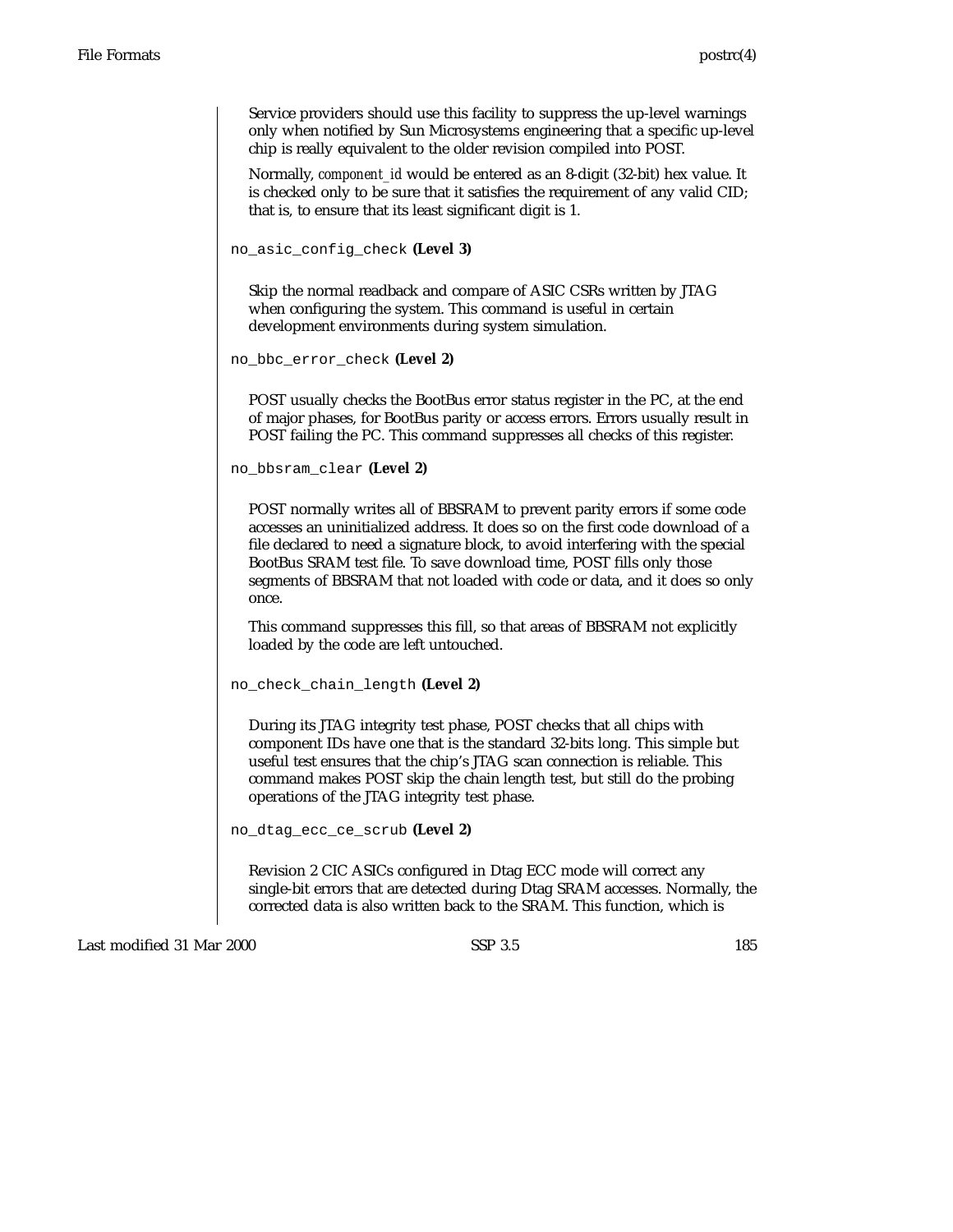Service providers should use this facility to suppress the up-level warnings only when notified by Sun Microsystems engineering that a specific up-level chip is really equivalent to the older revision compiled into POST.

Normally, *component_id* would be entered as an 8-digit (32-bit) hex value. It is checked only to be sure that it satisfies the requirement of any valid CID; that is, to ensure that its least significant digit is 1.

`no_asic_config_check` **(Level 3)**

Skip the normal readback and compare of ASIC CSRs written by JTAG when configuring the system. This command is useful in certain development environments during system simulation.

`no_bbc_error_check` **(Level 2)**

POST usually checks the BootBus error status register in the PC, at the end of major phases, for BootBus parity or access errors. Errors usually result in POST failing the PC. This command suppresses all checks of this register.

`no_bbsram_clear` **(Level 2)**

POST normally writes all of BBSRAM to prevent parity errors if some code accesses an uninitialized address. It does so on the first code download of a file declared to need a signature block, to avoid interfering with the special BootBus SRAM test file. To save download time, POST fills only those segments of BBSRAM that not loaded with code or data, and it does so only once.

This command suppresses this fill, so that areas of BBSRAM not explicitly loaded by the code are left untouched.

`no_check_chain_length` **(Level 2)**

During its JTAG integrity test phase, POST checks that all chips with component IDs have one that is the standard 32-bits long. This simple but useful test ensures that the chip's JTAG scan connection is reliable. This command makes POST skip the chain length test, but still do the probing operations of the JTAG integrity test phase.

`no_dtag_ecc_ce_scrub` **(Level 2)**

Revision 2 CIC ASICs configured in Dtag ECC mode will correct any single-bit errors that are detected during Dtag SRAM accesses. Normally, the corrected data is also written back to the SRAM. This function, which is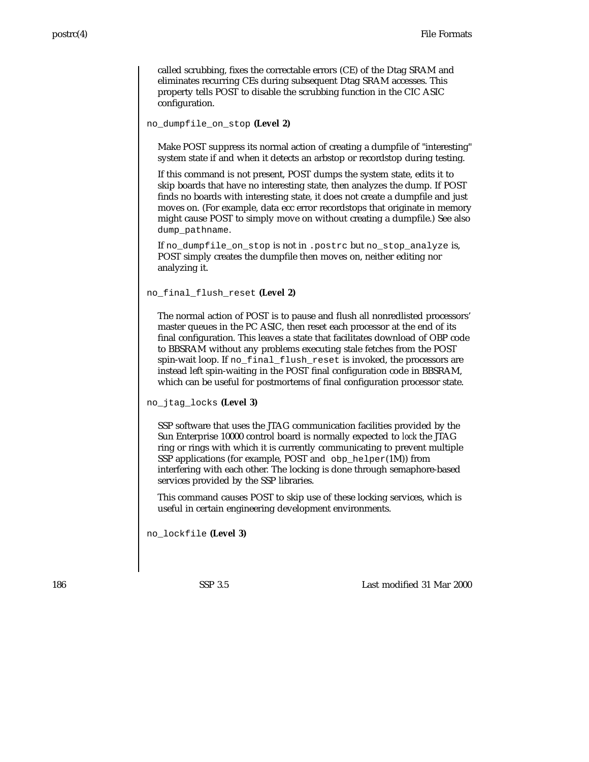called scrubbing, fixes the correctable errors (CE) of the Dtag SRAM and eliminates recurring CEs during subsequent Dtag SRAM accesses. This property tells POST to disable the scrubbing function in the CIC ASIC configuration.

`no_dumpfile_on_stop` **(Level 2)**

Make POST suppress its normal action of creating a dumpfile of "interesting" system state if and when it detects an arbstop or recordstop during testing.

If this command is not present, POST dumps the system state, edits it to skip boards that have no interesting state, then analyzes the dump. If POST finds no boards with interesting state, it does not create a dumpfile and just moves on. (For example, data ecc error recordstops that originate in memory might cause POST to simply move on without creating a dumpfile.) See also `dump_pathname`.

If `no_dumpfile_on_stop` is not in `.postrc` but `no_stop_analyze` is, POST simply creates the dumpfile then moves on, neither editing nor analyzing it.

`no_final_flush_reset` **(Level 2)**

The normal action of POST is to pause and flush all nonredlisted processors' master queues in the PC ASIC, then reset each processor at the end of its final configuration. This leaves a state that facilitates download of OBP code to BBSRAM without any problems executing stale fetches from the POST spin-wait loop. If `no_final_flush_reset` is invoked, the processors are instead left spin-waiting in the POST final configuration code in BBSRAM, which can be useful for postmortems of final configuration processor state.

`no_jtag_locks` **(Level 3)**

SSP software that uses the JTAG communication facilities provided by the Sun Enterprise 10000 control board is normally expected to *lock* the JTAG ring or rings with which it is currently communicating to prevent multiple SSP applications (for example, POST and `obp_helper(1M)`) from interfering with each other. The locking is done through semaphore-based services provided by the SSP libraries.

This command causes POST to skip use of these locking services, which is useful in certain engineering development environments.

`no_lockfile` **(Level 3)**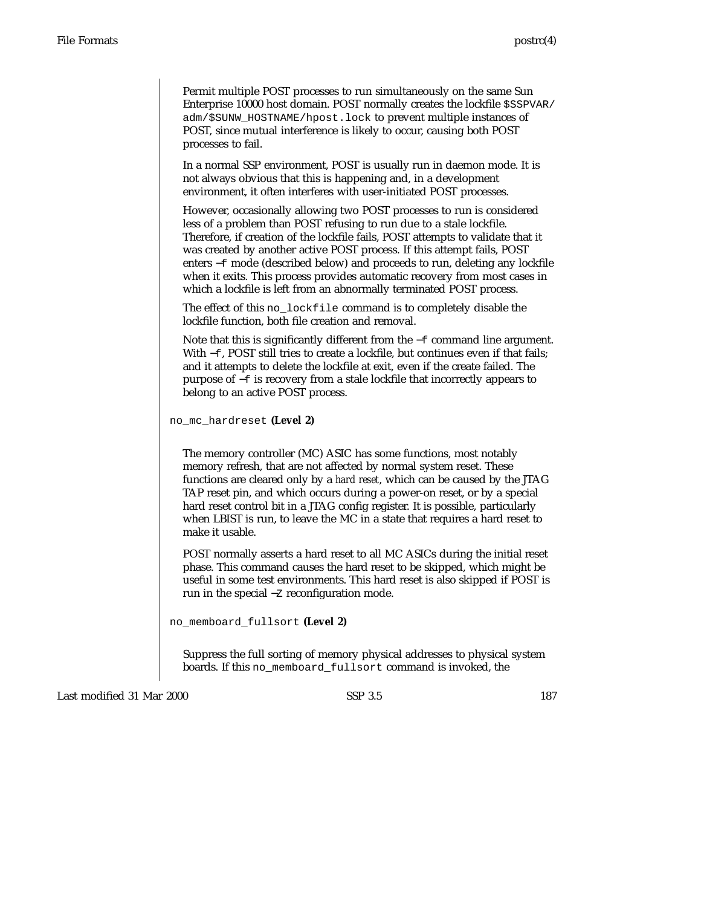Permit multiple POST processes to run simultaneously on the same Sun Enterprise 10000 host domain. POST normally creates the lockfile `$SSPVAR/adm/$SUNW_HOSTNAME/hpost.lock` to prevent multiple instances of POST, since mutual interference is likely to occur, causing both POST processes to fail.

In a normal SSP environment, POST is usually run in daemon mode. It is not always obvious that this is happening and, in a development environment, it often interferes with user-initiated POST processes.

However, occasionally allowing two POST processes to run is considered less of a problem than POST refusing to run due to a stale lockfile. Therefore, if creation of the lockfile fails, POST attempts to validate that it was created by another active POST process. If this attempt fails, POST enters `−f` mode (described below) and proceeds to run, deleting any lockfile when it exits. This process provides automatic recovery from most cases in which a lockfile is left from an abnormally terminated POST process.

The effect of this `no_lockfile` command is to completely disable the lockfile function, both file creation and removal.

Note that this is significantly different from the `−f` command line argument. With `−f`, POST still tries to create a lockfile, but continues even if that fails; and it attempts to delete the lockfile at exit, even if the create failed. The purpose of `−f` is recovery from a stale lockfile that incorrectly appears to belong to an active POST process.

`no_mc_hardreset` **(Level 2)**

The memory controller (MC) ASIC has some functions, most notably memory refresh, that are not affected by normal system reset. These functions are cleared only by a *hard reset*, which can be caused by the JTAG TAP reset pin, and which occurs during a power-on reset, or by a special hard reset control bit in a JTAG config register. It is possible, particularly when LBIST is run, to leave the MC in a state that requires a hard reset to make it usable.

POST normally asserts a hard reset to all MC ASICs during the initial reset phase. This command causes the hard reset to be skipped, which might be useful in some test environments. This hard reset is also skipped if POST is run in the special `−Z` reconfiguration mode.

`no_memboard_fullsort` **(Level 2)**

Suppress the full sorting of memory physical addresses to physical system boards. If this `no_memboard_fullsort` command is invoked, the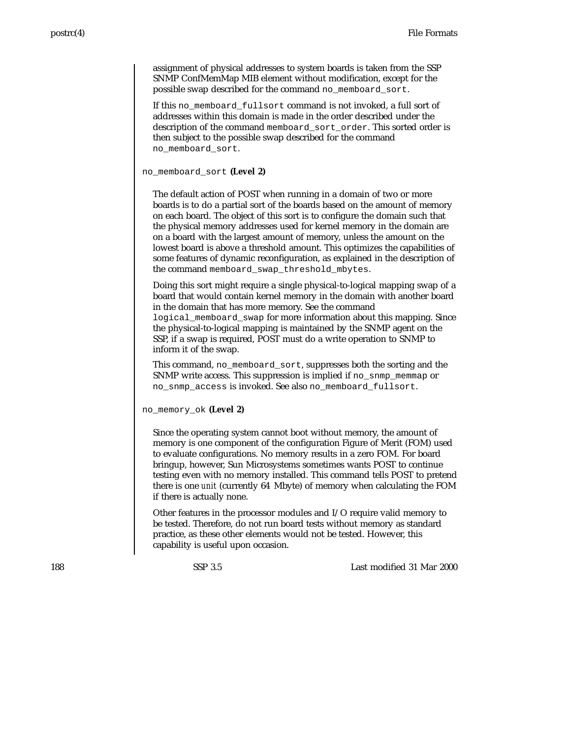assignment of physical addresses to system boards is taken from the SSP SNMP ConfMemMap MIB element without modification, except for the possible swap described for the command `no_memboard_sort`.

If this `no_memboard_fullsort` command is not invoked, a full sort of addresses within this domain is made in the order described under the description of the command `memboard_sort_order`. This sorted order is then subject to the possible swap described for the command `no_memboard_sort`.

`no_memboard_sort` **(Level 2)**

The default action of POST when running in a domain of two or more boards is to do a partial sort of the boards based on the amount of memory on each board. The object of this sort is to configure the domain such that the physical memory addresses used for kernel memory in the domain are on a board with the largest amount of memory, unless the amount on the lowest board is above a threshold amount. This optimizes the capabilities of some features of dynamic reconfiguration, as explained in the description of the command `memboard_swap_threshold_mbytes`.

Doing this sort might require a single physical-to-logical mapping swap of a board that would contain kernel memory in the domain with another board in the domain that has more memory. See the command `logical_memboard_swap` for more information about this mapping. Since the physical-to-logical mapping is maintained by the SNMP agent on the SSP, if a swap is required, POST must do a write operation to SNMP to inform it of the swap.

This command, `no_memboard_sort`, suppresses both the sorting and the SNMP write access. This suppression is implied if `no_snmp_memmap` or `no_snmp_access` is invoked. See also `no_memboard_fullsort`.

`no_memory_ok` **(Level 2)**

Since the operating system cannot boot without memory, the amount of memory is one component of the configuration Figure of Merit (FOM) used to evaluate configurations. No memory results in a zero FOM. For board bringup, however, Sun Microsystems sometimes wants POST to continue testing even with no memory installed. This command tells POST to pretend there is one *unit* (currently 64 Mbyte) of memory when calculating the FOM if there is actually none.

Other features in the processor modules and I/O require valid memory to be tested. Therefore, do not run board tests without memory as standard practice, as these other elements would not be tested. However, this capability is useful upon occasion.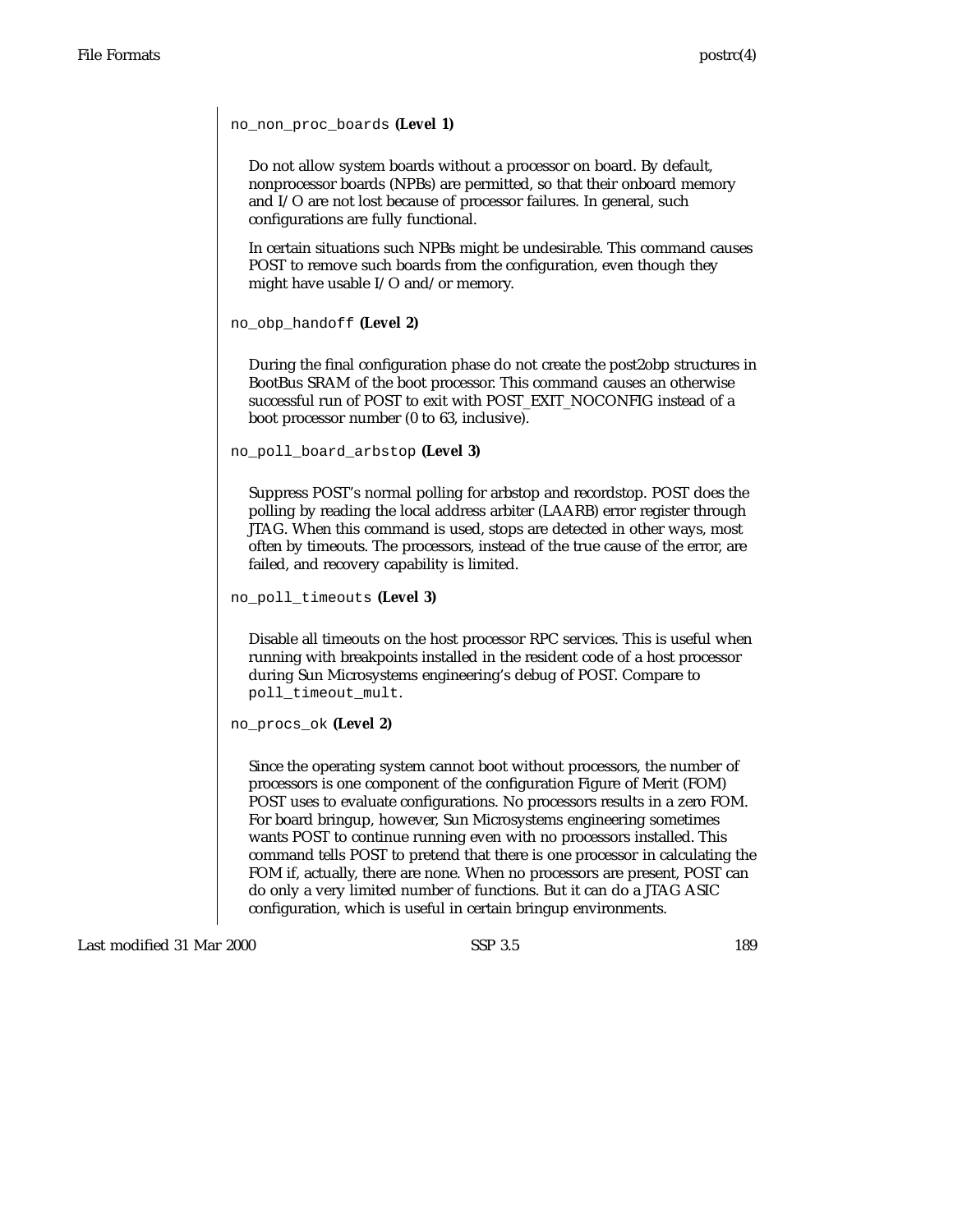`no_non_proc_boards` **(Level 1)**

Do not allow system boards without a processor on board. By default, nonprocessor boards (NPBs) are permitted, so that their onboard memory and I/O are not lost because of processor failures. In general, such configurations are fully functional.

In certain situations such NPBs might be undesirable. This command causes POST to remove such boards from the configuration, even though they might have usable I/O and/or memory.

`no_obp_handoff` **(Level 2)**

During the final configuration phase do not create the post2obp structures in BootBus SRAM of the boot processor. This command causes an otherwise successful run of POST to exit with POST_EXIT_NOCONFIG instead of a boot processor number (0 to 63, inclusive).

`no_poll_board_arbstop` **(Level 3)**

Suppress POST's normal polling for arbstop and recordstop. POST does the polling by reading the local address arbiter (LAARB) error register through JTAG. When this command is used, stops are detected in other ways, most often by timeouts. The processors, instead of the true cause of the error, are failed, and recovery capability is limited.

`no_poll_timeouts` **(Level 3)**

Disable all timeouts on the host processor RPC services. This is useful when running with breakpoints installed in the resident code of a host processor during Sun Microsystems engineering's debug of POST. Compare to `poll_timeout_mult`.

`no_procs_ok` **(Level 2)**

Since the operating system cannot boot without processors, the number of processors is one component of the configuration Figure of Merit (FOM) POST uses to evaluate configurations. No processors results in a zero FOM. For board bringup, however, Sun Microsystems engineering sometimes wants POST to continue running even with no processors installed. This command tells POST to pretend that there is one processor in calculating the FOM if, actually, there are none. When no processors are present, POST can do only a very limited number of functions. But it can do a JTAG ASIC configuration, which is useful in certain bringup environments.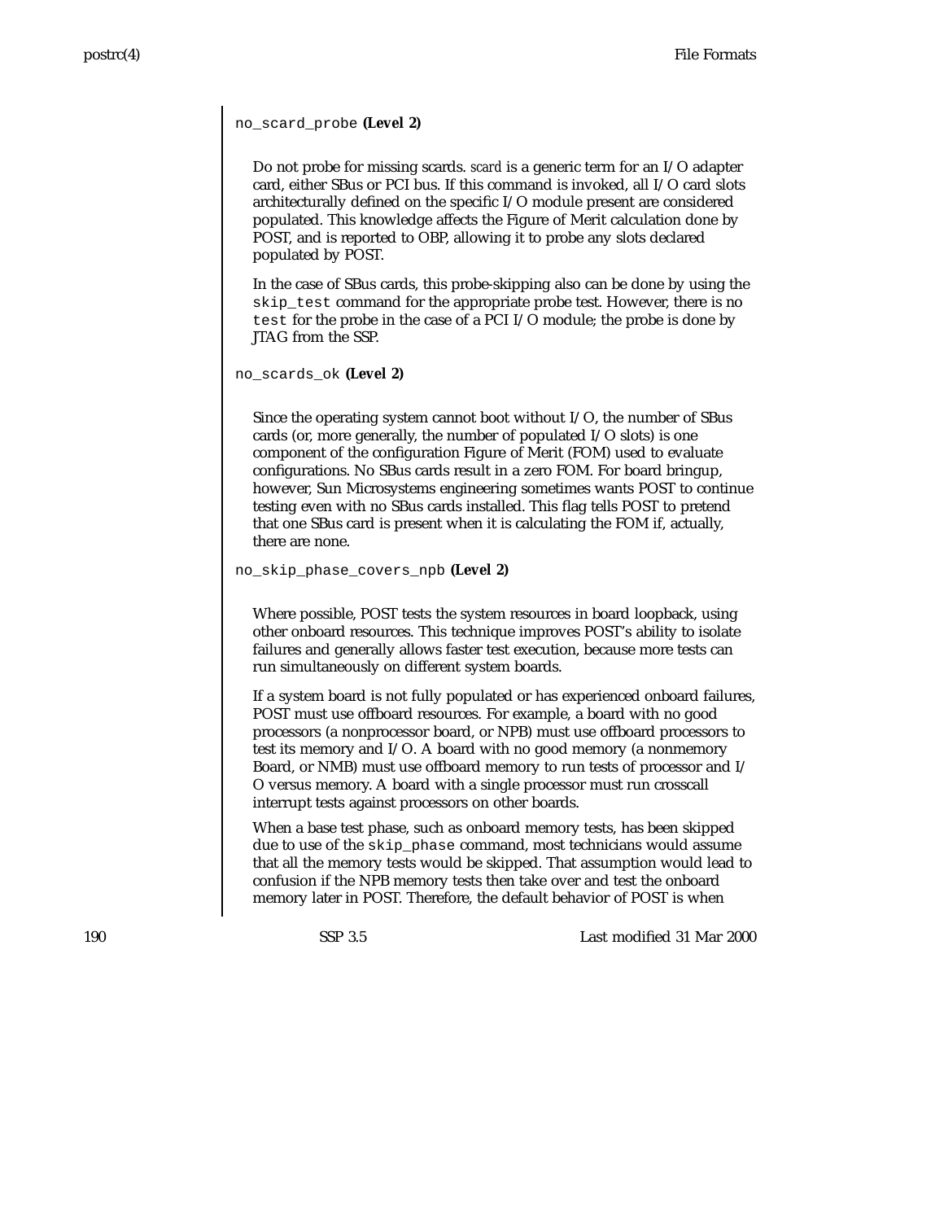`no_scard_probe` **(Level 2)**

Do not probe for missing scards. *scard* is a generic term for an I/O adapter card, either SBus or PCI bus. If this command is invoked, all I/O card slots architecturally defined on the specific I/O module present are considered populated. This knowledge affects the Figure of Merit calculation done by POST, and is reported to OBP, allowing it to probe any slots declared populated by POST.

In the case of SBus cards, this probe-skipping also can be done by using the `skip_test` command for the appropriate probe test. However, there is no `test` for the probe in the case of a PCI I/O module; the probe is done by JTAG from the SSP.

`no_scards_ok` **(Level 2)**

Since the operating system cannot boot without I/O, the number of SBus cards (or, more generally, the number of populated I/O slots) is one component of the configuration Figure of Merit (FOM) used to evaluate configurations. No SBus cards result in a zero FOM. For board bringup, however, Sun Microsystems engineering sometimes wants POST to continue testing even with no SBus cards installed. This flag tells POST to pretend that one SBus card is present when it is calculating the FOM if, actually, there are none.

`no_skip_phase_covers_npb` **(Level 2)**

Where possible, POST tests the system resources in board loopback, using other onboard resources. This technique improves POST's ability to isolate failures and generally allows faster test execution, because more tests can run simultaneously on different system boards.

If a system board is not fully populated or has experienced onboard failures, POST must use offboard resources. For example, a board with no good processors (a nonprocessor board, or NPB) must use offboard processors to test its memory and I/O. A board with no good memory (a nonmemory Board, or NMB) must use offboard memory to run tests of processor and I/O versus memory. A board with a single processor must run crosscall interrupt tests against processors on other boards.

When a base test phase, such as onboard memory tests, has been skipped due to use of the `skip_phase` command, most technicians would assume that all the memory tests would be skipped. That assumption would lead to confusion if the NPB memory tests then take over and test the onboard memory later in POST. Therefore, the default behavior of POST is when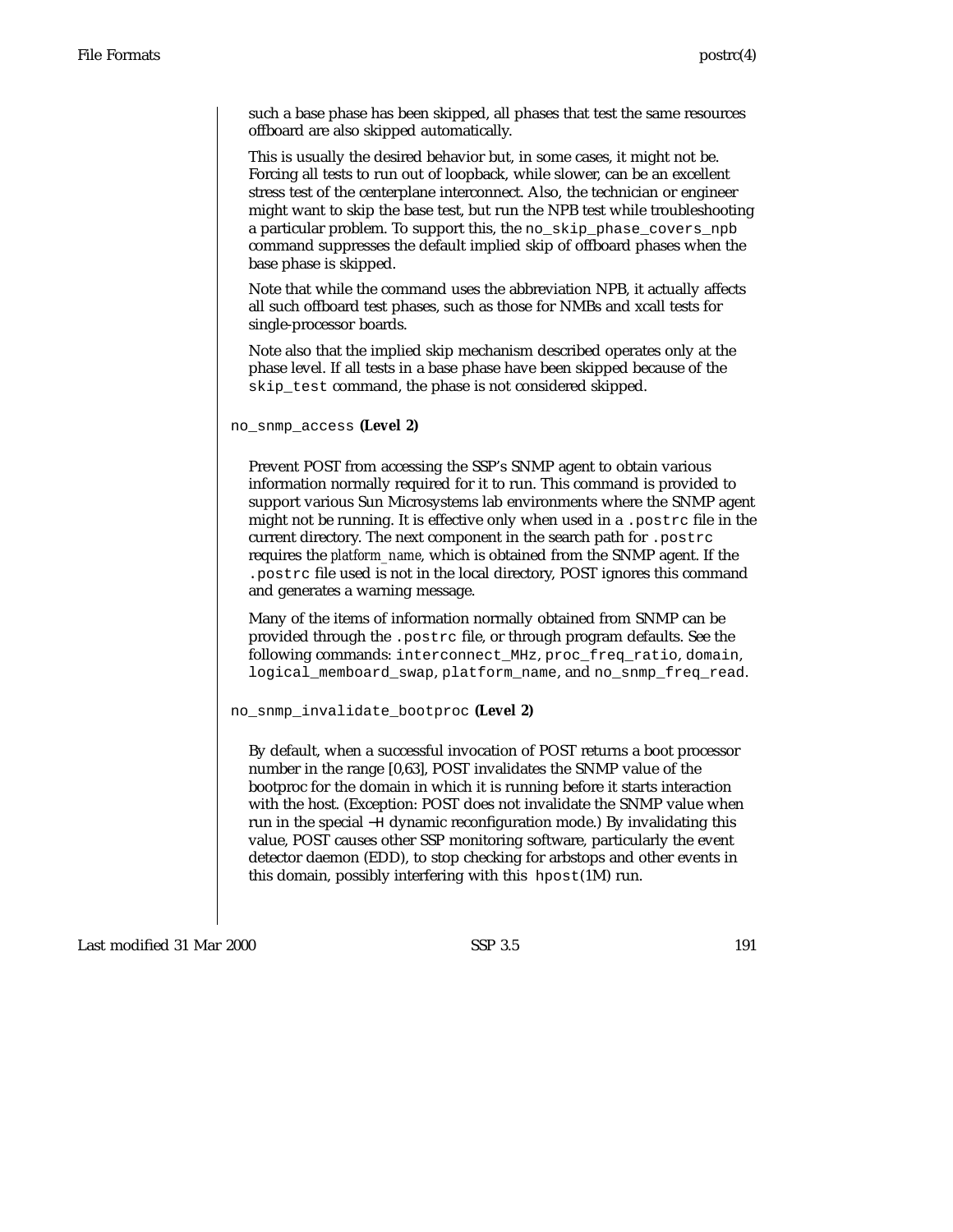such a base phase has been skipped, all phases that test the same resources offboard are also skipped automatically.

This is usually the desired behavior but, in some cases, it might not be. Forcing all tests to run out of loopback, while slower, can be an excellent stress test of the centerplane interconnect. Also, the technician or engineer might want to skip the base test, but run the NPB test while troubleshooting a particular problem. To support this, the `no_skip_phase_covers_npb` command suppresses the default implied skip of offboard phases when the base phase is skipped.

Note that while the command uses the abbreviation NPB, it actually affects all such offboard test phases, such as those for NMBs and xcall tests for single-processor boards.

Note also that the implied skip mechanism described operates only at the phase level. If all tests in a base phase have been skipped because of the `skip_test` command, the phase is not considered skipped.

`no_snmp_access` **(Level 2)**

Prevent POST from accessing the SSP's SNMP agent to obtain various information normally required for it to run. This command is provided to support various Sun Microsystems lab environments where the SNMP agent might not be running. It is effective only when used in a `.postrc` file in the current directory. The next component in the search path for `.postrc` requires the *platform_name*, which is obtained from the SNMP agent. If the `.postrc` file used is not in the local directory, POST ignores this command and generates a warning message.

Many of the items of information normally obtained from SNMP can be provided through the `.postrc` file, or through program defaults. See the following commands: `interconnect_MHz`, `proc_freq_ratio`, `domain`, `logical_memboard_swap`, `platform_name`, and `no_snmp_freq_read`.

`no_snmp_invalidate_bootproc` **(Level 2)**

By default, when a successful invocation of POST returns a boot processor number in the range [0,63], POST invalidates the SNMP value of the bootproc for the domain in which it is running before it starts interaction with the host. (Exception: POST does not invalidate the SNMP value when run in the special `−H` dynamic reconfiguration mode.) By invalidating this value, POST causes other SSP monitoring software, particularly the event detector daemon (EDD), to stop checking for arbstops and other events in this domain, possibly interfering with this `hpost(1M)` run.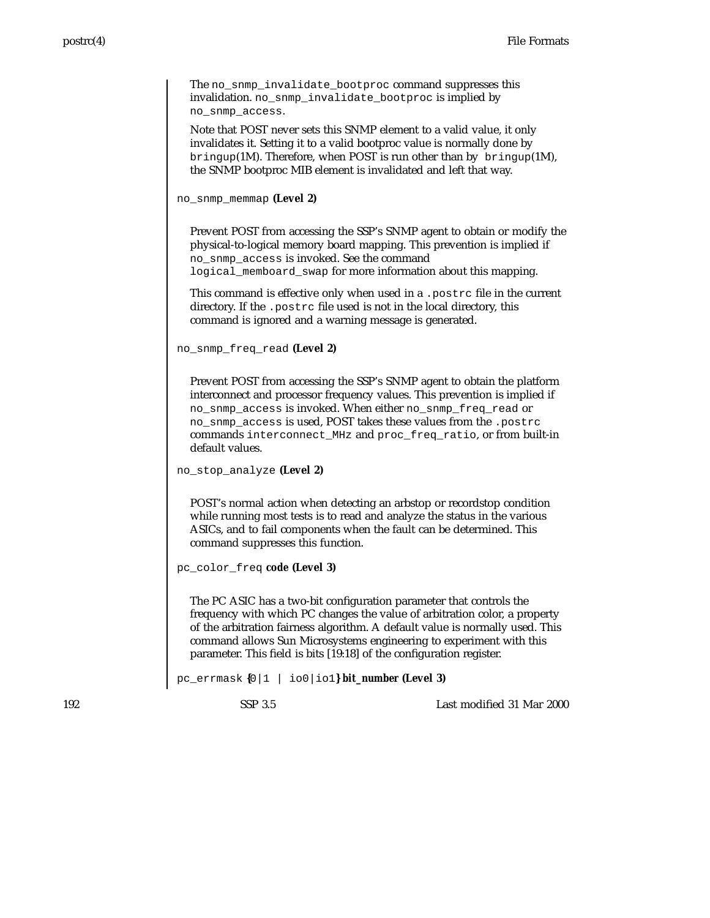The `no_snmp_invalidate_bootproc` command suppresses this invalidation. `no_snmp_invalidate_bootproc` is implied by `no_snmp_access`.

Note that POST never sets this SNMP element to a valid value, it only invalidates it. Setting it to a valid bootproc value is normally done by `bringup`(1M). Therefore, when POST is run other than by `bringup`(1M), the SNMP bootproc MIB element is invalidated and left that way.

`no_snmp_memmap` **(Level 2)**

Prevent POST from accessing the SSP's SNMP agent to obtain or modify the physical-to-logical memory board mapping. This prevention is implied if `no_snmp_access` is invoked. See the command `logical_memboard_swap` for more information about this mapping.

This command is effective only when used in a `.postrc` file in the current directory. If the `.postrc` file used is not in the local directory, this command is ignored and a warning message is generated.

`no_snmp_freq_read` **(Level 2)**

Prevent POST from accessing the SSP's SNMP agent to obtain the platform interconnect and processor frequency values. This prevention is implied if `no_snmp_access` is invoked. When either `no_snmp_freq_read` or `no_snmp_access` is used, POST takes these values from the `.postrc` commands `interconnect_MHz` and `proc_freq_ratio`, or from built-in default values.

`no_stop_analyze` **(Level 2)**

POST's normal action when detecting an arbstop or recordstop condition while running most tests is to read and analyze the status in the various ASICs, and to fail components when the fault can be determined. This command suppresses this function.

`pc_color_freq` **code (Level 3)**

The PC ASIC has a two-bit configuration parameter that controls the frequency with which PC changes the value of arbitration color, a property of the arbitration fairness algorithm. A default value is normally used. This command allows Sun Microsystems engineering to experiment with this parameter. This field is bits [19:18] of the configuration register.

`pc_errmask` **{**`0|1 | io0|io1`**} bit_number (Level 3)**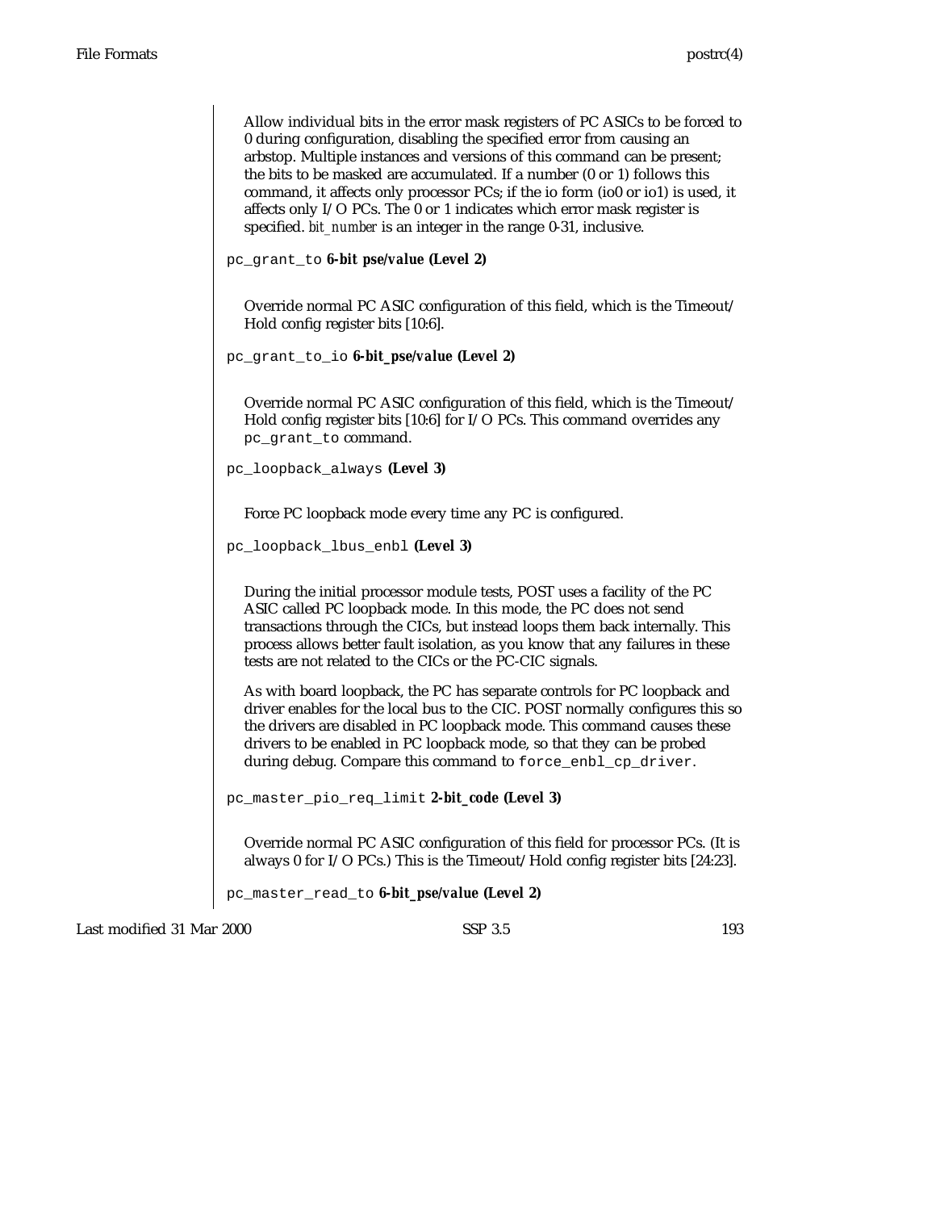Allow individual bits in the error mask registers of PC ASICs to be forced to 0 during configuration, disabling the specified error from causing an arbstop. Multiple instances and versions of this command can be present; the bits to be masked are accumulated. If a number (0 or 1) follows this command, it affects only processor PCs; if the io form (io0 or io1) is used, it affects only I/O PCs. The 0 or 1 indicates which error mask register is specified. *bit_number* is an integer in the range 0-31, inclusive.

`pc_grant_to` ***6-bit pse/value* (Level 2)**

Override normal PC ASIC configuration of this field, which is the Timeout/Hold config register bits [10:6].

`pc_grant_to_io` ***6-bit_pse/value* (Level 2)**

Override normal PC ASIC configuration of this field, which is the Timeout/Hold config register bits [10:6] for I/O PCs. This command overrides any `pc_grant_to` command.

`pc_loopback_always` **(Level 3)**

Force PC loopback mode every time any PC is configured.

`pc_loopback_lbus_enbl` **(Level 3)**

During the initial processor module tests, POST uses a facility of the PC ASIC called PC loopback mode. In this mode, the PC does not send transactions through the CICs, but instead loops them back internally. This process allows better fault isolation, as you know that any failures in these tests are not related to the CICs or the PC-CIC signals.

As with board loopback, the PC has separate controls for PC loopback and driver enables for the local bus to the CIC. POST normally configures this so the drivers are disabled in PC loopback mode. This command causes these drivers to be enabled in PC loopback mode, so that they can be probed during debug. Compare this command to `force_enbl_cp_driver`.

`pc_master_pio_req_limit` ***2-bit_code* (Level 3)**

Override normal PC ASIC configuration of this field for processor PCs. (It is always 0 for I/O PCs.) This is the Timeout/Hold config register bits [24:23].

`pc_master_read_to` ***6-bit_pse/value* (Level 2)**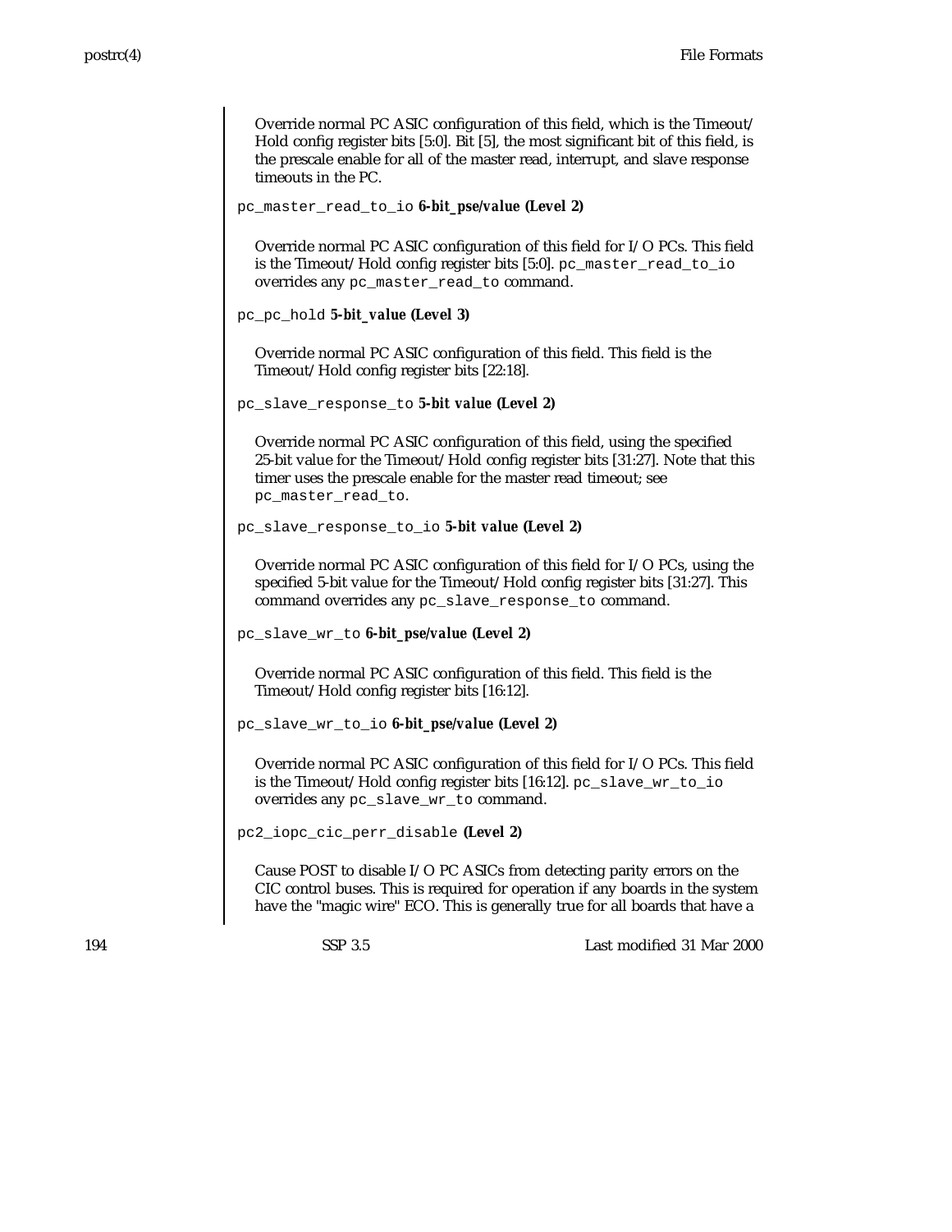Override normal PC ASIC configuration of this field, which is the Timeout/Hold config register bits [5:0]. Bit [5], the most significant bit of this field, is the prescale enable for all of the master read, interrupt, and slave response timeouts in the PC.

`pc_master_read_to_io` ***6-bit_pse/value* (Level 2)**

Override normal PC ASIC configuration of this field for I/O PCs. This field is the Timeout/Hold config register bits [5:0]. `pc_master_read_to_io` overrides any `pc_master_read_to` command.

`pc_pc_hold` ***5-bit_value* (Level 3)**

Override normal PC ASIC configuration of this field. This field is the Timeout/Hold config register bits [22:18].

`pc_slave_response_to` ***5-bit value* (Level 2)**

Override normal PC ASIC configuration of this field, using the specified 25-bit value for the Timeout/Hold config register bits [31:27]. Note that this timer uses the prescale enable for the master read timeout; see `pc_master_read_to`.

`pc_slave_response_to_io` ***5-bit value* (Level 2)**

Override normal PC ASIC configuration of this field for I/O PCs, using the specified 5-bit value for the Timeout/Hold config register bits [31:27]. This command overrides any `pc_slave_response_to` command.

`pc_slave_wr_to` ***6-bit_pse/value* (Level 2)**

Override normal PC ASIC configuration of this field. This field is the Timeout/Hold config register bits [16:12].

`pc_slave_wr_to_io` ***6-bit_pse/value* (Level 2)**

Override normal PC ASIC configuration of this field for I/O PCs. This field is the Timeout/Hold config register bits [16:12]. `pc_slave_wr_to_io` overrides any `pc_slave_wr_to` command.

`pc2_iopc_cic_perr_disable` **(Level 2)**

Cause POST to disable I/O PC ASICs from detecting parity errors on the CIC control buses. This is required for operation if any boards in the system have the "magic wire" ECO. This is generally true for all boards that have a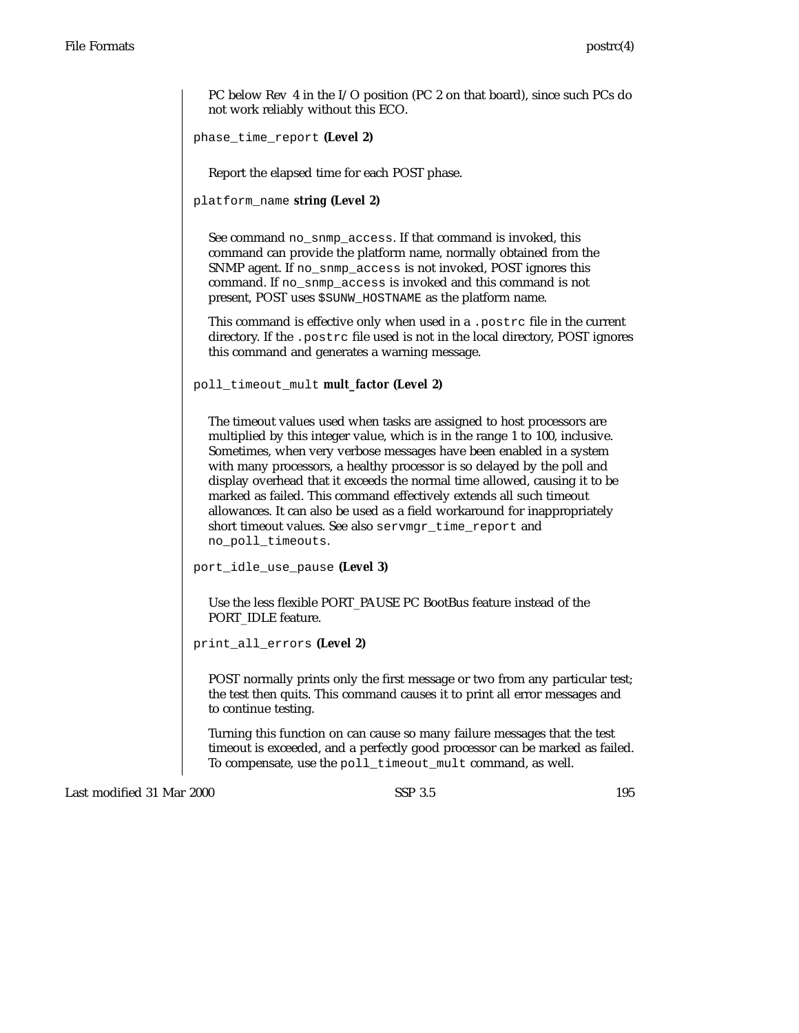PC below Rev 4 in the I/O position (PC 2 on that board), since such PCs do not work reliably without this ECO.

`phase_time_report` **(Level 2)**

Report the elapsed time for each POST phase.

`platform_name` **string (Level 2)**

See command `no_snmp_access`. If that command is invoked, this command can provide the platform name, normally obtained from the SNMP agent. If `no_snmp_access` is not invoked, POST ignores this command. If `no_snmp_access` is invoked and this command is not present, POST uses `$SUNW_HOSTNAME` as the platform name.

This command is effective only when used in a `.postrc` file in the current directory. If the `.postrc` file used is not in the local directory, POST ignores this command and generates a warning message.

`poll_timeout_mult` ***mult_factor*** **(Level 2)**

The timeout values used when tasks are assigned to host processors are multiplied by this integer value, which is in the range 1 to 100, inclusive. Sometimes, when very verbose messages have been enabled in a system with many processors, a healthy processor is so delayed by the poll and display overhead that it exceeds the normal time allowed, causing it to be marked as failed. This command effectively extends all such timeout allowances. It can also be used as a field workaround for inappropriately short timeout values. See also `servmgr_time_report` and `no_poll_timeouts`.

`port_idle_use_pause` **(Level 3)**

Use the less flexible PORT_PAUSE PC BootBus feature instead of the PORT_IDLE feature.

`print_all_errors` **(Level 2)**

POST normally prints only the first message or two from any particular test; the test then quits. This command causes it to print all error messages and to continue testing.

Turning this function on can cause so many failure messages that the test timeout is exceeded, and a perfectly good processor can be marked as failed. To compensate, use the `poll_timeout_mult` command, as well.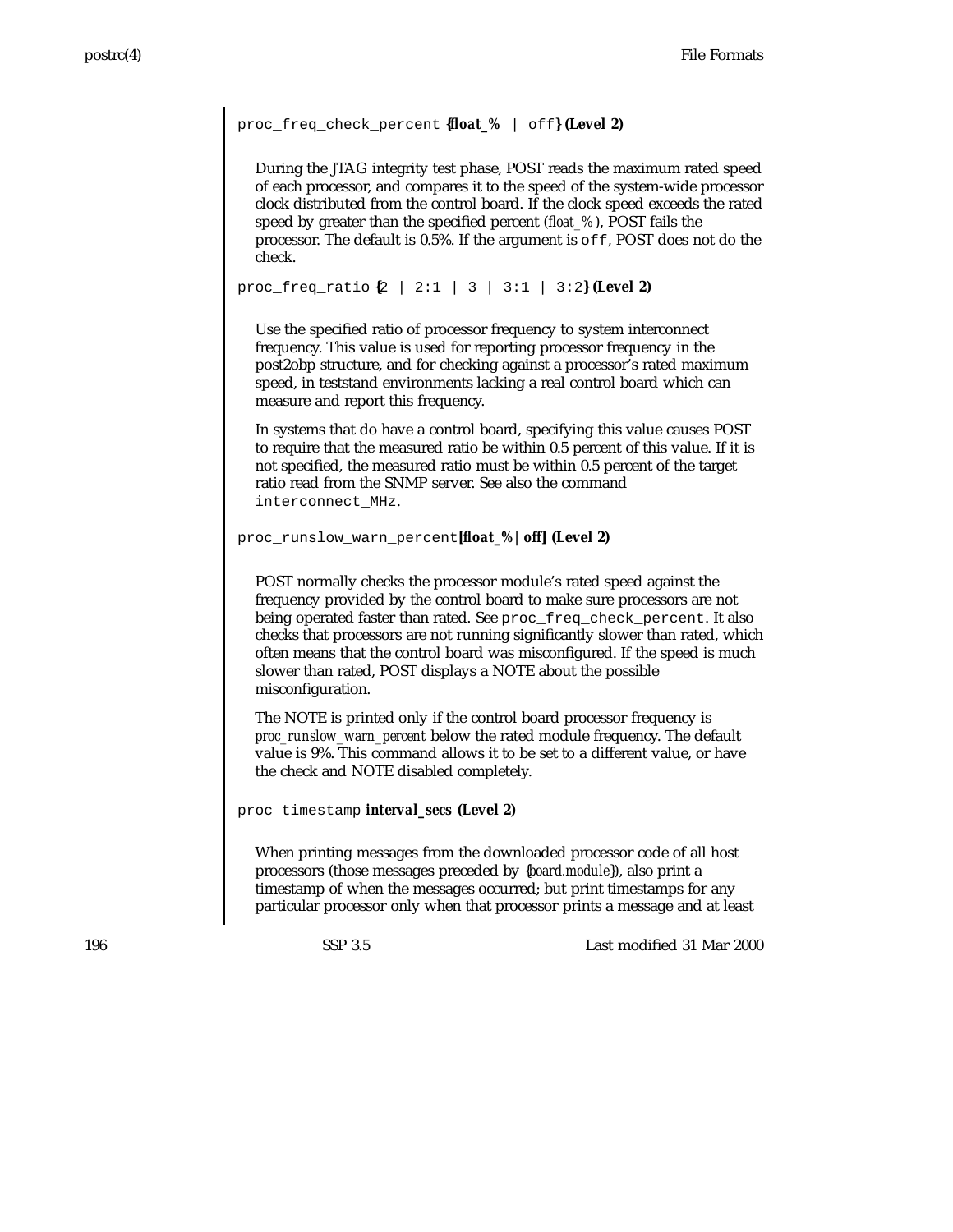`proc_freq_check_percent` **{*float_%* | `off`} (Level 2)**

During the JTAG integrity test phase, POST reads the maximum rated speed of each processor, and compares it to the speed of the system-wide processor clock distributed from the control board. If the clock speed exceeds the rated speed by greater than the specified percent (*float_%*), POST fails the processor. The default is 0.5%. If the argument is `off`, POST does not do the check.

`proc_freq_ratio` **{**`2 | 2:1 | 3 | 3:1 | 3:2`**} (Level 2)**

Use the specified ratio of processor frequency to system interconnect frequency. This value is used for reporting processor frequency in the post2obp structure, and for checking against a processor's rated maximum speed, in teststand environments lacking a real control board which can measure and report this frequency.

In systems that do have a control board, specifying this value causes POST to require that the measured ratio be within 0.5 percent of this value. If it is not specified, the measured ratio must be within 0.5 percent of the target ratio read from the SNMP server. See also the command `interconnect_MHz`.

`proc_runslow_warn_percent` **[*float_%* | off] (Level 2)**

POST normally checks the processor module's rated speed against the frequency provided by the control board to make sure processors are not being operated faster than rated. See `proc_freq_check_percent`. It also checks that processors are not running significantly slower than rated, which often means that the control board was misconfigured. If the speed is much slower than rated, POST displays a NOTE about the possible misconfiguration.

The NOTE is printed only if the control board processor frequency is *proc_runslow_warn_percent* below the rated module frequency. The default value is 9%. This command allows it to be set to a different value, or have the check and NOTE disabled completely.

`proc_timestamp` ***interval_secs* (Level 2)**

When printing messages from the downloaded processor code of all host processors (those messages preceded by {*board.module*}), also print a timestamp of when the messages occurred; but print timestamps for any particular processor only when that processor prints a message and at least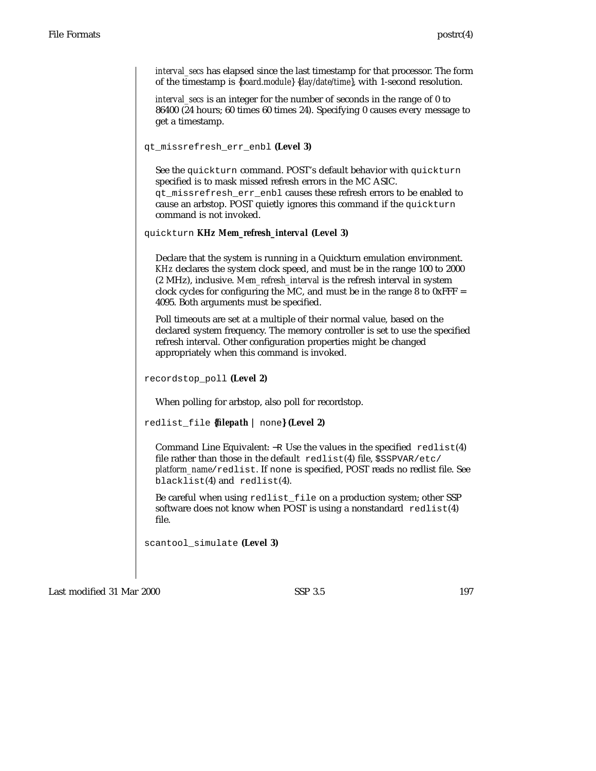*interval_secs* has elapsed since the last timestamp for that processor. The form of the timestamp is {*board.module*} {*day/date/time*}, with 1-second resolution.

*interval_secs* is an integer for the number of seconds in the range of 0 to 86400 (24 hours; 60 times 60 times 24). Specifying 0 causes every message to get a timestamp.

`qt_missrefresh_err_enbl` **(Level 3)**

See the `quickturn` command. POST's default behavior with `quickturn` specified is to mask missed refresh errors in the MC ASIC. `qt_missrefresh_err_enbl` causes these refresh errors to be enabled to cause an arbstop. POST quietly ignores this command if the `quickturn` command is not invoked.

`quickturn` ***KHz Mem_refresh_interval*** **(Level 3)**

Declare that the system is running in a Quickturn emulation environment. *KHz* declares the system clock speed, and must be in the range 100 to 2000 (2 MHz), inclusive. *Mem_refresh_interval* is the refresh interval in system clock cycles for configuring the MC, and must be in the range 8 to 0xFFF = 4095. Both arguments must be specified.

Poll timeouts are set at a multiple of their normal value, based on the declared system frequency. The memory controller is set to use the specified refresh interval. Other configuration properties might be changed appropriately when this command is invoked.

`recordstop_poll` **(Level 2)**

When polling for arbstop, also poll for recordstop.

`redlist_file` **{*filepath* |** `none`**} (Level 2)**

Command Line Equivalent: `-R` Use the values in the specified `redlist`(4) file rather than those in the default `redlist`(4) file, `$SSPVAR/etc/`*platform_name*`/redlist`. If `none` is specified, POST reads no redlist file. See `blacklist`(4) and `redlist`(4).

Be careful when using `redlist_file` on a production system; other SSP software does not know when POST is using a nonstandard `redlist`(4) file.

`scantool_simulate` **(Level 3)**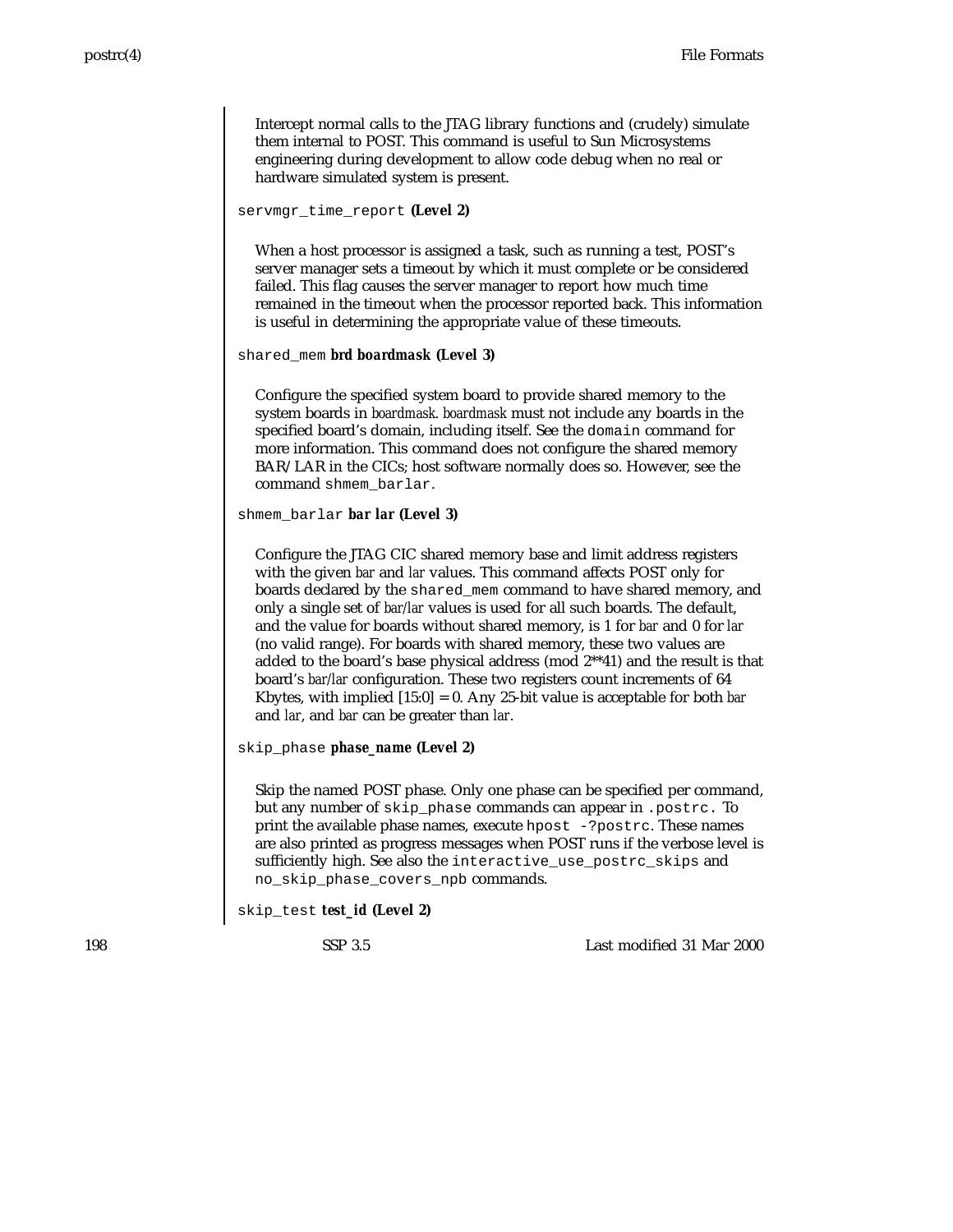Intercept normal calls to the JTAG library functions and (crudely) simulate them internal to POST. This command is useful to Sun Microsystems engineering during development to allow code debug when no real or hardware simulated system is present.

`servmgr_time_report` **(Level 2)**

When a host processor is assigned a task, such as running a test, POST's server manager sets a timeout by which it must complete or be considered failed. This flag causes the server manager to report how much time remained in the timeout when the processor reported back. This information is useful in determining the appropriate value of these timeouts.

`shared_mem` ***brd boardmask*** **(Level 3)**

Configure the specified system board to provide shared memory to the system boards in *boardmask*. *boardmask* must not include any boards in the specified board's domain, including itself. See the `domain` command for more information. This command does not configure the shared memory BAR/LAR in the CICs; host software normally does so. However, see the command `shmem_barlar`.

`shmem_barlar` ***bar lar*** **(Level 3)**

Configure the JTAG CIC shared memory base and limit address registers with the given *bar* and *lar* values. This command affects POST only for boards declared by the `shared_mem` command to have shared memory, and only a single set of *bar*/*lar* values is used for all such boards. The default, and the value for boards without shared memory, is 1 for *bar* and 0 for *lar* (no valid range). For boards with shared memory, these two values are added to the board's base physical address (mod 2**41) and the result is that board's *bar*/*lar* configuration. These two registers count increments of 64 Kbytes, with implied [15:0] = 0. Any 25-bit value is acceptable for both *bar* and *lar*, and *bar* can be greater than *lar*.

`skip_phase` ***phase_name*** **(Level 2)**

Skip the named POST phase. Only one phase can be specified per command, but any number of `skip_phase` commands can appear in `.postrc.` To print the available phase names, execute `hpost -?postrc`. These names are also printed as progress messages when POST runs if the verbose level is sufficiently high. See also the `interactive_use_postrc_skips` and `no_skip_phase_covers_npb` commands.

`skip_test` ***test_id*** **(Level 2)**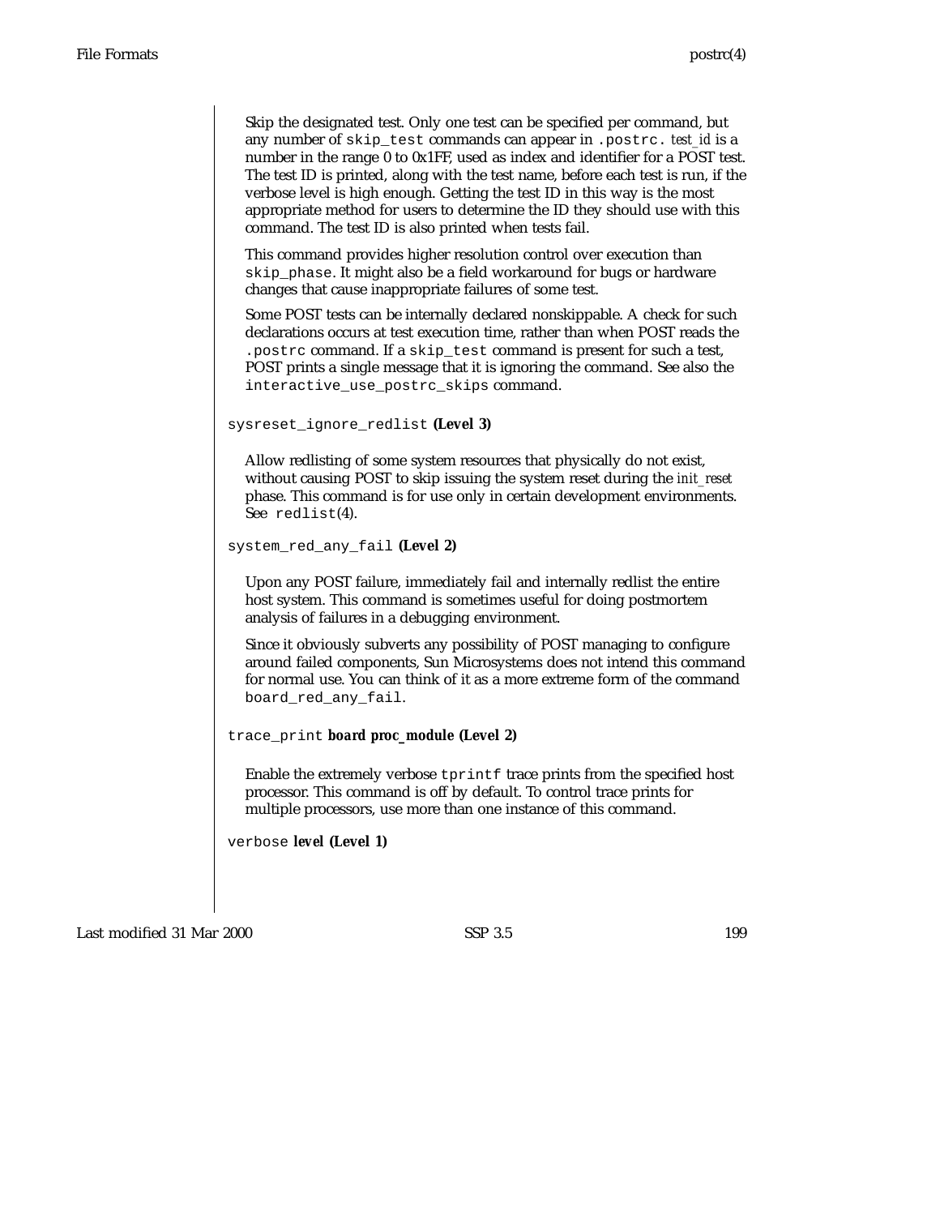Skip the designated test. Only one test can be specified per command, but any number of `skip_test` commands can appear in `.postrc.` *test_id* is a number in the range 0 to 0x1FF, used as index and identifier for a POST test. The test ID is printed, along with the test name, before each test is run, if the verbose level is high enough. Getting the test ID in this way is the most appropriate method for users to determine the ID they should use with this command. The test ID is also printed when tests fail.

This command provides higher resolution control over execution than `skip_phase`. It might also be a field workaround for bugs or hardware changes that cause inappropriate failures of some test.

Some POST tests can be internally declared nonskippable. A check for such declarations occurs at test execution time, rather than when POST reads the `.postrc` command. If a `skip_test` command is present for such a test, POST prints a single message that it is ignoring the command. See also the `interactive_use_postrc_skips` command.

`sysreset_ignore_redlist` **(Level 3)**

Allow redlisting of some system resources that physically do not exist, without causing POST to skip issuing the system reset during the *init_reset* phase. This command is for use only in certain development environments. See `redlist`(4).

`system_red_any_fail` **(Level 2)**

Upon any POST failure, immediately fail and internally redlist the entire host system. This command is sometimes useful for doing postmortem analysis of failures in a debugging environment.

Since it obviously subverts any possibility of POST managing to configure around failed components, Sun Microsystems does not intend this command for normal use. You can think of it as a more extreme form of the command `board_red_any_fail`.

`trace_print` ***board proc_module*** **(Level 2)**

Enable the extremely verbose `tprintf` trace prints from the specified host processor. This command is off by default. To control trace prints for multiple processors, use more than one instance of this command.

`verbose` ***level*** **(Level 1)**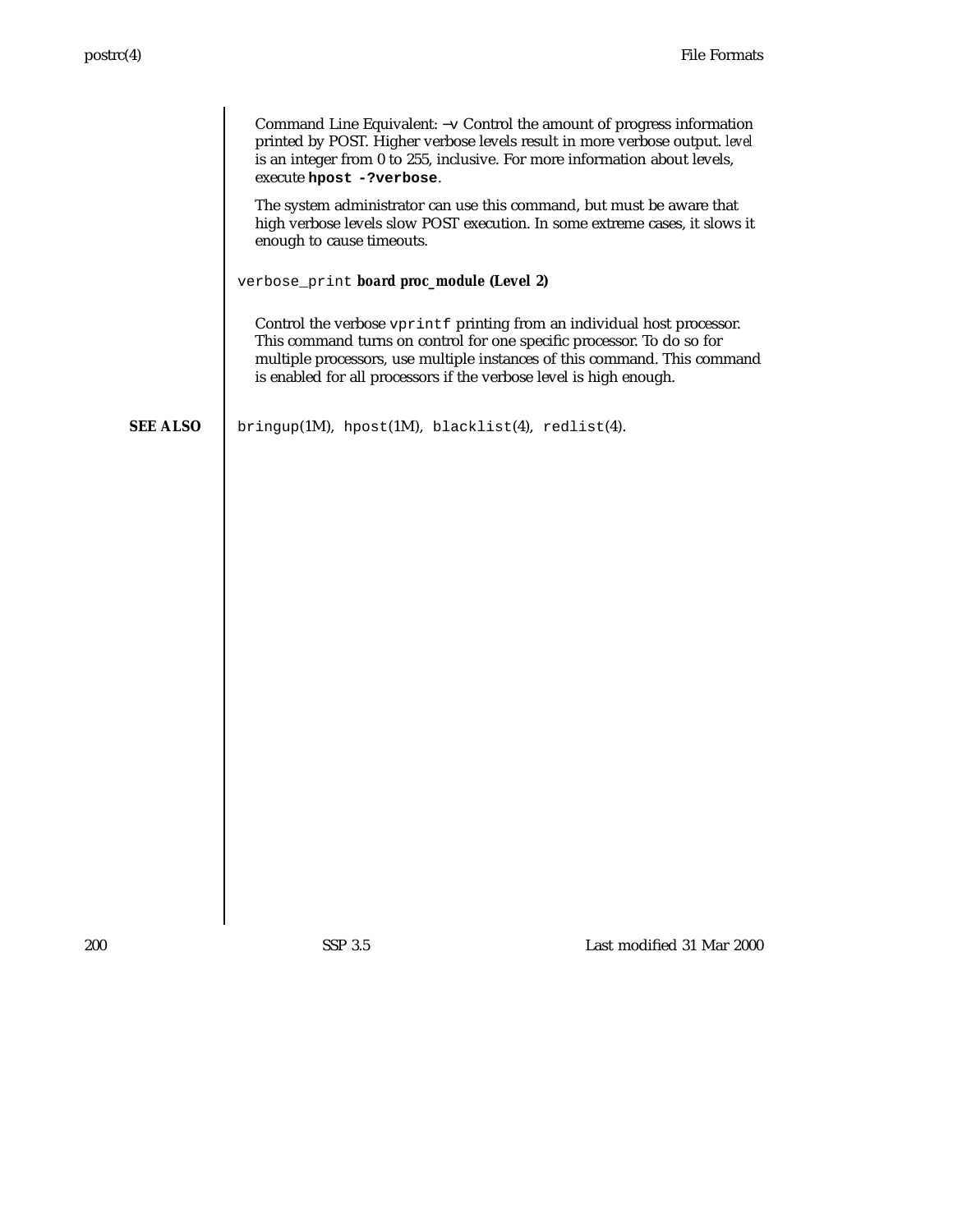Command Line Equivalent: −v Control the amount of progress information printed by POST. Higher verbose levels result in more verbose output. *level* is an integer from 0 to 255, inclusive. For more information about levels, execute **`hpost -?verbose`**.

The system administrator can use this command, but must be aware that high verbose levels slow POST execution. In some extreme cases, it slows it enough to cause timeouts.

`verbose_print` **board proc_module (Level 2)**

Control the verbose `vprintf` printing from an individual host processor. This command turns on control for one specific processor. To do so for multiple processors, use multiple instances of this command. This command is enabled for all processors if the verbose level is high enough.

**SEE ALSO**

`bringup`(1M), `hpost`(1M), `blacklist`(4), `redlist`(4).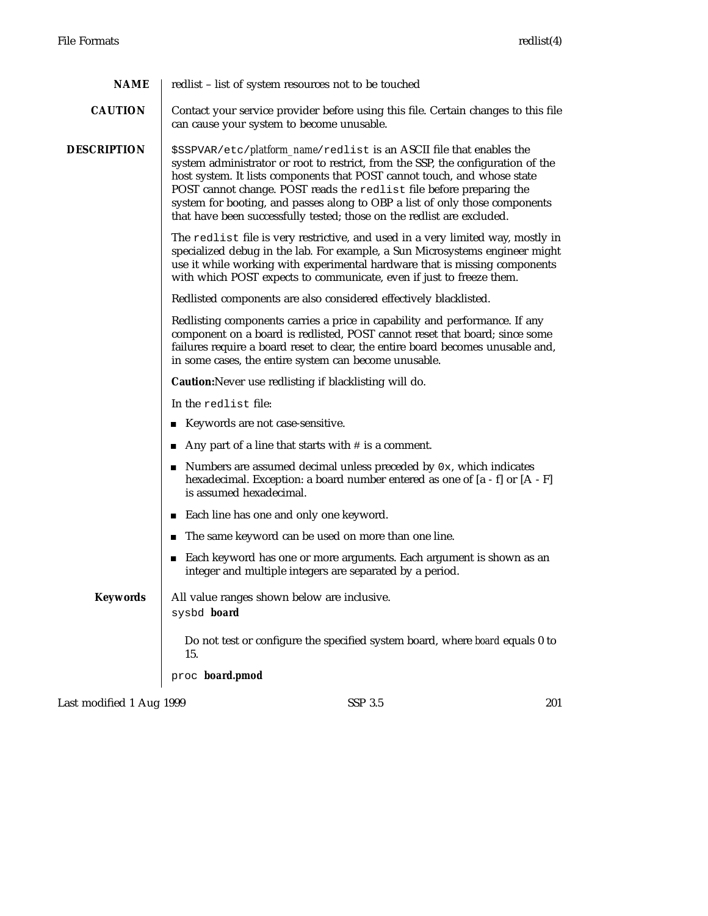## NAME

redlist – list of system resources not to be touched

## CAUTION

Contact your service provider before using this file. Certain changes to this file can cause your system to become unusable.

## DESCRIPTION

`$SSPVAR/etc/`*platform_name*`/redlist` is an ASCII file that enables the system administrator or root to restrict, from the SSP, the configuration of the host system. It lists components that POST cannot touch, and whose state POST cannot change. POST reads the `redlist` file before preparing the system for booting, and passes along to OBP a list of only those components that have been successfully tested; those on the redlist are excluded.

The `redlist` file is very restrictive, and used in a very limited way, mostly in specialized debug in the lab. For example, a Sun Microsystems engineer might use it while working with experimental hardware that is missing components with which POST expects to communicate, even if just to freeze them.

Redlisted components are also considered effectively blacklisted.

Redlisting components carries a price in capability and performance. If any component on a board is redlisted, POST cannot reset that board; since some failures require a board reset to clear, the entire board becomes unusable and, in some cases, the entire system can become unusable.

**Caution:**Never use redlisting if blacklisting will do.

In the `redlist` file:

- Keywords are not case-sensitive.
- Any part of a line that starts with # is a comment.
- Numbers are assumed decimal unless preceded by `0x`, which indicates hexadecimal. Exception: a board number entered as one of [a - f] or [A - F] is assumed hexadecimal.
- Each line has one and only one keyword.
- The same keyword can be used on more than one line.
- Each keyword has one or more arguments. Each argument is shown as an integer and multiple integers are separated by a period.

### Keywords

All value ranges shown below are inclusive.

`sysbd` **board**

Do not test or configure the specified system board, where *board* equals 0 to 15.

`proc` **board.pmod**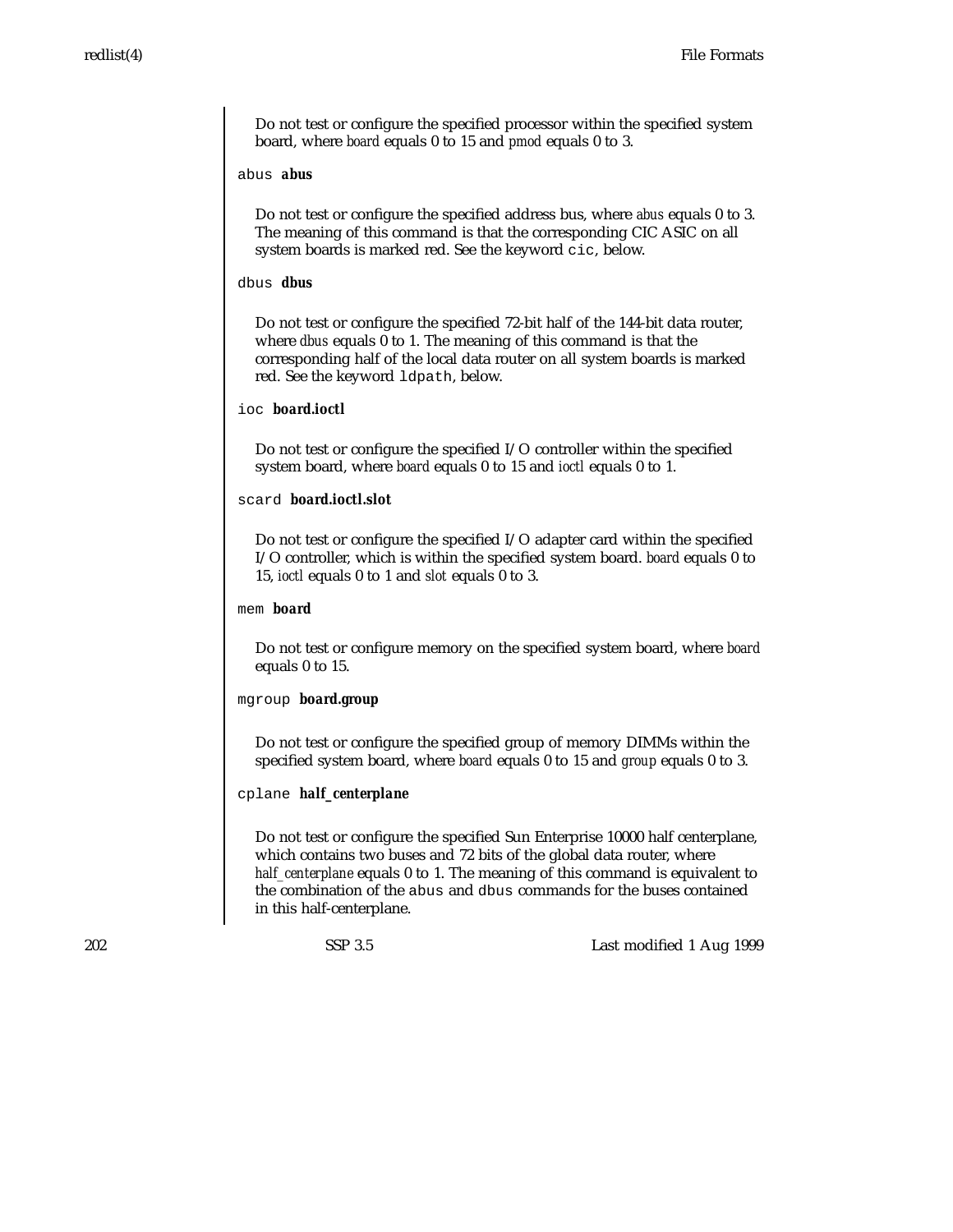Do not test or configure the specified processor within the specified system board, where *board* equals 0 to 15 and *pmod* equals 0 to 3.

`abus` ***abus***

Do not test or configure the specified address bus, where *abus* equals 0 to 3. The meaning of this command is that the corresponding CIC ASIC on all system boards is marked red. See the keyword `cic`, below.

`dbus` ***dbus***

Do not test or configure the specified 72-bit half of the 144-bit data router, where *dbus* equals 0 to 1. The meaning of this command is that the corresponding half of the local data router on all system boards is marked red. See the keyword `ldpath`, below.

`ioc` ***board.ioctl***

Do not test or configure the specified I/O controller within the specified system board, where *board* equals 0 to 15 and *ioctl* equals 0 to 1.

`scard` ***board.ioctl.slot***

Do not test or configure the specified I/O adapter card within the specified I/O controller, which is within the specified system board. *board* equals 0 to 15, *ioctl* equals 0 to 1 and *slot* equals 0 to 3.

`mem` ***board***

Do not test or configure memory on the specified system board, where *board* equals 0 to 15.

`mgroup` ***board.group***

Do not test or configure the specified group of memory DIMMs within the specified system board, where *board* equals 0 to 15 and *group* equals 0 to 3.

`cplane` ***half_centerplane***

Do not test or configure the specified Sun Enterprise 10000 half centerplane, which contains two buses and 72 bits of the global data router, where *half_centerplane* equals 0 to 1. The meaning of this command is equivalent to the combination of the `abus` and `dbus` commands for the buses contained in this half-centerplane.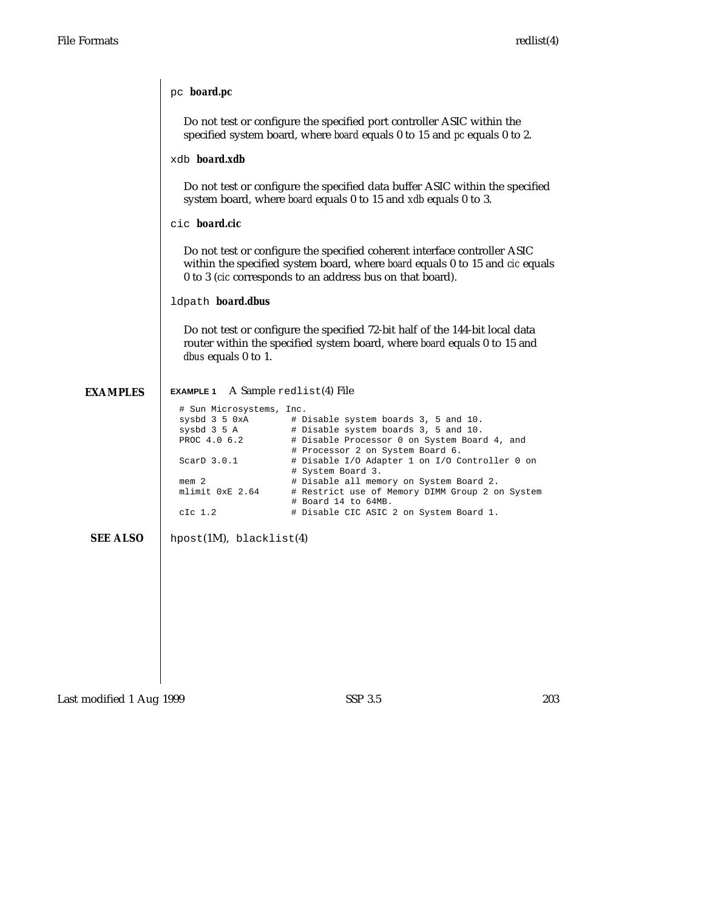`pc` ***board.pc***

Do not test or configure the specified port controller ASIC within the specified system board, where *board* equals 0 to 15 and *pc* equals 0 to 2.

`xdb` ***board.xdb***

Do not test or configure the specified data buffer ASIC within the specified system board, where *board* equals 0 to 15 and *xdb* equals 0 to 3.

`cic` ***board.cic***

Do not test or configure the specified coherent interface controller ASIC within the specified system board, where *board* equals 0 to 15 and *cic* equals 0 to 3 (*cic* corresponds to an address bus on that board).

`ldpath` ***board.dbus***

Do not test or configure the specified 72-bit half of the 144-bit local data router within the specified system board, where *board* equals 0 to 15 and *dbus* equals 0 to 1.

## EXAMPLES

**EXAMPLE 1** A Sample `redlist(4)` File

```
# Sun Microsystems, Inc.
sysbd 3 5 0xA        # Disable system boards 3, 5 and 10.
sysbd 3 5 A          # Disable system boards 3, 5 and 10.
PROC 4.0 6.2         # Disable Processor 0 on System Board 4, and
                     # Processor 2 on System Board 6.
ScarD 3.0.1          # Disable I/O Adapter 1 on I/O Controller 0 on
                     # System Board 3.
mem 2                # Disable all memory on System Board 2.
mlimit 0xE 2.64      # Restrict use of Memory DIMM Group 2 on System
                     # Board 14 to 64MB.
cIc 1.2              # Disable CIC ASIC 2 on System Board 1.
```

## SEE ALSO

`hpost`(1M), `blacklist`(4)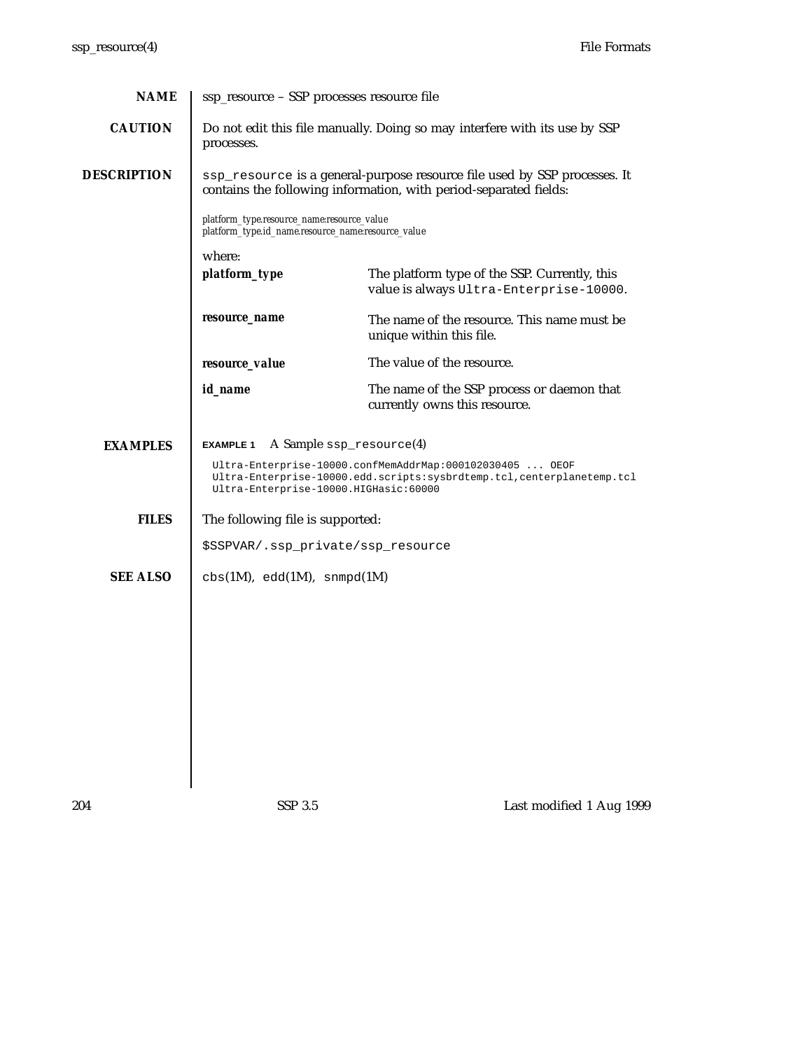## NAME

ssp_resource – SSP processes resource file

## CAUTION

Do not edit this file manually. Doing so may interfere with its use by SSP processes.

## DESCRIPTION

`ssp_resource` is a general-purpose resource file used by SSP processes. It contains the following information, with period-separated fields:

*platform_type.resource_name:resource_value*
*platform_type.id_name.resource_name:resource_value*

where:

***platform_type*** — The platform type of the SSP. Currently, this value is always `Ultra-Enterprise-10000`.

***resource_name*** — The name of the resource. This name must be unique within this file.

***resource_value*** — The value of the resource.

***id_name*** — The name of the SSP process or daemon that currently owns this resource.

## EXAMPLES

**EXAMPLE 1** A Sample `ssp_resource(4)`

```
Ultra-Enterprise-10000.confMemAddrMap:000102030405 ... OEOF
Ultra-Enterprise-10000.edd.scripts:sysbrdtemp.tcl,centerplanetemp.tcl
Ultra-Enterprise-10000.HIGHasic:60000
```

## FILES

The following file is supported:

`$SSPVAR/.ssp_private/ssp_resource`

## SEE ALSO

`cbs`(1M), `edd`(1M), `snmpd`(1M)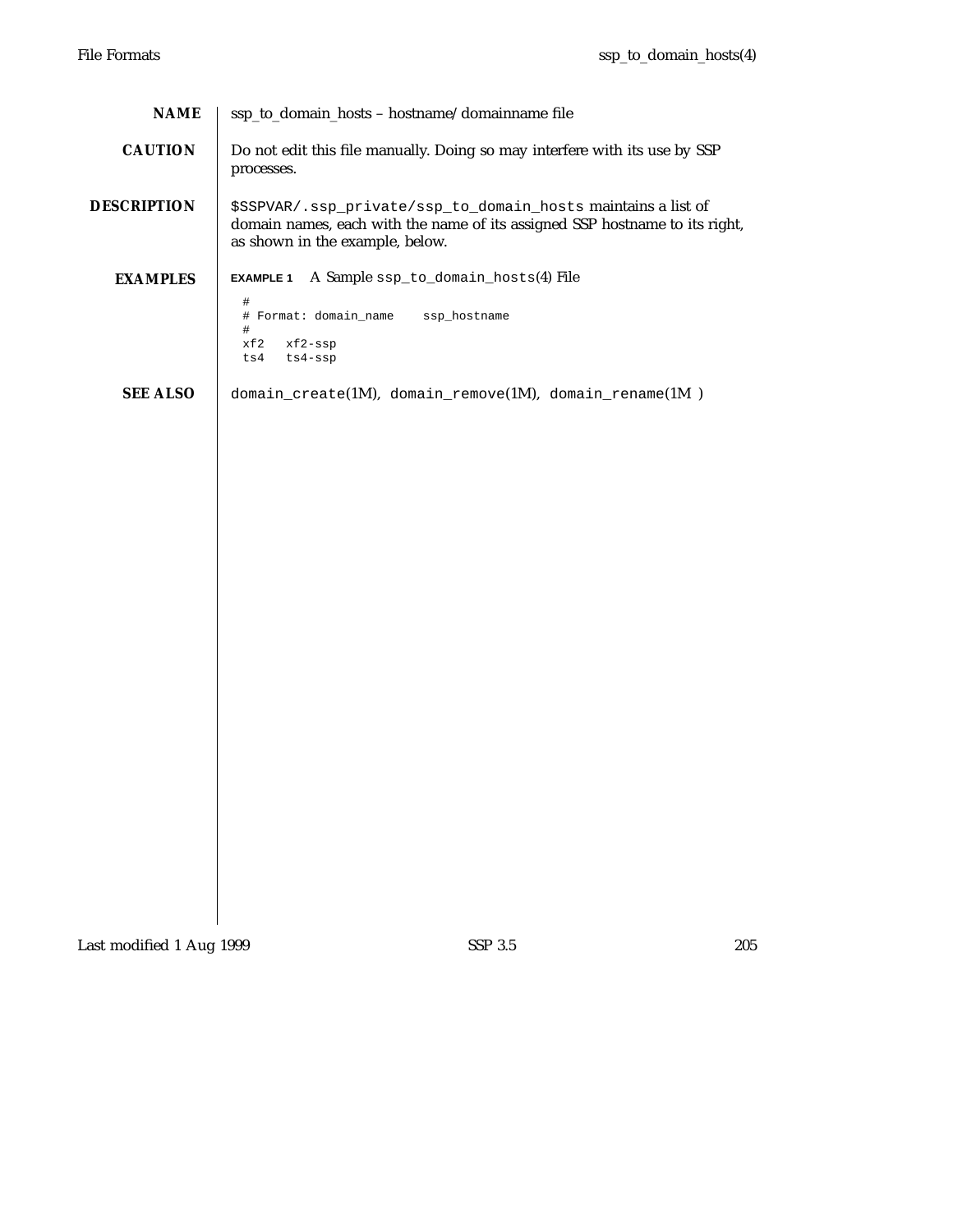## NAME

ssp_to_domain_hosts – hostname/domainname file

## CAUTION

Do not edit this file manually. Doing so may interfere with its use by SSP processes.

## DESCRIPTION

`$SSPVAR/.ssp_private/ssp_to_domain_hosts` maintains a list of domain names, each with the name of its assigned SSP hostname to its right, as shown in the example, below.

## EXAMPLES

**EXAMPLE 1** A Sample `ssp_to_domain_hosts`(4) File

```
#
# Format: domain_name    ssp_hostname
#
xf2   xf2-ssp
ts4   ts4-ssp
```

## SEE ALSO

`domain_create`(1M), `domain_remove`(1M), `domain_rename`(1M)